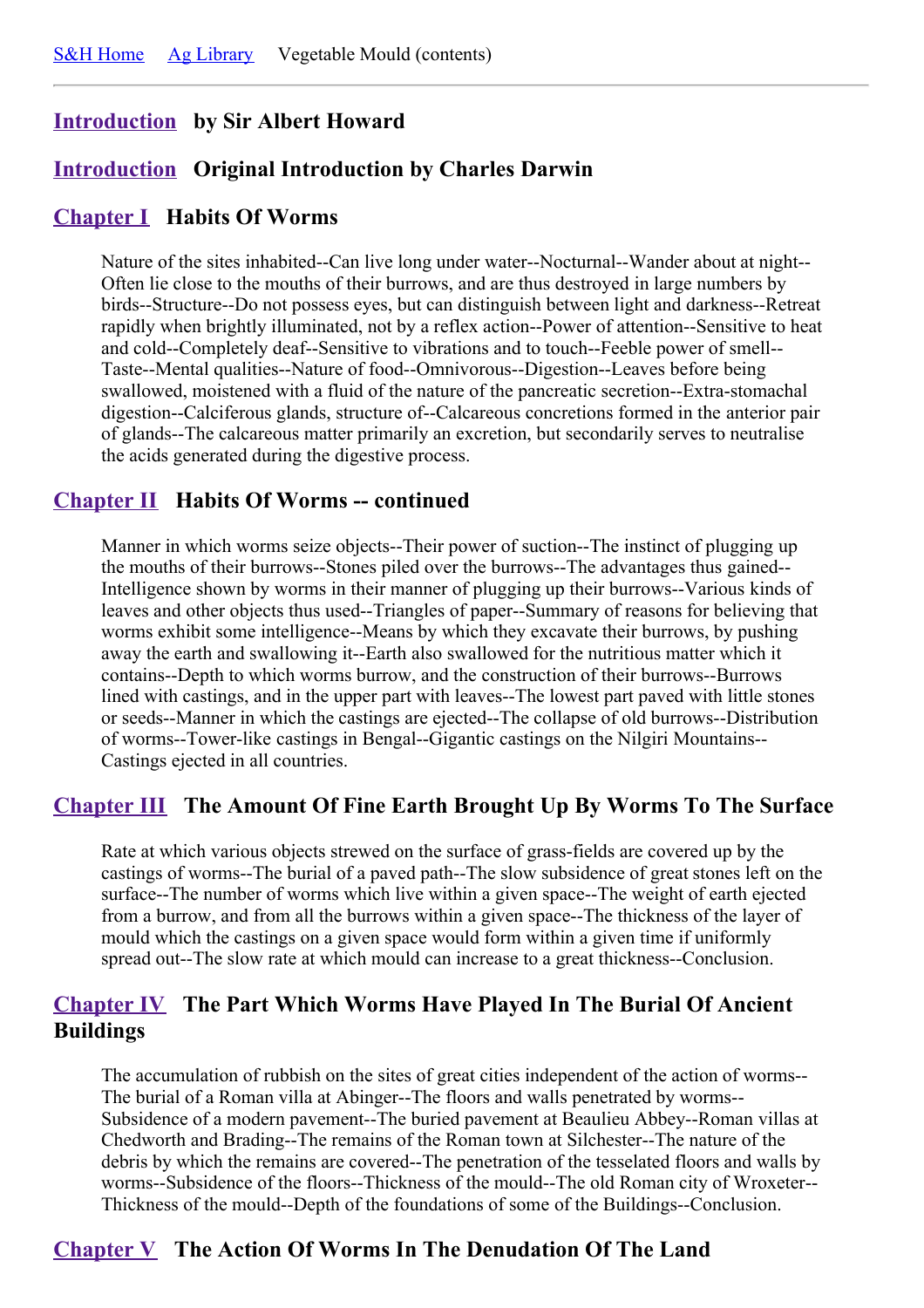S&H Home    Ag Library    Vegetable Mould (contents)

---

## Introduction by Sir Albert Howard

## Introduction Original Introduction by Charles Darwin

## Chapter I Habits Of Worms

Nature of the sites inhabited--Can live long under water--Nocturnal--Wander about at night--Often lie close to the mouths of their burrows, and are thus destroyed in large numbers by birds--Structure--Do not possess eyes, but can distinguish between light and darkness--Retreat rapidly when brightly illuminated, not by a reflex action--Power of attention--Sensitive to heat and cold--Completely deaf--Sensitive to vibrations and to touch--Feeble power of smell--Taste--Mental qualities--Nature of food--Omnivorous--Digestion--Leaves before being swallowed, moistened with a fluid of the nature of the pancreatic secretion--Extra-stomachal digestion--Calciferous glands, structure of--Calcareous concretions formed in the anterior pair of glands--The calcareous matter primarily an excretion, but secondarily serves to neutralise the acids generated during the digestive process.

## Chapter II Habits Of Worms -- continued

Manner in which worms seize objects--Their power of suction--The instinct of plugging up the mouths of their burrows--Stones piled over the burrows--The advantages thus gained--Intelligence shown by worms in their manner of plugging up their burrows--Various kinds of leaves and other objects thus used--Triangles of paper--Summary of reasons for believing that worms exhibit some intelligence--Means by which they excavate their burrows, by pushing away the earth and swallowing it--Earth also swallowed for the nutritious matter which it contains--Depth to which worms burrow, and the construction of their burrows--Burrows lined with castings, and in the upper part with leaves--The lowest part paved with little stones or seeds--Manner in which the castings are ejected--The collapse of old burrows--Distribution of worms--Tower-like castings in Bengal--Gigantic castings on the Nilgiri Mountains--Castings ejected in all countries.

## Chapter III The Amount Of Fine Earth Brought Up By Worms To The Surface

Rate at which various objects strewed on the surface of grass-fields are covered up by the castings of worms--The burial of a paved path--The slow subsidence of great stones left on the surface--The number of worms which live within a given space--The weight of earth ejected from a burrow, and from all the burrows within a given space--The thickness of the layer of mould which the castings on a given space would form within a given time if uniformly spread out--The slow rate at which mould can increase to a great thickness--Conclusion.

## Chapter IV The Part Which Worms Have Played In The Burial Of Ancient Buildings

The accumulation of rubbish on the sites of great cities independent of the action of worms--The burial of a Roman villa at Abinger--The floors and walls penetrated by worms--Subsidence of a modern pavement--The buried pavement at Beaulieu Abbey--Roman villas at Chedworth and Brading--The remains of the Roman town at Silchester--The nature of the debris by which the remains are covered--The penetration of the tesselated floors and walls by worms--Subsidence of the floors--Thickness of the mould--The old Roman city of Wroxeter--Thickness of the mould--Depth of the foundations of some of the Buildings--Conclusion.

## Chapter V The Action Of Worms In The Denudation Of The Land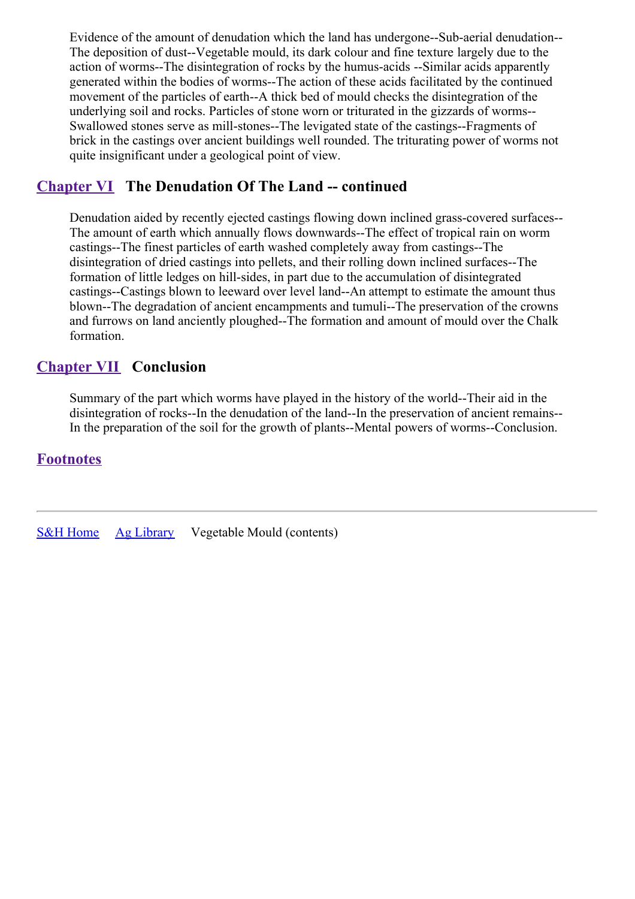Evidence of the amount of denudation which the land has undergone--Sub-aerial denudation--The deposition of dust--Vegetable mould, its dark colour and fine texture largely due to the action of worms--The disintegration of rocks by the humus-acids --Similar acids apparently generated within the bodies of worms--The action of these acids facilitated by the continued movement of the particles of earth--A thick bed of mould checks the disintegration of the underlying soil and rocks. Particles of stone worn or triturated in the gizzards of worms--Swallowed stones serve as mill-stones--The levigated state of the castings--Fragments of brick in the castings over ancient buildings well rounded. The triturating power of worms not quite insignificant under a geological point of view.

## Chapter VI The Denudation Of The Land -- continued

Denudation aided by recently ejected castings flowing down inclined grass-covered surfaces--The amount of earth which annually flows downwards--The effect of tropical rain on worm castings--The finest particles of earth washed completely away from castings--The disintegration of dried castings into pellets, and their rolling down inclined surfaces--The formation of little ledges on hill-sides, in part due to the accumulation of disintegrated castings--Castings blown to leeward over level land--An attempt to estimate the amount thus blown--The degradation of ancient encampments and tumuli--The preservation of the crowns and furrows on land anciently ploughed--The formation and amount of mould over the Chalk formation.

## Chapter VII Conclusion

Summary of the part which worms have played in the history of the world--Their aid in the disintegration of rocks--In the denudation of the land--In the preservation of ancient remains--In the preparation of the soil for the growth of plants--Mental powers of worms--Conclusion.

## Footnotes

---

S&H Home   Ag Library   Vegetable Mould (contents)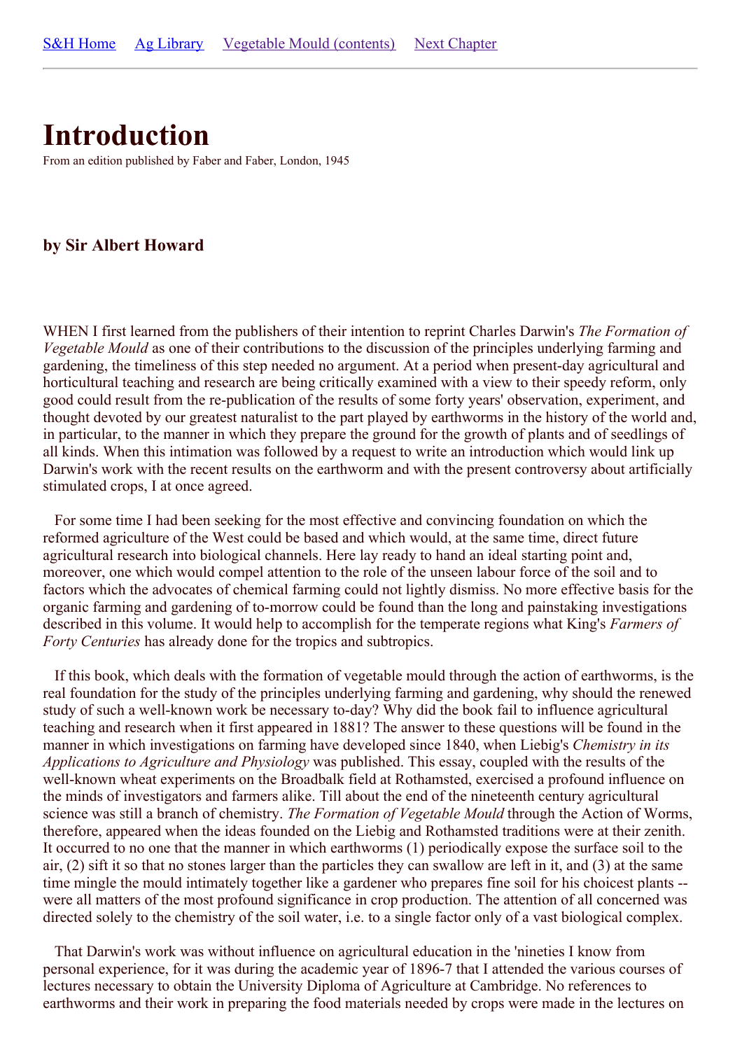[S&H Home](#) [Ag Library](#) [Vegetable Mould (contents)](#) [Next Chapter](#)

---

# Introduction

From an edition published by Faber and Faber, London, 1945

### by Sir Albert Howard

WHEN I first learned from the publishers of their intention to reprint Charles Darwin's *The Formation of Vegetable Mould* as one of their contributions to the discussion of the principles underlying farming and gardening, the timeliness of this step needed no argument. At a period when present-day agricultural and horticultural teaching and research are being critically examined with a view to their speedy reform, only good could result from the re-publication of the results of some forty years' observation, experiment, and thought devoted by our greatest naturalist to the part played by earthworms in the history of the world and, in particular, to the manner in which they prepare the ground for the growth of plants and of seedlings of all kinds. When this intimation was followed by a request to write an introduction which would link up Darwin's work with the recent results on the earthworm and with the present controversy about artificially stimulated crops, I at once agreed.

For some time I had been seeking for the most effective and convincing foundation on which the reformed agriculture of the West could be based and which would, at the same time, direct future agricultural research into biological channels. Here lay ready to hand an ideal starting point and, moreover, one which would compel attention to the role of the unseen labour force of the soil and to factors which the advocates of chemical farming could not lightly dismiss. No more effective basis for the organic farming and gardening of to-morrow could be found than the long and painstaking investigations described in this volume. It would help to accomplish for the temperate regions what King's *Farmers of Forty Centuries* has already done for the tropics and subtropics.

If this book, which deals with the formation of vegetable mould through the action of earthworms, is the real foundation for the study of the principles underlying farming and gardening, why should the renewed study of such a well-known work be necessary to-day? Why did the book fail to influence agricultural teaching and research when it first appeared in 1881? The answer to these questions will be found in the manner in which investigations on farming have developed since 1840, when Liebig's *Chemistry in its Applications to Agriculture and Physiology* was published. This essay, coupled with the results of the well-known wheat experiments on the Broadbalk field at Rothamsted, exercised a profound influence on the minds of investigators and farmers alike. Till about the end of the nineteenth century agricultural science was still a branch of chemistry. *The Formation of Vegetable Mould* through the Action of Worms, therefore, appeared when the ideas founded on the Liebig and Rothamsted traditions were at their zenith. It occurred to no one that the manner in which earthworms (1) periodically expose the surface soil to the air, (2) sift it so that no stones larger than the particles they can swallow are left in it, and (3) at the same time mingle the mould intimately together like a gardener who prepares fine soil for his choicest plants -- were all matters of the most profound significance in crop production. The attention of all concerned was directed solely to the chemistry of the soil water, i.e. to a single factor only of a vast biological complex.

That Darwin's work was without influence on agricultural education in the 'nineties I know from personal experience, for it was during the academic year of 1896-7 that I attended the various courses of lectures necessary to obtain the University Diploma of Agriculture at Cambridge. No references to earthworms and their work in preparing the food materials needed by crops were made in the lectures on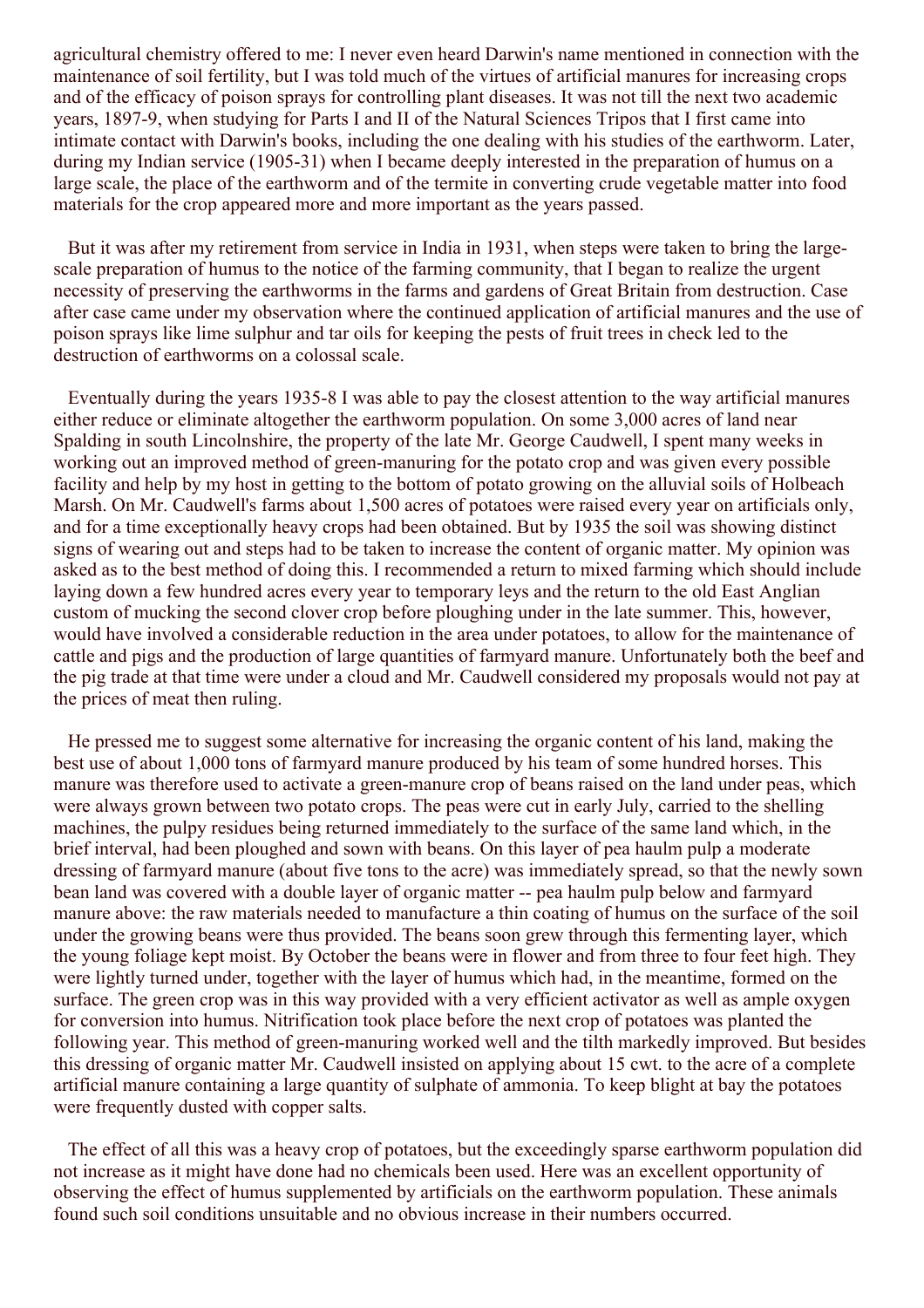agricultural chemistry offered to me: I never even heard Darwin's name mentioned in connection with the maintenance of soil fertility, but I was told much of the virtues of artificial manures for increasing crops and of the efficacy of poison sprays for controlling plant diseases. It was not till the next two academic years, 1897-9, when studying for Parts I and II of the Natural Sciences Tripos that I first came into intimate contact with Darwin's books, including the one dealing with his studies of the earthworm. Later, during my Indian service (1905-31) when I became deeply interested in the preparation of humus on a large scale, the place of the earthworm and of the termite in converting crude vegetable matter into food materials for the crop appeared more and more important as the years passed.

But it was after my retirement from service in India in 1931, when steps were taken to bring the large-scale preparation of humus to the notice of the farming community, that I began to realize the urgent necessity of preserving the earthworms in the farms and gardens of Great Britain from destruction. Case after case came under my observation where the continued application of artificial manures and the use of poison sprays like lime sulphur and tar oils for keeping the pests of fruit trees in check led to the destruction of earthworms on a colossal scale.

Eventually during the years 1935-8 I was able to pay the closest attention to the way artificial manures either reduce or eliminate altogether the earthworm population. On some 3,000 acres of land near Spalding in south Lincolnshire, the property of the late Mr. George Caudwell, I spent many weeks in working out an improved method of green-manuring for the potato crop and was given every possible facility and help by my host in getting to the bottom of potato growing on the alluvial soils of Holbeach Marsh. On Mr. Caudwell's farms about 1,500 acres of potatoes were raised every year on artificials only, and for a time exceptionally heavy crops had been obtained. But by 1935 the soil was showing distinct signs of wearing out and steps had to be taken to increase the content of organic matter. My opinion was asked as to the best method of doing this. I recommended a return to mixed farming which should include laying down a few hundred acres every year to temporary leys and the return to the old East Anglian custom of mucking the second clover crop before ploughing under in the late summer. This, however, would have involved a considerable reduction in the area under potatoes, to allow for the maintenance of cattle and pigs and the production of large quantities of farmyard manure. Unfortunately both the beef and the pig trade at that time were under a cloud and Mr. Caudwell considered my proposals would not pay at the prices of meat then ruling.

He pressed me to suggest some alternative for increasing the organic content of his land, making the best use of about 1,000 tons of farmyard manure produced by his team of some hundred horses. This manure was therefore used to activate a green-manure crop of beans raised on the land under peas, which were always grown between two potato crops. The peas were cut in early July, carried to the shelling machines, the pulpy residues being returned immediately to the surface of the same land which, in the brief interval, had been ploughed and sown with beans. On this layer of pea haulm pulp a moderate dressing of farmyard manure (about five tons to the acre) was immediately spread, so that the newly sown bean land was covered with a double layer of organic matter -- pea haulm pulp below and farmyard manure above: the raw materials needed to manufacture a thin coating of humus on the surface of the soil under the growing beans were thus provided. The beans soon grew through this fermenting layer, which the young foliage kept moist. By October the beans were in flower and from three to four feet high. They were lightly turned under, together with the layer of humus which had, in the meantime, formed on the surface. The green crop was in this way provided with a very efficient activator as well as ample oxygen for conversion into humus. Nitrification took place before the next crop of potatoes was planted the following year. This method of green-manuring worked well and the tilth markedly improved. But besides this dressing of organic matter Mr. Caudwell insisted on applying about 15 cwt. to the acre of a complete artificial manure containing a large quantity of sulphate of ammonia. To keep blight at bay the potatoes were frequently dusted with copper salts.

The effect of all this was a heavy crop of potatoes, but the exceedingly sparse earthworm population did not increase as it might have done had no chemicals been used. Here was an excellent opportunity of observing the effect of humus supplemented by artificials on the earthworm population. These animals found such soil conditions unsuitable and no obvious increase in their numbers occurred.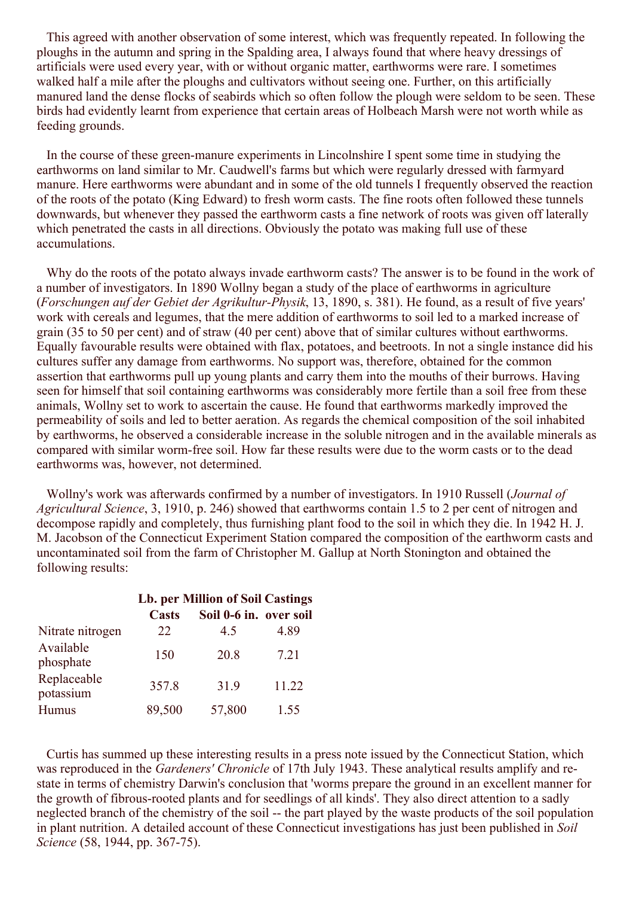This agreed with another observation of some interest, which was frequently repeated. In following the ploughs in the autumn and spring in the Spalding area, I always found that where heavy dressings of artificials were used every year, with or without organic matter, earthworms were rare. I sometimes walked half a mile after the ploughs and cultivators without seeing one. Further, on this artificially manured land the dense flocks of seabirds which so often follow the plough were seldom to be seen. These birds had evidently learnt from experience that certain areas of Holbeach Marsh were not worth while as feeding grounds.

In the course of these green-manure experiments in Lincolnshire I spent some time in studying the earthworms on land similar to Mr. Caudwell's farms but which were regularly dressed with farmyard manure. Here earthworms were abundant and in some of the old tunnels I frequently observed the reaction of the roots of the potato (King Edward) to fresh worm casts. The fine roots often followed these tunnels downwards, but whenever they passed the earthworm casts a fine network of roots was given off laterally which penetrated the casts in all directions. Obviously the potato was making full use of these accumulations.

Why do the roots of the potato always invade earthworm casts? The answer is to be found in the work of a number of investigators. In 1890 Wollny began a study of the place of earthworms in agriculture (*Forschungen auf der Gebiet der Agrikultur-Physik*, 13, 1890, s. 381). He found, as a result of five years' work with cereals and legumes, that the mere addition of earthworms to soil led to a marked increase of grain (35 to 50 per cent) and of straw (40 per cent) above that of similar cultures without earthworms. Equally favourable results were obtained with flax, potatoes, and beetroots. In not a single instance did his cultures suffer any damage from earthworms. No support was, therefore, obtained for the common assertion that earthworms pull up young plants and carry them into the mouths of their burrows. Having seen for himself that soil containing earthworms was considerably more fertile than a soil free from these animals, Wollny set to work to ascertain the cause. He found that earthworms markedly improved the permeability of soils and led to better aeration. As regards the chemical composition of the soil inhabited by earthworms, he observed a considerable increase in the soluble nitrogen and in the available minerals as compared with similar worm-free soil. How far these results were due to the worm casts or to the dead earthworms was, however, not determined.

Wollny's work was afterwards confirmed by a number of investigators. In 1910 Russell (*Journal of Agricultural Science*, 3, 1910, p. 246) showed that earthworms contain 1.5 to 2 per cent of nitrogen and decompose rapidly and completely, thus furnishing plant food to the soil in which they die. In 1942 H. J. M. Jacobson of the Connecticut Experiment Station compared the composition of the earthworm casts and uncontaminated soil from the farm of Christopher M. Gallup at North Stonington and obtained the following results:

| | **Lb. per Million of Soil Castings** | | |
|---|---|---|---|
| | **Casts** | **Soil 0-6 in.** | **over soil** |
| Nitrate nitrogen | 22 | 4.5 | 4.89 |
| Available phosphate | 150 | 20.8 | 7.21 |
| Replaceable potassium | 357.8 | 31.9 | 11.22 |
| Humus | 89,500 | 57,800 | 1.55 |

Curtis has summed up these interesting results in a press note issued by the Connecticut Station, which was reproduced in the *Gardeners' Chronicle* of 17th July 1943. These analytical results amplify and re-state in terms of chemistry Darwin's conclusion that 'worms prepare the ground in an excellent manner for the growth of fibrous-rooted plants and for seedlings of all kinds'. They also direct attention to a sadly neglected branch of the chemistry of the soil -- the part played by the waste products of the soil population in plant nutrition. A detailed account of these Connecticut investigations has just been published in *Soil Science* (58, 1944, pp. 367-75).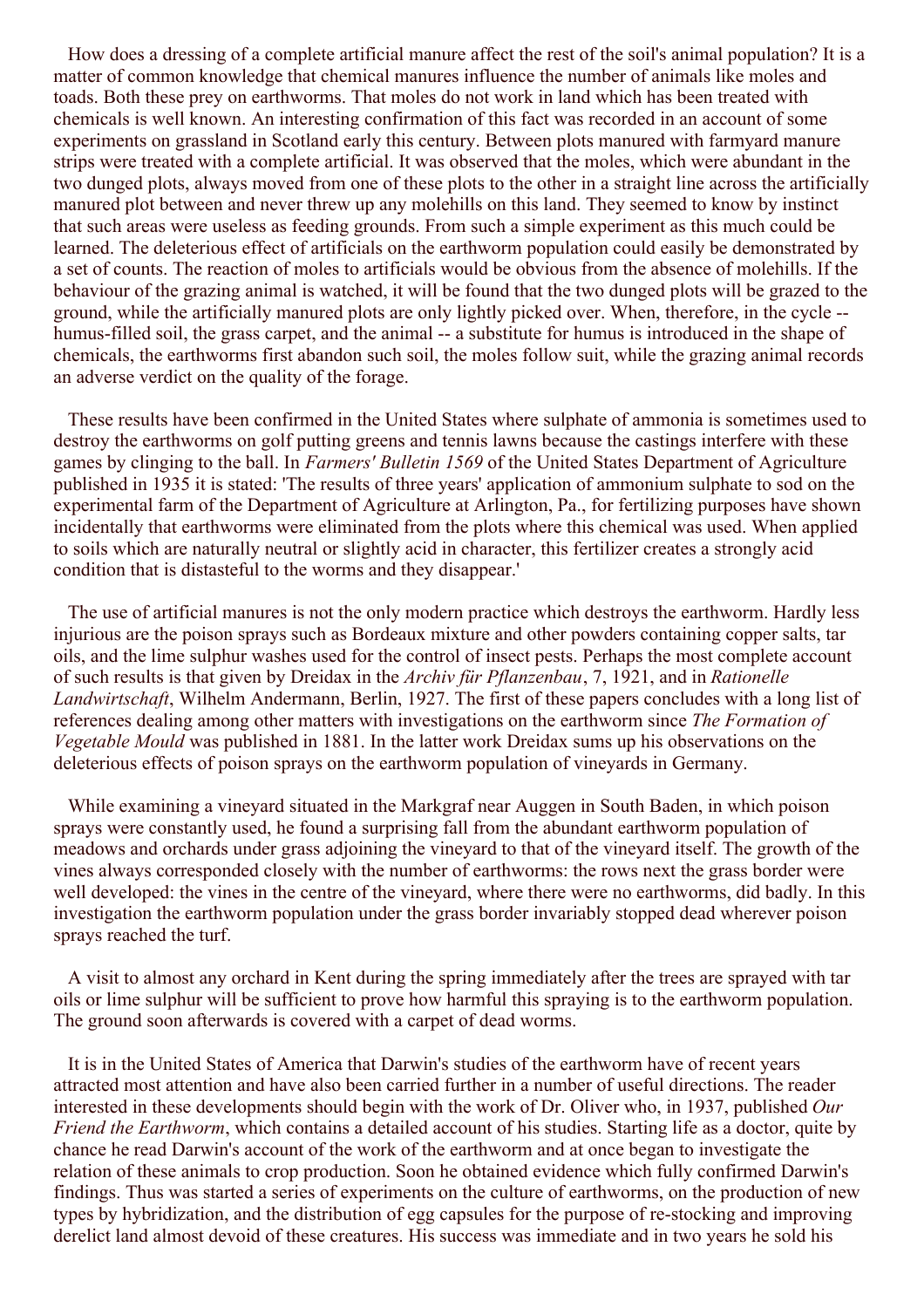How does a dressing of a complete artificial manure affect the rest of the soil's animal population? It is a matter of common knowledge that chemical manures influence the number of animals like moles and toads. Both these prey on earthworms. That moles do not work in land which has been treated with chemicals is well known. An interesting confirmation of this fact was recorded in an account of some experiments on grassland in Scotland early this century. Between plots manured with farmyard manure strips were treated with a complete artificial. It was observed that the moles, which were abundant in the two dunged plots, always moved from one of these plots to the other in a straight line across the artificially manured plot between and never threw up any molehills on this land. They seemed to know by instinct that such areas were useless as feeding grounds. From such a simple experiment as this much could be learned. The deleterious effect of artificials on the earthworm population could easily be demonstrated by a set of counts. The reaction of moles to artificials would be obvious from the absence of molehills. If the behaviour of the grazing animal is watched, it will be found that the two dunged plots will be grazed to the ground, while the artificially manured plots are only lightly picked over. When, therefore, in the cycle -- humus-filled soil, the grass carpet, and the animal -- a substitute for humus is introduced in the shape of chemicals, the earthworms first abandon such soil, the moles follow suit, while the grazing animal records an adverse verdict on the quality of the forage.

These results have been confirmed in the United States where sulphate of ammonia is sometimes used to destroy the earthworms on golf putting greens and tennis lawns because the castings interfere with these games by clinging to the ball. In *Farmers' Bulletin 1569* of the United States Department of Agriculture published in 1935 it is stated: 'The results of three years' application of ammonium sulphate to sod on the experimental farm of the Department of Agriculture at Arlington, Pa., for fertilizing purposes have shown incidentally that earthworms were eliminated from the plots where this chemical was used. When applied to soils which are naturally neutral or slightly acid in character, this fertilizer creates a strongly acid condition that is distasteful to the worms and they disappear.'

The use of artificial manures is not the only modern practice which destroys the earthworm. Hardly less injurious are the poison sprays such as Bordeaux mixture and other powders containing copper salts, tar oils, and the lime sulphur washes used for the control of insect pests. Perhaps the most complete account of such results is that given by Dreidax in the *Archiv für Pflanzenbau*, 7, 1921, and in *Rationelle Landwirtschaft*, Wilhelm Andermann, Berlin, 1927. The first of these papers concludes with a long list of references dealing among other matters with investigations on the earthworm since *The Formation of Vegetable Mould* was published in 1881. In the latter work Dreidax sums up his observations on the deleterious effects of poison sprays on the earthworm population of vineyards in Germany.

While examining a vineyard situated in the Markgraf near Auggen in South Baden, in which poison sprays were constantly used, he found a surprising fall from the abundant earthworm population of meadows and orchards under grass adjoining the vineyard to that of the vineyard itself. The growth of the vines always corresponded closely with the number of earthworms: the rows next the grass border were well developed: the vines in the centre of the vineyard, where there were no earthworms, did badly. In this investigation the earthworm population under the grass border invariably stopped dead wherever poison sprays reached the turf.

A visit to almost any orchard in Kent during the spring immediately after the trees are sprayed with tar oils or lime sulphur will be sufficient to prove how harmful this spraying is to the earthworm population. The ground soon afterwards is covered with a carpet of dead worms.

It is in the United States of America that Darwin's studies of the earthworm have of recent years attracted most attention and have also been carried further in a number of useful directions. The reader interested in these developments should begin with the work of Dr. Oliver who, in 1937, published *Our Friend the Earthworm*, which contains a detailed account of his studies. Starting life as a doctor, quite by chance he read Darwin's account of the work of the earthworm and at once began to investigate the relation of these animals to crop production. Soon he obtained evidence which fully confirmed Darwin's findings. Thus was started a series of experiments on the culture of earthworms, on the production of new types by hybridization, and the distribution of egg capsules for the purpose of re-stocking and improving derelict land almost devoid of these creatures. His success was immediate and in two years he sold his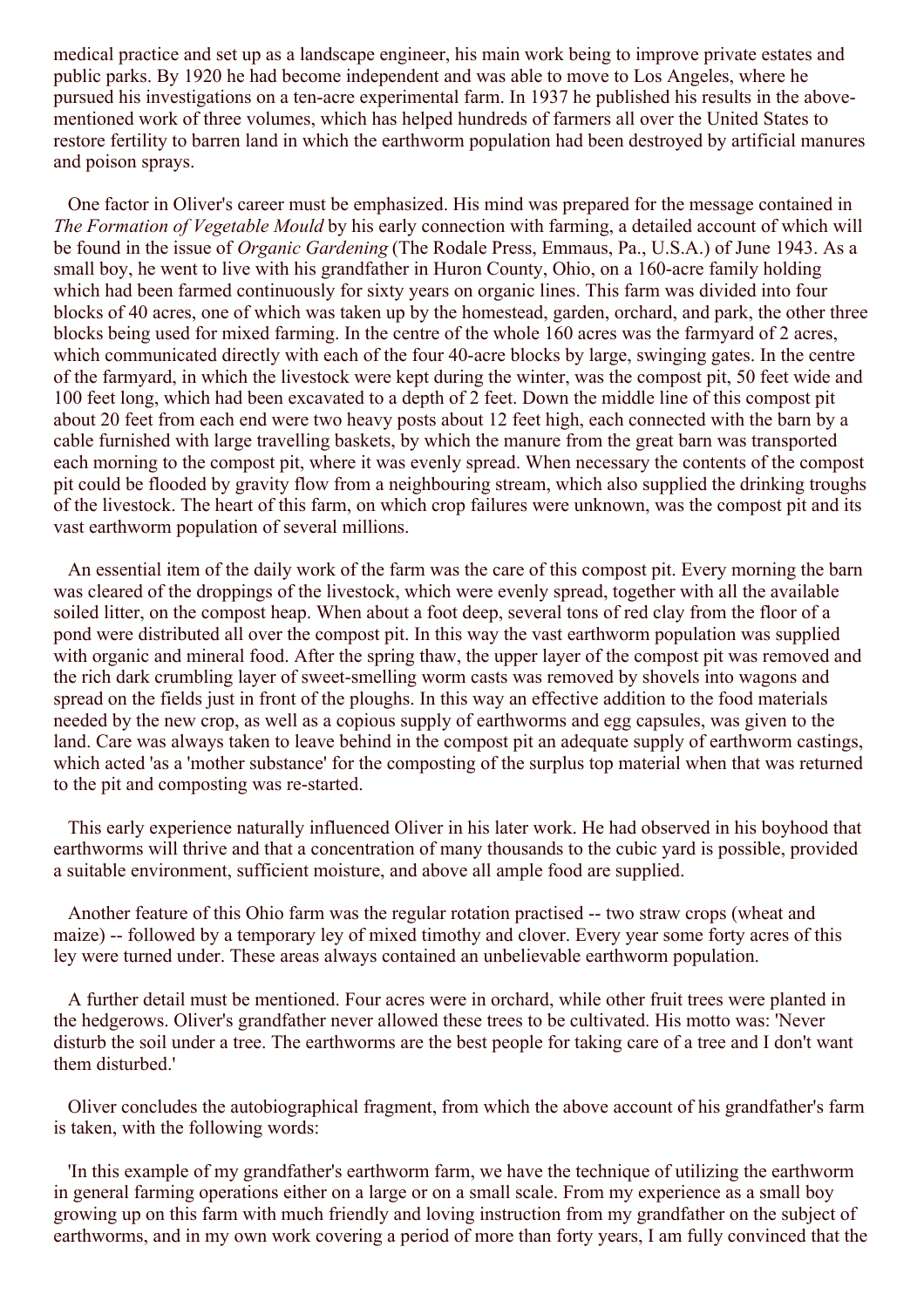medical practice and set up as a landscape engineer, his main work being to improve private estates and public parks. By 1920 he had become independent and was able to move to Los Angeles, where he pursued his investigations on a ten-acre experimental farm. In 1937 he published his results in the above-mentioned work of three volumes, which has helped hundreds of farmers all over the United States to restore fertility to barren land in which the earthworm population had been destroyed by artificial manures and poison sprays.

One factor in Oliver's career must be emphasized. His mind was prepared for the message contained in *The Formation of Vegetable Mould* by his early connection with farming, a detailed account of which will be found in the issue of *Organic Gardening* (The Rodale Press, Emmaus, Pa., U.S.A.) of June 1943. As a small boy, he went to live with his grandfather in Huron County, Ohio, on a 160-acre family holding which had been farmed continuously for sixty years on organic lines. This farm was divided into four blocks of 40 acres, one of which was taken up by the homestead, garden, orchard, and park, the other three blocks being used for mixed farming. In the centre of the whole 160 acres was the farmyard of 2 acres, which communicated directly with each of the four 40-acre blocks by large, swinging gates. In the centre of the farmyard, in which the livestock were kept during the winter, was the compost pit, 50 feet wide and 100 feet long, which had been excavated to a depth of 2 feet. Down the middle line of this compost pit about 20 feet from each end were two heavy posts about 12 feet high, each connected with the barn by a cable furnished with large travelling baskets, by which the manure from the great barn was transported each morning to the compost pit, where it was evenly spread. When necessary the contents of the compost pit could be flooded by gravity flow from a neighbouring stream, which also supplied the drinking troughs of the livestock. The heart of this farm, on which crop failures were unknown, was the compost pit and its vast earthworm population of several millions.

An essential item of the daily work of the farm was the care of this compost pit. Every morning the barn was cleared of the droppings of the livestock, which were evenly spread, together with all the available soiled litter, on the compost heap. When about a foot deep, several tons of red clay from the floor of a pond were distributed all over the compost pit. In this way the vast earthworm population was supplied with organic and mineral food. After the spring thaw, the upper layer of the compost pit was removed and the rich dark crumbling layer of sweet-smelling worm casts was removed by shovels into wagons and spread on the fields just in front of the ploughs. In this way an effective addition to the food materials needed by the new crop, as well as a copious supply of earthworms and egg capsules, was given to the land. Care was always taken to leave behind in the compost pit an adequate supply of earthworm castings, which acted 'as a 'mother substance' for the composting of the surplus top material when that was returned to the pit and composting was re-started.

This early experience naturally influenced Oliver in his later work. He had observed in his boyhood that earthworms will thrive and that a concentration of many thousands to the cubic yard is possible, provided a suitable environment, sufficient moisture, and above all ample food are supplied.

Another feature of this Ohio farm was the regular rotation practised -- two straw crops (wheat and maize) -- followed by a temporary ley of mixed timothy and clover. Every year some forty acres of this ley were turned under. These areas always contained an unbelievable earthworm population.

A further detail must be mentioned. Four acres were in orchard, while other fruit trees were planted in the hedgerows. Oliver's grandfather never allowed these trees to be cultivated. His motto was: 'Never disturb the soil under a tree. The earthworms are the best people for taking care of a tree and I don't want them disturbed.'

Oliver concludes the autobiographical fragment, from which the above account of his grandfather's farm is taken, with the following words:

'In this example of my grandfather's earthworm farm, we have the technique of utilizing the earthworm in general farming operations either on a large or on a small scale. From my experience as a small boy growing up on this farm with much friendly and loving instruction from my grandfather on the subject of earthworms, and in my own work covering a period of more than forty years, I am fully convinced that the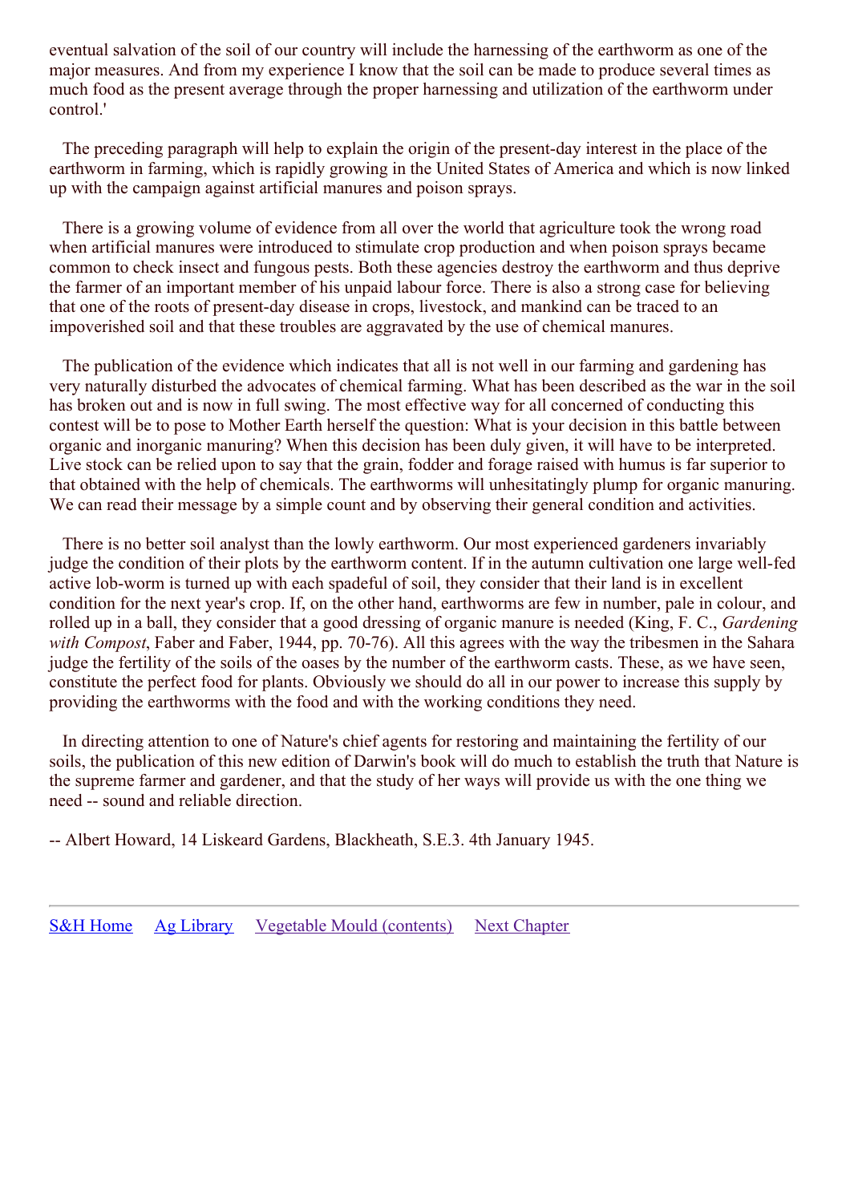eventual salvation of the soil of our country will include the harnessing of the earthworm as one of the major measures. And from my experience I know that the soil can be made to produce several times as much food as the present average through the proper harnessing and utilization of the earthworm under control.'

The preceding paragraph will help to explain the origin of the present-day interest in the place of the earthworm in farming, which is rapidly growing in the United States of America and which is now linked up with the campaign against artificial manures and poison sprays.

There is a growing volume of evidence from all over the world that agriculture took the wrong road when artificial manures were introduced to stimulate crop production and when poison sprays became common to check insect and fungous pests. Both these agencies destroy the earthworm and thus deprive the farmer of an important member of his unpaid labour force. There is also a strong case for believing that one of the roots of present-day disease in crops, livestock, and mankind can be traced to an impoverished soil and that these troubles are aggravated by the use of chemical manures.

The publication of the evidence which indicates that all is not well in our farming and gardening has very naturally disturbed the advocates of chemical farming. What has been described as the war in the soil has broken out and is now in full swing. The most effective way for all concerned of conducting this contest will be to pose to Mother Earth herself the question: What is your decision in this battle between organic and inorganic manuring? When this decision has been duly given, it will have to be interpreted. Live stock can be relied upon to say that the grain, fodder and forage raised with humus is far superior to that obtained with the help of chemicals. The earthworms will unhesitatingly plump for organic manuring. We can read their message by a simple count and by observing their general condition and activities.

There is no better soil analyst than the lowly earthworm. Our most experienced gardeners invariably judge the condition of their plots by the earthworm content. If in the autumn cultivation one large well-fed active lob-worm is turned up with each spadeful of soil, they consider that their land is in excellent condition for the next year's crop. If, on the other hand, earthworms are few in number, pale in colour, and rolled up in a ball, they consider that a good dressing of organic manure is needed (King, F. C., *Gardening with Compost*, Faber and Faber, 1944, pp. 70-76). All this agrees with the way the tribesmen in the Sahara judge the fertility of the soils of the oases by the number of the earthworm casts. These, as we have seen, constitute the perfect food for plants. Obviously we should do all in our power to increase this supply by providing the earthworms with the food and with the working conditions they need.

In directing attention to one of Nature's chief agents for restoring and maintaining the fertility of our soils, the publication of this new edition of Darwin's book will do much to establish the truth that Nature is the supreme farmer and gardener, and that the study of her ways will provide us with the one thing we need -- sound and reliable direction.

-- Albert Howard, 14 Liskeard Gardens, Blackheath, S.E.3. 4th January 1945.

---

S&H Home    Ag Library    Vegetable Mould (contents)    Next Chapter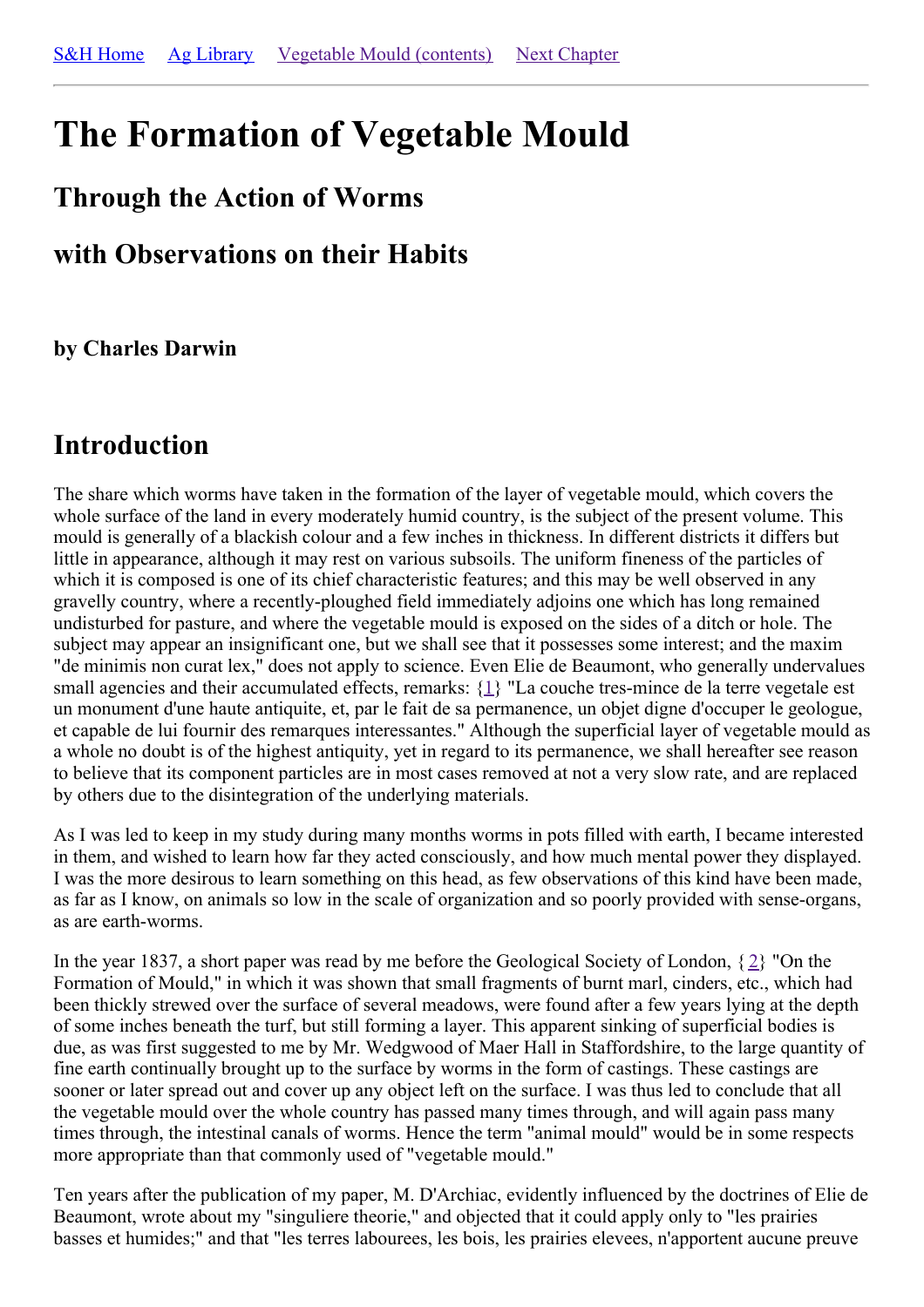S&H Home   Ag Library   Vegetable Mould (contents)   Next Chapter

# The Formation of Vegetable Mould

## Through the Action of Worms

## with Observations on their Habits

### by Charles Darwin

## Introduction

The share which worms have taken in the formation of the layer of vegetable mould, which covers the whole surface of the land in every moderately humid country, is the subject of the present volume. This mould is generally of a blackish colour and a few inches in thickness. In different districts it differs but little in appearance, although it may rest on various subsoils. The uniform fineness of the particles of which it is composed is one of its chief characteristic features; and this may be well observed in any gravelly country, where a recently-ploughed field immediately adjoins one which has long remained undisturbed for pasture, and where the vegetable mould is exposed on the sides of a ditch or hole. The subject may appear an insignificant one, but we shall see that it possesses some interest; and the maxim "de minimis non curat lex," does not apply to science. Even Elie de Beaumont, who generally undervalues small agencies and their accumulated effects, remarks: {1} "La couche tres-mince de la terre vegetale est un monument d'une haute antiquite, et, par le fait de sa permanence, un objet digne d'occuper le geologue, et capable de lui fournir des remarques interessantes." Although the superficial layer of vegetable mould as a whole no doubt is of the highest antiquity, yet in regard to its permanence, we shall hereafter see reason to believe that its component particles are in most cases removed at not a very slow rate, and are replaced by others due to the disintegration of the underlying materials.

As I was led to keep in my study during many months worms in pots filled with earth, I became interested in them, and wished to learn how far they acted consciously, and how much mental power they displayed. I was the more desirous to learn something on this head, as few observations of this kind have been made, as far as I know, on animals so low in the scale of organization and so poorly provided with sense-organs, as are earth-worms.

In the year 1837, a short paper was read by me before the Geological Society of London, {2} "On the Formation of Mould," in which it was shown that small fragments of burnt marl, cinders, etc., which had been thickly strewed over the surface of several meadows, were found after a few years lying at the depth of some inches beneath the turf, but still forming a layer. This apparent sinking of superficial bodies is due, as was first suggested to me by Mr. Wedgwood of Maer Hall in Staffordshire, to the large quantity of fine earth continually brought up to the surface by worms in the form of castings. These castings are sooner or later spread out and cover up any object left on the surface. I was thus led to conclude that all the vegetable mould over the whole country has passed many times through, and will again pass many times through, the intestinal canals of worms. Hence the term "animal mould" would be in some respects more appropriate than that commonly used of "vegetable mould."

Ten years after the publication of my paper, M. D'Archiac, evidently influenced by the doctrines of Elie de Beaumont, wrote about my "singuliere theorie," and objected that it could apply only to "les prairies basses et humides;" and that "les terres labourees, les bois, les prairies elevees, n'apportent aucune preuve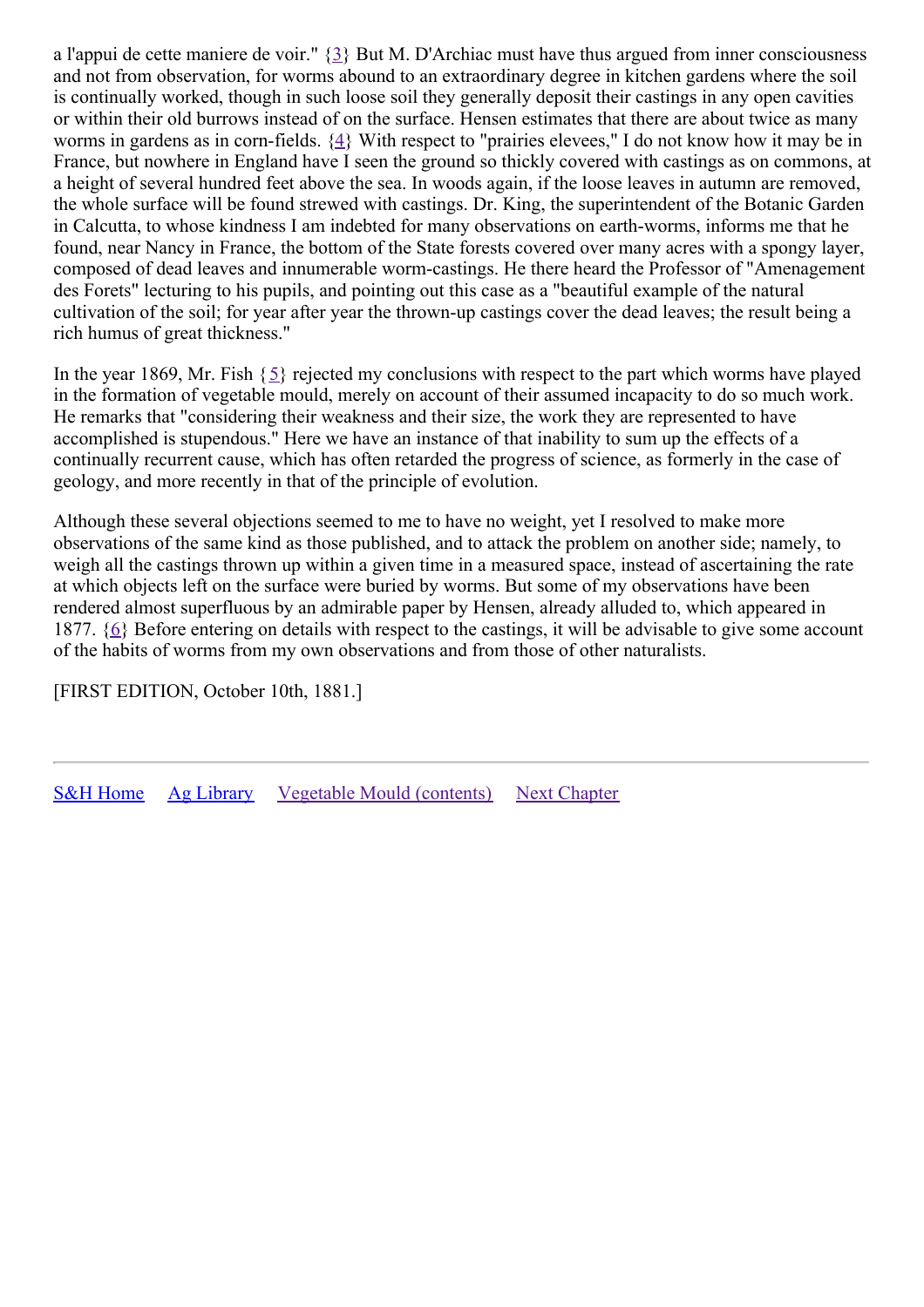a l'appui de cette maniere de voir." {3} But M. D'Archiac must have thus argued from inner consciousness and not from observation, for worms abound to an extraordinary degree in kitchen gardens where the soil is continually worked, though in such loose soil they generally deposit their castings in any open cavities or within their old burrows instead of on the surface. Hensen estimates that there are about twice as many worms in gardens as in corn-fields. {4} With respect to "prairies elevees," I do not know how it may be in France, but nowhere in England have I seen the ground so thickly covered with castings as on commons, at a height of several hundred feet above the sea. In woods again, if the loose leaves in autumn are removed, the whole surface will be found strewed with castings. Dr. King, the superintendent of the Botanic Garden in Calcutta, to whose kindness I am indebted for many observations on earth-worms, informs me that he found, near Nancy in France, the bottom of the State forests covered over many acres with a spongy layer, composed of dead leaves and innumerable worm-castings. He there heard the Professor of "Amenagement des Forets" lecturing to his pupils, and pointing out this case as a "beautiful example of the natural cultivation of the soil; for year after year the thrown-up castings cover the dead leaves; the result being a rich humus of great thickness."

In the year 1869, Mr. Fish {5} rejected my conclusions with respect to the part which worms have played in the formation of vegetable mould, merely on account of their assumed incapacity to do so much work. He remarks that "considering their weakness and their size, the work they are represented to have accomplished is stupendous." Here we have an instance of that inability to sum up the effects of a continually recurrent cause, which has often retarded the progress of science, as formerly in the case of geology, and more recently in that of the principle of evolution.

Although these several objections seemed to me to have no weight, yet I resolved to make more observations of the same kind as those published, and to attack the problem on another side; namely, to weigh all the castings thrown up within a given time in a measured space, instead of ascertaining the rate at which objects left on the surface were buried by worms. But some of my observations have been rendered almost superfluous by an admirable paper by Hensen, already alluded to, which appeared in 1877. {6} Before entering on details with respect to the castings, it will be advisable to give some account of the habits of worms from my own observations and from those of other naturalists.

[FIRST EDITION, October 10th, 1881.]

---

S&H Home   Ag Library   Vegetable Mould (contents)   Next Chapter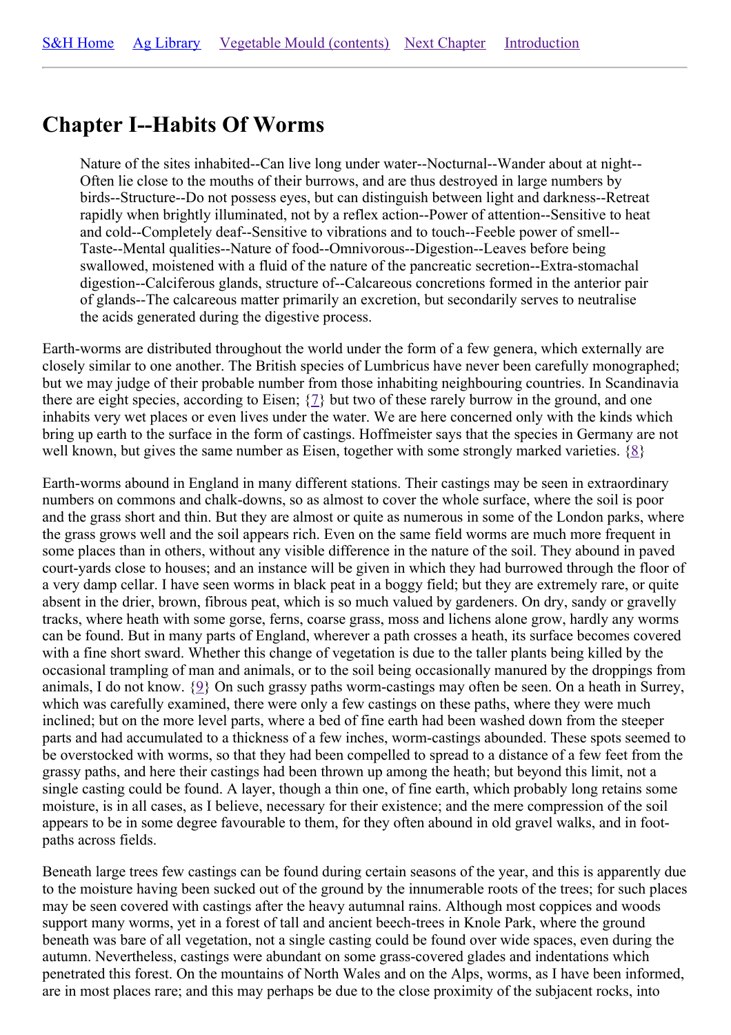S&H Home Ag Library Vegetable Mould (contents) Next Chapter Introduction

---

# Chapter I--Habits Of Worms

> Nature of the sites inhabited--Can live long under water--Nocturnal--Wander about at night--Often lie close to the mouths of their burrows, and are thus destroyed in large numbers by birds--Structure--Do not possess eyes, but can distinguish between light and darkness--Retreat rapidly when brightly illuminated, not by a reflex action--Power of attention--Sensitive to heat and cold--Completely deaf--Sensitive to vibrations and to touch--Feeble power of smell--Taste--Mental qualities--Nature of food--Omnivorous--Digestion--Leaves before being swallowed, moistened with a fluid of the nature of the pancreatic secretion--Extra-stomachal digestion--Calciferous glands, structure of--Calcareous concretions formed in the anterior pair of glands--The calcareous matter primarily an excretion, but secondarily serves to neutralise the acids generated during the digestive process.

Earth-worms are distributed throughout the world under the form of a few genera, which externally are closely similar to one another. The British species of Lumbricus have never been carefully monographed; but we may judge of their probable number from those inhabiting neighbouring countries. In Scandinavia there are eight species, according to Eisen; {7} but two of these rarely burrow in the ground, and one inhabits very wet places or even lives under the water. We are here concerned only with the kinds which bring up earth to the surface in the form of castings. Hoffmeister says that the species in Germany are not well known, but gives the same number as Eisen, together with some strongly marked varieties. {8}

Earth-worms abound in England in many different stations. Their castings may be seen in extraordinary numbers on commons and chalk-downs, so as almost to cover the whole surface, where the soil is poor and the grass short and thin. But they are almost or quite as numerous in some of the London parks, where the grass grows well and the soil appears rich. Even on the same field worms are much more frequent in some places than in others, without any visible difference in the nature of the soil. They abound in paved court-yards close to houses; and an instance will be given in which they had burrowed through the floor of a very damp cellar. I have seen worms in black peat in a boggy field; but they are extremely rare, or quite absent in the drier, brown, fibrous peat, which is so much valued by gardeners. On dry, sandy or gravelly tracks, where heath with some gorse, ferns, coarse grass, moss and lichens alone grow, hardly any worms can be found. But in many parts of England, wherever a path crosses a heath, its surface becomes covered with a fine short sward. Whether this change of vegetation is due to the taller plants being killed by the occasional trampling of man and animals, or to the soil being occasionally manured by the droppings from animals, I do not know. {9} On such grassy paths worm-castings may often be seen. On a heath in Surrey, which was carefully examined, there were only a few castings on these paths, where they were much inclined; but on the more level parts, where a bed of fine earth had been washed down from the steeper parts and had accumulated to a thickness of a few inches, worm-castings abounded. These spots seemed to be overstocked with worms, so that they had been compelled to spread to a distance of a few feet from the grassy paths, and here their castings had been thrown up among the heath; but beyond this limit, not a single casting could be found. A layer, though a thin one, of fine earth, which probably long retains some moisture, is in all cases, as I believe, necessary for their existence; and the mere compression of the soil appears to be in some degree favourable to them, for they often abound in old gravel walks, and in foot-paths across fields.

Beneath large trees few castings can be found during certain seasons of the year, and this is apparently due to the moisture having been sucked out of the ground by the innumerable roots of the trees; for such places may be seen covered with castings after the heavy autumnal rains. Although most coppices and woods support many worms, yet in a forest of tall and ancient beech-trees in Knole Park, where the ground beneath was bare of all vegetation, not a single casting could be found over wide spaces, even during the autumn. Nevertheless, castings were abundant on some grass-covered glades and indentations which penetrated this forest. On the mountains of North Wales and on the Alps, worms, as I have been informed, are in most places rare; and this may perhaps be due to the close proximity of the subjacent rocks, into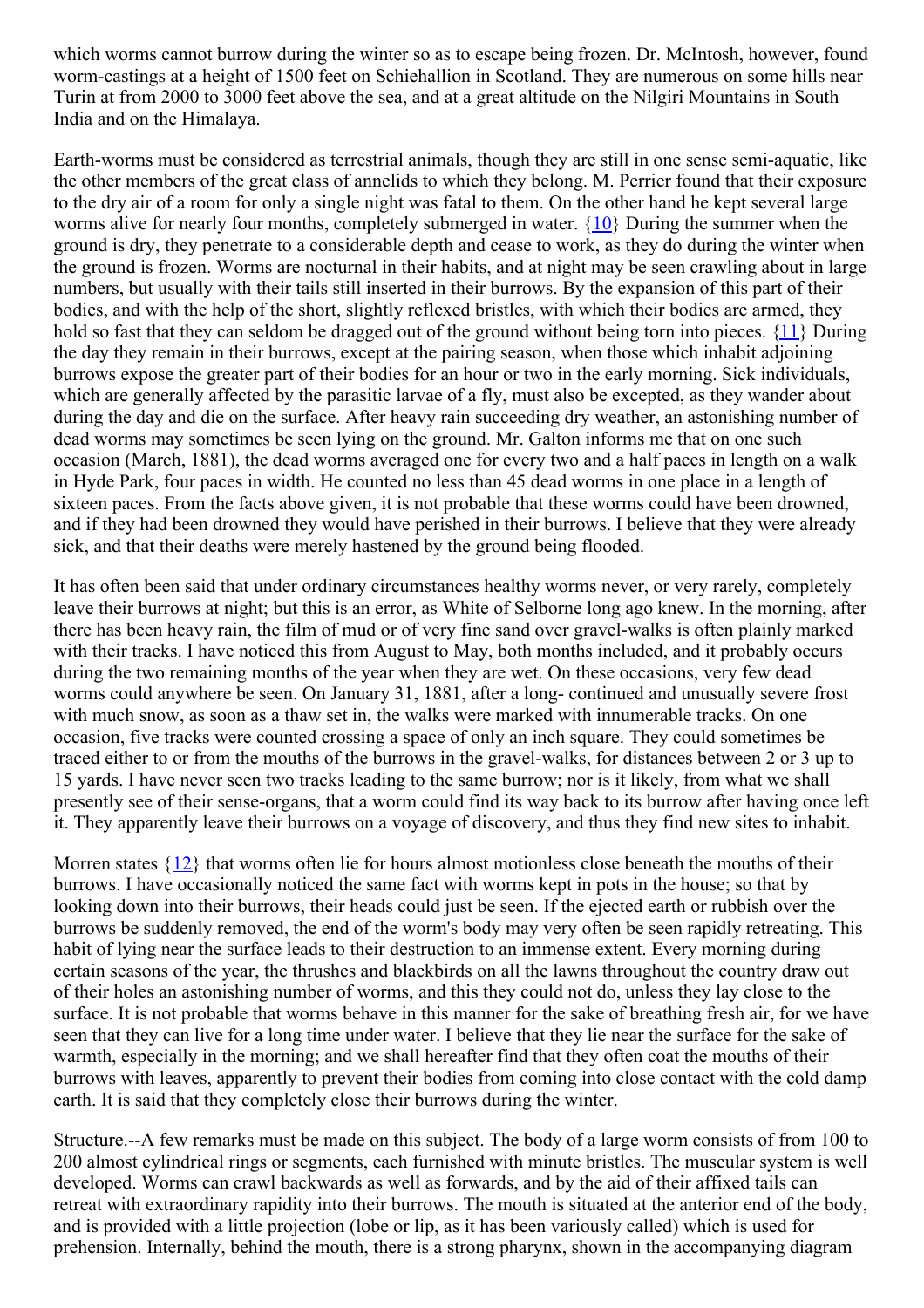which worms cannot burrow during the winter so as to escape being frozen. Dr. McIntosh, however, found worm-castings at a height of 1500 feet on Schiehallion in Scotland. They are numerous on some hills near Turin at from 2000 to 3000 feet above the sea, and at a great altitude on the Nilgiri Mountains in South India and on the Himalaya.

Earth-worms must be considered as terrestrial animals, though they are still in one sense semi-aquatic, like the other members of the great class of annelids to which they belong. M. Perrier found that their exposure to the dry air of a room for only a single night was fatal to them. On the other hand he kept several large worms alive for nearly four months, completely submerged in water. {10} During the summer when the ground is dry, they penetrate to a considerable depth and cease to work, as they do during the winter when the ground is frozen. Worms are nocturnal in their habits, and at night may be seen crawling about in large numbers, but usually with their tails still inserted in their burrows. By the expansion of this part of their bodies, and with the help of the short, slightly reflexed bristles, with which their bodies are armed, they hold so fast that they can seldom be dragged out of the ground without being torn into pieces. {11} During the day they remain in their burrows, except at the pairing season, when those which inhabit adjoining burrows expose the greater part of their bodies for an hour or two in the early morning. Sick individuals, which are generally affected by the parasitic larvae of a fly, must also be excepted, as they wander about during the day and die on the surface. After heavy rain succeeding dry weather, an astonishing number of dead worms may sometimes be seen lying on the ground. Mr. Galton informs me that on one such occasion (March, 1881), the dead worms averaged one for every two and a half paces in length on a walk in Hyde Park, four paces in width. He counted no less than 45 dead worms in one place in a length of sixteen paces. From the facts above given, it is not probable that these worms could have been drowned, and if they had been drowned they would have perished in their burrows. I believe that they were already sick, and that their deaths were merely hastened by the ground being flooded.

It has often been said that under ordinary circumstances healthy worms never, or very rarely, completely leave their burrows at night; but this is an error, as White of Selborne long ago knew. In the morning, after there has been heavy rain, the film of mud or of very fine sand over gravel-walks is often plainly marked with their tracks. I have noticed this from August to May, both months included, and it probably occurs during the two remaining months of the year when they are wet. On these occasions, very few dead worms could anywhere be seen. On January 31, 1881, after a long- continued and unusually severe frost with much snow, as soon as a thaw set in, the walks were marked with innumerable tracks. On one occasion, five tracks were counted crossing a space of only an inch square. They could sometimes be traced either to or from the mouths of the burrows in the gravel-walks, for distances between 2 or 3 up to 15 yards. I have never seen two tracks leading to the same burrow; nor is it likely, from what we shall presently see of their sense-organs, that a worm could find its way back to its burrow after having once left it. They apparently leave their burrows on a voyage of discovery, and thus they find new sites to inhabit.

Morren states {12} that worms often lie for hours almost motionless close beneath the mouths of their burrows. I have occasionally noticed the same fact with worms kept in pots in the house; so that by looking down into their burrows, their heads could just be seen. If the ejected earth or rubbish over the burrows be suddenly removed, the end of the worm's body may very often be seen rapidly retreating. This habit of lying near the surface leads to their destruction to an immense extent. Every morning during certain seasons of the year, the thrushes and blackbirds on all the lawns throughout the country draw out of their holes an astonishing number of worms, and this they could not do, unless they lay close to the surface. It is not probable that worms behave in this manner for the sake of breathing fresh air, for we have seen that they can live for a long time under water. I believe that they lie near the surface for the sake of warmth, especially in the morning; and we shall hereafter find that they often coat the mouths of their burrows with leaves, apparently to prevent their bodies from coming into close contact with the cold damp earth. It is said that they completely close their burrows during the winter.

Structure.--A few remarks must be made on this subject. The body of a large worm consists of from 100 to 200 almost cylindrical rings or segments, each furnished with minute bristles. The muscular system is well developed. Worms can crawl backwards as well as forwards, and by the aid of their affixed tails can retreat with extraordinary rapidity into their burrows. The mouth is situated at the anterior end of the body, and is provided with a little projection (lobe or lip, as it has been variously called) which is used for prehension. Internally, behind the mouth, there is a strong pharynx, shown in the accompanying diagram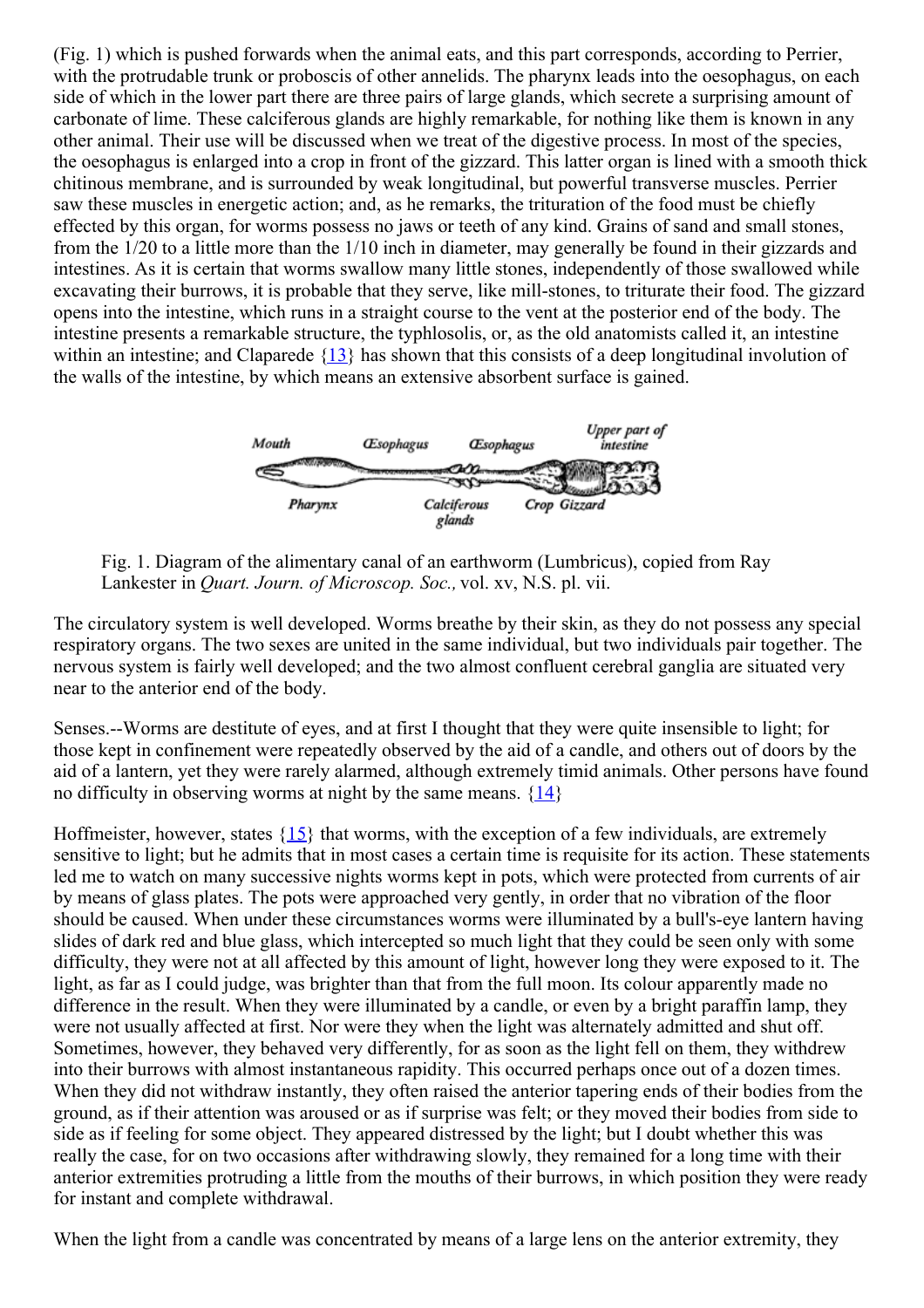(Fig. 1) which is pushed forwards when the animal eats, and this part corresponds, according to Perrier, with the protrudable trunk or proboscis of other annelids. The pharynx leads into the oesophagus, on each side of which in the lower part there are three pairs of large glands, which secrete a surprising amount of carbonate of lime. These calciferous glands are highly remarkable, for nothing like them is known in any other animal. Their use will be discussed when we treat of the digestive process. In most of the species, the oesophagus is enlarged into a crop in front of the gizzard. This latter organ is lined with a smooth thick chitinous membrane, and is surrounded by weak longitudinal, but powerful transverse muscles. Perrier saw these muscles in energetic action; and, as he remarks, the trituration of the food must be chiefly effected by this organ, for worms possess no jaws or teeth of any kind. Grains of sand and small stones, from the 1/20 to a little more than the 1/10 inch in diameter, may generally be found in their gizzards and intestines. As it is certain that worms swallow many little stones, independently of those swallowed while excavating their burrows, it is probable that they serve, like mill-stones, to triturate their food. The gizzard opens into the intestine, which runs in a straight course to the vent at the posterior end of the body. The intestine presents a remarkable structure, the typhlosolis, or, as the old anatomists called it, an intestine within an intestine; and Claparede {13} has shown that this consists of a deep longitudinal involution of the walls of the intestine, by which means an extensive absorbent surface is gained.

Fig. 1. Diagram of the alimentary canal of an earthworm (Lumbricus), copied from Ray Lankester in *Quart. Journ. of Microscop. Soc.,* vol. xv, N.S. pl. vii.

The circulatory system is well developed. Worms breathe by their skin, as they do not possess any special respiratory organs. The two sexes are united in the same individual, but two individuals pair together. The nervous system is fairly well developed; and the two almost confluent cerebral ganglia are situated very near to the anterior end of the body.

Senses.--Worms are destitute of eyes, and at first I thought that they were quite insensible to light; for those kept in confinement were repeatedly observed by the aid of a candle, and others out of doors by the aid of a lantern, yet they were rarely alarmed, although extremely timid animals. Other persons have found no difficulty in observing worms at night by the same means. {14}

Hoffmeister, however, states {15} that worms, with the exception of a few individuals, are extremely sensitive to light; but he admits that in most cases a certain time is requisite for its action. These statements led me to watch on many successive nights worms kept in pots, which were protected from currents of air by means of glass plates. The pots were approached very gently, in order that no vibration of the floor should be caused. When under these circumstances worms were illuminated by a bull's-eye lantern having slides of dark red and blue glass, which intercepted so much light that they could be seen only with some difficulty, they were not at all affected by this amount of light, however long they were exposed to it. The light, as far as I could judge, was brighter than that from the full moon. Its colour apparently made no difference in the result. When they were illuminated by a candle, or even by a bright paraffin lamp, they were not usually affected at first. Nor were they when the light was alternately admitted and shut off. Sometimes, however, they behaved very differently, for as soon as the light fell on them, they withdrew into their burrows with almost instantaneous rapidity. This occurred perhaps once out of a dozen times. When they did not withdraw instantly, they often raised the anterior tapering ends of their bodies from the ground, as if their attention was aroused or as if surprise was felt; or they moved their bodies from side to side as if feeling for some object. They appeared distressed by the light; but I doubt whether this was really the case, for on two occasions after withdrawing slowly, they remained for a long time with their anterior extremities protruding a little from the mouths of their burrows, in which position they were ready for instant and complete withdrawal.

When the light from a candle was concentrated by means of a large lens on the anterior extremity, they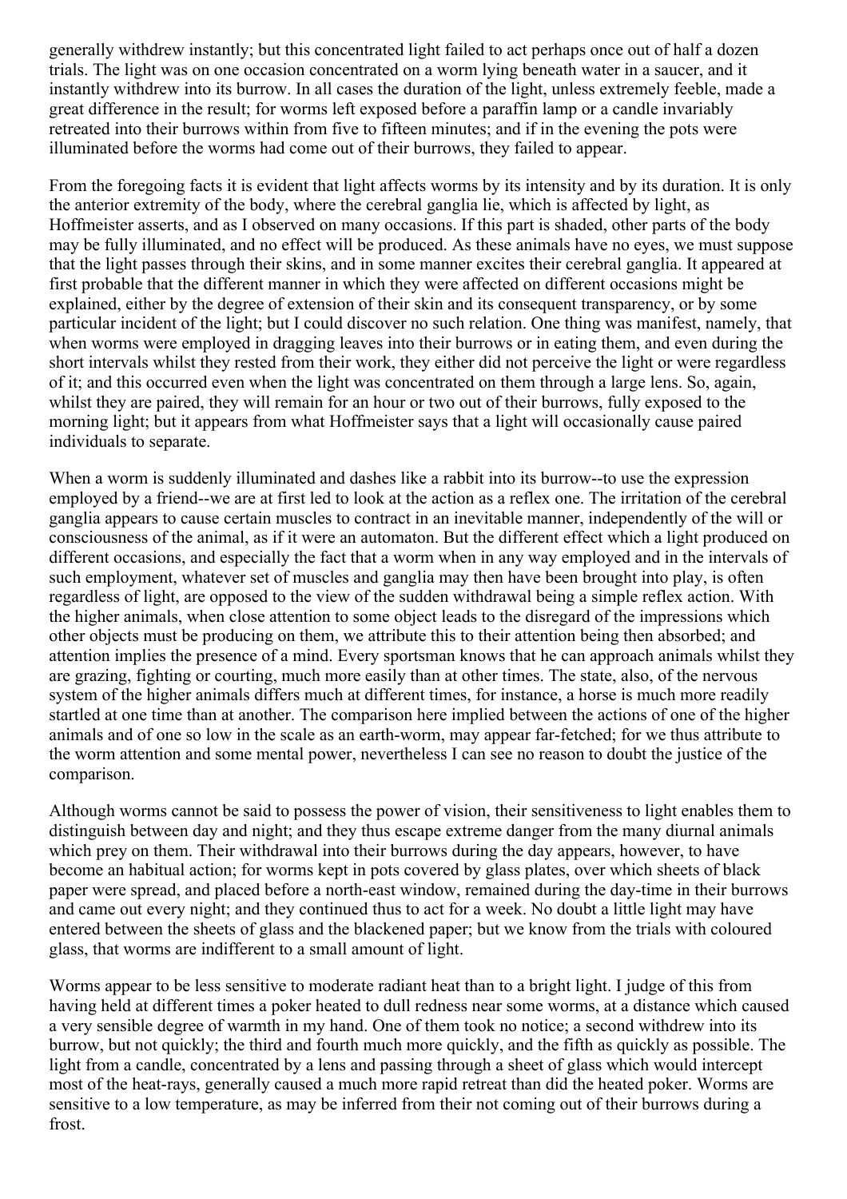generally withdrew instantly; but this concentrated light failed to act perhaps once out of half a dozen trials. The light was on one occasion concentrated on a worm lying beneath water in a saucer, and it instantly withdrew into its burrow. In all cases the duration of the light, unless extremely feeble, made a great difference in the result; for worms left exposed before a paraffin lamp or a candle invariably retreated into their burrows within from five to fifteen minutes; and if in the evening the pots were illuminated before the worms had come out of their burrows, they failed to appear.

From the foregoing facts it is evident that light affects worms by its intensity and by its duration. It is only the anterior extremity of the body, where the cerebral ganglia lie, which is affected by light, as Hoffmeister asserts, and as I observed on many occasions. If this part is shaded, other parts of the body may be fully illuminated, and no effect will be produced. As these animals have no eyes, we must suppose that the light passes through their skins, and in some manner excites their cerebral ganglia. It appeared at first probable that the different manner in which they were affected on different occasions might be explained, either by the degree of extension of their skin and its consequent transparency, or by some particular incident of the light; but I could discover no such relation. One thing was manifest, namely, that when worms were employed in dragging leaves into their burrows or in eating them, and even during the short intervals whilst they rested from their work, they either did not perceive the light or were regardless of it; and this occurred even when the light was concentrated on them through a large lens. So, again, whilst they are paired, they will remain for an hour or two out of their burrows, fully exposed to the morning light; but it appears from what Hoffmeister says that a light will occasionally cause paired individuals to separate.

When a worm is suddenly illuminated and dashes like a rabbit into its burrow--to use the expression employed by a friend--we are at first led to look at the action as a reflex one. The irritation of the cerebral ganglia appears to cause certain muscles to contract in an inevitable manner, independently of the will or consciousness of the animal, as if it were an automaton. But the different effect which a light produced on different occasions, and especially the fact that a worm when in any way employed and in the intervals of such employment, whatever set of muscles and ganglia may then have been brought into play, is often regardless of light, are opposed to the view of the sudden withdrawal being a simple reflex action. With the higher animals, when close attention to some object leads to the disregard of the impressions which other objects must be producing on them, we attribute this to their attention being then absorbed; and attention implies the presence of a mind. Every sportsman knows that he can approach animals whilst they are grazing, fighting or courting, much more easily than at other times. The state, also, of the nervous system of the higher animals differs much at different times, for instance, a horse is much more readily startled at one time than at another. The comparison here implied between the actions of one of the higher animals and of one so low in the scale as an earth-worm, may appear far-fetched; for we thus attribute to the worm attention and some mental power, nevertheless I can see no reason to doubt the justice of the comparison.

Although worms cannot be said to possess the power of vision, their sensitiveness to light enables them to distinguish between day and night; and they thus escape extreme danger from the many diurnal animals which prey on them. Their withdrawal into their burrows during the day appears, however, to have become an habitual action; for worms kept in pots covered by glass plates, over which sheets of black paper were spread, and placed before a north-east window, remained during the day-time in their burrows and came out every night; and they continued thus to act for a week. No doubt a little light may have entered between the sheets of glass and the blackened paper; but we know from the trials with coloured glass, that worms are indifferent to a small amount of light.

Worms appear to be less sensitive to moderate radiant heat than to a bright light. I judge of this from having held at different times a poker heated to dull redness near some worms, at a distance which caused a very sensible degree of warmth in my hand. One of them took no notice; a second withdrew into its burrow, but not quickly; the third and fourth much more quickly, and the fifth as quickly as possible. The light from a candle, concentrated by a lens and passing through a sheet of glass which would intercept most of the heat-rays, generally caused a much more rapid retreat than did the heated poker. Worms are sensitive to a low temperature, as may be inferred from their not coming out of their burrows during a frost.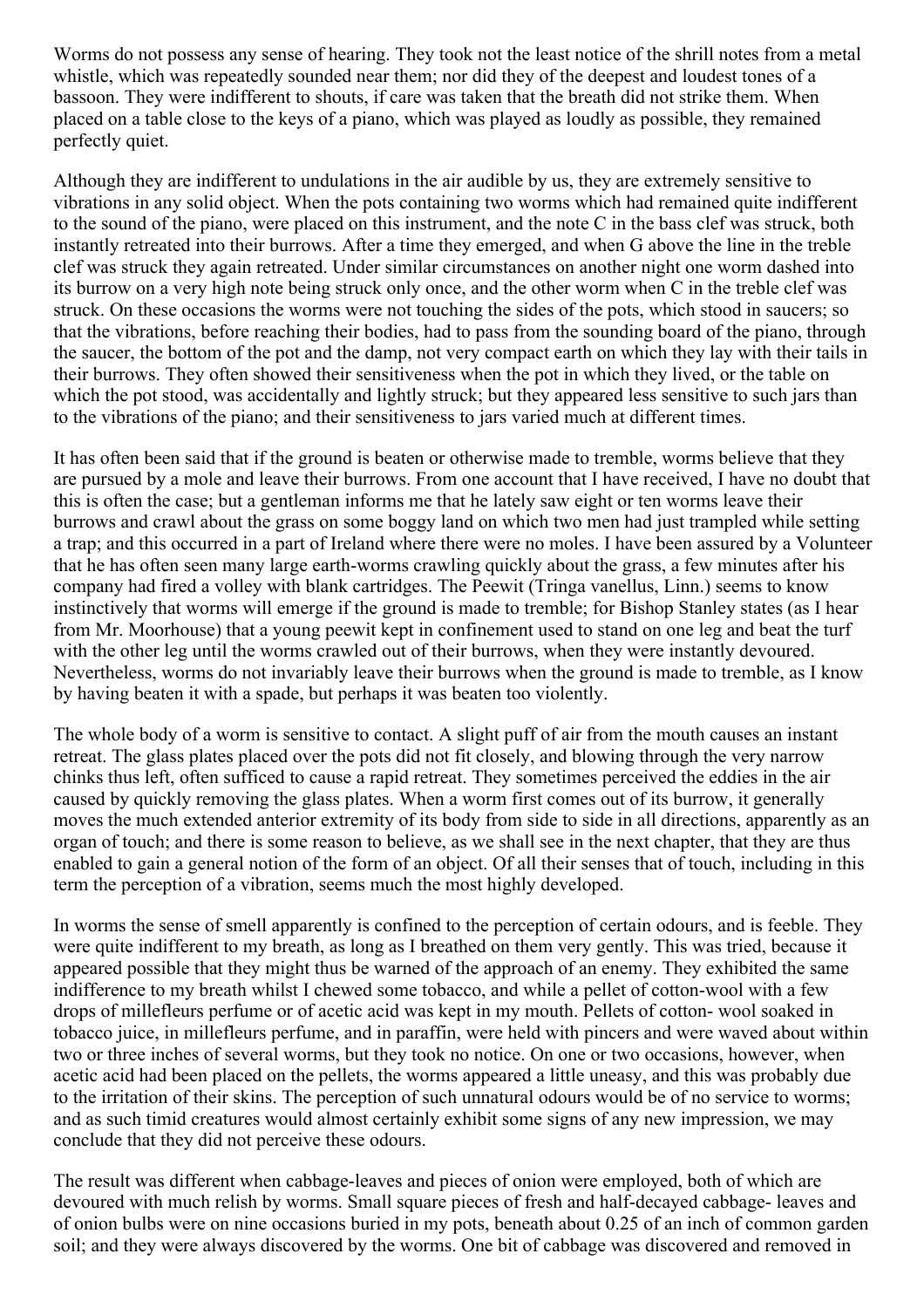Worms do not possess any sense of hearing. They took not the least notice of the shrill notes from a metal whistle, which was repeatedly sounded near them; nor did they of the deepest and loudest tones of a bassoon. They were indifferent to shouts, if care was taken that the breath did not strike them. When placed on a table close to the keys of a piano, which was played as loudly as possible, they remained perfectly quiet.

Although they are indifferent to undulations in the air audible by us, they are extremely sensitive to vibrations in any solid object. When the pots containing two worms which had remained quite indifferent to the sound of the piano, were placed on this instrument, and the note C in the bass clef was struck, both instantly retreated into their burrows. After a time they emerged, and when G above the line in the treble clef was struck they again retreated. Under similar circumstances on another night one worm dashed into its burrow on a very high note being struck only once, and the other worm when C in the treble clef was struck. On these occasions the worms were not touching the sides of the pots, which stood in saucers; so that the vibrations, before reaching their bodies, had to pass from the sounding board of the piano, through the saucer, the bottom of the pot and the damp, not very compact earth on which they lay with their tails in their burrows. They often showed their sensitiveness when the pot in which they lived, or the table on which the pot stood, was accidentally and lightly struck; but they appeared less sensitive to such jars than to the vibrations of the piano; and their sensitiveness to jars varied much at different times.

It has often been said that if the ground is beaten or otherwise made to tremble, worms believe that they are pursued by a mole and leave their burrows. From one account that I have received, I have no doubt that this is often the case; but a gentleman informs me that he lately saw eight or ten worms leave their burrows and crawl about the grass on some boggy land on which two men had just trampled while setting a trap; and this occurred in a part of Ireland where there were no moles. I have been assured by a Volunteer that he has often seen many large earth-worms crawling quickly about the grass, a few minutes after his company had fired a volley with blank cartridges. The Peewit (Tringa vanellus, Linn.) seems to know instinctively that worms will emerge if the ground is made to tremble; for Bishop Stanley states (as I hear from Mr. Moorhouse) that a young peewit kept in confinement used to stand on one leg and beat the turf with the other leg until the worms crawled out of their burrows, when they were instantly devoured. Nevertheless, worms do not invariably leave their burrows when the ground is made to tremble, as I know by having beaten it with a spade, but perhaps it was beaten too violently.

The whole body of a worm is sensitive to contact. A slight puff of air from the mouth causes an instant retreat. The glass plates placed over the pots did not fit closely, and blowing through the very narrow chinks thus left, often sufficed to cause a rapid retreat. They sometimes perceived the eddies in the air caused by quickly removing the glass plates. When a worm first comes out of its burrow, it generally moves the much extended anterior extremity of its body from side to side in all directions, apparently as an organ of touch; and there is some reason to believe, as we shall see in the next chapter, that they are thus enabled to gain a general notion of the form of an object. Of all their senses that of touch, including in this term the perception of a vibration, seems much the most highly developed.

In worms the sense of smell apparently is confined to the perception of certain odours, and is feeble. They were quite indifferent to my breath, as long as I breathed on them very gently. This was tried, because it appeared possible that they might thus be warned of the approach of an enemy. They exhibited the same indifference to my breath whilst I chewed some tobacco, and while a pellet of cotton-wool with a few drops of millefleurs perfume or of acetic acid was kept in my mouth. Pellets of cotton- wool soaked in tobacco juice, in millefleurs perfume, and in paraffin, were held with pincers and were waved about within two or three inches of several worms, but they took no notice. On one or two occasions, however, when acetic acid had been placed on the pellets, the worms appeared a little uneasy, and this was probably due to the irritation of their skins. The perception of such unnatural odours would be of no service to worms; and as such timid creatures would almost certainly exhibit some signs of any new impression, we may conclude that they did not perceive these odours.

The result was different when cabbage-leaves and pieces of onion were employed, both of which are devoured with much relish by worms. Small square pieces of fresh and half-decayed cabbage- leaves and of onion bulbs were on nine occasions buried in my pots, beneath about 0.25 of an inch of common garden soil; and they were always discovered by the worms. One bit of cabbage was discovered and removed in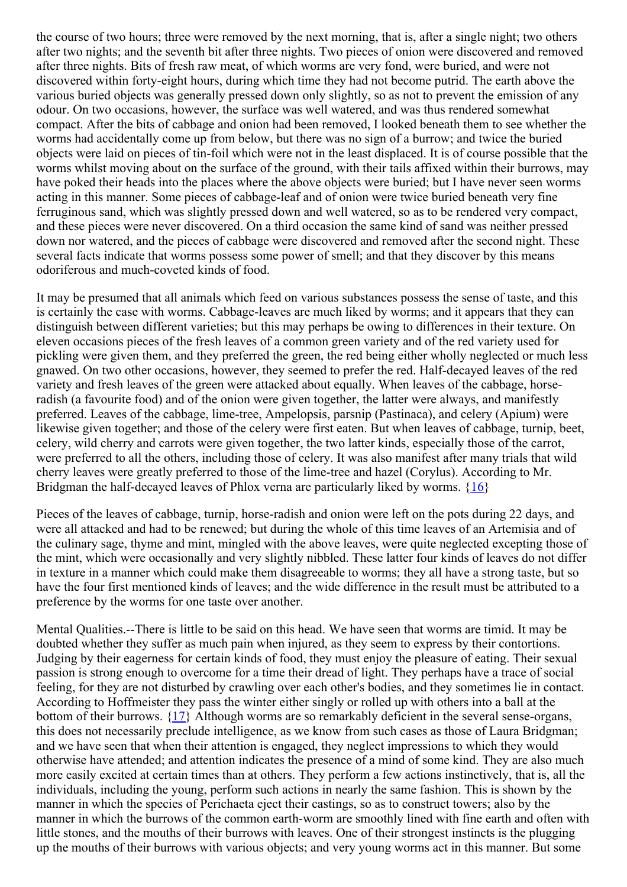the course of two hours; three were removed by the next morning, that is, after a single night; two others after two nights; and the seventh bit after three nights. Two pieces of onion were discovered and removed after three nights. Bits of fresh raw meat, of which worms are very fond, were buried, and were not discovered within forty-eight hours, during which time they had not become putrid. The earth above the various buried objects was generally pressed down only slightly, so as not to prevent the emission of any odour. On two occasions, however, the surface was well watered, and was thus rendered somewhat compact. After the bits of cabbage and onion had been removed, I looked beneath them to see whether the worms had accidentally come up from below, but there was no sign of a burrow; and twice the buried objects were laid on pieces of tin-foil which were not in the least displaced. It is of course possible that the worms whilst moving about on the surface of the ground, with their tails affixed within their burrows, may have poked their heads into the places where the above objects were buried; but I have never seen worms acting in this manner. Some pieces of cabbage-leaf and of onion were twice buried beneath very fine ferruginous sand, which was slightly pressed down and well watered, so as to be rendered very compact, and these pieces were never discovered. On a third occasion the same kind of sand was neither pressed down nor watered, and the pieces of cabbage were discovered and removed after the second night. These several facts indicate that worms possess some power of smell; and that they discover by this means odoriferous and much-coveted kinds of food.

It may be presumed that all animals which feed on various substances possess the sense of taste, and this is certainly the case with worms. Cabbage-leaves are much liked by worms; and it appears that they can distinguish between different varieties; but this may perhaps be owing to differences in their texture. On eleven occasions pieces of the fresh leaves of a common green variety and of the red variety used for pickling were given them, and they preferred the green, the red being either wholly neglected or much less gnawed. On two other occasions, however, they seemed to prefer the red. Half-decayed leaves of the red variety and fresh leaves of the green were attacked about equally. When leaves of the cabbage, horse-radish (a favourite food) and of the onion were given together, the latter were always, and manifestly preferred. Leaves of the cabbage, lime-tree, Ampelopsis, parsnip (Pastinaca), and celery (Apium) were likewise given together; and those of the celery were first eaten. But when leaves of cabbage, turnip, beet, celery, wild cherry and carrots were given together, the two latter kinds, especially those of the carrot, were preferred to all the others, including those of celery. It was also manifest after many trials that wild cherry leaves were greatly preferred to those of the lime-tree and hazel (Corylus). According to Mr. Bridgman the half-decayed leaves of Phlox verna are particularly liked by worms. {16}

Pieces of the leaves of cabbage, turnip, horse-radish and onion were left on the pots during 22 days, and were all attacked and had to be renewed; but during the whole of this time leaves of an Artemisia and of the culinary sage, thyme and mint, mingled with the above leaves, were quite neglected excepting those of the mint, which were occasionally and very slightly nibbled. These latter four kinds of leaves do not differ in texture in a manner which could make them disagreeable to worms; they all have a strong taste, but so have the four first mentioned kinds of leaves; and the wide difference in the result must be attributed to a preference by the worms for one taste over another.

Mental Qualities.--There is little to be said on this head. We have seen that worms are timid. It may be doubted whether they suffer as much pain when injured, as they seem to express by their contortions. Judging by their eagerness for certain kinds of food, they must enjoy the pleasure of eating. Their sexual passion is strong enough to overcome for a time their dread of light. They perhaps have a trace of social feeling, for they are not disturbed by crawling over each other's bodies, and they sometimes lie in contact. According to Hoffmeister they pass the winter either singly or rolled up with others into a ball at the bottom of their burrows. {17} Although worms are so remarkably deficient in the several sense-organs, this does not necessarily preclude intelligence, as we know from such cases as those of Laura Bridgman; and we have seen that when their attention is engaged, they neglect impressions to which they would otherwise have attended; and attention indicates the presence of a mind of some kind. They are also much more easily excited at certain times than at others. They perform a few actions instinctively, that is, all the individuals, including the young, perform such actions in nearly the same fashion. This is shown by the manner in which the species of Perichaeta eject their castings, so as to construct towers; also by the manner in which the burrows of the common earth-worm are smoothly lined with fine earth and often with little stones, and the mouths of their burrows with leaves. One of their strongest instincts is the plugging up the mouths of their burrows with various objects; and very young worms act in this manner. But some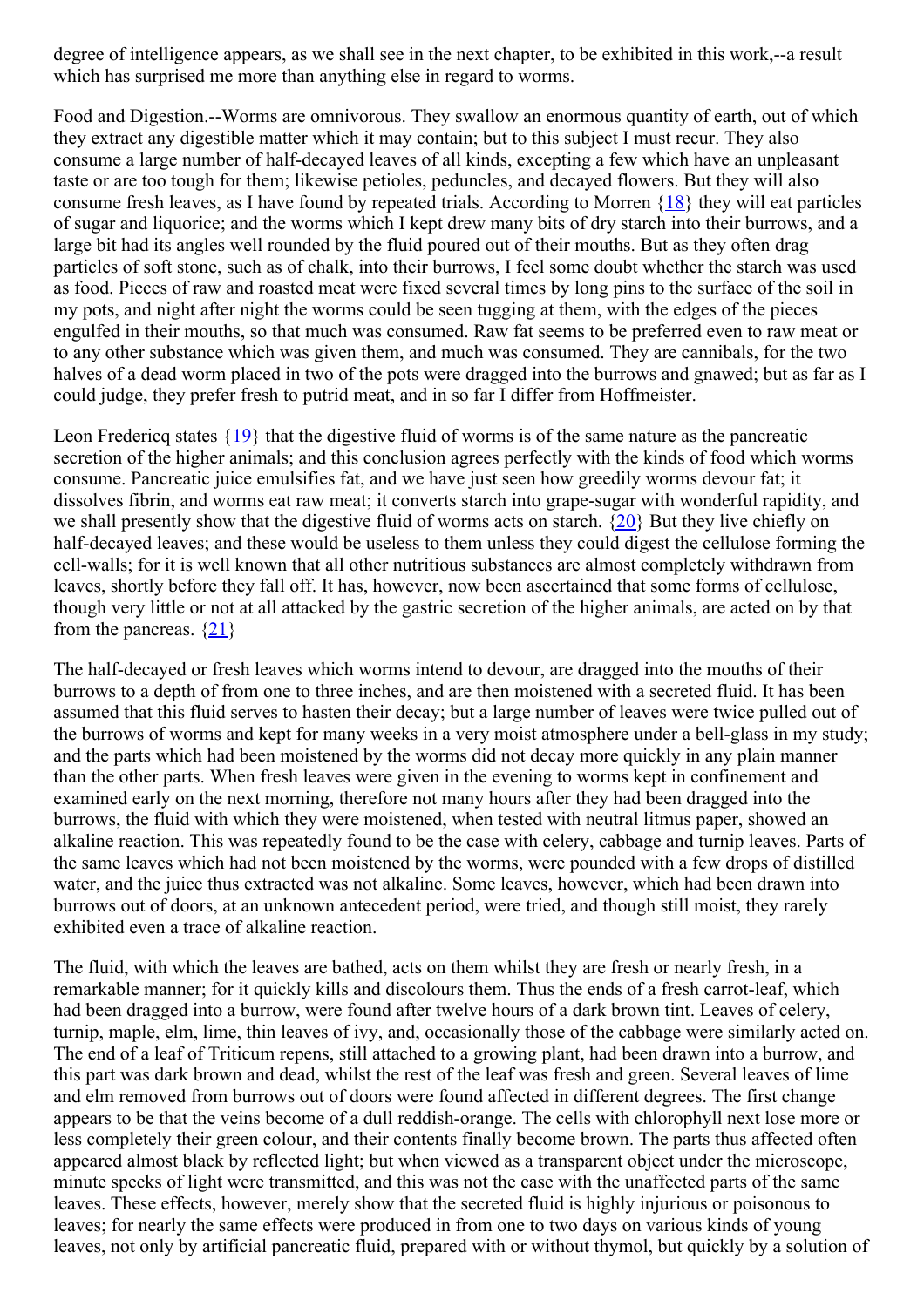degree of intelligence appears, as we shall see in the next chapter, to be exhibited in this work,--a result which has surprised me more than anything else in regard to worms.

Food and Digestion.--Worms are omnivorous. They swallow an enormous quantity of earth, out of which they extract any digestible matter which it may contain; but to this subject I must recur. They also consume a large number of half-decayed leaves of all kinds, excepting a few which have an unpleasant taste or are too tough for them; likewise petioles, peduncles, and decayed flowers. But they will also consume fresh leaves, as I have found by repeated trials. According to Morren {18} they will eat particles of sugar and liquorice; and the worms which I kept drew many bits of dry starch into their burrows, and a large bit had its angles well rounded by the fluid poured out of their mouths. But as they often drag particles of soft stone, such as of chalk, into their burrows, I feel some doubt whether the starch was used as food. Pieces of raw and roasted meat were fixed several times by long pins to the surface of the soil in my pots, and night after night the worms could be seen tugging at them, with the edges of the pieces engulfed in their mouths, so that much was consumed. Raw fat seems to be preferred even to raw meat or to any other substance which was given them, and much was consumed. They are cannibals, for the two halves of a dead worm placed in two of the pots were dragged into the burrows and gnawed; but as far as I could judge, they prefer fresh to putrid meat, and in so far I differ from Hoffmeister.

Leon Fredericq states {19} that the digestive fluid of worms is of the same nature as the pancreatic secretion of the higher animals; and this conclusion agrees perfectly with the kinds of food which worms consume. Pancreatic juice emulsifies fat, and we have just seen how greedily worms devour fat; it dissolves fibrin, and worms eat raw meat; it converts starch into grape-sugar with wonderful rapidity, and we shall presently show that the digestive fluid of worms acts on starch. {20} But they live chiefly on half-decayed leaves; and these would be useless to them unless they could digest the cellulose forming the cell-walls; for it is well known that all other nutritious substances are almost completely withdrawn from leaves, shortly before they fall off. It has, however, now been ascertained that some forms of cellulose, though very little or not at all attacked by the gastric secretion of the higher animals, are acted on by that from the pancreas. {21}

The half-decayed or fresh leaves which worms intend to devour, are dragged into the mouths of their burrows to a depth of from one to three inches, and are then moistened with a secreted fluid. It has been assumed that this fluid serves to hasten their decay; but a large number of leaves were twice pulled out of the burrows of worms and kept for many weeks in a very moist atmosphere under a bell-glass in my study; and the parts which had been moistened by the worms did not decay more quickly in any plain manner than the other parts. When fresh leaves were given in the evening to worms kept in confinement and examined early on the next morning, therefore not many hours after they had been dragged into the burrows, the fluid with which they were moistened, when tested with neutral litmus paper, showed an alkaline reaction. This was repeatedly found to be the case with celery, cabbage and turnip leaves. Parts of the same leaves which had not been moistened by the worms, were pounded with a few drops of distilled water, and the juice thus extracted was not alkaline. Some leaves, however, which had been drawn into burrows out of doors, at an unknown antecedent period, were tried, and though still moist, they rarely exhibited even a trace of alkaline reaction.

The fluid, with which the leaves are bathed, acts on them whilst they are fresh or nearly fresh, in a remarkable manner; for it quickly kills and discolours them. Thus the ends of a fresh carrot-leaf, which had been dragged into a burrow, were found after twelve hours of a dark brown tint. Leaves of celery, turnip, maple, elm, lime, thin leaves of ivy, and, occasionally those of the cabbage were similarly acted on. The end of a leaf of Triticum repens, still attached to a growing plant, had been drawn into a burrow, and this part was dark brown and dead, whilst the rest of the leaf was fresh and green. Several leaves of lime and elm removed from burrows out of doors were found affected in different degrees. The first change appears to be that the veins become of a dull reddish-orange. The cells with chlorophyll next lose more or less completely their green colour, and their contents finally become brown. The parts thus affected often appeared almost black by reflected light; but when viewed as a transparent object under the microscope, minute specks of light were transmitted, and this was not the case with the unaffected parts of the same leaves. These effects, however, merely show that the secreted fluid is highly injurious or poisonous to leaves; for nearly the same effects were produced in from one to two days on various kinds of young leaves, not only by artificial pancreatic fluid, prepared with or without thymol, but quickly by a solution of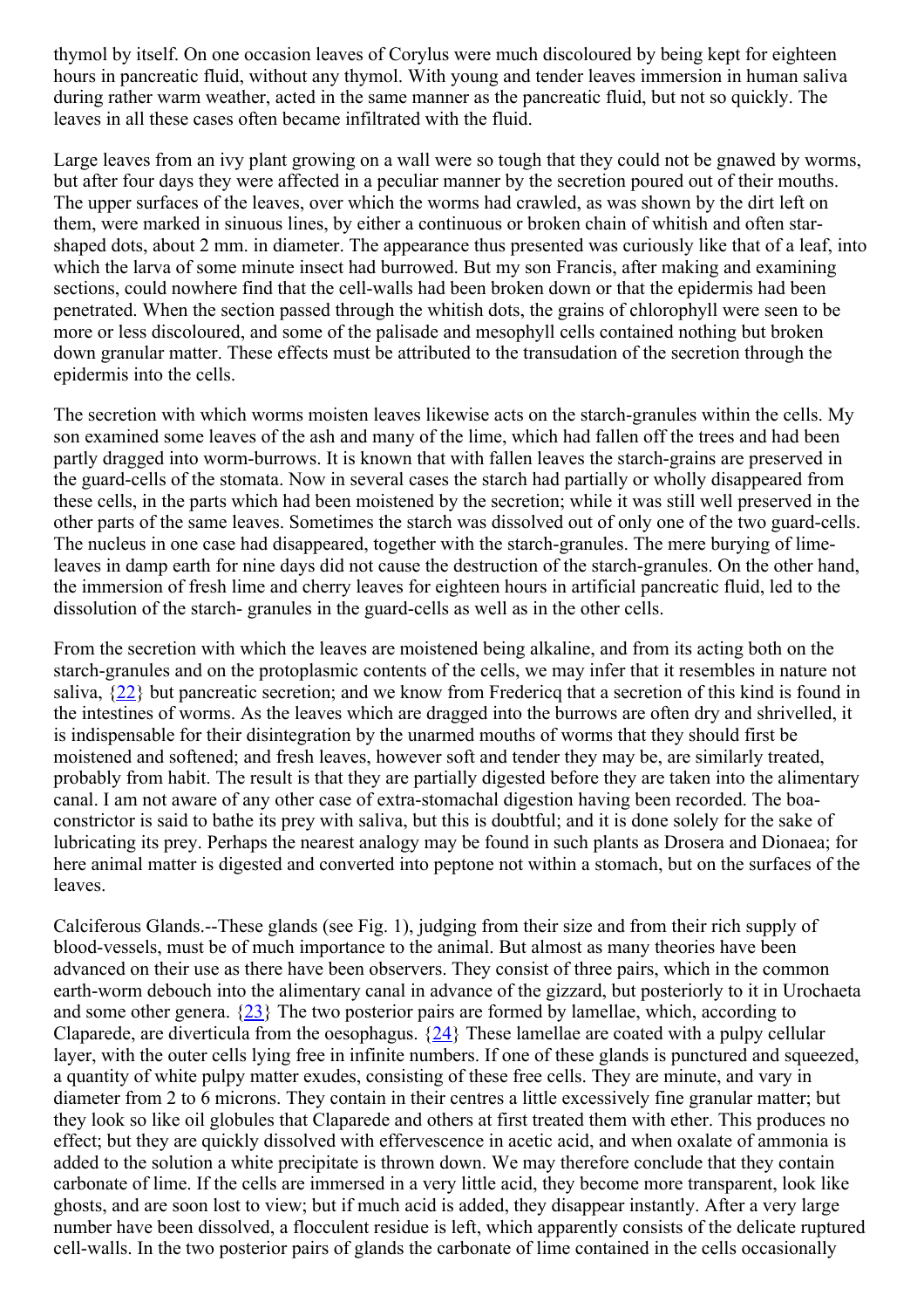thymol by itself. On one occasion leaves of Corylus were much discoloured by being kept for eighteen hours in pancreatic fluid, without any thymol. With young and tender leaves immersion in human saliva during rather warm weather, acted in the same manner as the pancreatic fluid, but not so quickly. The leaves in all these cases often became infiltrated with the fluid.

Large leaves from an ivy plant growing on a wall were so tough that they could not be gnawed by worms, but after four days they were affected in a peculiar manner by the secretion poured out of their mouths. The upper surfaces of the leaves, over which the worms had crawled, as was shown by the dirt left on them, were marked in sinuous lines, by either a continuous or broken chain of whitish and often star-shaped dots, about 2 mm. in diameter. The appearance thus presented was curiously like that of a leaf, into which the larva of some minute insect had burrowed. But my son Francis, after making and examining sections, could nowhere find that the cell-walls had been broken down or that the epidermis had been penetrated. When the section passed through the whitish dots, the grains of chlorophyll were seen to be more or less discoloured, and some of the palisade and mesophyll cells contained nothing but broken down granular matter. These effects must be attributed to the transudation of the secretion through the epidermis into the cells.

The secretion with which worms moisten leaves likewise acts on the starch-granules within the cells. My son examined some leaves of the ash and many of the lime, which had fallen off the trees and had been partly dragged into worm-burrows. It is known that with fallen leaves the starch-grains are preserved in the guard-cells of the stomata. Now in several cases the starch had partially or wholly disappeared from these cells, in the parts which had been moistened by the secretion; while it was still well preserved in the other parts of the same leaves. Sometimes the starch was dissolved out of only one of the two guard-cells. The nucleus in one case had disappeared, together with the starch-granules. The mere burying of lime-leaves in damp earth for nine days did not cause the destruction of the starch-granules. On the other hand, the immersion of fresh lime and cherry leaves for eighteen hours in artificial pancreatic fluid, led to the dissolution of the starch- granules in the guard-cells as well as in the other cells.

From the secretion with which the leaves are moistened being alkaline, and from its acting both on the starch-granules and on the protoplasmic contents of the cells, we may infer that it resembles in nature not saliva, {22} but pancreatic secretion; and we know from Fredericq that a secretion of this kind is found in the intestines of worms. As the leaves which are dragged into the burrows are often dry and shrivelled, it is indispensable for their disintegration by the unarmed mouths of worms that they should first be moistened and softened; and fresh leaves, however soft and tender they may be, are similarly treated, probably from habit. The result is that they are partially digested before they are taken into the alimentary canal. I am not aware of any other case of extra-stomachal digestion having been recorded. The boa-constrictor is said to bathe its prey with saliva, but this is doubtful; and it is done solely for the sake of lubricating its prey. Perhaps the nearest analogy may be found in such plants as Drosera and Dionaea; for here animal matter is digested and converted into peptone not within a stomach, but on the surfaces of the leaves.

Calciferous Glands.--These glands (see Fig. 1), judging from their size and from their rich supply of blood-vessels, must be of much importance to the animal. But almost as many theories have been advanced on their use as there have been observers. They consist of three pairs, which in the common earth-worm debouch into the alimentary canal in advance of the gizzard, but posteriorly to it in Urochaeta and some other genera. {23} The two posterior pairs are formed by lamellae, which, according to Claparede, are diverticula from the oesophagus. {24} These lamellae are coated with a pulpy cellular layer, with the outer cells lying free in infinite numbers. If one of these glands is punctured and squeezed, a quantity of white pulpy matter exudes, consisting of these free cells. They are minute, and vary in diameter from 2 to 6 microns. They contain in their centres a little excessively fine granular matter; but they look so like oil globules that Claparede and others at first treated them with ether. This produces no effect; but they are quickly dissolved with effervescence in acetic acid, and when oxalate of ammonia is added to the solution a white precipitate is thrown down. We may therefore conclude that they contain carbonate of lime. If the cells are immersed in a very little acid, they become more transparent, look like ghosts, and are soon lost to view; but if much acid is added, they disappear instantly. After a very large number have been dissolved, a flocculent residue is left, which apparently consists of the delicate ruptured cell-walls. In the two posterior pairs of glands the carbonate of lime contained in the cells occasionally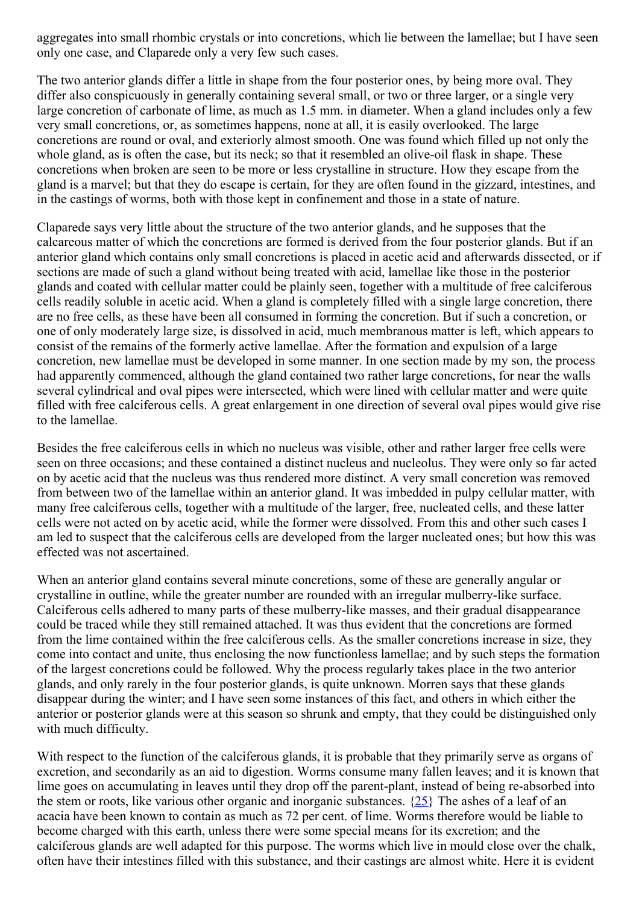aggregates into small rhombic crystals or into concretions, which lie between the lamellae; but I have seen only one case, and Claparede only a very few such cases.

The two anterior glands differ a little in shape from the four posterior ones, by being more oval. They differ also conspicuously in generally containing several small, or two or three larger, or a single very large concretion of carbonate of lime, as much as 1.5 mm. in diameter. When a gland includes only a few very small concretions, or, as sometimes happens, none at all, it is easily overlooked. The large concretions are round or oval, and exteriorly almost smooth. One was found which filled up not only the whole gland, as is often the case, but its neck; so that it resembled an olive-oil flask in shape. These concretions when broken are seen to be more or less crystalline in structure. How they escape from the gland is a marvel; but that they do escape is certain, for they are often found in the gizzard, intestines, and in the castings of worms, both with those kept in confinement and those in a state of nature.

Claparede says very little about the structure of the two anterior glands, and he supposes that the calcareous matter of which the concretions are formed is derived from the four posterior glands. But if an anterior gland which contains only small concretions is placed in acetic acid and afterwards dissected, or if sections are made of such a gland without being treated with acid, lamellae like those in the posterior glands and coated with cellular matter could be plainly seen, together with a multitude of free calciferous cells readily soluble in acetic acid. When a gland is completely filled with a single large concretion, there are no free cells, as these have been all consumed in forming the concretion. But if such a concretion, or one of only moderately large size, is dissolved in acid, much membranous matter is left, which appears to consist of the remains of the formerly active lamellae. After the formation and expulsion of a large concretion, new lamellae must be developed in some manner. In one section made by my son, the process had apparently commenced, although the gland contained two rather large concretions, for near the walls several cylindrical and oval pipes were intersected, which were lined with cellular matter and were quite filled with free calciferous cells. A great enlargement in one direction of several oval pipes would give rise to the lamellae.

Besides the free calciferous cells in which no nucleus was visible, other and rather larger free cells were seen on three occasions; and these contained a distinct nucleus and nucleolus. They were only so far acted on by acetic acid that the nucleus was thus rendered more distinct. A very small concretion was removed from between two of the lamellae within an anterior gland. It was imbedded in pulpy cellular matter, with many free calciferous cells, together with a multitude of the larger, free, nucleated cells, and these latter cells were not acted on by acetic acid, while the former were dissolved. From this and other such cases I am led to suspect that the calciferous cells are developed from the larger nucleated ones; but how this was effected was not ascertained.

When an anterior gland contains several minute concretions, some of these are generally angular or crystalline in outline, while the greater number are rounded with an irregular mulberry-like surface. Calciferous cells adhered to many parts of these mulberry-like masses, and their gradual disappearance could be traced while they still remained attached. It was thus evident that the concretions are formed from the lime contained within the free calciferous cells. As the smaller concretions increase in size, they come into contact and unite, thus enclosing the now functionless lamellae; and by such steps the formation of the largest concretions could be followed. Why the process regularly takes place in the two anterior glands, and only rarely in the four posterior glands, is quite unknown. Morren says that these glands disappear during the winter; and I have seen some instances of this fact, and others in which either the anterior or posterior glands were at this season so shrunk and empty, that they could be distinguished only with much difficulty.

With respect to the function of the calciferous glands, it is probable that they primarily serve as organs of excretion, and secondarily as an aid to digestion. Worms consume many fallen leaves; and it is known that lime goes on accumulating in leaves until they drop off the parent-plant, instead of being re-absorbed into the stem or roots, like various other organic and inorganic substances. {25} The ashes of a leaf of an acacia have been known to contain as much as 72 per cent. of lime. Worms therefore would be liable to become charged with this earth, unless there were some special means for its excretion; and the calciferous glands are well adapted for this purpose. The worms which live in mould close over the chalk, often have their intestines filled with this substance, and their castings are almost white. Here it is evident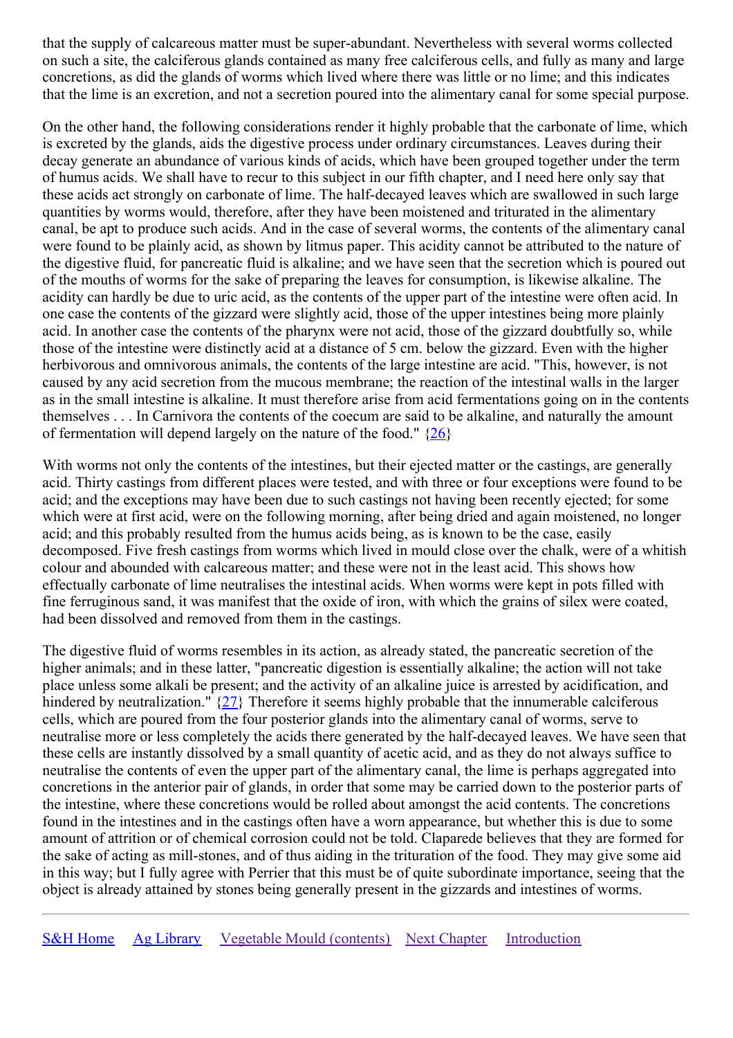that the supply of calcareous matter must be super-abundant. Nevertheless with several worms collected on such a site, the calciferous glands contained as many free calciferous cells, and fully as many and large concretions, as did the glands of worms which lived where there was little or no lime; and this indicates that the lime is an excretion, and not a secretion poured into the alimentary canal for some special purpose.

On the other hand, the following considerations render it highly probable that the carbonate of lime, which is excreted by the glands, aids the digestive process under ordinary circumstances. Leaves during their decay generate an abundance of various kinds of acids, which have been grouped together under the term of humus acids. We shall have to recur to this subject in our fifth chapter, and I need here only say that these acids act strongly on carbonate of lime. The half-decayed leaves which are swallowed in such large quantities by worms would, therefore, after they have been moistened and triturated in the alimentary canal, be apt to produce such acids. And in the case of several worms, the contents of the alimentary canal were found to be plainly acid, as shown by litmus paper. This acidity cannot be attributed to the nature of the digestive fluid, for pancreatic fluid is alkaline; and we have seen that the secretion which is poured out of the mouths of worms for the sake of preparing the leaves for consumption, is likewise alkaline. The acidity can hardly be due to uric acid, as the contents of the upper part of the intestine were often acid. In one case the contents of the gizzard were slightly acid, those of the upper intestines being more plainly acid. In another case the contents of the pharynx were not acid, those of the gizzard doubtfully so, while those of the intestine were distinctly acid at a distance of 5 cm. below the gizzard. Even with the higher herbivorous and omnivorous animals, the contents of the large intestine are acid. "This, however, is not caused by any acid secretion from the mucous membrane; the reaction of the intestinal walls in the larger as in the small intestine is alkaline. It must therefore arise from acid fermentations going on in the contents themselves . . . In Carnivora the contents of the coecum are said to be alkaline, and naturally the amount of fermentation will depend largely on the nature of the food." {26}

With worms not only the contents of the intestines, but their ejected matter or the castings, are generally acid. Thirty castings from different places were tested, and with three or four exceptions were found to be acid; and the exceptions may have been due to such castings not having been recently ejected; for some which were at first acid, were on the following morning, after being dried and again moistened, no longer acid; and this probably resulted from the humus acids being, as is known to be the case, easily decomposed. Five fresh castings from worms which lived in mould close over the chalk, were of a whitish colour and abounded with calcareous matter; and these were not in the least acid. This shows how effectually carbonate of lime neutralises the intestinal acids. When worms were kept in pots filled with fine ferruginous sand, it was manifest that the oxide of iron, with which the grains of silex were coated, had been dissolved and removed from them in the castings.

The digestive fluid of worms resembles in its action, as already stated, the pancreatic secretion of the higher animals; and in these latter, "pancreatic digestion is essentially alkaline; the action will not take place unless some alkali be present; and the activity of an alkaline juice is arrested by acidification, and hindered by neutralization." {27} Therefore it seems highly probable that the innumerable calciferous cells, which are poured from the four posterior glands into the alimentary canal of worms, serve to neutralise more or less completely the acids there generated by the half-decayed leaves. We have seen that these cells are instantly dissolved by a small quantity of acetic acid, and as they do not always suffice to neutralise the contents of even the upper part of the alimentary canal, the lime is perhaps aggregated into concretions in the anterior pair of glands, in order that some may be carried down to the posterior parts of the intestine, where these concretions would be rolled about amongst the acid contents. The concretions found in the intestines and in the castings often have a worn appearance, but whether this is due to some amount of attrition or of chemical corrosion could not be told. Claparede believes that they are formed for the sake of acting as mill-stones, and of thus aiding in the trituration of the food. They may give some aid in this way; but I fully agree with Perrier that this must be of quite subordinate importance, seeing that the object is already attained by stones being generally present in the gizzards and intestines of worms.

---

S&H Home    Ag Library    Vegetable Mould (contents)    Next Chapter    Introduction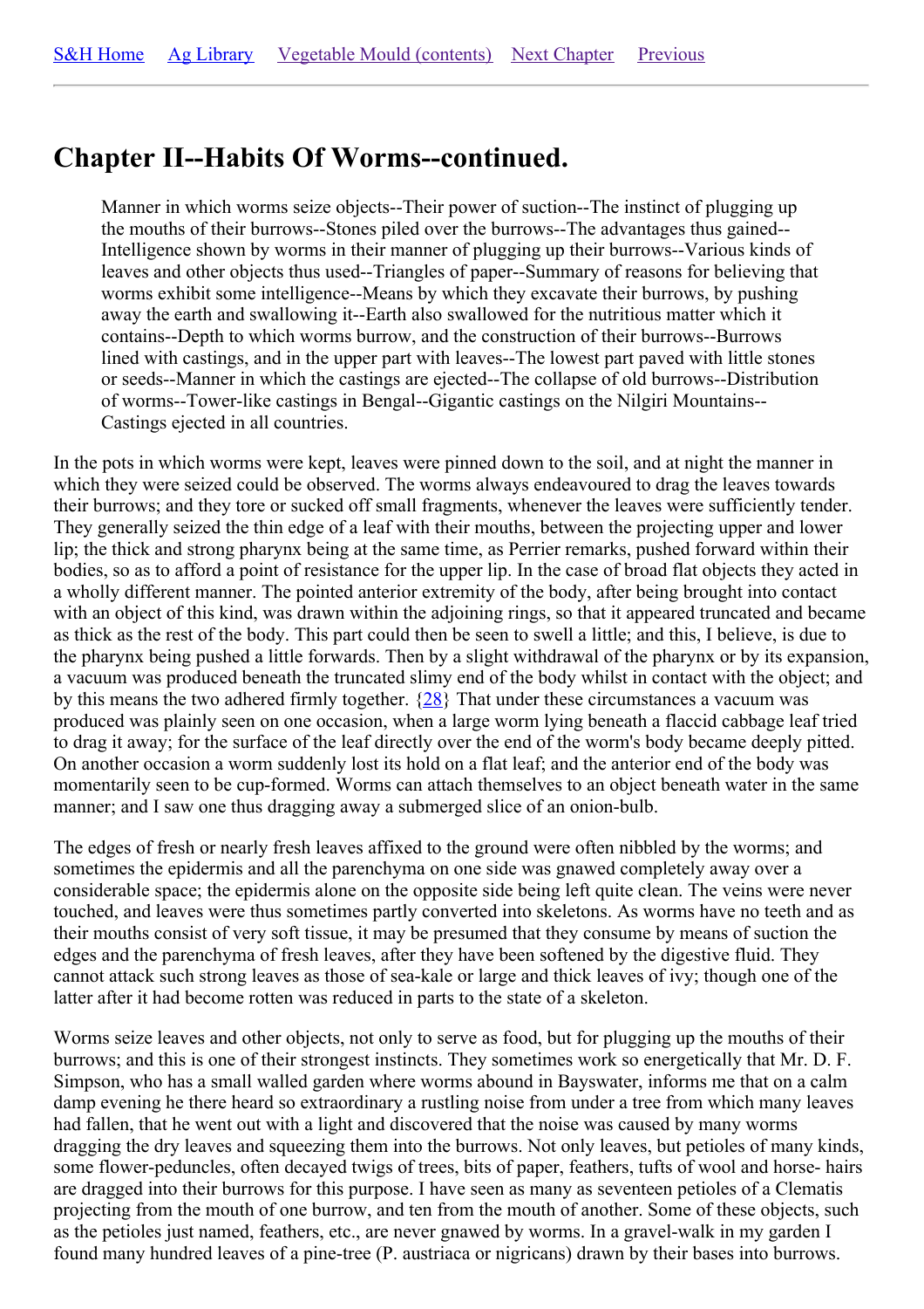S&H Home Ag Library Vegetable Mould (contents) Next Chapter Previous

# Chapter II--Habits Of Worms--continued.

> Manner in which worms seize objects--Their power of suction--The instinct of plugging up the mouths of their burrows--Stones piled over the burrows--The advantages thus gained--Intelligence shown by worms in their manner of plugging up their burrows--Various kinds of leaves and other objects thus used--Triangles of paper--Summary of reasons for believing that worms exhibit some intelligence--Means by which they excavate their burrows, by pushing away the earth and swallowing it--Earth also swallowed for the nutritious matter which it contains--Depth to which worms burrow, and the construction of their burrows--Burrows lined with castings, and in the upper part with leaves--The lowest part paved with little stones or seeds--Manner in which the castings are ejected--The collapse of old burrows--Distribution of worms--Tower-like castings in Bengal--Gigantic castings on the Nilgiri Mountains--Castings ejected in all countries.

In the pots in which worms were kept, leaves were pinned down to the soil, and at night the manner in which they were seized could be observed. The worms always endeavoured to drag the leaves towards their burrows; and they tore or sucked off small fragments, whenever the leaves were sufficiently tender. They generally seized the thin edge of a leaf with their mouths, between the projecting upper and lower lip; the thick and strong pharynx being at the same time, as Perrier remarks, pushed forward within their bodies, so as to afford a point of resistance for the upper lip. In the case of broad flat objects they acted in a wholly different manner. The pointed anterior extremity of the body, after being brought into contact with an object of this kind, was drawn within the adjoining rings, so that it appeared truncated and became as thick as the rest of the body. This part could then be seen to swell a little; and this, I believe, is due to the pharynx being pushed a little forwards. Then by a slight withdrawal of the pharynx or by its expansion, a vacuum was produced beneath the truncated slimy end of the body whilst in contact with the object; and by this means the two adhered firmly together. {28} That under these circumstances a vacuum was produced was plainly seen on one occasion, when a large worm lying beneath a flaccid cabbage leaf tried to drag it away; for the surface of the leaf directly over the end of the worm's body became deeply pitted. On another occasion a worm suddenly lost its hold on a flat leaf; and the anterior end of the body was momentarily seen to be cup-formed. Worms can attach themselves to an object beneath water in the same manner; and I saw one thus dragging away a submerged slice of an onion-bulb.

The edges of fresh or nearly fresh leaves affixed to the ground were often nibbled by the worms; and sometimes the epidermis and all the parenchyma on one side was gnawed completely away over a considerable space; the epidermis alone on the opposite side being left quite clean. The veins were never touched, and leaves were thus sometimes partly converted into skeletons. As worms have no teeth and as their mouths consist of very soft tissue, it may be presumed that they consume by means of suction the edges and the parenchyma of fresh leaves, after they have been softened by the digestive fluid. They cannot attack such strong leaves as those of sea-kale or large and thick leaves of ivy; though one of the latter after it had become rotten was reduced in parts to the state of a skeleton.

Worms seize leaves and other objects, not only to serve as food, but for plugging up the mouths of their burrows; and this is one of their strongest instincts. They sometimes work so energetically that Mr. D. F. Simpson, who has a small walled garden where worms abound in Bayswater, informs me that on a calm damp evening he there heard so extraordinary a rustling noise from under a tree from which many leaves had fallen, that he went out with a light and discovered that the noise was caused by many worms dragging the dry leaves and squeezing them into the burrows. Not only leaves, but petioles of many kinds, some flower-peduncles, often decayed twigs of trees, bits of paper, feathers, tufts of wool and horse- hairs are dragged into their burrows for this purpose. I have seen as many as seventeen petioles of a Clematis projecting from the mouth of one burrow, and ten from the mouth of another. Some of these objects, such as the petioles just named, feathers, etc., are never gnawed by worms. In a gravel-walk in my garden I found many hundred leaves of a pine-tree (P. austriaca or nigricans) drawn by their bases into burrows.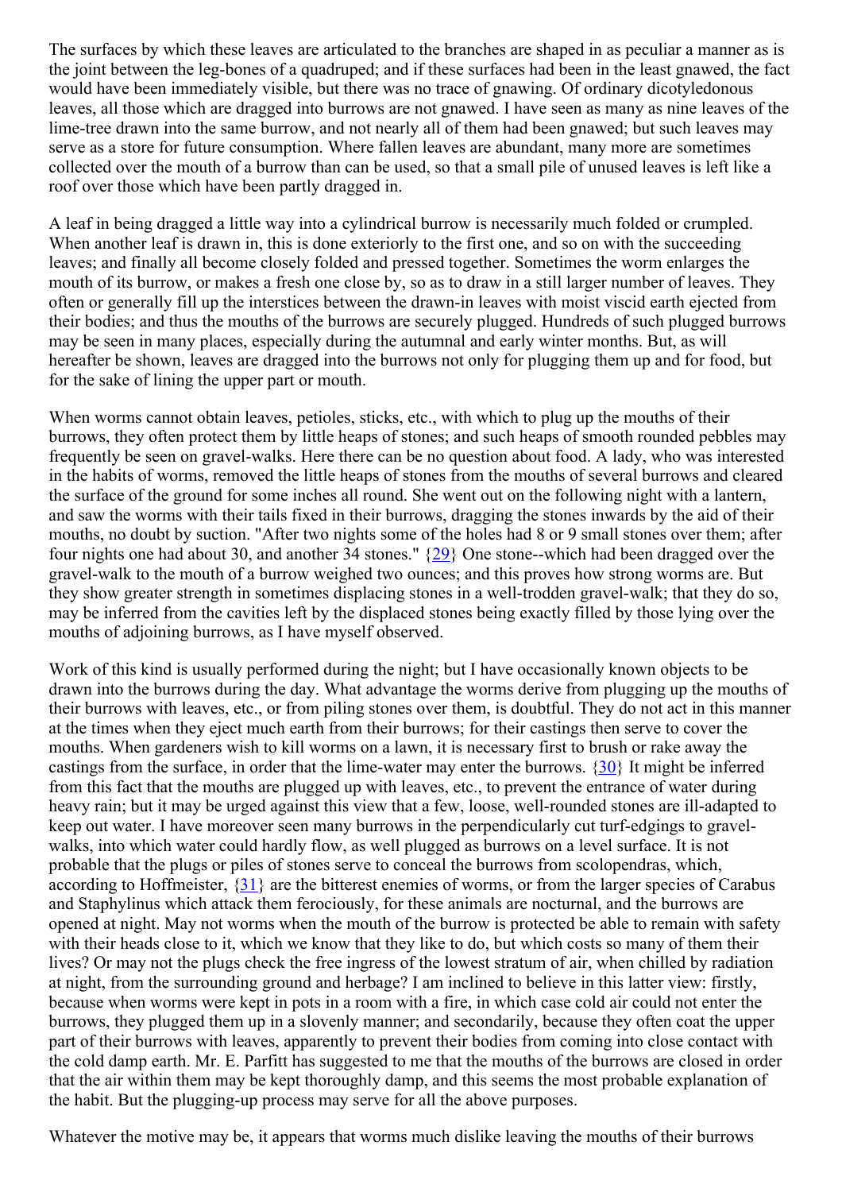The surfaces by which these leaves are articulated to the branches are shaped in as peculiar a manner as is the joint between the leg-bones of a quadruped; and if these surfaces had been in the least gnawed, the fact would have been immediately visible, but there was no trace of gnawing. Of ordinary dicotyledonous leaves, all those which are dragged into burrows are not gnawed. I have seen as many as nine leaves of the lime-tree drawn into the same burrow, and not nearly all of them had been gnawed; but such leaves may serve as a store for future consumption. Where fallen leaves are abundant, many more are sometimes collected over the mouth of a burrow than can be used, so that a small pile of unused leaves is left like a roof over those which have been partly dragged in.

A leaf in being dragged a little way into a cylindrical burrow is necessarily much folded or crumpled. When another leaf is drawn in, this is done exteriorly to the first one, and so on with the succeeding leaves; and finally all become closely folded and pressed together. Sometimes the worm enlarges the mouth of its burrow, or makes a fresh one close by, so as to draw in a still larger number of leaves. They often or generally fill up the interstices between the drawn-in leaves with moist viscid earth ejected from their bodies; and thus the mouths of the burrows are securely plugged. Hundreds of such plugged burrows may be seen in many places, especially during the autumnal and early winter months. But, as will hereafter be shown, leaves are dragged into the burrows not only for plugging them up and for food, but for the sake of lining the upper part or mouth.

When worms cannot obtain leaves, petioles, sticks, etc., with which to plug up the mouths of their burrows, they often protect them by little heaps of stones; and such heaps of smooth rounded pebbles may frequently be seen on gravel-walks. Here there can be no question about food. A lady, who was interested in the habits of worms, removed the little heaps of stones from the mouths of several burrows and cleared the surface of the ground for some inches all round. She went out on the following night with a lantern, and saw the worms with their tails fixed in their burrows, dragging the stones inwards by the aid of their mouths, no doubt by suction. "After two nights some of the holes had 8 or 9 small stones over them; after four nights one had about 30, and another 34 stones." {29} One stone--which had been dragged over the gravel-walk to the mouth of a burrow weighed two ounces; and this proves how strong worms are. But they show greater strength in sometimes displacing stones in a well-trodden gravel-walk; that they do so, may be inferred from the cavities left by the displaced stones being exactly filled by those lying over the mouths of adjoining burrows, as I have myself observed.

Work of this kind is usually performed during the night; but I have occasionally known objects to be drawn into the burrows during the day. What advantage the worms derive from plugging up the mouths of their burrows with leaves, etc., or from piling stones over them, is doubtful. They do not act in this manner at the times when they eject much earth from their burrows; for their castings then serve to cover the mouths. When gardeners wish to kill worms on a lawn, it is necessary first to brush or rake away the castings from the surface, in order that the lime-water may enter the burrows. {30} It might be inferred from this fact that the mouths are plugged up with leaves, etc., to prevent the entrance of water during heavy rain; but it may be urged against this view that a few, loose, well-rounded stones are ill-adapted to keep out water. I have moreover seen many burrows in the perpendicularly cut turf-edgings to gravel-walks, into which water could hardly flow, as well plugged as burrows on a level surface. It is not probable that the plugs or piles of stones serve to conceal the burrows from scolopendras, which, according to Hoffmeister, {31} are the bitterest enemies of worms, or from the larger species of Carabus and Staphylinus which attack them ferociously, for these animals are nocturnal, and the burrows are opened at night. May not worms when the mouth of the burrow is protected be able to remain with safety with their heads close to it, which we know that they like to do, but which costs so many of them their lives? Or may not the plugs check the free ingress of the lowest stratum of air, when chilled by radiation at night, from the surrounding ground and herbage? I am inclined to believe in this latter view: firstly, because when worms were kept in pots in a room with a fire, in which case cold air could not enter the burrows, they plugged them up in a slovenly manner; and secondarily, because they often coat the upper part of their burrows with leaves, apparently to prevent their bodies from coming into close contact with the cold damp earth. Mr. E. Parfitt has suggested to me that the mouths of the burrows are closed in order that the air within them may be kept thoroughly damp, and this seems the most probable explanation of the habit. But the plugging-up process may serve for all the above purposes.

Whatever the motive may be, it appears that worms much dislike leaving the mouths of their burrows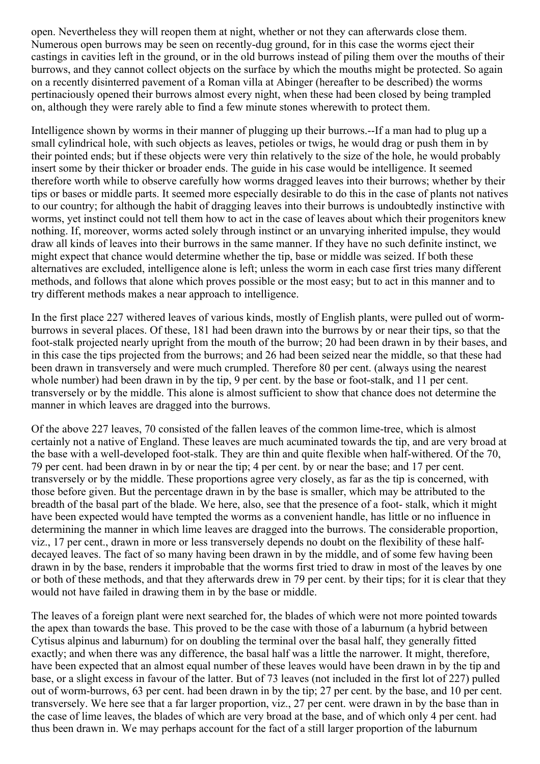open. Nevertheless they will reopen them at night, whether or not they can afterwards close them. Numerous open burrows may be seen on recently-dug ground, for in this case the worms eject their castings in cavities left in the ground, or in the old burrows instead of piling them over the mouths of their burrows, and they cannot collect objects on the surface by which the mouths might be protected. So again on a recently disinterred pavement of a Roman villa at Abinger (hereafter to be described) the worms pertinaciously opened their burrows almost every night, when these had been closed by being trampled on, although they were rarely able to find a few minute stones wherewith to protect them.

Intelligence shown by worms in their manner of plugging up their burrows.--If a man had to plug up a small cylindrical hole, with such objects as leaves, petioles or twigs, he would drag or push them in by their pointed ends; but if these objects were very thin relatively to the size of the hole, he would probably insert some by their thicker or broader ends. The guide in his case would be intelligence. It seemed therefore worth while to observe carefully how worms dragged leaves into their burrows; whether by their tips or bases or middle parts. It seemed more especially desirable to do this in the case of plants not natives to our country; for although the habit of dragging leaves into their burrows is undoubtedly instinctive with worms, yet instinct could not tell them how to act in the case of leaves about which their progenitors knew nothing. If, moreover, worms acted solely through instinct or an unvarying inherited impulse, they would draw all kinds of leaves into their burrows in the same manner. If they have no such definite instinct, we might expect that chance would determine whether the tip, base or middle was seized. If both these alternatives are excluded, intelligence alone is left; unless the worm in each case first tries many different methods, and follows that alone which proves possible or the most easy; but to act in this manner and to try different methods makes a near approach to intelligence.

In the first place 227 withered leaves of various kinds, mostly of English plants, were pulled out of worm-burrows in several places. Of these, 181 had been drawn into the burrows by or near their tips, so that the foot-stalk projected nearly upright from the mouth of the burrow; 20 had been drawn in by their bases, and in this case the tips projected from the burrows; and 26 had been seized near the middle, so that these had been drawn in transversely and were much crumpled. Therefore 80 per cent. (always using the nearest whole number) had been drawn in by the tip, 9 per cent. by the base or foot-stalk, and 11 per cent. transversely or by the middle. This alone is almost sufficient to show that chance does not determine the manner in which leaves are dragged into the burrows.

Of the above 227 leaves, 70 consisted of the fallen leaves of the common lime-tree, which is almost certainly not a native of England. These leaves are much acuminated towards the tip, and are very broad at the base with a well-developed foot-stalk. They are thin and quite flexible when half-withered. Of the 70, 79 per cent. had been drawn in by or near the tip; 4 per cent. by or near the base; and 17 per cent. transversely or by the middle. These proportions agree very closely, as far as the tip is concerned, with those before given. But the percentage drawn in by the base is smaller, which may be attributed to the breadth of the basal part of the blade. We here, also, see that the presence of a foot- stalk, which it might have been expected would have tempted the worms as a convenient handle, has little or no influence in determining the manner in which lime leaves are dragged into the burrows. The considerable proportion, viz., 17 per cent., drawn in more or less transversely depends no doubt on the flexibility of these half-decayed leaves. The fact of so many having been drawn in by the middle, and of some few having been drawn in by the base, renders it improbable that the worms first tried to draw in most of the leaves by one or both of these methods, and that they afterwards drew in 79 per cent. by their tips; for it is clear that they would not have failed in drawing them in by the base or middle.

The leaves of a foreign plant were next searched for, the blades of which were not more pointed towards the apex than towards the base. This proved to be the case with those of a laburnum (a hybrid between Cytisus alpinus and laburnum) for on doubling the terminal over the basal half, they generally fitted exactly; and when there was any difference, the basal half was a little the narrower. It might, therefore, have been expected that an almost equal number of these leaves would have been drawn in by the tip and base, or a slight excess in favour of the latter. But of 73 leaves (not included in the first lot of 227) pulled out of worm-burrows, 63 per cent. had been drawn in by the tip; 27 per cent. by the base, and 10 per cent. transversely. We here see that a far larger proportion, viz., 27 per cent. were drawn in by the base than in the case of lime leaves, the blades of which are very broad at the base, and of which only 4 per cent. had thus been drawn in. We may perhaps account for the fact of a still larger proportion of the laburnum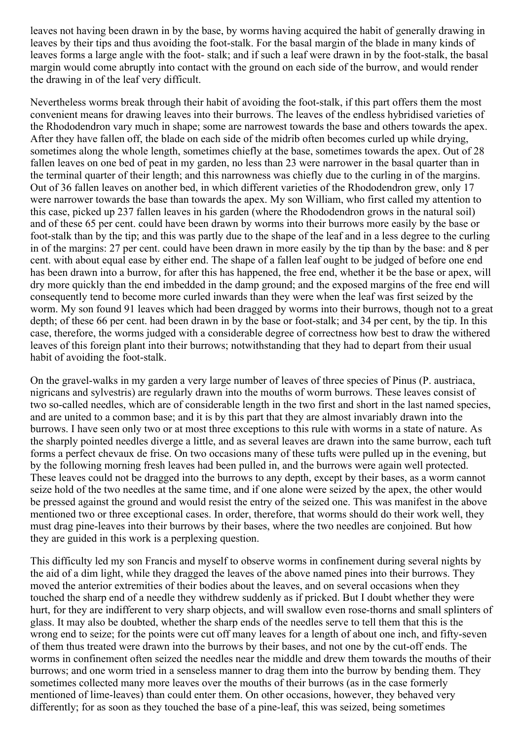leaves not having been drawn in by the base, by worms having acquired the habit of generally drawing in leaves by their tips and thus avoiding the foot-stalk. For the basal margin of the blade in many kinds of leaves forms a large angle with the foot- stalk; and if such a leaf were drawn in by the foot-stalk, the basal margin would come abruptly into contact with the ground on each side of the burrow, and would render the drawing in of the leaf very difficult.

Nevertheless worms break through their habit of avoiding the foot-stalk, if this part offers them the most convenient means for drawing leaves into their burrows. The leaves of the endless hybridised varieties of the Rhododendron vary much in shape; some are narrowest towards the base and others towards the apex. After they have fallen off, the blade on each side of the midrib often becomes curled up while drying, sometimes along the whole length, sometimes chiefly at the base, sometimes towards the apex. Out of 28 fallen leaves on one bed of peat in my garden, no less than 23 were narrower in the basal quarter than in the terminal quarter of their length; and this narrowness was chiefly due to the curling in of the margins. Out of 36 fallen leaves on another bed, in which different varieties of the Rhododendron grew, only 17 were narrower towards the base than towards the apex. My son William, who first called my attention to this case, picked up 237 fallen leaves in his garden (where the Rhododendron grows in the natural soil) and of these 65 per cent. could have been drawn by worms into their burrows more easily by the base or foot-stalk than by the tip; and this was partly due to the shape of the leaf and in a less degree to the curling in of the margins: 27 per cent. could have been drawn in more easily by the tip than by the base: and 8 per cent. with about equal ease by either end. The shape of a fallen leaf ought to be judged of before one end has been drawn into a burrow, for after this has happened, the free end, whether it be the base or apex, will dry more quickly than the end imbedded in the damp ground; and the exposed margins of the free end will consequently tend to become more curled inwards than they were when the leaf was first seized by the worm. My son found 91 leaves which had been dragged by worms into their burrows, though not to a great depth; of these 66 per cent. had been drawn in by the base or foot-stalk; and 34 per cent, by the tip. In this case, therefore, the worms judged with a considerable degree of correctness how best to draw the withered leaves of this foreign plant into their burrows; notwithstanding that they had to depart from their usual habit of avoiding the foot-stalk.

On the gravel-walks in my garden a very large number of leaves of three species of Pinus (P. austriaca, nigricans and sylvestris) are regularly drawn into the mouths of worm burrows. These leaves consist of two so-called needles, which are of considerable length in the two first and short in the last named species, and are united to a common base; and it is by this part that they are almost invariably drawn into the burrows. I have seen only two or at most three exceptions to this rule with worms in a state of nature. As the sharply pointed needles diverge a little, and as several leaves are drawn into the same burrow, each tuft forms a perfect chevaux de frise. On two occasions many of these tufts were pulled up in the evening, but by the following morning fresh leaves had been pulled in, and the burrows were again well protected. These leaves could not be dragged into the burrows to any depth, except by their bases, as a worm cannot seize hold of the two needles at the same time, and if one alone were seized by the apex, the other would be pressed against the ground and would resist the entry of the seized one. This was manifest in the above mentioned two or three exceptional cases. In order, therefore, that worms should do their work well, they must drag pine-leaves into their burrows by their bases, where the two needles are conjoined. But how they are guided in this work is a perplexing question.

This difficulty led my son Francis and myself to observe worms in confinement during several nights by the aid of a dim light, while they dragged the leaves of the above named pines into their burrows. They moved the anterior extremities of their bodies about the leaves, and on several occasions when they touched the sharp end of a needle they withdrew suddenly as if pricked. But I doubt whether they were hurt, for they are indifferent to very sharp objects, and will swallow even rose-thorns and small splinters of glass. It may also be doubted, whether the sharp ends of the needles serve to tell them that this is the wrong end to seize; for the points were cut off many leaves for a length of about one inch, and fifty-seven of them thus treated were drawn into the burrows by their bases, and not one by the cut-off ends. The worms in confinement often seized the needles near the middle and drew them towards the mouths of their burrows; and one worm tried in a senseless manner to drag them into the burrow by bending them. They sometimes collected many more leaves over the mouths of their burrows (as in the case formerly mentioned of lime-leaves) than could enter them. On other occasions, however, they behaved very differently; for as soon as they touched the base of a pine-leaf, this was seized, being sometimes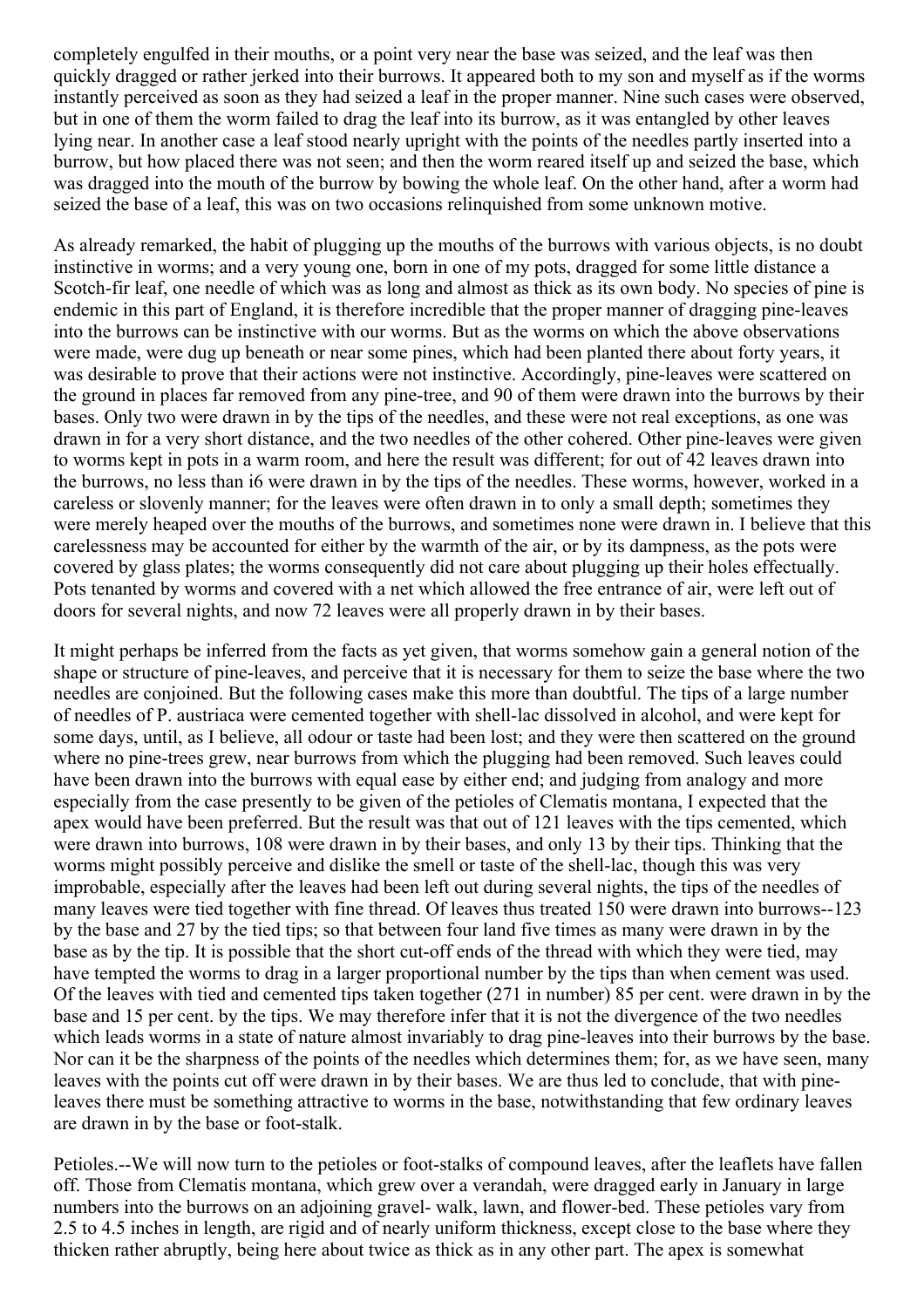completely engulfed in their mouths, or a point very near the base was seized, and the leaf was then quickly dragged or rather jerked into their burrows. It appeared both to my son and myself as if the worms instantly perceived as soon as they had seized a leaf in the proper manner. Nine such cases were observed, but in one of them the worm failed to drag the leaf into its burrow, as it was entangled by other leaves lying near. In another case a leaf stood nearly upright with the points of the needles partly inserted into a burrow, but how placed there was not seen; and then the worm reared itself up and seized the base, which was dragged into the mouth of the burrow by bowing the whole leaf. On the other hand, after a worm had seized the base of a leaf, this was on two occasions relinquished from some unknown motive.

As already remarked, the habit of plugging up the mouths of the burrows with various objects, is no doubt instinctive in worms; and a very young one, born in one of my pots, dragged for some little distance a Scotch-fir leaf, one needle of which was as long and almost as thick as its own body. No species of pine is endemic in this part of England, it is therefore incredible that the proper manner of dragging pine-leaves into the burrows can be instinctive with our worms. But as the worms on which the above observations were made, were dug up beneath or near some pines, which had been planted there about forty years, it was desirable to prove that their actions were not instinctive. Accordingly, pine-leaves were scattered on the ground in places far removed from any pine-tree, and 90 of them were drawn into the burrows by their bases. Only two were drawn in by the tips of the needles, and these were not real exceptions, as one was drawn in for a very short distance, and the two needles of the other cohered. Other pine-leaves were given to worms kept in pots in a warm room, and here the result was different; for out of 42 leaves drawn into the burrows, no less than i6 were drawn in by the tips of the needles. These worms, however, worked in a careless or slovenly manner; for the leaves were often drawn in to only a small depth; sometimes they were merely heaped over the mouths of the burrows, and sometimes none were drawn in. I believe that this carelessness may be accounted for either by the warmth of the air, or by its dampness, as the pots were covered by glass plates; the worms consequently did not care about plugging up their holes effectually. Pots tenanted by worms and covered with a net which allowed the free entrance of air, were left out of doors for several nights, and now 72 leaves were all properly drawn in by their bases.

It might perhaps be inferred from the facts as yet given, that worms somehow gain a general notion of the shape or structure of pine-leaves, and perceive that it is necessary for them to seize the base where the two needles are conjoined. But the following cases make this more than doubtful. The tips of a large number of needles of P. austriaca were cemented together with shell-lac dissolved in alcohol, and were kept for some days, until, as I believe, all odour or taste had been lost; and they were then scattered on the ground where no pine-trees grew, near burrows from which the plugging had been removed. Such leaves could have been drawn into the burrows with equal ease by either end; and judging from analogy and more especially from the case presently to be given of the petioles of Clematis montana, I expected that the apex would have been preferred. But the result was that out of 121 leaves with the tips cemented, which were drawn into burrows, 108 were drawn in by their bases, and only 13 by their tips. Thinking that the worms might possibly perceive and dislike the smell or taste of the shell-lac, though this was very improbable, especially after the leaves had been left out during several nights, the tips of the needles of many leaves were tied together with fine thread. Of leaves thus treated 150 were drawn into burrows--123 by the base and 27 by the tied tips; so that between four land five times as many were drawn in by the base as by the tip. It is possible that the short cut-off ends of the thread with which they were tied, may have tempted the worms to drag in a larger proportional number by the tips than when cement was used. Of the leaves with tied and cemented tips taken together (271 in number) 85 per cent. were drawn in by the base and 15 per cent. by the tips. We may therefore infer that it is not the divergence of the two needles which leads worms in a state of nature almost invariably to drag pine-leaves into their burrows by the base. Nor can it be the sharpness of the points of the needles which determines them; for, as we have seen, many leaves with the points cut off were drawn in by their bases. We are thus led to conclude, that with pine-leaves there must be something attractive to worms in the base, notwithstanding that few ordinary leaves are drawn in by the base or foot-stalk.

Petioles.--We will now turn to the petioles or foot-stalks of compound leaves, after the leaflets have fallen off. Those from Clematis montana, which grew over a verandah, were dragged early in January in large numbers into the burrows on an adjoining gravel- walk, lawn, and flower-bed. These petioles vary from 2.5 to 4.5 inches in length, are rigid and of nearly uniform thickness, except close to the base where they thicken rather abruptly, being here about twice as thick as in any other part. The apex is somewhat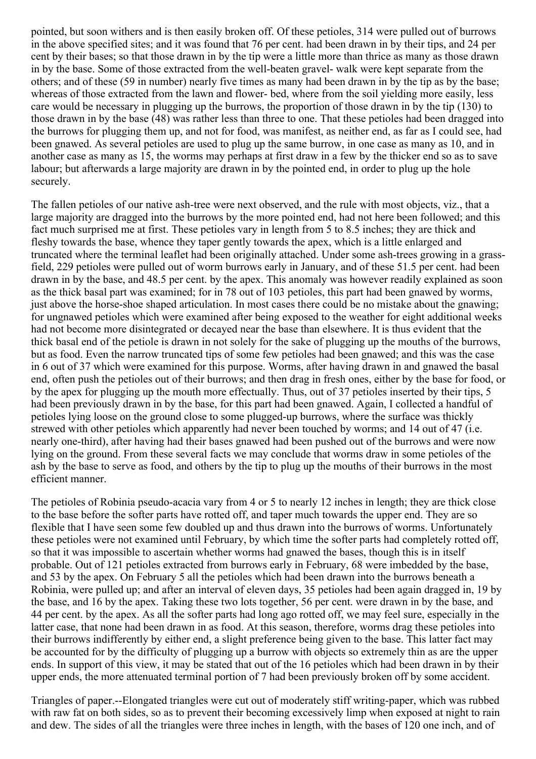pointed, but soon withers and is then easily broken off. Of these petioles, 314 were pulled out of burrows in the above specified sites; and it was found that 76 per cent. had been drawn in by their tips, and 24 per cent by their bases; so that those drawn in by the tip were a little more than thrice as many as those drawn in by the base. Some of those extracted from the well-beaten gravel- walk were kept separate from the others; and of these (59 in number) nearly five times as many had been drawn in by the tip as by the base; whereas of those extracted from the lawn and flower- bed, where from the soil yielding more easily, less care would be necessary in plugging up the burrows, the proportion of those drawn in by the tip (130) to those drawn in by the base (48) was rather less than three to one. That these petioles had been dragged into the burrows for plugging them up, and not for food, was manifest, as neither end, as far as I could see, had been gnawed. As several petioles are used to plug up the same burrow, in one case as many as 10, and in another case as many as 15, the worms may perhaps at first draw in a few by the thicker end so as to save labour; but afterwards a large majority are drawn in by the pointed end, in order to plug up the hole securely.

The fallen petioles of our native ash-tree were next observed, and the rule with most objects, viz., that a large majority are dragged into the burrows by the more pointed end, had not here been followed; and this fact much surprised me at first. These petioles vary in length from 5 to 8.5 inches; they are thick and fleshy towards the base, whence they taper gently towards the apex, which is a little enlarged and truncated where the terminal leaflet had been originally attached. Under some ash-trees growing in a grass-field, 229 petioles were pulled out of worm burrows early in January, and of these 51.5 per cent. had been drawn in by the base, and 48.5 per cent. by the apex. This anomaly was however readily explained as soon as the thick basal part was examined; for in 78 out of 103 petioles, this part had been gnawed by worms, just above the horse-shoe shaped articulation. In most cases there could be no mistake about the gnawing; for ungnawed petioles which were examined after being exposed to the weather for eight additional weeks had not become more disintegrated or decayed near the base than elsewhere. It is thus evident that the thick basal end of the petiole is drawn in not solely for the sake of plugging up the mouths of the burrows, but as food. Even the narrow truncated tips of some few petioles had been gnawed; and this was the case in 6 out of 37 which were examined for this purpose. Worms, after having drawn in and gnawed the basal end, often push the petioles out of their burrows; and then drag in fresh ones, either by the base for food, or by the apex for plugging up the mouth more effectually. Thus, out of 37 petioles inserted by their tips, 5 had been previously drawn in by the base, for this part had been gnawed. Again, I collected a handful of petioles lying loose on the ground close to some plugged-up burrows, where the surface was thickly strewed with other petioles which apparently had never been touched by worms; and 14 out of 47 (i.e. nearly one-third), after having had their bases gnawed had been pushed out of the burrows and were now lying on the ground. From these several facts we may conclude that worms draw in some petioles of the ash by the base to serve as food, and others by the tip to plug up the mouths of their burrows in the most efficient manner.

The petioles of Robinia pseudo-acacia vary from 4 or 5 to nearly 12 inches in length; they are thick close to the base before the softer parts have rotted off, and taper much towards the upper end. They are so flexible that I have seen some few doubled up and thus drawn into the burrows of worms. Unfortunately these petioles were not examined until February, by which time the softer parts had completely rotted off, so that it was impossible to ascertain whether worms had gnawed the bases, though this is in itself probable. Out of 121 petioles extracted from burrows early in February, 68 were imbedded by the base, and 53 by the apex. On February 5 all the petioles which had been drawn into the burrows beneath a Robinia, were pulled up; and after an interval of eleven days, 35 petioles had been again dragged in, 19 by the base, and 16 by the apex. Taking these two lots together, 56 per cent. were drawn in by the base, and 44 per cent. by the apex. As all the softer parts had long ago rotted off, we may feel sure, especially in the latter case, that none had been drawn in as food. At this season, therefore, worms drag these petioles into their burrows indifferently by either end, a slight preference being given to the base. This latter fact may be accounted for by the difficulty of plugging up a burrow with objects so extremely thin as are the upper ends. In support of this view, it may be stated that out of the 16 petioles which had been drawn in by their upper ends, the more attenuated terminal portion of 7 had been previously broken off by some accident.

Triangles of paper.--Elongated triangles were cut out of moderately stiff writing-paper, which was rubbed with raw fat on both sides, so as to prevent their becoming excessively limp when exposed at night to rain and dew. The sides of all the triangles were three inches in length, with the bases of 120 one inch, and of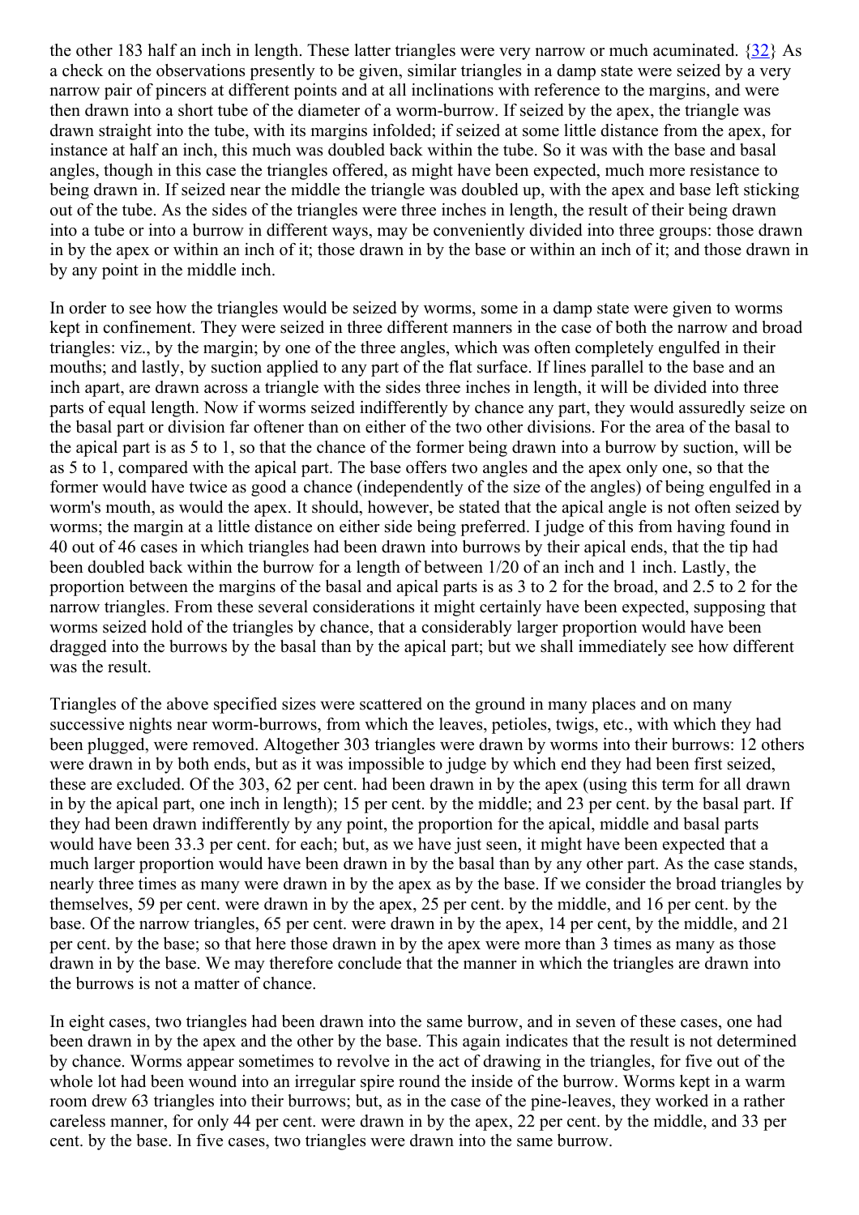the other 183 half an inch in length. These latter triangles were very narrow or much acuminated. {32} As a check on the observations presently to be given, similar triangles in a damp state were seized by a very narrow pair of pincers at different points and at all inclinations with reference to the margins, and were then drawn into a short tube of the diameter of a worm-burrow. If seized by the apex, the triangle was drawn straight into the tube, with its margins infolded; if seized at some little distance from the apex, for instance at half an inch, this much was doubled back within the tube. So it was with the base and basal angles, though in this case the triangles offered, as might have been expected, much more resistance to being drawn in. If seized near the middle the triangle was doubled up, with the apex and base left sticking out of the tube. As the sides of the triangles were three inches in length, the result of their being drawn into a tube or into a burrow in different ways, may be conveniently divided into three groups: those drawn in by the apex or within an inch of it; those drawn in by the base or within an inch of it; and those drawn in by any point in the middle inch.

In order to see how the triangles would be seized by worms, some in a damp state were given to worms kept in confinement. They were seized in three different manners in the case of both the narrow and broad triangles: viz., by the margin; by one of the three angles, which was often completely engulfed in their mouths; and lastly, by suction applied to any part of the flat surface. If lines parallel to the base and an inch apart, are drawn across a triangle with the sides three inches in length, it will be divided into three parts of equal length. Now if worms seized indifferently by chance any part, they would assuredly seize on the basal part or division far oftener than on either of the two other divisions. For the area of the basal to the apical part is as 5 to 1, so that the chance of the former being drawn into a burrow by suction, will be as 5 to 1, compared with the apical part. The base offers two angles and the apex only one, so that the former would have twice as good a chance (independently of the size of the angles) of being engulfed in a worm's mouth, as would the apex. It should, however, be stated that the apical angle is not often seized by worms; the margin at a little distance on either side being preferred. I judge of this from having found in 40 out of 46 cases in which triangles had been drawn into burrows by their apical ends, that the tip had been doubled back within the burrow for a length of between 1/20 of an inch and 1 inch. Lastly, the proportion between the margins of the basal and apical parts is as 3 to 2 for the broad, and 2.5 to 2 for the narrow triangles. From these several considerations it might certainly have been expected, supposing that worms seized hold of the triangles by chance, that a considerably larger proportion would have been dragged into the burrows by the basal than by the apical part; but we shall immediately see how different was the result.

Triangles of the above specified sizes were scattered on the ground in many places and on many successive nights near worm-burrows, from which the leaves, petioles, twigs, etc., with which they had been plugged, were removed. Altogether 303 triangles were drawn by worms into their burrows: 12 others were drawn in by both ends, but as it was impossible to judge by which end they had been first seized, these are excluded. Of the 303, 62 per cent. had been drawn in by the apex (using this term for all drawn in by the apical part, one inch in length); 15 per cent. by the middle; and 23 per cent. by the basal part. If they had been drawn indifferently by any point, the proportion for the apical, middle and basal parts would have been 33.3 per cent. for each; but, as we have just seen, it might have been expected that a much larger proportion would have been drawn in by the basal than by any other part. As the case stands, nearly three times as many were drawn in by the apex as by the base. If we consider the broad triangles by themselves, 59 per cent. were drawn in by the apex, 25 per cent. by the middle, and 16 per cent. by the base. Of the narrow triangles, 65 per cent. were drawn in by the apex, 14 per cent, by the middle, and 21 per cent. by the base; so that here those drawn in by the apex were more than 3 times as many as those drawn in by the base. We may therefore conclude that the manner in which the triangles are drawn into the burrows is not a matter of chance.

In eight cases, two triangles had been drawn into the same burrow, and in seven of these cases, one had been drawn in by the apex and the other by the base. This again indicates that the result is not determined by chance. Worms appear sometimes to revolve in the act of drawing in the triangles, for five out of the whole lot had been wound into an irregular spire round the inside of the burrow. Worms kept in a warm room drew 63 triangles into their burrows; but, as in the case of the pine-leaves, they worked in a rather careless manner, for only 44 per cent. were drawn in by the apex, 22 per cent. by the middle, and 33 per cent. by the base. In five cases, two triangles were drawn into the same burrow.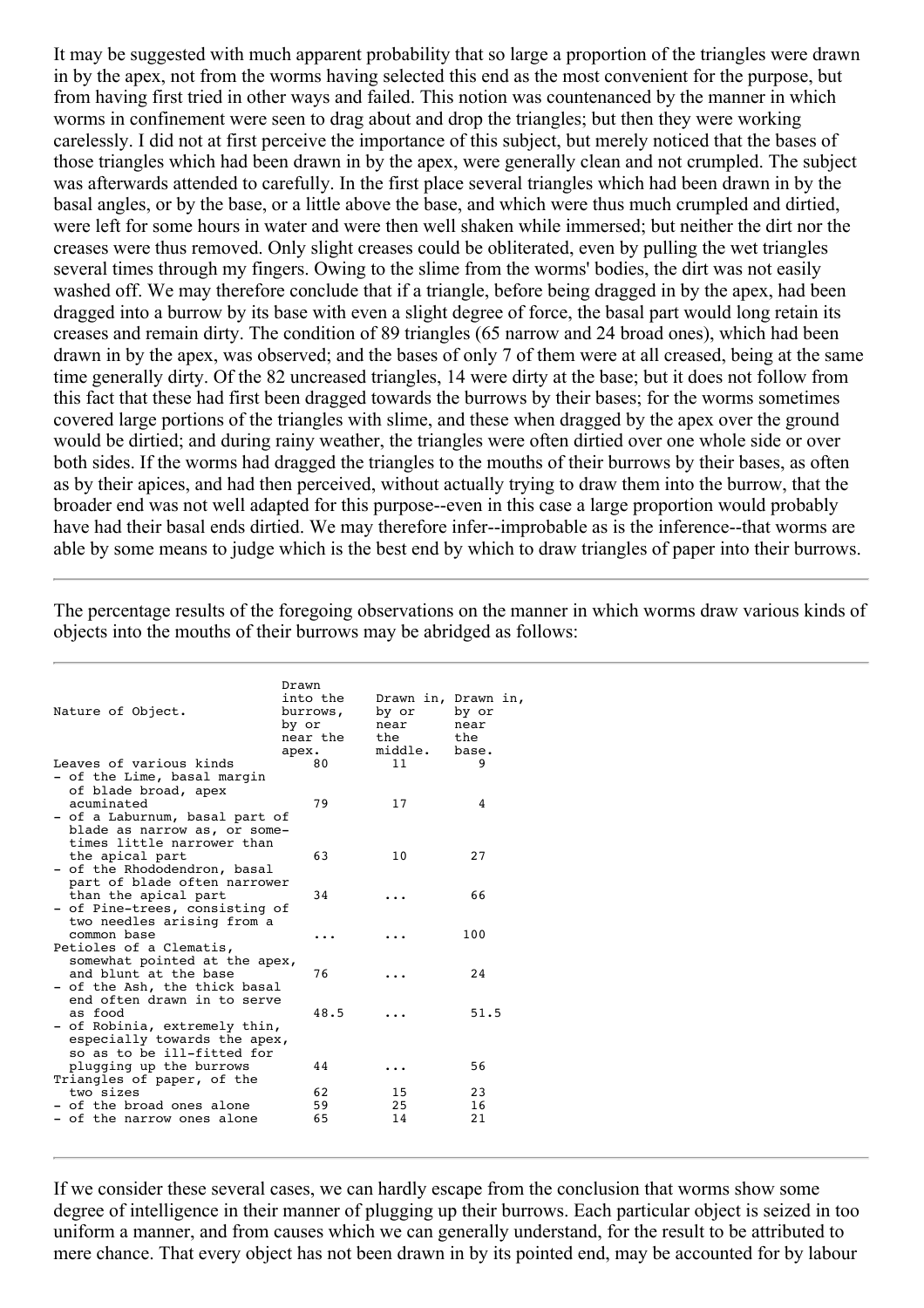It may be suggested with much apparent probability that so large a proportion of the triangles were drawn in by the apex, not from the worms having selected this end as the most convenient for the purpose, but from having first tried in other ways and failed. This notion was countenanced by the manner in which worms in confinement were seen to drag about and drop the triangles; but then they were working carelessly. I did not at first perceive the importance of this subject, but merely noticed that the bases of those triangles which had been drawn in by the apex, were generally clean and not crumpled. The subject was afterwards attended to carefully. In the first place several triangles which had been drawn in by the basal angles, or by the base, or a little above the base, and which were thus much crumpled and dirtied, were left for some hours in water and were then well shaken while immersed; but neither the dirt nor the creases were thus removed. Only slight creases could be obliterated, even by pulling the wet triangles several times through my fingers. Owing to the slime from the worms' bodies, the dirt was not easily washed off. We may therefore conclude that if a triangle, before being dragged in by the apex, had been dragged into a burrow by its base with even a slight degree of force, the basal part would long retain its creases and remain dirty. The condition of 89 triangles (65 narrow and 24 broad ones), which had been drawn in by the apex, was observed; and the bases of only 7 of them were at all creased, being at the same time generally dirty. Of the 82 uncreased triangles, 14 were dirty at the base; but it does not follow from this fact that these had first been dragged towards the burrows by their bases; for the worms sometimes covered large portions of the triangles with slime, and these when dragged by the apex over the ground would be dirtied; and during rainy weather, the triangles were often dirtied over one whole side or over both sides. If the worms had dragged the triangles to the mouths of their burrows by their bases, as often as by their apices, and had then perceived, without actually trying to draw them into the burrow, that the broader end was not well adapted for this purpose--even in this case a large proportion would probably have had their basal ends dirtied. We may therefore infer--improbable as is the inference--that worms are able by some means to judge which is the best end by which to draw triangles of paper into their burrows.

---

The percentage results of the foregoing observations on the manner in which worms draw various kinds of objects into the mouths of their burrows may be abridged as follows:

| Nature of Object. | Drawn into the burrows, by or near the apex. | Drawn in, by or near the middle. | Drawn in, by or near the base. |
|---|---|---|---|
| Leaves of various kinds | 80 | 11 | 9 |
| - of the Lime, basal margin of blade broad, apex acuminated | 79 | 17 | 4 |
| - of a Laburnum, basal part of blade as narrow as, or sometimes little narrower than the apical part | 63 | 10 | 27 |
| - of the Rhododendron, basal part of blade often narrower than the apical part | 34 | ... | 66 |
| - of Pine-trees, consisting of two needles arising from a common base | ... | ... | 100 |
| Petioles of a Clematis, somewhat pointed at the apex, and blunt at the base | 76 | ... | 24 |
| - of the Ash, the thick basal end often drawn in to serve as food | 48.5 | ... | 51.5 |
| - of Robinia, extremely thin, especially towards the apex, so as to be ill-fitted for plugging up the burrows | 44 | ... | 56 |
| Triangles of paper, of the two sizes | 62 | 15 | 23 |
| - of the broad ones alone | 59 | 25 | 16 |
| - of the narrow ones alone | 65 | 14 | 21 |

---

If we consider these several cases, we can hardly escape from the conclusion that worms show some degree of intelligence in their manner of plugging up their burrows. Each particular object is seized in too uniform a manner, and from causes which we can generally understand, for the result to be attributed to mere chance. That every object has not been drawn in by its pointed end, may be accounted for by labour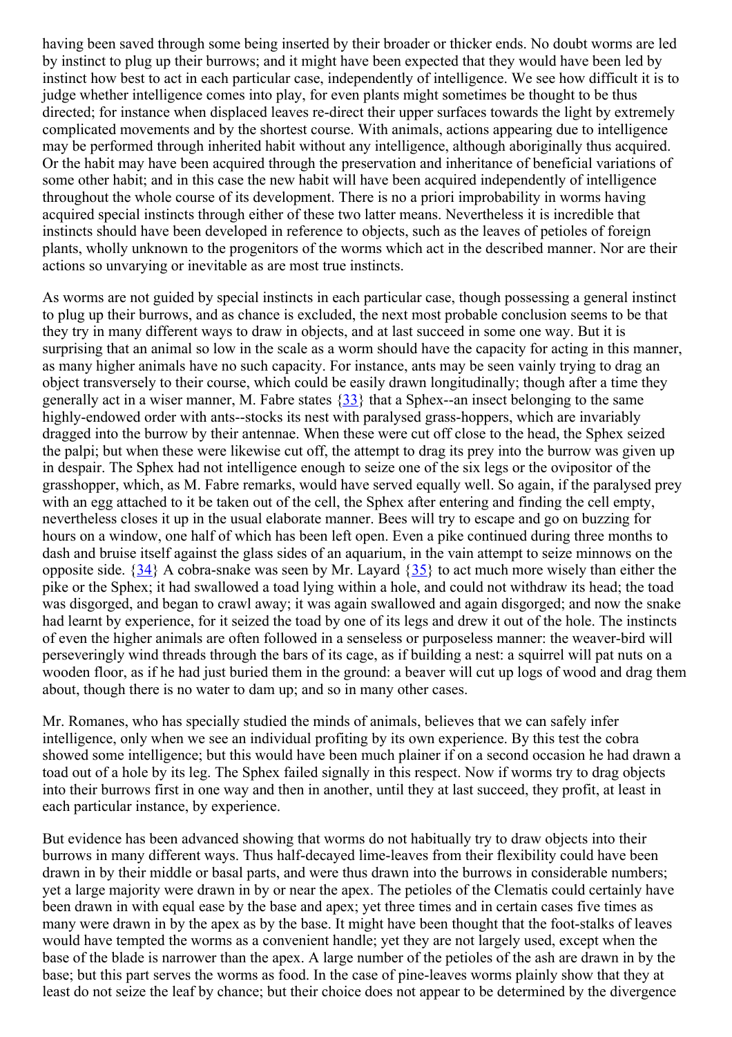having been saved through some being inserted by their broader or thicker ends. No doubt worms are led by instinct to plug up their burrows; and it might have been expected that they would have been led by instinct how best to act in each particular case, independently of intelligence. We see how difficult it is to judge whether intelligence comes into play, for even plants might sometimes be thought to be thus directed; for instance when displaced leaves re-direct their upper surfaces towards the light by extremely complicated movements and by the shortest course. With animals, actions appearing due to intelligence may be performed through inherited habit without any intelligence, although aboriginally thus acquired. Or the habit may have been acquired through the preservation and inheritance of beneficial variations of some other habit; and in this case the new habit will have been acquired independently of intelligence throughout the whole course of its development. There is no a priori improbability in worms having acquired special instincts through either of these two latter means. Nevertheless it is incredible that instincts should have been developed in reference to objects, such as the leaves of petioles of foreign plants, wholly unknown to the progenitors of the worms which act in the described manner. Nor are their actions so unvarying or inevitable as are most true instincts.

As worms are not guided by special instincts in each particular case, though possessing a general instinct to plug up their burrows, and as chance is excluded, the next most probable conclusion seems to be that they try in many different ways to draw in objects, and at last succeed in some one way. But it is surprising that an animal so low in the scale as a worm should have the capacity for acting in this manner, as many higher animals have no such capacity. For instance, ants may be seen vainly trying to drag an object transversely to their course, which could be easily drawn longitudinally; though after a time they generally act in a wiser manner, M. Fabre states {33} that a Sphex--an insect belonging to the same highly-endowed order with ants--stocks its nest with paralysed grass-hoppers, which are invariably dragged into the burrow by their antennae. When these were cut off close to the head, the Sphex seized the palpi; but when these were likewise cut off, the attempt to drag its prey into the burrow was given up in despair. The Sphex had not intelligence enough to seize one of the six legs or the ovipositor of the grasshopper, which, as M. Fabre remarks, would have served equally well. So again, if the paralysed prey with an egg attached to it be taken out of the cell, the Sphex after entering and finding the cell empty, nevertheless closes it up in the usual elaborate manner. Bees will try to escape and go on buzzing for hours on a window, one half of which has been left open. Even a pike continued during three months to dash and bruise itself against the glass sides of an aquarium, in the vain attempt to seize minnows on the opposite side. {34} A cobra-snake was seen by Mr. Layard {35} to act much more wisely than either the pike or the Sphex; it had swallowed a toad lying within a hole, and could not withdraw its head; the toad was disgorged, and began to crawl away; it was again swallowed and again disgorged; and now the snake had learnt by experience, for it seized the toad by one of its legs and drew it out of the hole. The instincts of even the higher animals are often followed in a senseless or purposeless manner: the weaver-bird will perseveringly wind threads through the bars of its cage, as if building a nest: a squirrel will pat nuts on a wooden floor, as if he had just buried them in the ground: a beaver will cut up logs of wood and drag them about, though there is no water to dam up; and so in many other cases.

Mr. Romanes, who has specially studied the minds of animals, believes that we can safely infer intelligence, only when we see an individual profiting by its own experience. By this test the cobra showed some intelligence; but this would have been much plainer if on a second occasion he had drawn a toad out of a hole by its leg. The Sphex failed signally in this respect. Now if worms try to drag objects into their burrows first in one way and then in another, until they at last succeed, they profit, at least in each particular instance, by experience.

But evidence has been advanced showing that worms do not habitually try to draw objects into their burrows in many different ways. Thus half-decayed lime-leaves from their flexibility could have been drawn in by their middle or basal parts, and were thus drawn into the burrows in considerable numbers; yet a large majority were drawn in by or near the apex. The petioles of the Clematis could certainly have been drawn in with equal ease by the base and apex; yet three times and in certain cases five times as many were drawn in by the apex as by the base. It might have been thought that the foot-stalks of leaves would have tempted the worms as a convenient handle; yet they are not largely used, except when the base of the blade is narrower than the apex. A large number of the petioles of the ash are drawn in by the base; but this part serves the worms as food. In the case of pine-leaves worms plainly show that they at least do not seize the leaf by chance; but their choice does not appear to be determined by the divergence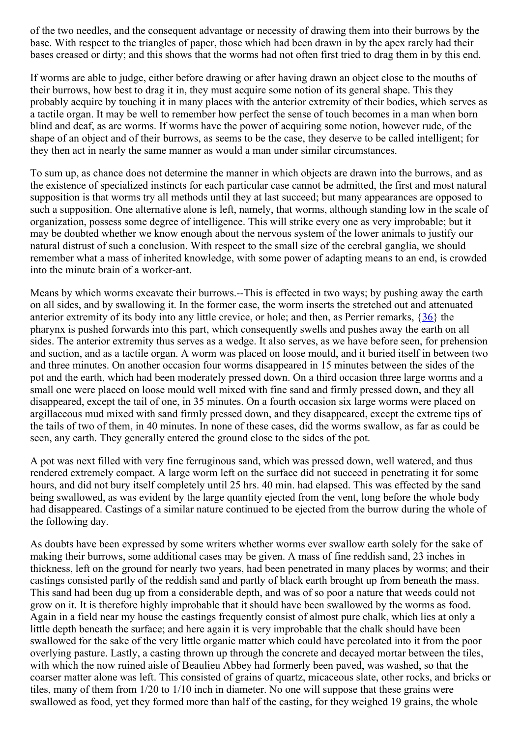of the two needles, and the consequent advantage or necessity of drawing them into their burrows by the base. With respect to the triangles of paper, those which had been drawn in by the apex rarely had their bases creased or dirty; and this shows that the worms had not often first tried to drag them in by this end.

If worms are able to judge, either before drawing or after having drawn an object close to the mouths of their burrows, how best to drag it in, they must acquire some notion of its general shape. This they probably acquire by touching it in many places with the anterior extremity of their bodies, which serves as a tactile organ. It may be well to remember how perfect the sense of touch becomes in a man when born blind and deaf, as are worms. If worms have the power of acquiring some notion, however rude, of the shape of an object and of their burrows, as seems to be the case, they deserve to be called intelligent; for they then act in nearly the same manner as would a man under similar circumstances.

To sum up, as chance does not determine the manner in which objects are drawn into the burrows, and as the existence of specialized instincts for each particular case cannot be admitted, the first and most natural supposition is that worms try all methods until they at last succeed; but many appearances are opposed to such a supposition. One alternative alone is left, namely, that worms, although standing low in the scale of organization, possess some degree of intelligence. This will strike every one as very improbable; but it may be doubted whether we know enough about the nervous system of the lower animals to justify our natural distrust of such a conclusion. With respect to the small size of the cerebral ganglia, we should remember what a mass of inherited knowledge, with some power of adapting means to an end, is crowded into the minute brain of a worker-ant.

Means by which worms excavate their burrows.--This is effected in two ways; by pushing away the earth on all sides, and by swallowing it. In the former case, the worm inserts the stretched out and attenuated anterior extremity of its body into any little crevice, or hole; and then, as Perrier remarks, {36} the pharynx is pushed forwards into this part, which consequently swells and pushes away the earth on all sides. The anterior extremity thus serves as a wedge. It also serves, as we have before seen, for prehension and suction, and as a tactile organ. A worm was placed on loose mould, and it buried itself in between two and three minutes. On another occasion four worms disappeared in 15 minutes between the sides of the pot and the earth, which had been moderately pressed down. On a third occasion three large worms and a small one were placed on loose mould well mixed with fine sand and firmly pressed down, and they all disappeared, except the tail of one, in 35 minutes. On a fourth occasion six large worms were placed on argillaceous mud mixed with sand firmly pressed down, and they disappeared, except the extreme tips of the tails of two of them, in 40 minutes. In none of these cases, did the worms swallow, as far as could be seen, any earth. They generally entered the ground close to the sides of the pot.

A pot was next filled with very fine ferruginous sand, which was pressed down, well watered, and thus rendered extremely compact. A large worm left on the surface did not succeed in penetrating it for some hours, and did not bury itself completely until 25 hrs. 40 min. had elapsed. This was effected by the sand being swallowed, as was evident by the large quantity ejected from the vent, long before the whole body had disappeared. Castings of a similar nature continued to be ejected from the burrow during the whole of the following day.

As doubts have been expressed by some writers whether worms ever swallow earth solely for the sake of making their burrows, some additional cases may be given. A mass of fine reddish sand, 23 inches in thickness, left on the ground for nearly two years, had been penetrated in many places by worms; and their castings consisted partly of the reddish sand and partly of black earth brought up from beneath the mass. This sand had been dug up from a considerable depth, and was of so poor a nature that weeds could not grow on it. It is therefore highly improbable that it should have been swallowed by the worms as food. Again in a field near my house the castings frequently consist of almost pure chalk, which lies at only a little depth beneath the surface; and here again it is very improbable that the chalk should have been swallowed for the sake of the very little organic matter which could have percolated into it from the poor overlying pasture. Lastly, a casting thrown up through the concrete and decayed mortar between the tiles, with which the now ruined aisle of Beaulieu Abbey had formerly been paved, was washed, so that the coarser matter alone was left. This consisted of grains of quartz, micaceous slate, other rocks, and bricks or tiles, many of them from 1/20 to 1/10 inch in diameter. No one will suppose that these grains were swallowed as food, yet they formed more than half of the casting, for they weighed 19 grains, the whole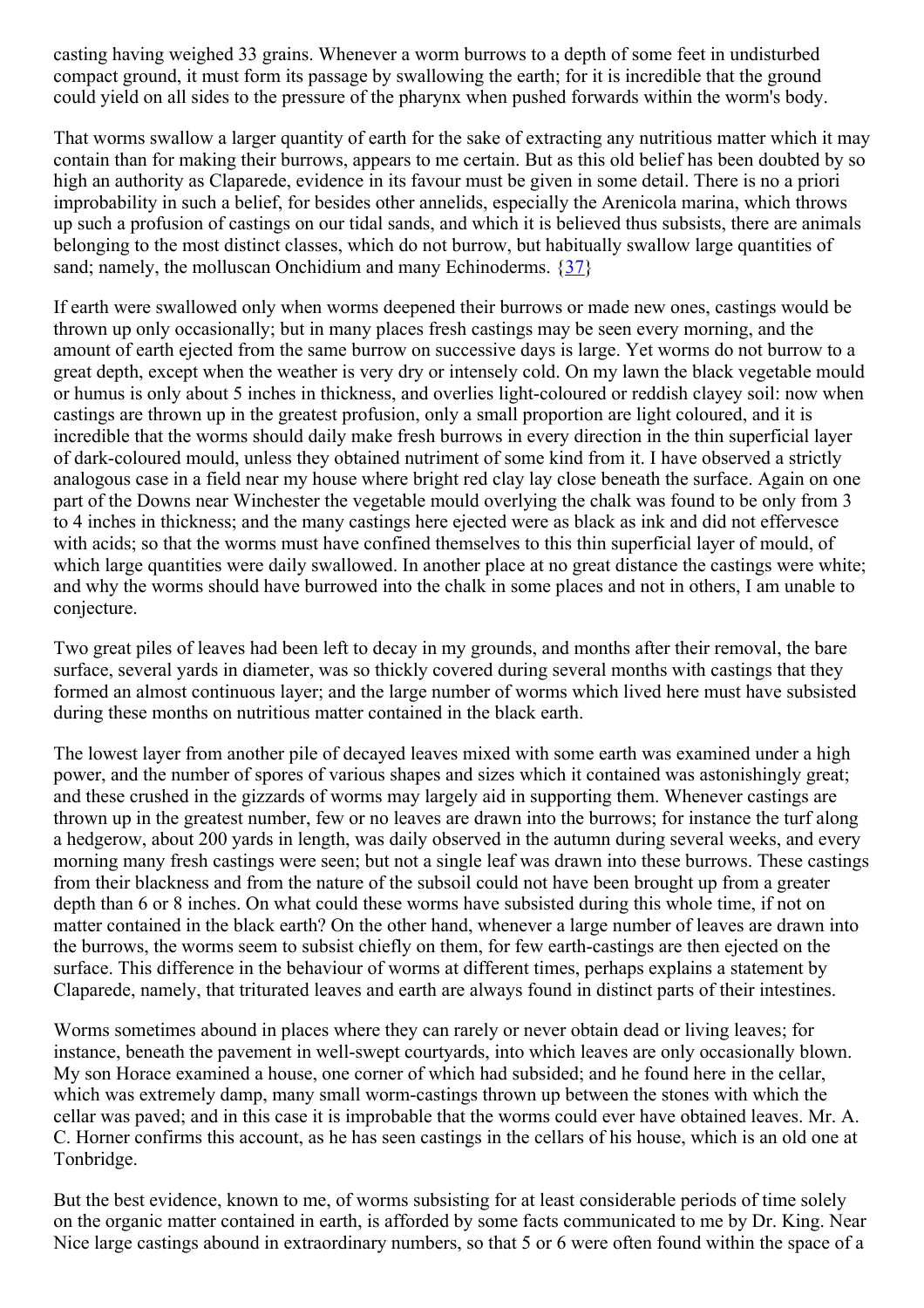casting having weighed 33 grains. Whenever a worm burrows to a depth of some feet in undisturbed compact ground, it must form its passage by swallowing the earth; for it is incredible that the ground could yield on all sides to the pressure of the pharynx when pushed forwards within the worm's body.

That worms swallow a larger quantity of earth for the sake of extracting any nutritious matter which it may contain than for making their burrows, appears to me certain. But as this old belief has been doubted by so high an authority as Claparede, evidence in its favour must be given in some detail. There is no a priori improbability in such a belief, for besides other annelids, especially the Arenicola marina, which throws up such a profusion of castings on our tidal sands, and which it is believed thus subsists, there are animals belonging to the most distinct classes, which do not burrow, but habitually swallow large quantities of sand; namely, the molluscan Onchidium and many Echinoderms. {37}

If earth were swallowed only when worms deepened their burrows or made new ones, castings would be thrown up only occasionally; but in many places fresh castings may be seen every morning, and the amount of earth ejected from the same burrow on successive days is large. Yet worms do not burrow to a great depth, except when the weather is very dry or intensely cold. On my lawn the black vegetable mould or humus is only about 5 inches in thickness, and overlies light-coloured or reddish clayey soil: now when castings are thrown up in the greatest profusion, only a small proportion are light coloured, and it is incredible that the worms should daily make fresh burrows in every direction in the thin superficial layer of dark-coloured mould, unless they obtained nutriment of some kind from it. I have observed a strictly analogous case in a field near my house where bright red clay lay close beneath the surface. Again on one part of the Downs near Winchester the vegetable mould overlying the chalk was found to be only from 3 to 4 inches in thickness; and the many castings here ejected were as black as ink and did not effervesce with acids; so that the worms must have confined themselves to this thin superficial layer of mould, of which large quantities were daily swallowed. In another place at no great distance the castings were white; and why the worms should have burrowed into the chalk in some places and not in others, I am unable to conjecture.

Two great piles of leaves had been left to decay in my grounds, and months after their removal, the bare surface, several yards in diameter, was so thickly covered during several months with castings that they formed an almost continuous layer; and the large number of worms which lived here must have subsisted during these months on nutritious matter contained in the black earth.

The lowest layer from another pile of decayed leaves mixed with some earth was examined under a high power, and the number of spores of various shapes and sizes which it contained was astonishingly great; and these crushed in the gizzards of worms may largely aid in supporting them. Whenever castings are thrown up in the greatest number, few or no leaves are drawn into the burrows; for instance the turf along a hedgerow, about 200 yards in length, was daily observed in the autumn during several weeks, and every morning many fresh castings were seen; but not a single leaf was drawn into these burrows. These castings from their blackness and from the nature of the subsoil could not have been brought up from a greater depth than 6 or 8 inches. On what could these worms have subsisted during this whole time, if not on matter contained in the black earth? On the other hand, whenever a large number of leaves are drawn into the burrows, the worms seem to subsist chiefly on them, for few earth-castings are then ejected on the surface. This difference in the behaviour of worms at different times, perhaps explains a statement by Claparede, namely, that triturated leaves and earth are always found in distinct parts of their intestines.

Worms sometimes abound in places where they can rarely or never obtain dead or living leaves; for instance, beneath the pavement in well-swept courtyards, into which leaves are only occasionally blown. My son Horace examined a house, one corner of which had subsided; and he found here in the cellar, which was extremely damp, many small worm-castings thrown up between the stones with which the cellar was paved; and in this case it is improbable that the worms could ever have obtained leaves. Mr. A. C. Horner confirms this account, as he has seen castings in the cellars of his house, which is an old one at Tonbridge.

But the best evidence, known to me, of worms subsisting for at least considerable periods of time solely on the organic matter contained in earth, is afforded by some facts communicated to me by Dr. King. Near Nice large castings abound in extraordinary numbers, so that 5 or 6 were often found within the space of a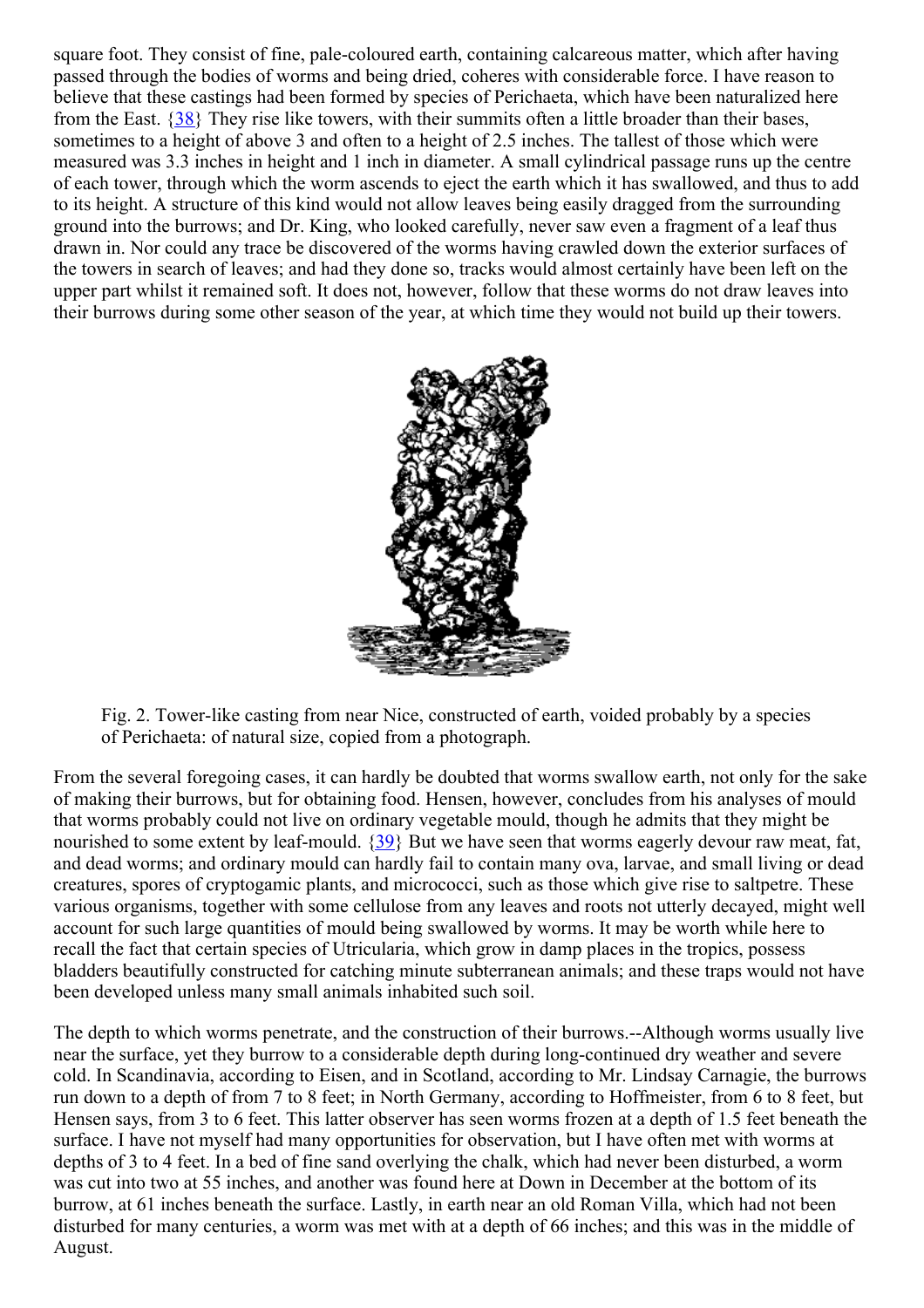square foot. They consist of fine, pale-coloured earth, containing calcareous matter, which after having passed through the bodies of worms and being dried, coheres with considerable force. I have reason to believe that these castings had been formed by species of Perichaeta, which have been naturalized here from the East. {38} They rise like towers, with their summits often a little broader than their bases, sometimes to a height of above 3 and often to a height of 2.5 inches. The tallest of those which were measured was 3.3 inches in height and 1 inch in diameter. A small cylindrical passage runs up the centre of each tower, through which the worm ascends to eject the earth which it has swallowed, and thus to add to its height. A structure of this kind would not allow leaves being easily dragged from the surrounding ground into the burrows; and Dr. King, who looked carefully, never saw even a fragment of a leaf thus drawn in. Nor could any trace be discovered of the worms having crawled down the exterior surfaces of the towers in search of leaves; and had they done so, tracks would almost certainly have been left on the upper part whilst it remained soft. It does not, however, follow that these worms do not draw leaves into their burrows during some other season of the year, at which time they would not build up their towers.

Fig. 2. Tower-like casting from near Nice, constructed of earth, voided probably by a species of Perichaeta: of natural size, copied from a photograph.

From the several foregoing cases, it can hardly be doubted that worms swallow earth, not only for the sake of making their burrows, but for obtaining food. Hensen, however, concludes from his analyses of mould that worms probably could not live on ordinary vegetable mould, though he admits that they might be nourished to some extent by leaf-mould. {39} But we have seen that worms eagerly devour raw meat, fat, and dead worms; and ordinary mould can hardly fail to contain many ova, larvae, and small living or dead creatures, spores of cryptogamic plants, and micrococci, such as those which give rise to saltpetre. These various organisms, together with some cellulose from any leaves and roots not utterly decayed, might well account for such large quantities of mould being swallowed by worms. It may be worth while here to recall the fact that certain species of Utricularia, which grow in damp places in the tropics, possess bladders beautifully constructed for catching minute subterranean animals; and these traps would not have been developed unless many small animals inhabited such soil.

The depth to which worms penetrate, and the construction of their burrows.--Although worms usually live near the surface, yet they burrow to a considerable depth during long-continued dry weather and severe cold. In Scandinavia, according to Eisen, and in Scotland, according to Mr. Lindsay Carnagie, the burrows run down to a depth of from 7 to 8 feet; in North Germany, according to Hoffmeister, from 6 to 8 feet, but Hensen says, from 3 to 6 feet. This latter observer has seen worms frozen at a depth of 1.5 feet beneath the surface. I have not myself had many opportunities for observation, but I have often met with worms at depths of 3 to 4 feet. In a bed of fine sand overlying the chalk, which had never been disturbed, a worm was cut into two at 55 inches, and another was found here at Down in December at the bottom of its burrow, at 61 inches beneath the surface. Lastly, in earth near an old Roman Villa, which had not been disturbed for many centuries, a worm was met with at a depth of 66 inches; and this was in the middle of August.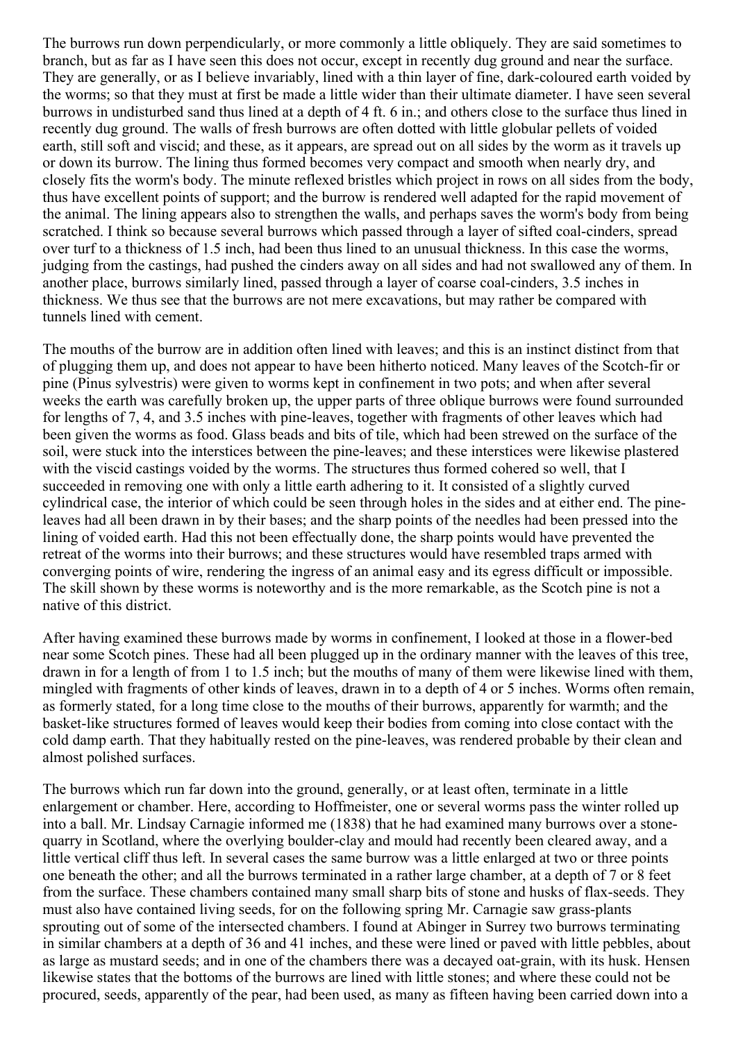The burrows run down perpendicularly, or more commonly a little obliquely. They are said sometimes to branch, but as far as I have seen this does not occur, except in recently dug ground and near the surface. They are generally, or as I believe invariably, lined with a thin layer of fine, dark-coloured earth voided by the worms; so that they must at first be made a little wider than their ultimate diameter. I have seen several burrows in undisturbed sand thus lined at a depth of 4 ft. 6 in.; and others close to the surface thus lined in recently dug ground. The walls of fresh burrows are often dotted with little globular pellets of voided earth, still soft and viscid; and these, as it appears, are spread out on all sides by the worm as it travels up or down its burrow. The lining thus formed becomes very compact and smooth when nearly dry, and closely fits the worm's body. The minute reflexed bristles which project in rows on all sides from the body, thus have excellent points of support; and the burrow is rendered well adapted for the rapid movement of the animal. The lining appears also to strengthen the walls, and perhaps saves the worm's body from being scratched. I think so because several burrows which passed through a layer of sifted coal-cinders, spread over turf to a thickness of 1.5 inch, had been thus lined to an unusual thickness. In this case the worms, judging from the castings, had pushed the cinders away on all sides and had not swallowed any of them. In another place, burrows similarly lined, passed through a layer of coarse coal-cinders, 3.5 inches in thickness. We thus see that the burrows are not mere excavations, but may rather be compared with tunnels lined with cement.

The mouths of the burrow are in addition often lined with leaves; and this is an instinct distinct from that of plugging them up, and does not appear to have been hitherto noticed. Many leaves of the Scotch-fir or pine (Pinus sylvestris) were given to worms kept in confinement in two pots; and when after several weeks the earth was carefully broken up, the upper parts of three oblique burrows were found surrounded for lengths of 7, 4, and 3.5 inches with pine-leaves, together with fragments of other leaves which had been given the worms as food. Glass beads and bits of tile, which had been strewed on the surface of the soil, were stuck into the interstices between the pine-leaves; and these interstices were likewise plastered with the viscid castings voided by the worms. The structures thus formed cohered so well, that I succeeded in removing one with only a little earth adhering to it. It consisted of a slightly curved cylindrical case, the interior of which could be seen through holes in the sides and at either end. The pine-leaves had all been drawn in by their bases; and the sharp points of the needles had been pressed into the lining of voided earth. Had this not been effectually done, the sharp points would have prevented the retreat of the worms into their burrows; and these structures would have resembled traps armed with converging points of wire, rendering the ingress of an animal easy and its egress difficult or impossible. The skill shown by these worms is noteworthy and is the more remarkable, as the Scotch pine is not a native of this district.

After having examined these burrows made by worms in confinement, I looked at those in a flower-bed near some Scotch pines. These had all been plugged up in the ordinary manner with the leaves of this tree, drawn in for a length of from 1 to 1.5 inch; but the mouths of many of them were likewise lined with them, mingled with fragments of other kinds of leaves, drawn in to a depth of 4 or 5 inches. Worms often remain, as formerly stated, for a long time close to the mouths of their burrows, apparently for warmth; and the basket-like structures formed of leaves would keep their bodies from coming into close contact with the cold damp earth. That they habitually rested on the pine-leaves, was rendered probable by their clean and almost polished surfaces.

The burrows which run far down into the ground, generally, or at least often, terminate in a little enlargement or chamber. Here, according to Hoffmeister, one or several worms pass the winter rolled up into a ball. Mr. Lindsay Carnagie informed me (1838) that he had examined many burrows over a stone-quarry in Scotland, where the overlying boulder-clay and mould had recently been cleared away, and a little vertical cliff thus left. In several cases the same burrow was a little enlarged at two or three points one beneath the other; and all the burrows terminated in a rather large chamber, at a depth of 7 or 8 feet from the surface. These chambers contained many small sharp bits of stone and husks of flax-seeds. They must also have contained living seeds, for on the following spring Mr. Carnagie saw grass-plants sprouting out of some of the intersected chambers. I found at Abinger in Surrey two burrows terminating in similar chambers at a depth of 36 and 41 inches, and these were lined or paved with little pebbles, about as large as mustard seeds; and in one of the chambers there was a decayed oat-grain, with its husk. Hensen likewise states that the bottoms of the burrows are lined with little stones; and where these could not be procured, seeds, apparently of the pear, had been used, as many as fifteen having been carried down into a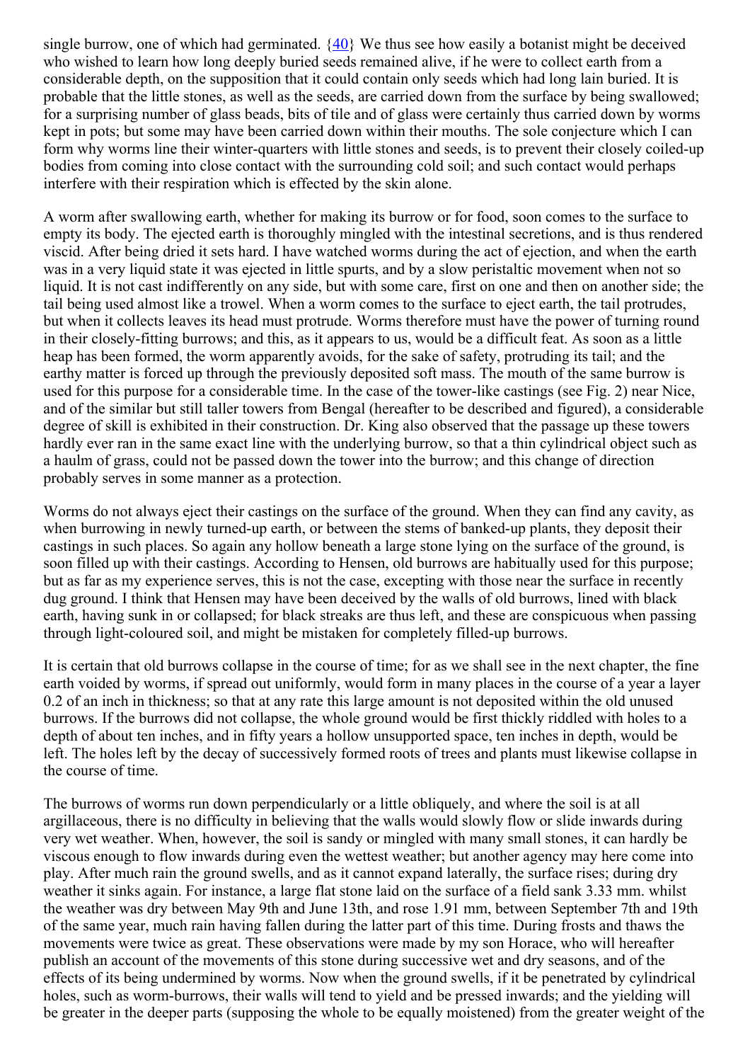single burrow, one of which had germinated. {40} We thus see how easily a botanist might be deceived who wished to learn how long deeply buried seeds remained alive, if he were to collect earth from a considerable depth, on the supposition that it could contain only seeds which had long lain buried. It is probable that the little stones, as well as the seeds, are carried down from the surface by being swallowed; for a surprising number of glass beads, bits of tile and of glass were certainly thus carried down by worms kept in pots; but some may have been carried down within their mouths. The sole conjecture which I can form why worms line their winter-quarters with little stones and seeds, is to prevent their closely coiled-up bodies from coming into close contact with the surrounding cold soil; and such contact would perhaps interfere with their respiration which is effected by the skin alone.

A worm after swallowing earth, whether for making its burrow or for food, soon comes to the surface to empty its body. The ejected earth is thoroughly mingled with the intestinal secretions, and is thus rendered viscid. After being dried it sets hard. I have watched worms during the act of ejection, and when the earth was in a very liquid state it was ejected in little spurts, and by a slow peristaltic movement when not so liquid. It is not cast indifferently on any side, but with some care, first on one and then on another side; the tail being used almost like a trowel. When a worm comes to the surface to eject earth, the tail protrudes, but when it collects leaves its head must protrude. Worms therefore must have the power of turning round in their closely-fitting burrows; and this, as it appears to us, would be a difficult feat. As soon as a little heap has been formed, the worm apparently avoids, for the sake of safety, protruding its tail; and the earthy matter is forced up through the previously deposited soft mass. The mouth of the same burrow is used for this purpose for a considerable time. In the case of the tower-like castings (see Fig. 2) near Nice, and of the similar but still taller towers from Bengal (hereafter to be described and figured), a considerable degree of skill is exhibited in their construction. Dr. King also observed that the passage up these towers hardly ever ran in the same exact line with the underlying burrow, so that a thin cylindrical object such as a haulm of grass, could not be passed down the tower into the burrow; and this change of direction probably serves in some manner as a protection.

Worms do not always eject their castings on the surface of the ground. When they can find any cavity, as when burrowing in newly turned-up earth, or between the stems of banked-up plants, they deposit their castings in such places. So again any hollow beneath a large stone lying on the surface of the ground, is soon filled up with their castings. According to Hensen, old burrows are habitually used for this purpose; but as far as my experience serves, this is not the case, excepting with those near the surface in recently dug ground. I think that Hensen may have been deceived by the walls of old burrows, lined with black earth, having sunk in or collapsed; for black streaks are thus left, and these are conspicuous when passing through light-coloured soil, and might be mistaken for completely filled-up burrows.

It is certain that old burrows collapse in the course of time; for as we shall see in the next chapter, the fine earth voided by worms, if spread out uniformly, would form in many places in the course of a year a layer 0.2 of an inch in thickness; so that at any rate this large amount is not deposited within the old unused burrows. If the burrows did not collapse, the whole ground would be first thickly riddled with holes to a depth of about ten inches, and in fifty years a hollow unsupported space, ten inches in depth, would be left. The holes left by the decay of successively formed roots of trees and plants must likewise collapse in the course of time.

The burrows of worms run down perpendicularly or a little obliquely, and where the soil is at all argillaceous, there is no difficulty in believing that the walls would slowly flow or slide inwards during very wet weather. When, however, the soil is sandy or mingled with many small stones, it can hardly be viscous enough to flow inwards during even the wettest weather; but another agency may here come into play. After much rain the ground swells, and as it cannot expand laterally, the surface rises; during dry weather it sinks again. For instance, a large flat stone laid on the surface of a field sank 3.33 mm. whilst the weather was dry between May 9th and June 13th, and rose 1.91 mm, between September 7th and 19th of the same year, much rain having fallen during the latter part of this time. During frosts and thaws the movements were twice as great. These observations were made by my son Horace, who will hereafter publish an account of the movements of this stone during successive wet and dry seasons, and of the effects of its being undermined by worms. Now when the ground swells, if it be penetrated by cylindrical holes, such as worm-burrows, their walls will tend to yield and be pressed inwards; and the yielding will be greater in the deeper parts (supposing the whole to be equally moistened) from the greater weight of the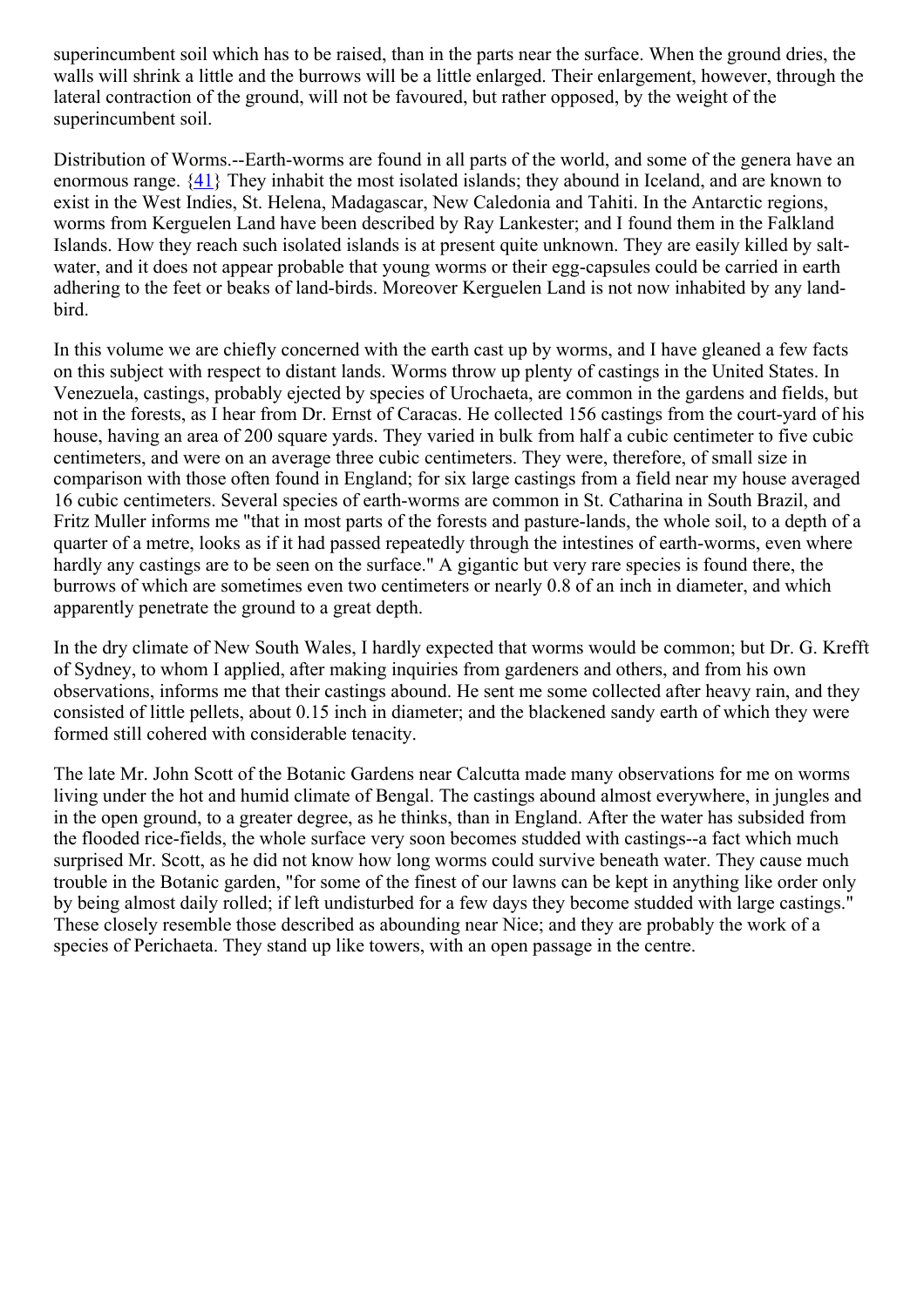superincumbent soil which has to be raised, than in the parts near the surface. When the ground dries, the walls will shrink a little and the burrows will be a little enlarged. Their enlargement, however, through the lateral contraction of the ground, will not be favoured, but rather opposed, by the weight of the superincumbent soil.

Distribution of Worms.--Earth-worms are found in all parts of the world, and some of the genera have an enormous range. {41} They inhabit the most isolated islands; they abound in Iceland, and are known to exist in the West Indies, St. Helena, Madagascar, New Caledonia and Tahiti. In the Antarctic regions, worms from Kerguelen Land have been described by Ray Lankester; and I found them in the Falkland Islands. How they reach such isolated islands is at present quite unknown. They are easily killed by salt-water, and it does not appear probable that young worms or their egg-capsules could be carried in earth adhering to the feet or beaks of land-birds. Moreover Kerguelen Land is not now inhabited by any land-bird.

In this volume we are chiefly concerned with the earth cast up by worms, and I have gleaned a few facts on this subject with respect to distant lands. Worms throw up plenty of castings in the United States. In Venezuela, castings, probably ejected by species of Urochaeta, are common in the gardens and fields, but not in the forests, as I hear from Dr. Ernst of Caracas. He collected 156 castings from the court-yard of his house, having an area of 200 square yards. They varied in bulk from half a cubic centimeter to five cubic centimeters, and were on an average three cubic centimeters. They were, therefore, of small size in comparison with those often found in England; for six large castings from a field near my house averaged 16 cubic centimeters. Several species of earth-worms are common in St. Catharina in South Brazil, and Fritz Muller informs me "that in most parts of the forests and pasture-lands, the whole soil, to a depth of a quarter of a metre, looks as if it had passed repeatedly through the intestines of earth-worms, even where hardly any castings are to be seen on the surface." A gigantic but very rare species is found there, the burrows of which are sometimes even two centimeters or nearly 0.8 of an inch in diameter, and which apparently penetrate the ground to a great depth.

In the dry climate of New South Wales, I hardly expected that worms would be common; but Dr. G. Krefft of Sydney, to whom I applied, after making inquiries from gardeners and others, and from his own observations, informs me that their castings abound. He sent me some collected after heavy rain, and they consisted of little pellets, about 0.15 inch in diameter; and the blackened sandy earth of which they were formed still cohered with considerable tenacity.

The late Mr. John Scott of the Botanic Gardens near Calcutta made many observations for me on worms living under the hot and humid climate of Bengal. The castings abound almost everywhere, in jungles and in the open ground, to a greater degree, as he thinks, than in England. After the water has subsided from the flooded rice-fields, the whole surface very soon becomes studded with castings--a fact which much surprised Mr. Scott, as he did not know how long worms could survive beneath water. They cause much trouble in the Botanic garden, "for some of the finest of our lawns can be kept in anything like order only by being almost daily rolled; if left undisturbed for a few days they become studded with large castings." These closely resemble those described as abounding near Nice; and they are probably the work of a species of Perichaeta. They stand up like towers, with an open passage in the centre.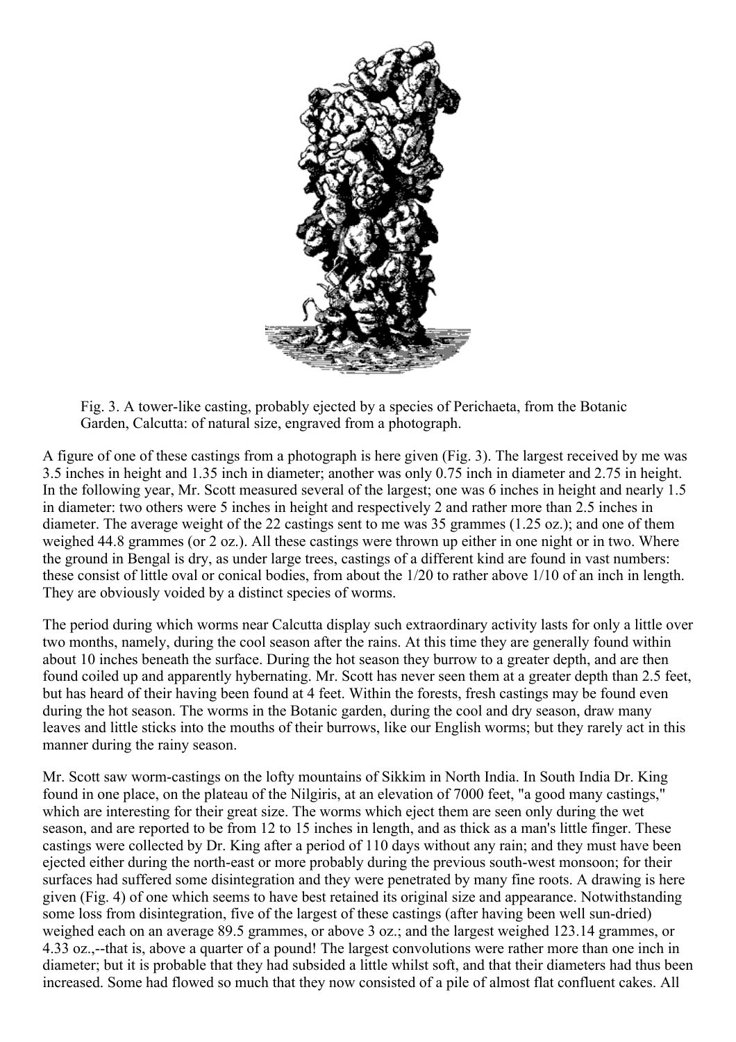Fig. 3. A tower-like casting, probably ejected by a species of Perichaeta, from the Botanic Garden, Calcutta: of natural size, engraved from a photograph.

A figure of one of these castings from a photograph is here given (Fig. 3). The largest received by me was 3.5 inches in height and 1.35 inch in diameter; another was only 0.75 inch in diameter and 2.75 in height. In the following year, Mr. Scott measured several of the largest; one was 6 inches in height and nearly 1.5 in diameter: two others were 5 inches in height and respectively 2 and rather more than 2.5 inches in diameter. The average weight of the 22 castings sent to me was 35 grammes (1.25 oz.); and one of them weighed 44.8 grammes (or 2 oz.). All these castings were thrown up either in one night or in two. Where the ground in Bengal is dry, as under large trees, castings of a different kind are found in vast numbers: these consist of little oval or conical bodies, from about the 1/20 to rather above 1/10 of an inch in length. They are obviously voided by a distinct species of worms.

The period during which worms near Calcutta display such extraordinary activity lasts for only a little over two months, namely, during the cool season after the rains. At this time they are generally found within about 10 inches beneath the surface. During the hot season they burrow to a greater depth, and are then found coiled up and apparently hybernating. Mr. Scott has never seen them at a greater depth than 2.5 feet, but has heard of their having been found at 4 feet. Within the forests, fresh castings may be found even during the hot season. The worms in the Botanic garden, during the cool and dry season, draw many leaves and little sticks into the mouths of their burrows, like our English worms; but they rarely act in this manner during the rainy season.

Mr. Scott saw worm-castings on the lofty mountains of Sikkim in North India. In South India Dr. King found in one place, on the plateau of the Nilgiris, at an elevation of 7000 feet, "a good many castings," which are interesting for their great size. The worms which eject them are seen only during the wet season, and are reported to be from 12 to 15 inches in length, and as thick as a man's little finger. These castings were collected by Dr. King after a period of 110 days without any rain; and they must have been ejected either during the north-east or more probably during the previous south-west monsoon; for their surfaces had suffered some disintegration and they were penetrated by many fine roots. A drawing is here given (Fig. 4) of one which seems to have best retained its original size and appearance. Notwithstanding some loss from disintegration, five of the largest of these castings (after having been well sun-dried) weighed each on an average 89.5 grammes, or above 3 oz.; and the largest weighed 123.14 grammes, or 4.33 oz.,--that is, above a quarter of a pound! The largest convolutions were rather more than one inch in diameter; but it is probable that they had subsided a little whilst soft, and that their diameters had thus been increased. Some had flowed so much that they now consisted of a pile of almost flat confluent cakes. All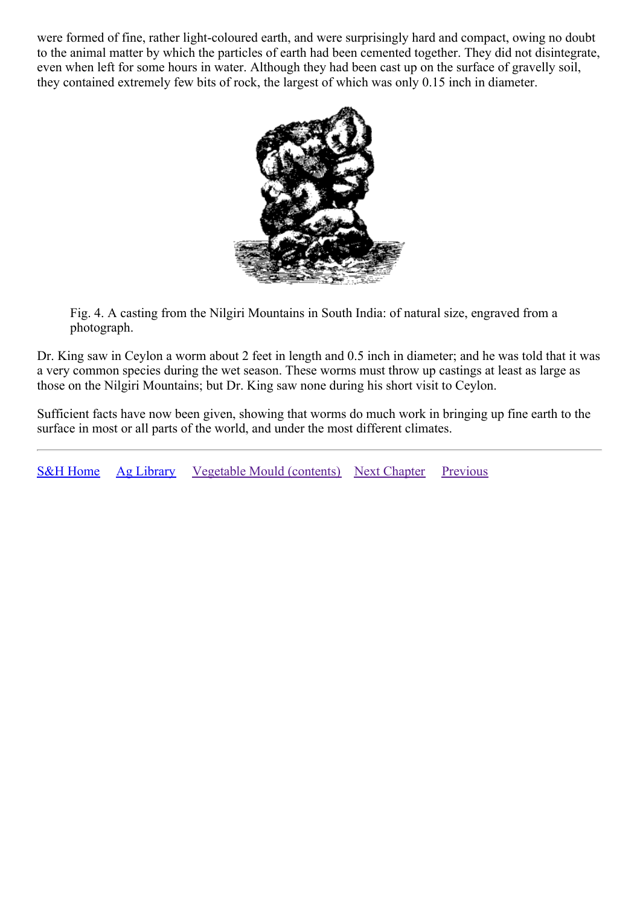were formed of fine, rather light-coloured earth, and were surprisingly hard and compact, owing no doubt to the animal matter by which the particles of earth had been cemented together. They did not disintegrate, even when left for some hours in water. Although they had been cast up on the surface of gravelly soil, they contained extremely few bits of rock, the largest of which was only 0.15 inch in diameter.

Fig. 4. A casting from the Nilgiri Mountains in South India: of natural size, engraved from a photograph.

Dr. King saw in Ceylon a worm about 2 feet in length and 0.5 inch in diameter; and he was told that it was a very common species during the wet season. These worms must throw up castings at least as large as those on the Nilgiri Mountains; but Dr. King saw none during his short visit to Ceylon.

Sufficient facts have now been given, showing that worms do much work in bringing up fine earth to the surface in most or all parts of the world, and under the most different climates.

---

S&H Home   Ag Library   Vegetable Mould (contents)   Next Chapter   Previous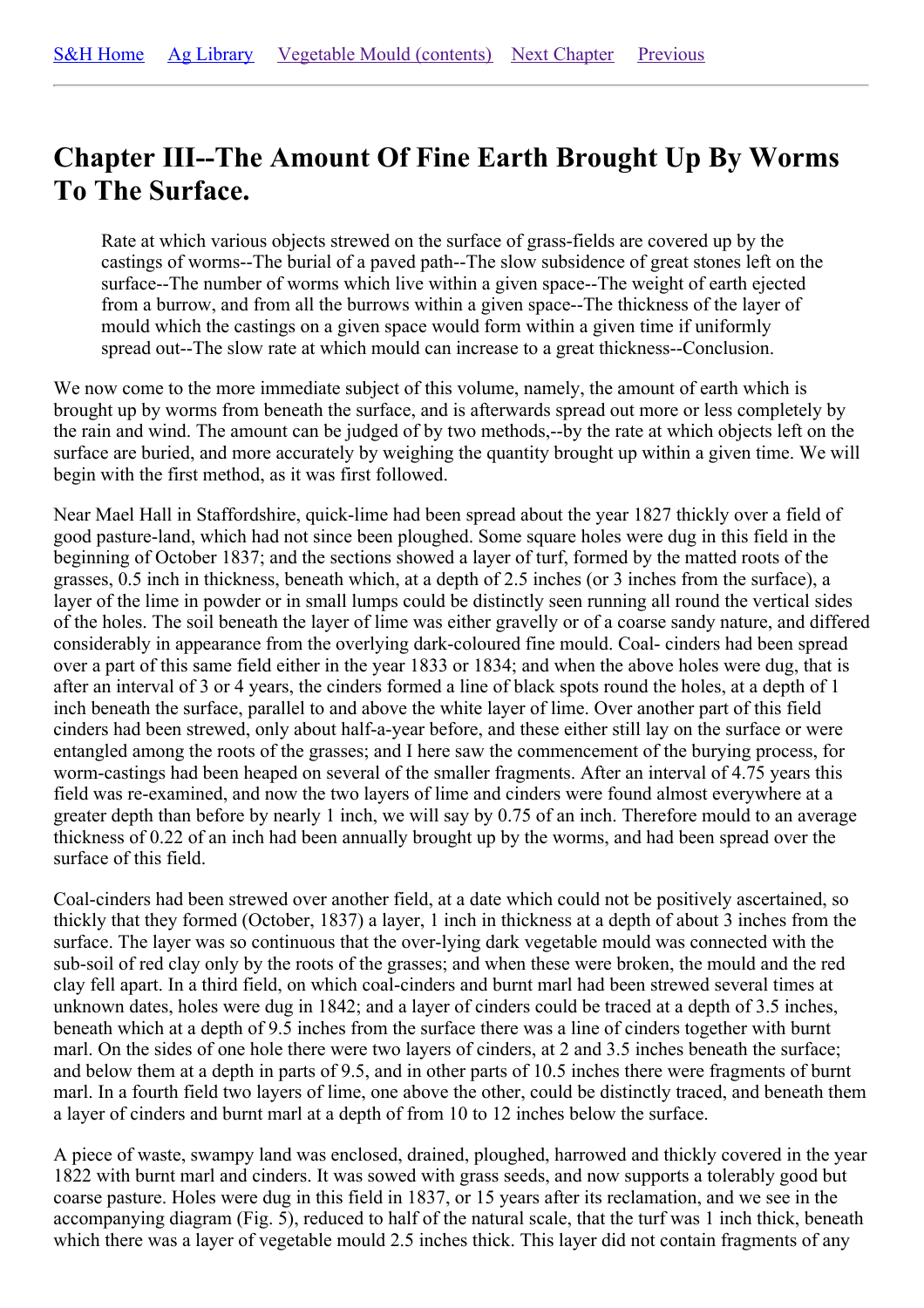S&H Home    Ag Library    Vegetable Mould (contents)    Next Chapter    Previous

---

# Chapter III--The Amount Of Fine Earth Brought Up By Worms To The Surface.

> Rate at which various objects strewed on the surface of grass-fields are covered up by the castings of worms--The burial of a paved path--The slow subsidence of great stones left on the surface--The number of worms which live within a given space--The weight of earth ejected from a burrow, and from all the burrows within a given space--The thickness of the layer of mould which the castings on a given space would form within a given time if uniformly spread out--The slow rate at which mould can increase to a great thickness--Conclusion.

We now come to the more immediate subject of this volume, namely, the amount of earth which is brought up by worms from beneath the surface, and is afterwards spread out more or less completely by the rain and wind. The amount can be judged of by two methods,--by the rate at which objects left on the surface are buried, and more accurately by weighing the quantity brought up within a given time. We will begin with the first method, as it was first followed.

Near Mael Hall in Staffordshire, quick-lime had been spread about the year 1827 thickly over a field of good pasture-land, which had not since been ploughed. Some square holes were dug in this field in the beginning of October 1837; and the sections showed a layer of turf, formed by the matted roots of the grasses, 0.5 inch in thickness, beneath which, at a depth of 2.5 inches (or 3 inches from the surface), a layer of the lime in powder or in small lumps could be distinctly seen running all round the vertical sides of the holes. The soil beneath the layer of lime was either gravelly or of a coarse sandy nature, and differed considerably in appearance from the overlying dark-coloured fine mould. Coal- cinders had been spread over a part of this same field either in the year 1833 or 1834; and when the above holes were dug, that is after an interval of 3 or 4 years, the cinders formed a line of black spots round the holes, at a depth of 1 inch beneath the surface, parallel to and above the white layer of lime. Over another part of this field cinders had been strewed, only about half-a-year before, and these either still lay on the surface or were entangled among the roots of the grasses; and I here saw the commencement of the burying process, for worm-castings had been heaped on several of the smaller fragments. After an interval of 4.75 years this field was re-examined, and now the two layers of lime and cinders were found almost everywhere at a greater depth than before by nearly 1 inch, we will say by 0.75 of an inch. Therefore mould to an average thickness of 0.22 of an inch had been annually brought up by the worms, and had been spread over the surface of this field.

Coal-cinders had been strewed over another field, at a date which could not be positively ascertained, so thickly that they formed (October, 1837) a layer, 1 inch in thickness at a depth of about 3 inches from the surface. The layer was so continuous that the over-lying dark vegetable mould was connected with the sub-soil of red clay only by the roots of the grasses; and when these were broken, the mould and the red clay fell apart. In a third field, on which coal-cinders and burnt marl had been strewed several times at unknown dates, holes were dug in 1842; and a layer of cinders could be traced at a depth of 3.5 inches, beneath which at a depth of 9.5 inches from the surface there was a line of cinders together with burnt marl. On the sides of one hole there were two layers of cinders, at 2 and 3.5 inches beneath the surface; and below them at a depth in parts of 9.5, and in other parts of 10.5 inches there were fragments of burnt marl. In a fourth field two layers of lime, one above the other, could be distinctly traced, and beneath them a layer of cinders and burnt marl at a depth of from 10 to 12 inches below the surface.

A piece of waste, swampy land was enclosed, drained, ploughed, harrowed and thickly covered in the year 1822 with burnt marl and cinders. It was sowed with grass seeds, and now supports a tolerably good but coarse pasture. Holes were dug in this field in 1837, or 15 years after its reclamation, and we see in the accompanying diagram (Fig. 5), reduced to half of the natural scale, that the turf was 1 inch thick, beneath which there was a layer of vegetable mould 2.5 inches thick. This layer did not contain fragments of any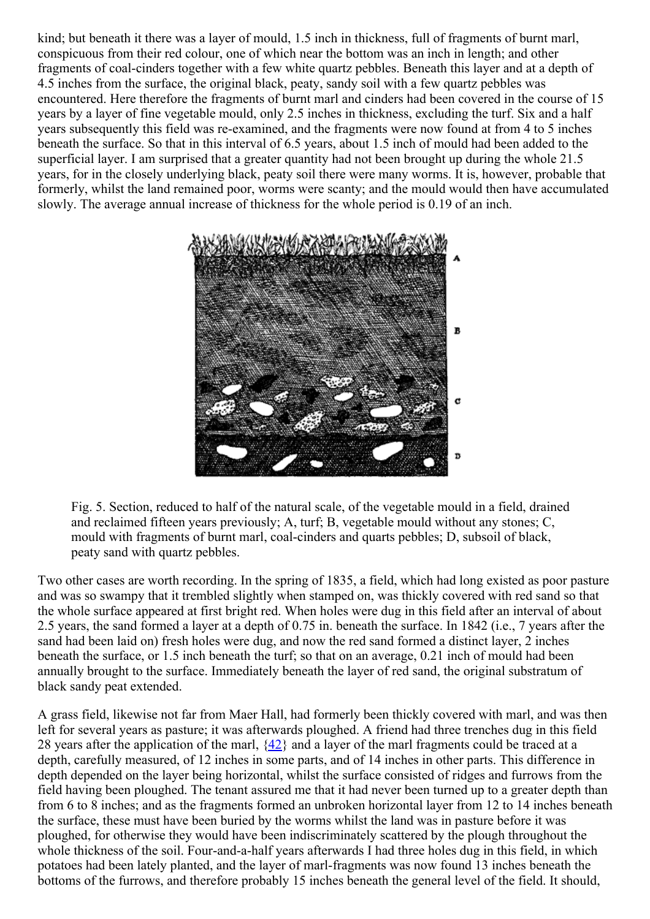kind; but beneath it there was a layer of mould, 1.5 inch in thickness, full of fragments of burnt marl, conspicuous from their red colour, one of which near the bottom was an inch in length; and other fragments of coal-cinders together with a few white quartz pebbles. Beneath this layer and at a depth of 4.5 inches from the surface, the original black, peaty, sandy soil with a few quartz pebbles was encountered. Here therefore the fragments of burnt marl and cinders had been covered in the course of 15 years by a layer of fine vegetable mould, only 2.5 inches in thickness, excluding the turf. Six and a half years subsequently this field was re-examined, and the fragments were now found at from 4 to 5 inches beneath the surface. So that in this interval of 6.5 years, about 1.5 inch of mould had been added to the superficial layer. I am surprised that a greater quantity had not been brought up during the whole 21.5 years, for in the closely underlying black, peaty soil there were many worms. It is, however, probable that formerly, whilst the land remained poor, worms were scanty; and the mould would then have accumulated slowly. The average annual increase of thickness for the whole period is 0.19 of an inch.

Fig. 5. Section, reduced to half of the natural scale, of the vegetable mould in a field, drained and reclaimed fifteen years previously; A, turf; B, vegetable mould without any stones; C, mould with fragments of burnt marl, coal-cinders and quarts pebbles; D, subsoil of black, peaty sand with quartz pebbles.

Two other cases are worth recording. In the spring of 1835, a field, which had long existed as poor pasture and was so swampy that it trembled slightly when stamped on, was thickly covered with red sand so that the whole surface appeared at first bright red. When holes were dug in this field after an interval of about 2.5 years, the sand formed a layer at a depth of 0.75 in. beneath the surface. In 1842 (i.e., 7 years after the sand had been laid on) fresh holes were dug, and now the red sand formed a distinct layer, 2 inches beneath the surface, or 1.5 inch beneath the turf; so that on an average, 0.21 inch of mould had been annually brought to the surface. Immediately beneath the layer of red sand, the original substratum of black sandy peat extended.

A grass field, likewise not far from Maer Hall, had formerly been thickly covered with marl, and was then left for several years as pasture; it was afterwards ploughed. A friend had three trenches dug in this field 28 years after the application of the marl, {42} and a layer of the marl fragments could be traced at a depth, carefully measured, of 12 inches in some parts, and of 14 inches in other parts. This difference in depth depended on the layer being horizontal, whilst the surface consisted of ridges and furrows from the field having been ploughed. The tenant assured me that it had never been turned up to a greater depth than from 6 to 8 inches; and as the fragments formed an unbroken horizontal layer from 12 to 14 inches beneath the surface, these must have been buried by the worms whilst the land was in pasture before it was ploughed, for otherwise they would have been indiscriminately scattered by the plough throughout the whole thickness of the soil. Four-and-a-half years afterwards I had three holes dug in this field, in which potatoes had been lately planted, and the layer of marl-fragments was now found 13 inches beneath the bottoms of the furrows, and therefore probably 15 inches beneath the general level of the field. It should,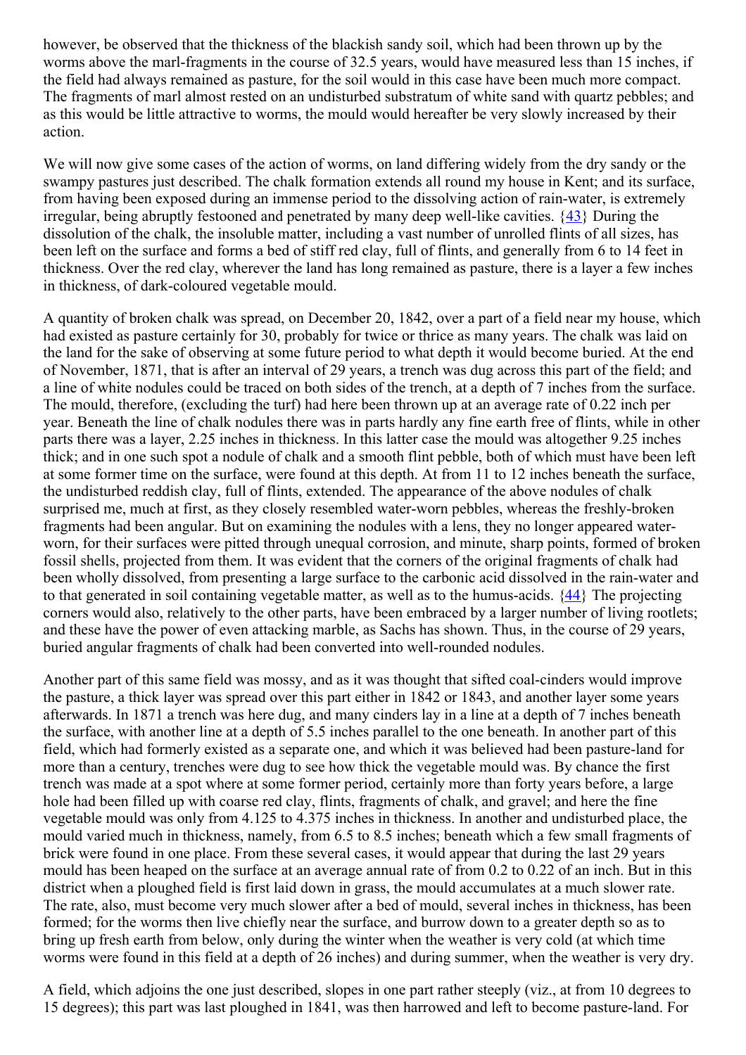however, be observed that the thickness of the blackish sandy soil, which had been thrown up by the worms above the marl-fragments in the course of 32.5 years, would have measured less than 15 inches, if the field had always remained as pasture, for the soil would in this case have been much more compact. The fragments of marl almost rested on an undisturbed substratum of white sand with quartz pebbles; and as this would be little attractive to worms, the mould would hereafter be very slowly increased by their action.

We will now give some cases of the action of worms, on land differing widely from the dry sandy or the swampy pastures just described. The chalk formation extends all round my house in Kent; and its surface, from having been exposed during an immense period to the dissolving action of rain-water, is extremely irregular, being abruptly festooned and penetrated by many deep well-like cavities. {43} During the dissolution of the chalk, the insoluble matter, including a vast number of unrolled flints of all sizes, has been left on the surface and forms a bed of stiff red clay, full of flints, and generally from 6 to 14 feet in thickness. Over the red clay, wherever the land has long remained as pasture, there is a layer a few inches in thickness, of dark-coloured vegetable mould.

A quantity of broken chalk was spread, on December 20, 1842, over a part of a field near my house, which had existed as pasture certainly for 30, probably for twice or thrice as many years. The chalk was laid on the land for the sake of observing at some future period to what depth it would become buried. At the end of November, 1871, that is after an interval of 29 years, a trench was dug across this part of the field; and a line of white nodules could be traced on both sides of the trench, at a depth of 7 inches from the surface. The mould, therefore, (excluding the turf) had here been thrown up at an average rate of 0.22 inch per year. Beneath the line of chalk nodules there was in parts hardly any fine earth free of flints, while in other parts there was a layer, 2.25 inches in thickness. In this latter case the mould was altogether 9.25 inches thick; and in one such spot a nodule of chalk and a smooth flint pebble, both of which must have been left at some former time on the surface, were found at this depth. At from 11 to 12 inches beneath the surface, the undisturbed reddish clay, full of flints, extended. The appearance of the above nodules of chalk surprised me, much at first, as they closely resembled water-worn pebbles, whereas the freshly-broken fragments had been angular. But on examining the nodules with a lens, they no longer appeared water-worn, for their surfaces were pitted through unequal corrosion, and minute, sharp points, formed of broken fossil shells, projected from them. It was evident that the corners of the original fragments of chalk had been wholly dissolved, from presenting a large surface to the carbonic acid dissolved in the rain-water and to that generated in soil containing vegetable matter, as well as to the humus-acids. {44} The projecting corners would also, relatively to the other parts, have been embraced by a larger number of living rootlets; and these have the power of even attacking marble, as Sachs has shown. Thus, in the course of 29 years, buried angular fragments of chalk had been converted into well-rounded nodules.

Another part of this same field was mossy, and as it was thought that sifted coal-cinders would improve the pasture, a thick layer was spread over this part either in 1842 or 1843, and another layer some years afterwards. In 1871 a trench was here dug, and many cinders lay in a line at a depth of 7 inches beneath the surface, with another line at a depth of 5.5 inches parallel to the one beneath. In another part of this field, which had formerly existed as a separate one, and which it was believed had been pasture-land for more than a century, trenches were dug to see how thick the vegetable mould was. By chance the first trench was made at a spot where at some former period, certainly more than forty years before, a large hole had been filled up with coarse red clay, flints, fragments of chalk, and gravel; and here the fine vegetable mould was only from 4.125 to 4.375 inches in thickness. In another and undisturbed place, the mould varied much in thickness, namely, from 6.5 to 8.5 inches; beneath which a few small fragments of brick were found in one place. From these several cases, it would appear that during the last 29 years mould has been heaped on the surface at an average annual rate of from 0.2 to 0.22 of an inch. But in this district when a ploughed field is first laid down in grass, the mould accumulates at a much slower rate. The rate, also, must become very much slower after a bed of mould, several inches in thickness, has been formed; for the worms then live chiefly near the surface, and burrow down to a greater depth so as to bring up fresh earth from below, only during the winter when the weather is very cold (at which time worms were found in this field at a depth of 26 inches) and during summer, when the weather is very dry.

A field, which adjoins the one just described, slopes in one part rather steeply (viz., at from 10 degrees to 15 degrees); this part was last ploughed in 1841, was then harrowed and left to become pasture-land. For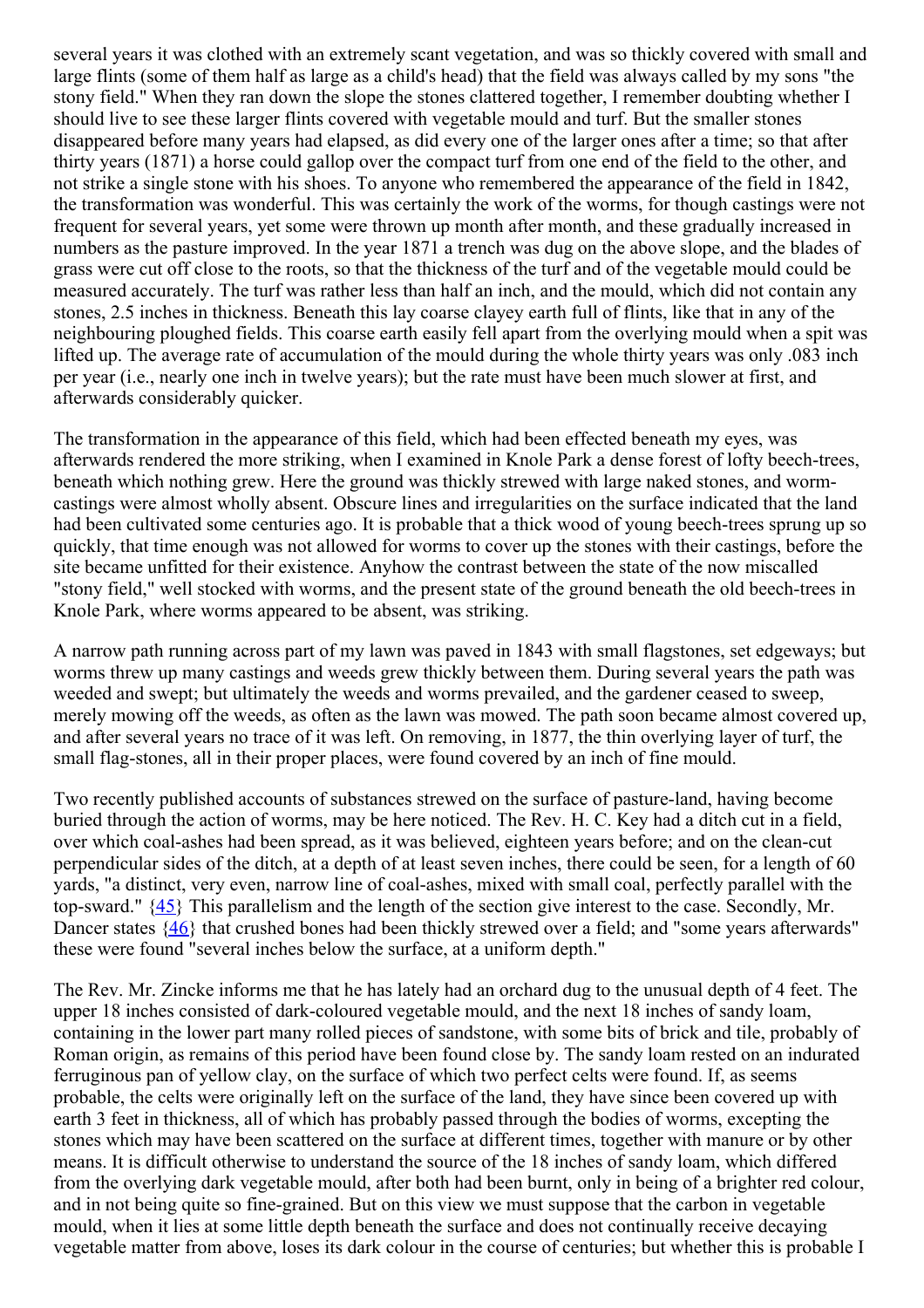several years it was clothed with an extremely scant vegetation, and was so thickly covered with small and large flints (some of them half as large as a child's head) that the field was always called by my sons "the stony field." When they ran down the slope the stones clattered together, I remember doubting whether I should live to see these larger flints covered with vegetable mould and turf. But the smaller stones disappeared before many years had elapsed, as did every one of the larger ones after a time; so that after thirty years (1871) a horse could gallop over the compact turf from one end of the field to the other, and not strike a single stone with his shoes. To anyone who remembered the appearance of the field in 1842, the transformation was wonderful. This was certainly the work of the worms, for though castings were not frequent for several years, yet some were thrown up month after month, and these gradually increased in numbers as the pasture improved. In the year 1871 a trench was dug on the above slope, and the blades of grass were cut off close to the roots, so that the thickness of the turf and of the vegetable mould could be measured accurately. The turf was rather less than half an inch, and the mould, which did not contain any stones, 2.5 inches in thickness. Beneath this lay coarse clayey earth full of flints, like that in any of the neighbouring ploughed fields. This coarse earth easily fell apart from the overlying mould when a spit was lifted up. The average rate of accumulation of the mould during the whole thirty years was only .083 inch per year (i.e., nearly one inch in twelve years); but the rate must have been much slower at first, and afterwards considerably quicker.

The transformation in the appearance of this field, which had been effected beneath my eyes, was afterwards rendered the more striking, when I examined in Knole Park a dense forest of lofty beech-trees, beneath which nothing grew. Here the ground was thickly strewed with large naked stones, and worm-castings were almost wholly absent. Obscure lines and irregularities on the surface indicated that the land had been cultivated some centuries ago. It is probable that a thick wood of young beech-trees sprung up so quickly, that time enough was not allowed for worms to cover up the stones with their castings, before the site became unfitted for their existence. Anyhow the contrast between the state of the now miscalled "stony field," well stocked with worms, and the present state of the ground beneath the old beech-trees in Knole Park, where worms appeared to be absent, was striking.

A narrow path running across part of my lawn was paved in 1843 with small flagstones, set edgeways; but worms threw up many castings and weeds grew thickly between them. During several years the path was weeded and swept; but ultimately the weeds and worms prevailed, and the gardener ceased to sweep, merely mowing off the weeds, as often as the lawn was mowed. The path soon became almost covered up, and after several years no trace of it was left. On removing, in 1877, the thin overlying layer of turf, the small flag-stones, all in their proper places, were found covered by an inch of fine mould.

Two recently published accounts of substances strewed on the surface of pasture-land, having become buried through the action of worms, may be here noticed. The Rev. H. C. Key had a ditch cut in a field, over which coal-ashes had been spread, as it was believed, eighteen years before; and on the clean-cut perpendicular sides of the ditch, at a depth of at least seven inches, there could be seen, for a length of 60 yards, "a distinct, very even, narrow line of coal-ashes, mixed with small coal, perfectly parallel with the top-sward." {45} This parallelism and the length of the section give interest to the case. Secondly, Mr. Dancer states {46} that crushed bones had been thickly strewed over a field; and "some years afterwards" these were found "several inches below the surface, at a uniform depth."

The Rev. Mr. Zincke informs me that he has lately had an orchard dug to the unusual depth of 4 feet. The upper 18 inches consisted of dark-coloured vegetable mould, and the next 18 inches of sandy loam, containing in the lower part many rolled pieces of sandstone, with some bits of brick and tile, probably of Roman origin, as remains of this period have been found close by. The sandy loam rested on an indurated ferruginous pan of yellow clay, on the surface of which two perfect celts were found. If, as seems probable, the celts were originally left on the surface of the land, they have since been covered up with earth 3 feet in thickness, all of which has probably passed through the bodies of worms, excepting the stones which may have been scattered on the surface at different times, together with manure or by other means. It is difficult otherwise to understand the source of the 18 inches of sandy loam, which differed from the overlying dark vegetable mould, after both had been burnt, only in being of a brighter red colour, and in not being quite so fine-grained. But on this view we must suppose that the carbon in vegetable mould, when it lies at some little depth beneath the surface and does not continually receive decaying vegetable matter from above, loses its dark colour in the course of centuries; but whether this is probable I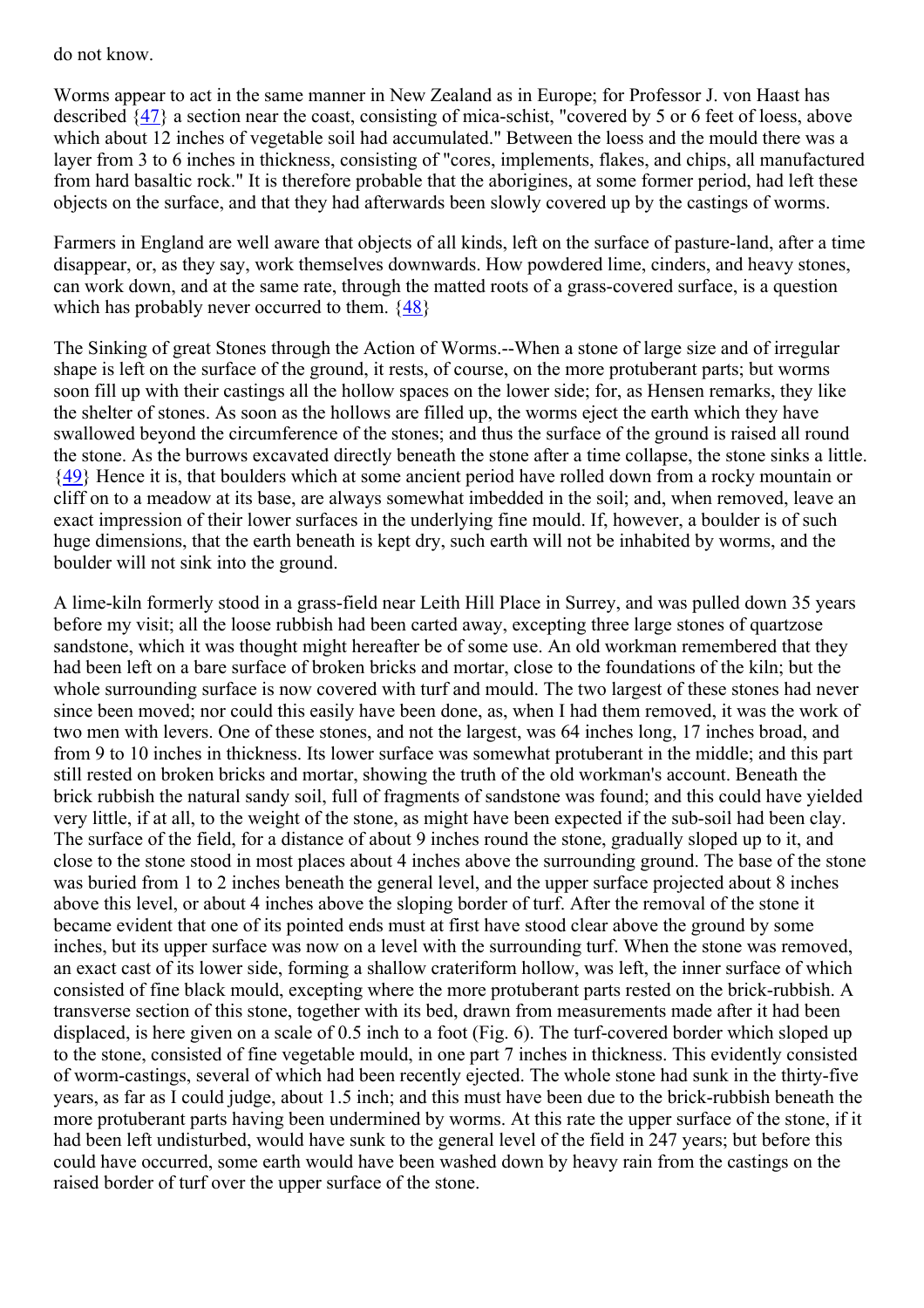do not know.

Worms appear to act in the same manner in New Zealand as in Europe; for Professor J. von Haast has described {47} a section near the coast, consisting of mica-schist, "covered by 5 or 6 feet of loess, above which about 12 inches of vegetable soil had accumulated." Between the loess and the mould there was a layer from 3 to 6 inches in thickness, consisting of "cores, implements, flakes, and chips, all manufactured from hard basaltic rock." It is therefore probable that the aborigines, at some former period, had left these objects on the surface, and that they had afterwards been slowly covered up by the castings of worms.

Farmers in England are well aware that objects of all kinds, left on the surface of pasture-land, after a time disappear, or, as they say, work themselves downwards. How powdered lime, cinders, and heavy stones, can work down, and at the same rate, through the matted roots of a grass-covered surface, is a question which has probably never occurred to them. {48}

The Sinking of great Stones through the Action of Worms.--When a stone of large size and of irregular shape is left on the surface of the ground, it rests, of course, on the more protuberant parts; but worms soon fill up with their castings all the hollow spaces on the lower side; for, as Hensen remarks, they like the shelter of stones. As soon as the hollows are filled up, the worms eject the earth which they have swallowed beyond the circumference of the stones; and thus the surface of the ground is raised all round the stone. As the burrows excavated directly beneath the stone after a time collapse, the stone sinks a little. {49} Hence it is, that boulders which at some ancient period have rolled down from a rocky mountain or cliff on to a meadow at its base, are always somewhat imbedded in the soil; and, when removed, leave an exact impression of their lower surfaces in the underlying fine mould. If, however, a boulder is of such huge dimensions, that the earth beneath is kept dry, such earth will not be inhabited by worms, and the boulder will not sink into the ground.

A lime-kiln formerly stood in a grass-field near Leith Hill Place in Surrey, and was pulled down 35 years before my visit; all the loose rubbish had been carted away, excepting three large stones of quartzose sandstone, which it was thought might hereafter be of some use. An old workman remembered that they had been left on a bare surface of broken bricks and mortar, close to the foundations of the kiln; but the whole surrounding surface is now covered with turf and mould. The two largest of these stones had never since been moved; nor could this easily have been done, as, when I had them removed, it was the work of two men with levers. One of these stones, and not the largest, was 64 inches long, 17 inches broad, and from 9 to 10 inches in thickness. Its lower surface was somewhat protuberant in the middle; and this part still rested on broken bricks and mortar, showing the truth of the old workman's account. Beneath the brick rubbish the natural sandy soil, full of fragments of sandstone was found; and this could have yielded very little, if at all, to the weight of the stone, as might have been expected if the sub-soil had been clay. The surface of the field, for a distance of about 9 inches round the stone, gradually sloped up to it, and close to the stone stood in most places about 4 inches above the surrounding ground. The base of the stone was buried from 1 to 2 inches beneath the general level, and the upper surface projected about 8 inches above this level, or about 4 inches above the sloping border of turf. After the removal of the stone it became evident that one of its pointed ends must at first have stood clear above the ground by some inches, but its upper surface was now on a level with the surrounding turf. When the stone was removed, an exact cast of its lower side, forming a shallow crateriform hollow, was left, the inner surface of which consisted of fine black mould, excepting where the more protuberant parts rested on the brick-rubbish. A transverse section of this stone, together with its bed, drawn from measurements made after it had been displaced, is here given on a scale of 0.5 inch to a foot (Fig. 6). The turf-covered border which sloped up to the stone, consisted of fine vegetable mould, in one part 7 inches in thickness. This evidently consisted of worm-castings, several of which had been recently ejected. The whole stone had sunk in the thirty-five years, as far as I could judge, about 1.5 inch; and this must have been due to the brick-rubbish beneath the more protuberant parts having been undermined by worms. At this rate the upper surface of the stone, if it had been left undisturbed, would have sunk to the general level of the field in 247 years; but before this could have occurred, some earth would have been washed down by heavy rain from the castings on the raised border of turf over the upper surface of the stone.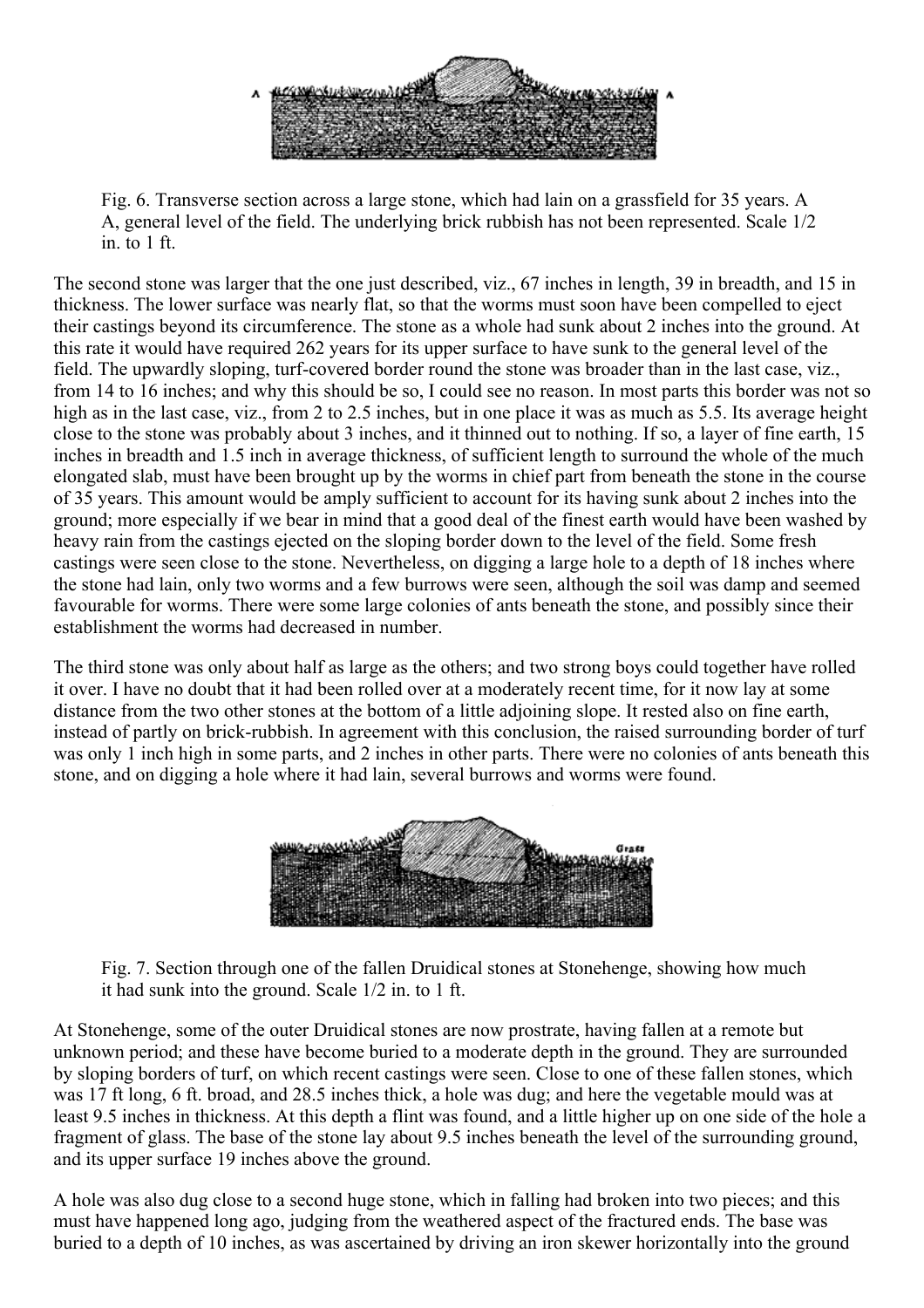Fig. 6. Transverse section across a large stone, which had lain on a grassfield for 35 years. A A, general level of the field. The underlying brick rubbish has not been represented. Scale 1/2 in. to 1 ft.

The second stone was larger that the one just described, viz., 67 inches in length, 39 in breadth, and 15 in thickness. The lower surface was nearly flat, so that the worms must soon have been compelled to eject their castings beyond its circumference. The stone as a whole had sunk about 2 inches into the ground. At this rate it would have required 262 years for its upper surface to have sunk to the general level of the field. The upwardly sloping, turf-covered border round the stone was broader than in the last case, viz., from 14 to 16 inches; and why this should be so, I could see no reason. In most parts this border was not so high as in the last case, viz., from 2 to 2.5 inches, but in one place it was as much as 5.5. Its average height close to the stone was probably about 3 inches, and it thinned out to nothing. If so, a layer of fine earth, 15 inches in breadth and 1.5 inch in average thickness, of sufficient length to surround the whole of the much elongated slab, must have been brought up by the worms in chief part from beneath the stone in the course of 35 years. This amount would be amply sufficient to account for its having sunk about 2 inches into the ground; more especially if we bear in mind that a good deal of the finest earth would have been washed by heavy rain from the castings ejected on the sloping border down to the level of the field. Some fresh castings were seen close to the stone. Nevertheless, on digging a large hole to a depth of 18 inches where the stone had lain, only two worms and a few burrows were seen, although the soil was damp and seemed favourable for worms. There were some large colonies of ants beneath the stone, and possibly since their establishment the worms had decreased in number.

The third stone was only about half as large as the others; and two strong boys could together have rolled it over. I have no doubt that it had been rolled over at a moderately recent time, for it now lay at some distance from the two other stones at the bottom of a little adjoining slope. It rested also on fine earth, instead of partly on brick-rubbish. In agreement with this conclusion, the raised surrounding border of turf was only 1 inch high in some parts, and 2 inches in other parts. There were no colonies of ants beneath this stone, and on digging a hole where it had lain, several burrows and worms were found.

Fig. 7. Section through one of the fallen Druidical stones at Stonehenge, showing how much it had sunk into the ground. Scale 1/2 in. to 1 ft.

At Stonehenge, some of the outer Druidical stones are now prostrate, having fallen at a remote but unknown period; and these have become buried to a moderate depth in the ground. They are surrounded by sloping borders of turf, on which recent castings were seen. Close to one of these fallen stones, which was 17 ft long, 6 ft. broad, and 28.5 inches thick, a hole was dug; and here the vegetable mould was at least 9.5 inches in thickness. At this depth a flint was found, and a little higher up on one side of the hole a fragment of glass. The base of the stone lay about 9.5 inches beneath the level of the surrounding ground, and its upper surface 19 inches above the ground.

A hole was also dug close to a second huge stone, which in falling had broken into two pieces; and this must have happened long ago, judging from the weathered aspect of the fractured ends. The base was buried to a depth of 10 inches, as was ascertained by driving an iron skewer horizontally into the ground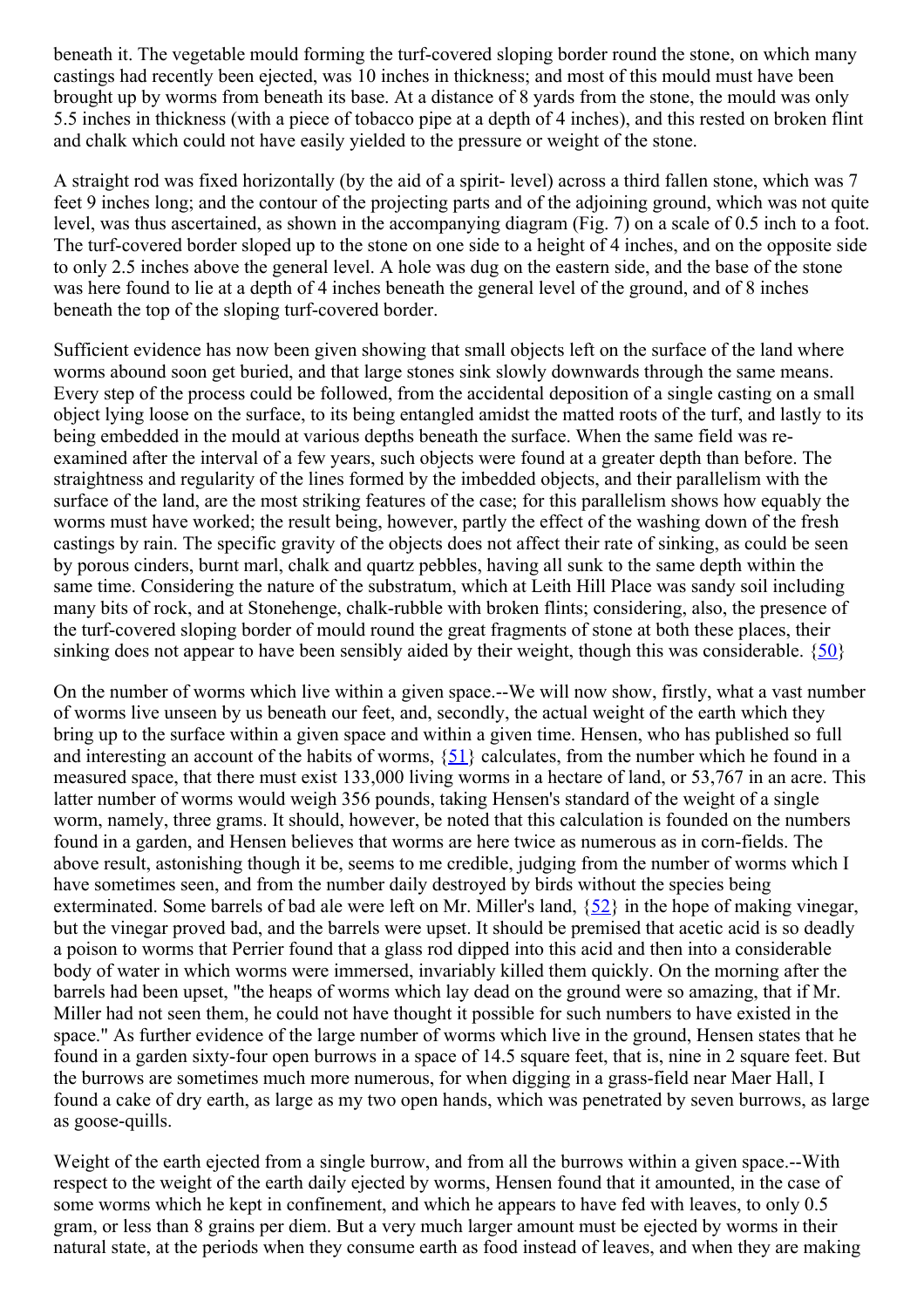beneath it. The vegetable mould forming the turf-covered sloping border round the stone, on which many castings had recently been ejected, was 10 inches in thickness; and most of this mould must have been brought up by worms from beneath its base. At a distance of 8 yards from the stone, the mould was only 5.5 inches in thickness (with a piece of tobacco pipe at a depth of 4 inches), and this rested on broken flint and chalk which could not have easily yielded to the pressure or weight of the stone.

A straight rod was fixed horizontally (by the aid of a spirit- level) across a third fallen stone, which was 7 feet 9 inches long; and the contour of the projecting parts and of the adjoining ground, which was not quite level, was thus ascertained, as shown in the accompanying diagram (Fig. 7) on a scale of 0.5 inch to a foot. The turf-covered border sloped up to the stone on one side to a height of 4 inches, and on the opposite side to only 2.5 inches above the general level. A hole was dug on the eastern side, and the base of the stone was here found to lie at a depth of 4 inches beneath the general level of the ground, and of 8 inches beneath the top of the sloping turf-covered border.

Sufficient evidence has now been given showing that small objects left on the surface of the land where worms abound soon get buried, and that large stones sink slowly downwards through the same means. Every step of the process could be followed, from the accidental deposition of a single casting on a small object lying loose on the surface, to its being entangled amidst the matted roots of the turf, and lastly to its being embedded in the mould at various depths beneath the surface. When the same field was re-examined after the interval of a few years, such objects were found at a greater depth than before. The straightness and regularity of the lines formed by the imbedded objects, and their parallelism with the surface of the land, are the most striking features of the case; for this parallelism shows how equably the worms must have worked; the result being, however, partly the effect of the washing down of the fresh castings by rain. The specific gravity of the objects does not affect their rate of sinking, as could be seen by porous cinders, burnt marl, chalk and quartz pebbles, having all sunk to the same depth within the same time. Considering the nature of the substratum, which at Leith Hill Place was sandy soil including many bits of rock, and at Stonehenge, chalk-rubble with broken flints; considering, also, the presence of the turf-covered sloping border of mould round the great fragments of stone at both these places, their sinking does not appear to have been sensibly aided by their weight, though this was considerable. {50}

On the number of worms which live within a given space.--We will now show, firstly, what a vast number of worms live unseen by us beneath our feet, and, secondly, the actual weight of the earth which they bring up to the surface within a given space and within a given time. Hensen, who has published so full and interesting an account of the habits of worms, {51} calculates, from the number which he found in a measured space, that there must exist 133,000 living worms in a hectare of land, or 53,767 in an acre. This latter number of worms would weigh 356 pounds, taking Hensen's standard of the weight of a single worm, namely, three grams. It should, however, be noted that this calculation is founded on the numbers found in a garden, and Hensen believes that worms are here twice as numerous as in corn-fields. The above result, astonishing though it be, seems to me credible, judging from the number of worms which I have sometimes seen, and from the number daily destroyed by birds without the species being exterminated. Some barrels of bad ale were left on Mr. Miller's land, {52} in the hope of making vinegar, but the vinegar proved bad, and the barrels were upset. It should be premised that acetic acid is so deadly a poison to worms that Perrier found that a glass rod dipped into this acid and then into a considerable body of water in which worms were immersed, invariably killed them quickly. On the morning after the barrels had been upset, "the heaps of worms which lay dead on the ground were so amazing, that if Mr. Miller had not seen them, he could not have thought it possible for such numbers to have existed in the space." As further evidence of the large number of worms which live in the ground, Hensen states that he found in a garden sixty-four open burrows in a space of 14.5 square feet, that is, nine in 2 square feet. But the burrows are sometimes much more numerous, for when digging in a grass-field near Maer Hall, I found a cake of dry earth, as large as my two open hands, which was penetrated by seven burrows, as large as goose-quills.

Weight of the earth ejected from a single burrow, and from all the burrows within a given space.--With respect to the weight of the earth daily ejected by worms, Hensen found that it amounted, in the case of some worms which he kept in confinement, and which he appears to have fed with leaves, to only 0.5 gram, or less than 8 grains per diem. But a very much larger amount must be ejected by worms in their natural state, at the periods when they consume earth as food instead of leaves, and when they are making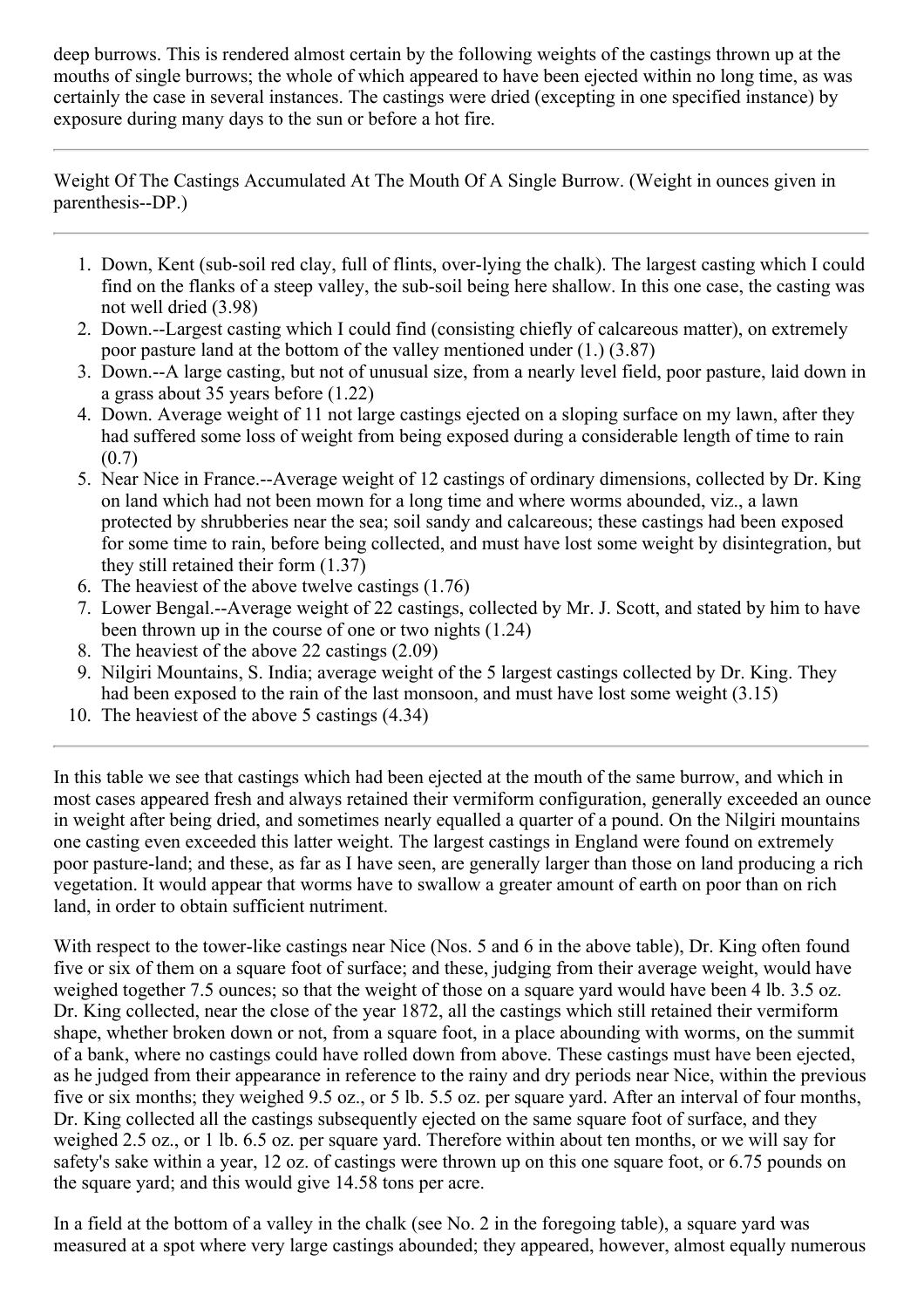deep burrows. This is rendered almost certain by the following weights of the castings thrown up at the mouths of single burrows; the whole of which appeared to have been ejected within no long time, as was certainly the case in several instances. The castings were dried (excepting in one specified instance) by exposure during many days to the sun or before a hot fire.

---

Weight Of The Castings Accumulated At The Mouth Of A Single Burrow. (Weight in ounces given in parenthesis--DP.)

---

1. Down, Kent (sub-soil red clay, full of flints, over-lying the chalk). The largest casting which I could find on the flanks of a steep valley, the sub-soil being here shallow. In this one case, the casting was not well dried (3.98)
2. Down.--Largest casting which I could find (consisting chiefly of calcareous matter), on extremely poor pasture land at the bottom of the valley mentioned under (1.) (3.87)
3. Down.--A large casting, but not of unusual size, from a nearly level field, poor pasture, laid down in a grass about 35 years before (1.22)
4. Down. Average weight of 11 not large castings ejected on a sloping surface on my lawn, after they had suffered some loss of weight from being exposed during a considerable length of time to rain (0.7)
5. Near Nice in France.--Average weight of 12 castings of ordinary dimensions, collected by Dr. King on land which had not been mown for a long time and where worms abounded, viz., a lawn protected by shrubberies near the sea; soil sandy and calcareous; these castings had been exposed for some time to rain, before being collected, and must have lost some weight by disintegration, but they still retained their form (1.37)
6. The heaviest of the above twelve castings (1.76)
7. Lower Bengal.--Average weight of 22 castings, collected by Mr. J. Scott, and stated by him to have been thrown up in the course of one or two nights (1.24)
8. The heaviest of the above 22 castings (2.09)
9. Nilgiri Mountains, S. India; average weight of the 5 largest castings collected by Dr. King. They had been exposed to the rain of the last monsoon, and must have lost some weight (3.15)
10. The heaviest of the above 5 castings (4.34)

---

In this table we see that castings which had been ejected at the mouth of the same burrow, and which in most cases appeared fresh and always retained their vermiform configuration, generally exceeded an ounce in weight after being dried, and sometimes nearly equalled a quarter of a pound. On the Nilgiri mountains one casting even exceeded this latter weight. The largest castings in England were found on extremely poor pasture-land; and these, as far as I have seen, are generally larger than those on land producing a rich vegetation. It would appear that worms have to swallow a greater amount of earth on poor than on rich land, in order to obtain sufficient nutriment.

With respect to the tower-like castings near Nice (Nos. 5 and 6 in the above table), Dr. King often found five or six of them on a square foot of surface; and these, judging from their average weight, would have weighed together 7.5 ounces; so that the weight of those on a square yard would have been 4 lb. 3.5 oz. Dr. King collected, near the close of the year 1872, all the castings which still retained their vermiform shape, whether broken down or not, from a square foot, in a place abounding with worms, on the summit of a bank, where no castings could have rolled down from above. These castings must have been ejected, as he judged from their appearance in reference to the rainy and dry periods near Nice, within the previous five or six months; they weighed 9.5 oz., or 5 lb. 5.5 oz. per square yard. After an interval of four months, Dr. King collected all the castings subsequently ejected on the same square foot of surface, and they weighed 2.5 oz., or 1 lb. 6.5 oz. per square yard. Therefore within about ten months, or we will say for safety's sake within a year, 12 oz. of castings were thrown up on this one square foot, or 6.75 pounds on the square yard; and this would give 14.58 tons per acre.

In a field at the bottom of a valley in the chalk (see No. 2 in the foregoing table), a square yard was measured at a spot where very large castings abounded; they appeared, however, almost equally numerous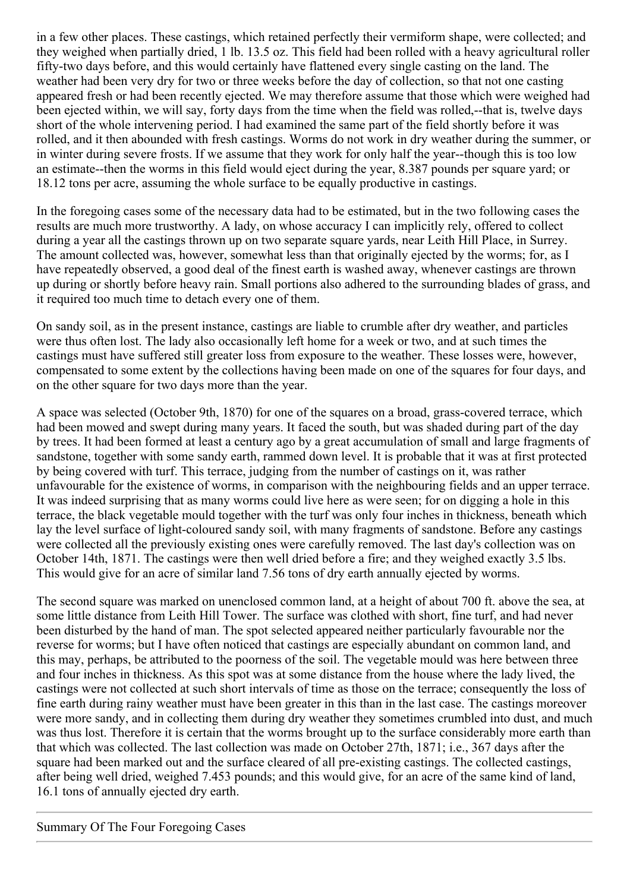in a few other places. These castings, which retained perfectly their vermiform shape, were collected; and they weighed when partially dried, 1 lb. 13.5 oz. This field had been rolled with a heavy agricultural roller fifty-two days before, and this would certainly have flattened every single casting on the land. The weather had been very dry for two or three weeks before the day of collection, so that not one casting appeared fresh or had been recently ejected. We may therefore assume that those which were weighed had been ejected within, we will say, forty days from the time when the field was rolled,--that is, twelve days short of the whole intervening period. I had examined the same part of the field shortly before it was rolled, and it then abounded with fresh castings. Worms do not work in dry weather during the summer, or in winter during severe frosts. If we assume that they work for only half the year--though this is too low an estimate--then the worms in this field would eject during the year, 8.387 pounds per square yard; or 18.12 tons per acre, assuming the whole surface to be equally productive in castings.

In the foregoing cases some of the necessary data had to be estimated, but in the two following cases the results are much more trustworthy. A lady, on whose accuracy I can implicitly rely, offered to collect during a year all the castings thrown up on two separate square yards, near Leith Hill Place, in Surrey. The amount collected was, however, somewhat less than that originally ejected by the worms; for, as I have repeatedly observed, a good deal of the finest earth is washed away, whenever castings are thrown up during or shortly before heavy rain. Small portions also adhered to the surrounding blades of grass, and it required too much time to detach every one of them.

On sandy soil, as in the present instance, castings are liable to crumble after dry weather, and particles were thus often lost. The lady also occasionally left home for a week or two, and at such times the castings must have suffered still greater loss from exposure to the weather. These losses were, however, compensated to some extent by the collections having been made on one of the squares for four days, and on the other square for two days more than the year.

A space was selected (October 9th, 1870) for one of the squares on a broad, grass-covered terrace, which had been mowed and swept during many years. It faced the south, but was shaded during part of the day by trees. It had been formed at least a century ago by a great accumulation of small and large fragments of sandstone, together with some sandy earth, rammed down level. It is probable that it was at first protected by being covered with turf. This terrace, judging from the number of castings on it, was rather unfavourable for the existence of worms, in comparison with the neighbouring fields and an upper terrace. It was indeed surprising that as many worms could live here as were seen; for on digging a hole in this terrace, the black vegetable mould together with the turf was only four inches in thickness, beneath which lay the level surface of light-coloured sandy soil, with many fragments of sandstone. Before any castings were collected all the previously existing ones were carefully removed. The last day's collection was on October 14th, 1871. The castings were then well dried before a fire; and they weighed exactly 3.5 lbs. This would give for an acre of similar land 7.56 tons of dry earth annually ejected by worms.

The second square was marked on unenclosed common land, at a height of about 700 ft. above the sea, at some little distance from Leith Hill Tower. The surface was clothed with short, fine turf, and had never been disturbed by the hand of man. The spot selected appeared neither particularly favourable nor the reverse for worms; but I have often noticed that castings are especially abundant on common land, and this may, perhaps, be attributed to the poorness of the soil. The vegetable mould was here between three and four inches in thickness. As this spot was at some distance from the house where the lady lived, the castings were not collected at such short intervals of time as those on the terrace; consequently the loss of fine earth during rainy weather must have been greater in this than in the last case. The castings moreover were more sandy, and in collecting them during dry weather they sometimes crumbled into dust, and much was thus lost. Therefore it is certain that the worms brought up to the surface considerably more earth than that which was collected. The last collection was made on October 27th, 1871; i.e., 367 days after the square had been marked out and the surface cleared of all pre-existing castings. The collected castings, after being well dried, weighed 7.453 pounds; and this would give, for an acre of the same kind of land, 16.1 tons of annually ejected dry earth.

---

## Summary Of The Four Foregoing Cases

---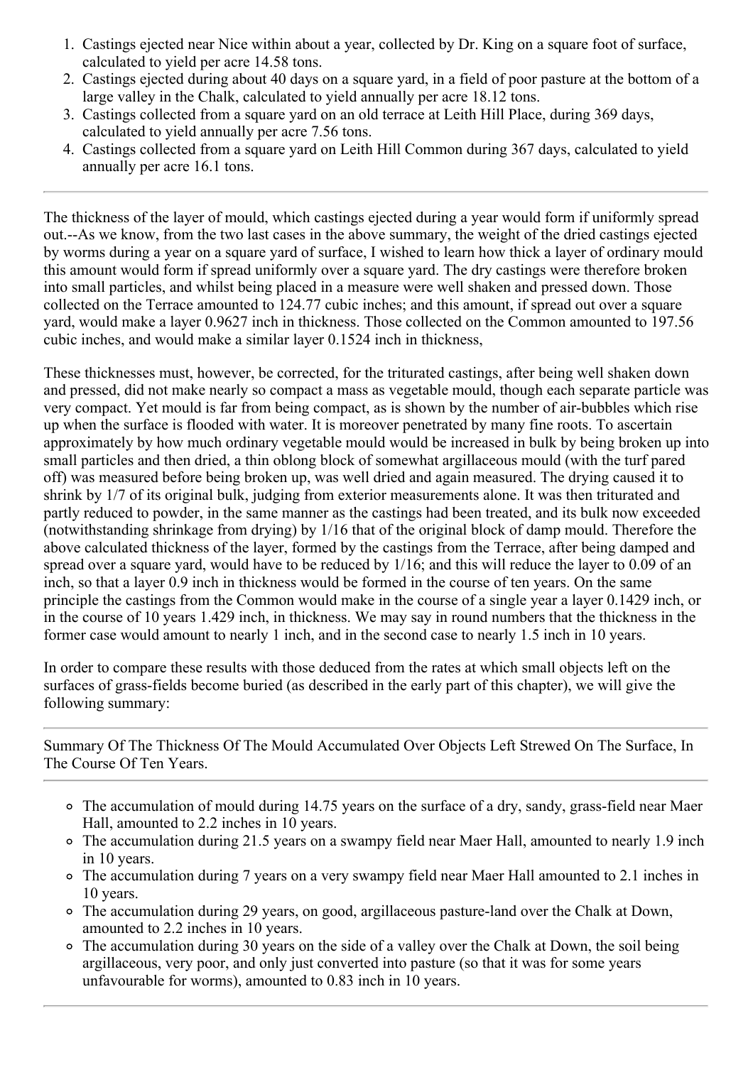1. Castings ejected near Nice within about a year, collected by Dr. King on a square foot of surface, calculated to yield per acre 14.58 tons.
2. Castings ejected during about 40 days on a square yard, in a field of poor pasture at the bottom of a large valley in the Chalk, calculated to yield annually per acre 18.12 tons.
3. Castings collected from a square yard on an old terrace at Leith Hill Place, during 369 days, calculated to yield annually per acre 7.56 tons.
4. Castings collected from a square yard on Leith Hill Common during 367 days, calculated to yield annually per acre 16.1 tons.

---

The thickness of the layer of mould, which castings ejected during a year would form if uniformly spread out.--As we know, from the two last cases in the above summary, the weight of the dried castings ejected by worms during a year on a square yard of surface, I wished to learn how thick a layer of ordinary mould this amount would form if spread uniformly over a square yard. The dry castings were therefore broken into small particles, and whilst being placed in a measure were well shaken and pressed down. Those collected on the Terrace amounted to 124.77 cubic inches; and this amount, if spread out over a square yard, would make a layer 0.9627 inch in thickness. Those collected on the Common amounted to 197.56 cubic inches, and would make a similar layer 0.1524 inch in thickness,

These thicknesses must, however, be corrected, for the triturated castings, after being well shaken down and pressed, did not make nearly so compact a mass as vegetable mould, though each separate particle was very compact. Yet mould is far from being compact, as is shown by the number of air-bubbles which rise up when the surface is flooded with water. It is moreover penetrated by many fine roots. To ascertain approximately by how much ordinary vegetable mould would be increased in bulk by being broken up into small particles and then dried, a thin oblong block of somewhat argillaceous mould (with the turf pared off) was measured before being broken up, was well dried and again measured. The drying caused it to shrink by 1/7 of its original bulk, judging from exterior measurements alone. It was then triturated and partly reduced to powder, in the same manner as the castings had been treated, and its bulk now exceeded (notwithstanding shrinkage from drying) by 1/16 that of the original block of damp mould. Therefore the above calculated thickness of the layer, formed by the castings from the Terrace, after being damped and spread over a square yard, would have to be reduced by 1/16; and this will reduce the layer to 0.09 of an inch, so that a layer 0.9 inch in thickness would be formed in the course of ten years. On the same principle the castings from the Common would make in the course of a single year a layer 0.1429 inch, or in the course of 10 years 1.429 inch, in thickness. We may say in round numbers that the thickness in the former case would amount to nearly 1 inch, and in the second case to nearly 1.5 inch in 10 years.

In order to compare these results with those deduced from the rates at which small objects left on the surfaces of grass-fields become buried (as described in the early part of this chapter), we will give the following summary:

---

Summary Of The Thickness Of The Mould Accumulated Over Objects Left Strewed On The Surface, In The Course Of Ten Years.

---

- The accumulation of mould during 14.75 years on the surface of a dry, sandy, grass-field near Maer Hall, amounted to 2.2 inches in 10 years.
- The accumulation during 21.5 years on a swampy field near Maer Hall, amounted to nearly 1.9 inch in 10 years.
- The accumulation during 7 years on a very swampy field near Maer Hall amounted to 2.1 inches in 10 years.
- The accumulation during 29 years, on good, argillaceous pasture-land over the Chalk at Down, amounted to 2.2 inches in 10 years.
- The accumulation during 30 years on the side of a valley over the Chalk at Down, the soil being argillaceous, very poor, and only just converted into pasture (so that it was for some years unfavourable for worms), amounted to 0.83 inch in 10 years.

---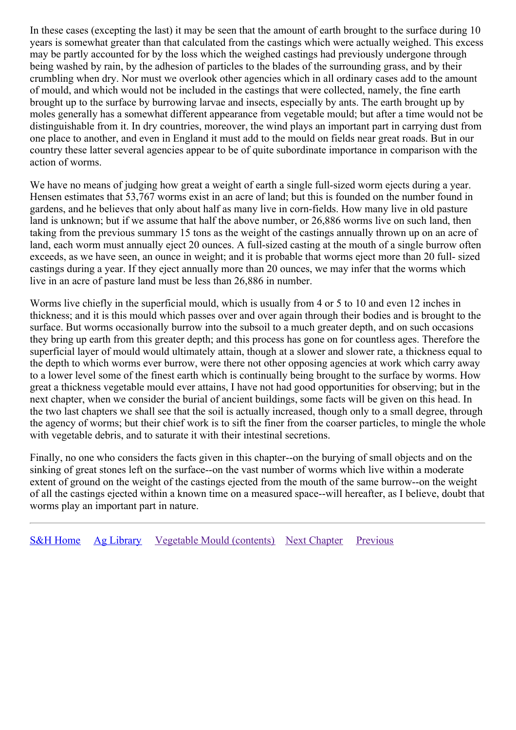In these cases (excepting the last) it may be seen that the amount of earth brought to the surface during 10 years is somewhat greater than that calculated from the castings which were actually weighed. This excess may be partly accounted for by the loss which the weighed castings had previously undergone through being washed by rain, by the adhesion of particles to the blades of the surrounding grass, and by their crumbling when dry. Nor must we overlook other agencies which in all ordinary cases add to the amount of mould, and which would not be included in the castings that were collected, namely, the fine earth brought up to the surface by burrowing larvae and insects, especially by ants. The earth brought up by moles generally has a somewhat different appearance from vegetable mould; but after a time would not be distinguishable from it. In dry countries, moreover, the wind plays an important part in carrying dust from one place to another, and even in England it must add to the mould on fields near great roads. But in our country these latter several agencies appear to be of quite subordinate importance in comparison with the action of worms.

We have no means of judging how great a weight of earth a single full-sized worm ejects during a year. Hensen estimates that 53,767 worms exist in an acre of land; but this is founded on the number found in gardens, and he believes that only about half as many live in corn-fields. How many live in old pasture land is unknown; but if we assume that half the above number, or 26,886 worms live on such land, then taking from the previous summary 15 tons as the weight of the castings annually thrown up on an acre of land, each worm must annually eject 20 ounces. A full-sized casting at the mouth of a single burrow often exceeds, as we have seen, an ounce in weight; and it is probable that worms eject more than 20 full- sized castings during a year. If they eject annually more than 20 ounces, we may infer that the worms which live in an acre of pasture land must be less than 26,886 in number.

Worms live chiefly in the superficial mould, which is usually from 4 or 5 to 10 and even 12 inches in thickness; and it is this mould which passes over and over again through their bodies and is brought to the surface. But worms occasionally burrow into the subsoil to a much greater depth, and on such occasions they bring up earth from this greater depth; and this process has gone on for countless ages. Therefore the superficial layer of mould would ultimately attain, though at a slower and slower rate, a thickness equal to the depth to which worms ever burrow, were there not other opposing agencies at work which carry away to a lower level some of the finest earth which is continually being brought to the surface by worms. How great a thickness vegetable mould ever attains, I have not had good opportunities for observing; but in the next chapter, when we consider the burial of ancient buildings, some facts will be given on this head. In the two last chapters we shall see that the soil is actually increased, though only to a small degree, through the agency of worms; but their chief work is to sift the finer from the coarser particles, to mingle the whole with vegetable debris, and to saturate it with their intestinal secretions.

Finally, no one who considers the facts given in this chapter--on the burying of small objects and on the sinking of great stones left on the surface--on the vast number of worms which live within a moderate extent of ground on the weight of the castings ejected from the mouth of the same burrow--on the weight of all the castings ejected within a known time on a measured space--will hereafter, as I believe, doubt that worms play an important part in nature.

---

S&H Home    Ag Library    Vegetable Mould (contents)    Next Chapter    Previous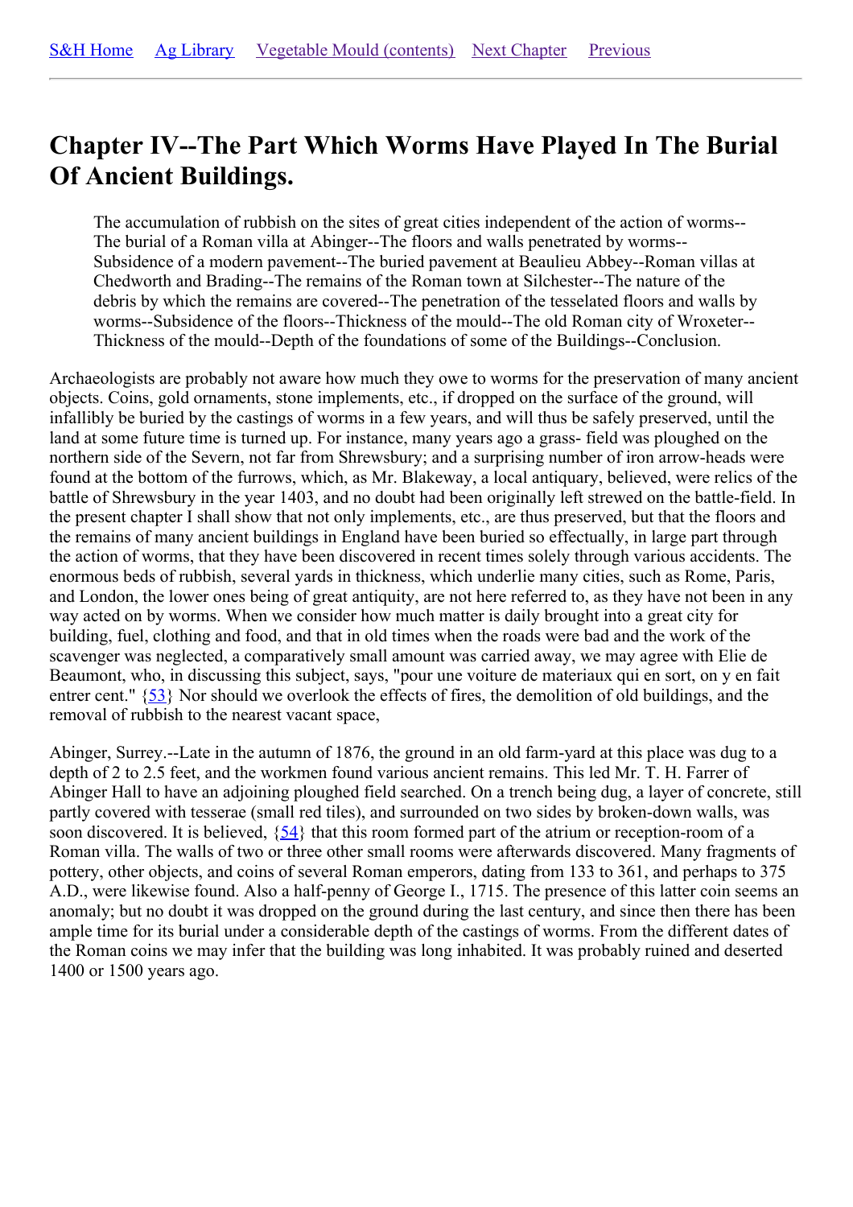S&H Home Ag Library Vegetable Mould (contents) Next Chapter Previous

# Chapter IV--The Part Which Worms Have Played In The Burial Of Ancient Buildings.

> The accumulation of rubbish on the sites of great cities independent of the action of worms--The burial of a Roman villa at Abinger--The floors and walls penetrated by worms--Subsidence of a modern pavement--The buried pavement at Beaulieu Abbey--Roman villas at Chedworth and Brading--The remains of the Roman town at Silchester--The nature of the debris by which the remains are covered--The penetration of the tesselated floors and walls by worms--Subsidence of the floors--Thickness of the mould--The old Roman city of Wroxeter--Thickness of the mould--Depth of the foundations of some of the Buildings--Conclusion.

Archaeologists are probably not aware how much they owe to worms for the preservation of many ancient objects. Coins, gold ornaments, stone implements, etc., if dropped on the surface of the ground, will infallibly be buried by the castings of worms in a few years, and will thus be safely preserved, until the land at some future time is turned up. For instance, many years ago a grass- field was ploughed on the northern side of the Severn, not far from Shrewsbury; and a surprising number of iron arrow-heads were found at the bottom of the furrows, which, as Mr. Blakeway, a local antiquary, believed, were relics of the battle of Shrewsbury in the year 1403, and no doubt had been originally left strewed on the battle-field. In the present chapter I shall show that not only implements, etc., are thus preserved, but that the floors and the remains of many ancient buildings in England have been buried so effectually, in large part through the action of worms, that they have been discovered in recent times solely through various accidents. The enormous beds of rubbish, several yards in thickness, which underlie many cities, such as Rome, Paris, and London, the lower ones being of great antiquity, are not here referred to, as they have not been in any way acted on by worms. When we consider how much matter is daily brought into a great city for building, fuel, clothing and food, and that in old times when the roads were bad and the work of the scavenger was neglected, a comparatively small amount was carried away, we may agree with Elie de Beaumont, who, in discussing this subject, says, "pour une voiture de materiaux qui en sort, on y en fait entrer cent." {53} Nor should we overlook the effects of fires, the demolition of old buildings, and the removal of rubbish to the nearest vacant space,

Abinger, Surrey.--Late in the autumn of 1876, the ground in an old farm-yard at this place was dug to a depth of 2 to 2.5 feet, and the workmen found various ancient remains. This led Mr. T. H. Farrer of Abinger Hall to have an adjoining ploughed field searched. On a trench being dug, a layer of concrete, still partly covered with tesserae (small red tiles), and surrounded on two sides by broken-down walls, was soon discovered. It is believed, {54} that this room formed part of the atrium or reception-room of a Roman villa. The walls of two or three other small rooms were afterwards discovered. Many fragments of pottery, other objects, and coins of several Roman emperors, dating from 133 to 361, and perhaps to 375 A.D., were likewise found. Also a half-penny of George I., 1715. The presence of this latter coin seems an anomaly; but no doubt it was dropped on the ground during the last century, and since then there has been ample time for its burial under a considerable depth of the castings of worms. From the different dates of the Roman coins we may infer that the building was long inhabited. It was probably ruined and deserted 1400 or 1500 years ago.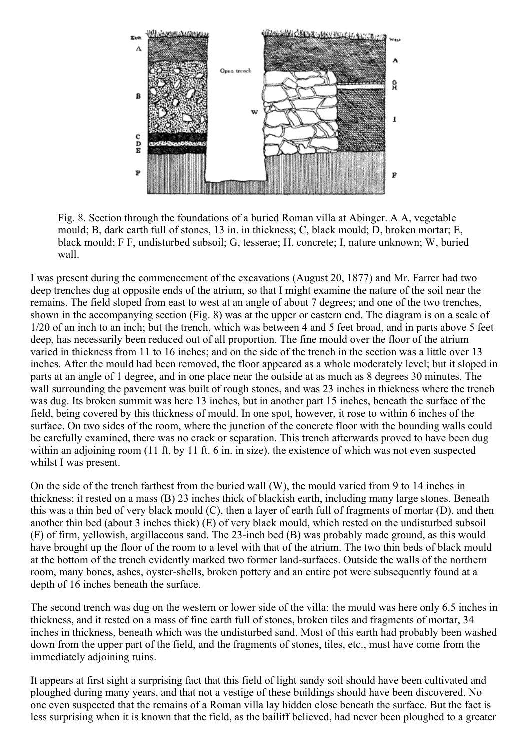Fig. 8. Section through the foundations of a buried Roman villa at Abinger. A A, vegetable mould; B, dark earth full of stones, 13 in. in thickness; C, black mould; D, broken mortar; E, black mould; F F, undisturbed subsoil; G, tesserae; H, concrete; I, nature unknown; W, buried wall.

I was present during the commencement of the excavations (August 20, 1877) and Mr. Farrer had two deep trenches dug at opposite ends of the atrium, so that I might examine the nature of the soil near the remains. The field sloped from east to west at an angle of about 7 degrees; and one of the two trenches, shown in the accompanying section (Fig. 8) was at the upper or eastern end. The diagram is on a scale of 1/20 of an inch to an inch; but the trench, which was between 4 and 5 feet broad, and in parts above 5 feet deep, has necessarily been reduced out of all proportion. The fine mould over the floor of the atrium varied in thickness from 11 to 16 inches; and on the side of the trench in the section was a little over 13 inches. After the mould had been removed, the floor appeared as a whole moderately level; but it sloped in parts at an angle of 1 degree, and in one place near the outside at as much as 8 degrees 30 minutes. The wall surrounding the pavement was built of rough stones, and was 23 inches in thickness where the trench was dug. Its broken summit was here 13 inches, but in another part 15 inches, beneath the surface of the field, being covered by this thickness of mould. In one spot, however, it rose to within 6 inches of the surface. On two sides of the room, where the junction of the concrete floor with the bounding walls could be carefully examined, there was no crack or separation. This trench afterwards proved to have been dug within an adjoining room (11 ft. by 11 ft. 6 in. in size), the existence of which was not even suspected whilst I was present.

On the side of the trench farthest from the buried wall (W), the mould varied from 9 to 14 inches in thickness; it rested on a mass (B) 23 inches thick of blackish earth, including many large stones. Beneath this was a thin bed of very black mould (C), then a layer of earth full of fragments of mortar (D), and then another thin bed (about 3 inches thick) (E) of very black mould, which rested on the undisturbed subsoil (F) of firm, yellowish, argillaceous sand. The 23-inch bed (B) was probably made ground, as this would have brought up the floor of the room to a level with that of the atrium. The two thin beds of black mould at the bottom of the trench evidently marked two former land-surfaces. Outside the walls of the northern room, many bones, ashes, oyster-shells, broken pottery and an entire pot were subsequently found at a depth of 16 inches beneath the surface.

The second trench was dug on the western or lower side of the villa: the mould was here only 6.5 inches in thickness, and it rested on a mass of fine earth full of stones, broken tiles and fragments of mortar, 34 inches in thickness, beneath which was the undisturbed sand. Most of this earth had probably been washed down from the upper part of the field, and the fragments of stones, tiles, etc., must have come from the immediately adjoining ruins.

It appears at first sight a surprising fact that this field of light sandy soil should have been cultivated and ploughed during many years, and that not a vestige of these buildings should have been discovered. No one even suspected that the remains of a Roman villa lay hidden close beneath the surface. But the fact is less surprising when it is known that the field, as the bailiff believed, had never been ploughed to a greater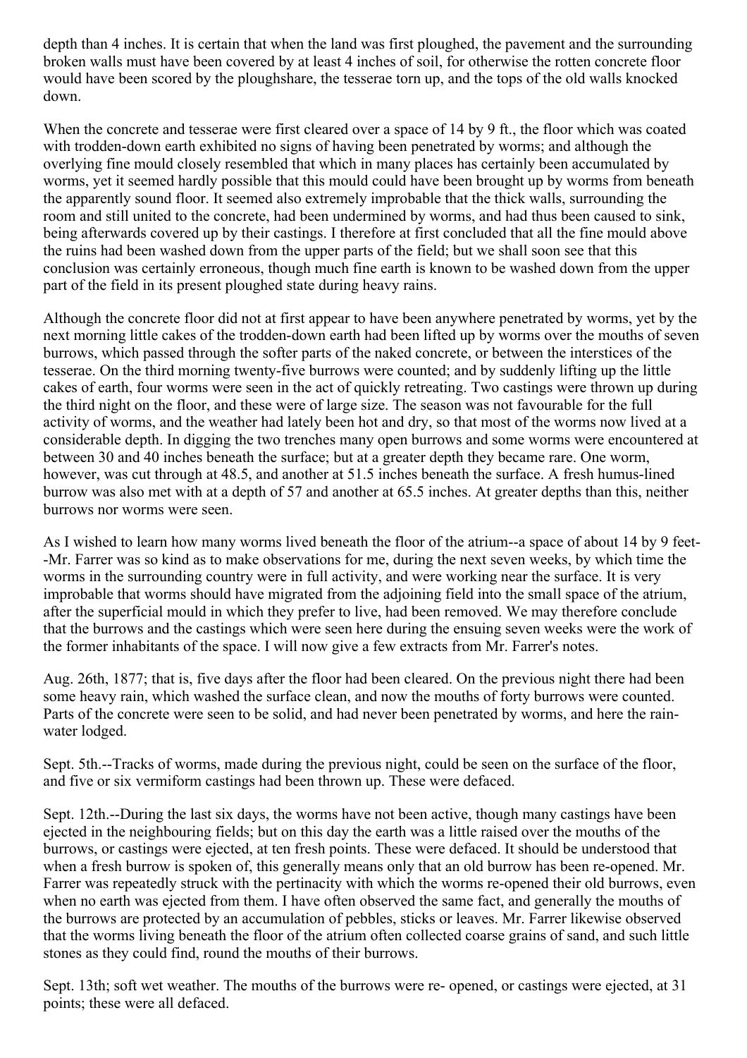depth than 4 inches. It is certain that when the land was first ploughed, the pavement and the surrounding broken walls must have been covered by at least 4 inches of soil, for otherwise the rotten concrete floor would have been scored by the ploughshare, the tesserae torn up, and the tops of the old walls knocked down.

When the concrete and tesserae were first cleared over a space of 14 by 9 ft., the floor which was coated with trodden-down earth exhibited no signs of having been penetrated by worms; and although the overlying fine mould closely resembled that which in many places has certainly been accumulated by worms, yet it seemed hardly possible that this mould could have been brought up by worms from beneath the apparently sound floor. It seemed also extremely improbable that the thick walls, surrounding the room and still united to the concrete, had been undermined by worms, and had thus been caused to sink, being afterwards covered up by their castings. I therefore at first concluded that all the fine mould above the ruins had been washed down from the upper parts of the field; but we shall soon see that this conclusion was certainly erroneous, though much fine earth is known to be washed down from the upper part of the field in its present ploughed state during heavy rains.

Although the concrete floor did not at first appear to have been anywhere penetrated by worms, yet by the next morning little cakes of the trodden-down earth had been lifted up by worms over the mouths of seven burrows, which passed through the softer parts of the naked concrete, or between the interstices of the tesserae. On the third morning twenty-five burrows were counted; and by suddenly lifting up the little cakes of earth, four worms were seen in the act of quickly retreating. Two castings were thrown up during the third night on the floor, and these were of large size. The season was not favourable for the full activity of worms, and the weather had lately been hot and dry, so that most of the worms now lived at a considerable depth. In digging the two trenches many open burrows and some worms were encountered at between 30 and 40 inches beneath the surface; but at a greater depth they became rare. One worm, however, was cut through at 48.5, and another at 51.5 inches beneath the surface. A fresh humus-lined burrow was also met with at a depth of 57 and another at 65.5 inches. At greater depths than this, neither burrows nor worms were seen.

As I wished to learn how many worms lived beneath the floor of the atrium--a space of about 14 by 9 feet--Mr. Farrer was so kind as to make observations for me, during the next seven weeks, by which time the worms in the surrounding country were in full activity, and were working near the surface. It is very improbable that worms should have migrated from the adjoining field into the small space of the atrium, after the superficial mould in which they prefer to live, had been removed. We may therefore conclude that the burrows and the castings which were seen here during the ensuing seven weeks were the work of the former inhabitants of the space. I will now give a few extracts from Mr. Farrer's notes.

Aug. 26th, 1877; that is, five days after the floor had been cleared. On the previous night there had been some heavy rain, which washed the surface clean, and now the mouths of forty burrows were counted. Parts of the concrete were seen to be solid, and had never been penetrated by worms, and here the rain-water lodged.

Sept. 5th.--Tracks of worms, made during the previous night, could be seen on the surface of the floor, and five or six vermiform castings had been thrown up. These were defaced.

Sept. 12th.--During the last six days, the worms have not been active, though many castings have been ejected in the neighbouring fields; but on this day the earth was a little raised over the mouths of the burrows, or castings were ejected, at ten fresh points. These were defaced. It should be understood that when a fresh burrow is spoken of, this generally means only that an old burrow has been re-opened. Mr. Farrer was repeatedly struck with the pertinacity with which the worms re-opened their old burrows, even when no earth was ejected from them. I have often observed the same fact, and generally the mouths of the burrows are protected by an accumulation of pebbles, sticks or leaves. Mr. Farrer likewise observed that the worms living beneath the floor of the atrium often collected coarse grains of sand, and such little stones as they could find, round the mouths of their burrows.

Sept. 13th; soft wet weather. The mouths of the burrows were re- opened, or castings were ejected, at 31 points; these were all defaced.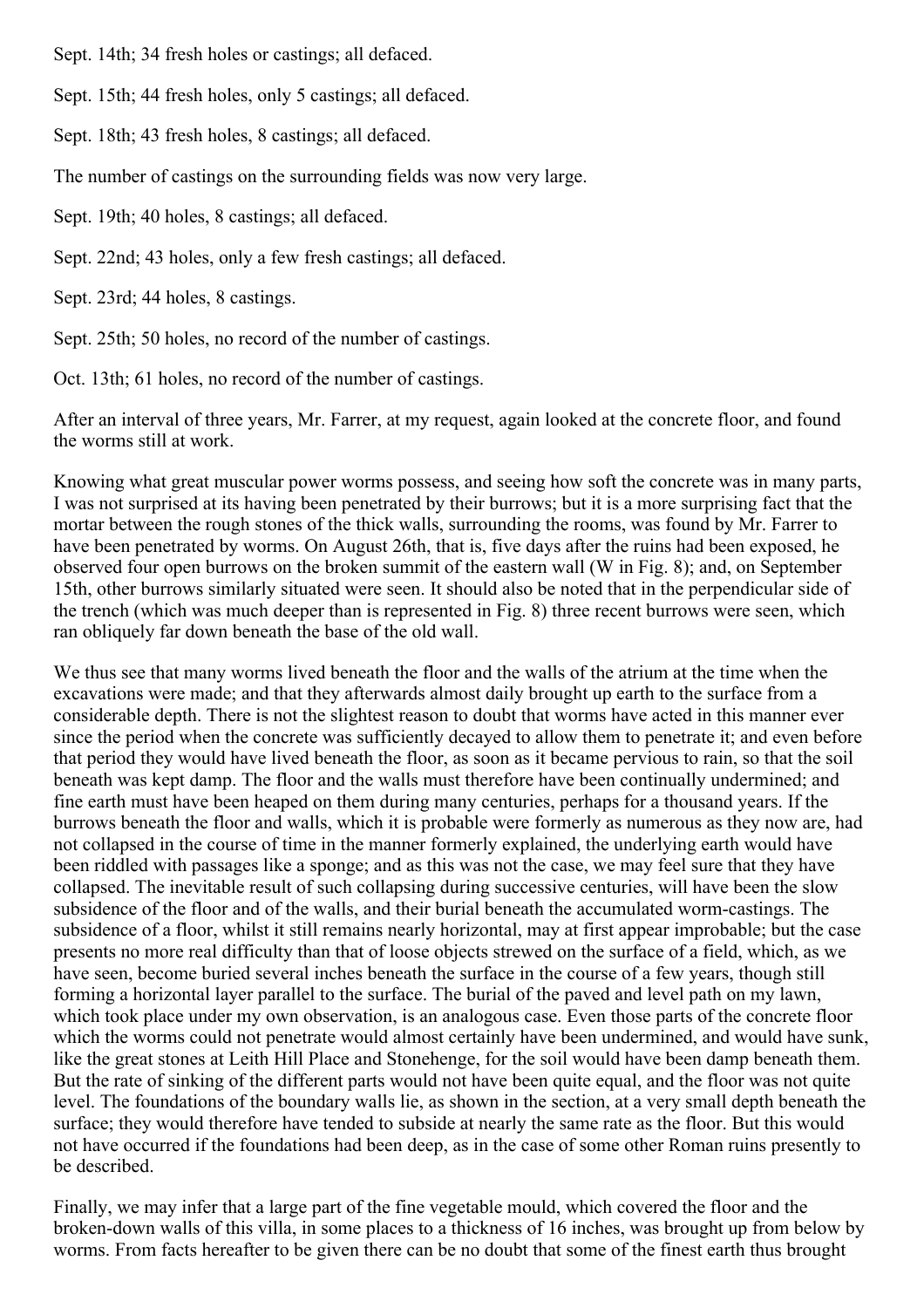Sept. 14th; 34 fresh holes or castings; all defaced.

Sept. 15th; 44 fresh holes, only 5 castings; all defaced.

Sept. 18th; 43 fresh holes, 8 castings; all defaced.

The number of castings on the surrounding fields was now very large.

Sept. 19th; 40 holes, 8 castings; all defaced.

Sept. 22nd; 43 holes, only a few fresh castings; all defaced.

Sept. 23rd; 44 holes, 8 castings.

Sept. 25th; 50 holes, no record of the number of castings.

Oct. 13th; 61 holes, no record of the number of castings.

After an interval of three years, Mr. Farrer, at my request, again looked at the concrete floor, and found the worms still at work.

Knowing what great muscular power worms possess, and seeing how soft the concrete was in many parts, I was not surprised at its having been penetrated by their burrows; but it is a more surprising fact that the mortar between the rough stones of the thick walls, surrounding the rooms, was found by Mr. Farrer to have been penetrated by worms. On August 26th, that is, five days after the ruins had been exposed, he observed four open burrows on the broken summit of the eastern wall (W in Fig. 8); and, on September 15th, other burrows similarly situated were seen. It should also be noted that in the perpendicular side of the trench (which was much deeper than is represented in Fig. 8) three recent burrows were seen, which ran obliquely far down beneath the base of the old wall.

We thus see that many worms lived beneath the floor and the walls of the atrium at the time when the excavations were made; and that they afterwards almost daily brought up earth to the surface from a considerable depth. There is not the slightest reason to doubt that worms have acted in this manner ever since the period when the concrete was sufficiently decayed to allow them to penetrate it; and even before that period they would have lived beneath the floor, as soon as it became pervious to rain, so that the soil beneath was kept damp. The floor and the walls must therefore have been continually undermined; and fine earth must have been heaped on them during many centuries, perhaps for a thousand years. If the burrows beneath the floor and walls, which it is probable were formerly as numerous as they now are, had not collapsed in the course of time in the manner formerly explained, the underlying earth would have been riddled with passages like a sponge; and as this was not the case, we may feel sure that they have collapsed. The inevitable result of such collapsing during successive centuries, will have been the slow subsidence of the floor and of the walls, and their burial beneath the accumulated worm-castings. The subsidence of a floor, whilst it still remains nearly horizontal, may at first appear improbable; but the case presents no more real difficulty than that of loose objects strewed on the surface of a field, which, as we have seen, become buried several inches beneath the surface in the course of a few years, though still forming a horizontal layer parallel to the surface. The burial of the paved and level path on my lawn, which took place under my own observation, is an analogous case. Even those parts of the concrete floor which the worms could not penetrate would almost certainly have been undermined, and would have sunk, like the great stones at Leith Hill Place and Stonehenge, for the soil would have been damp beneath them. But the rate of sinking of the different parts would not have been quite equal, and the floor was not quite level. The foundations of the boundary walls lie, as shown in the section, at a very small depth beneath the surface; they would therefore have tended to subside at nearly the same rate as the floor. But this would not have occurred if the foundations had been deep, as in the case of some other Roman ruins presently to be described.

Finally, we may infer that a large part of the fine vegetable mould, which covered the floor and the broken-down walls of this villa, in some places to a thickness of 16 inches, was brought up from below by worms. From facts hereafter to be given there can be no doubt that some of the finest earth thus brought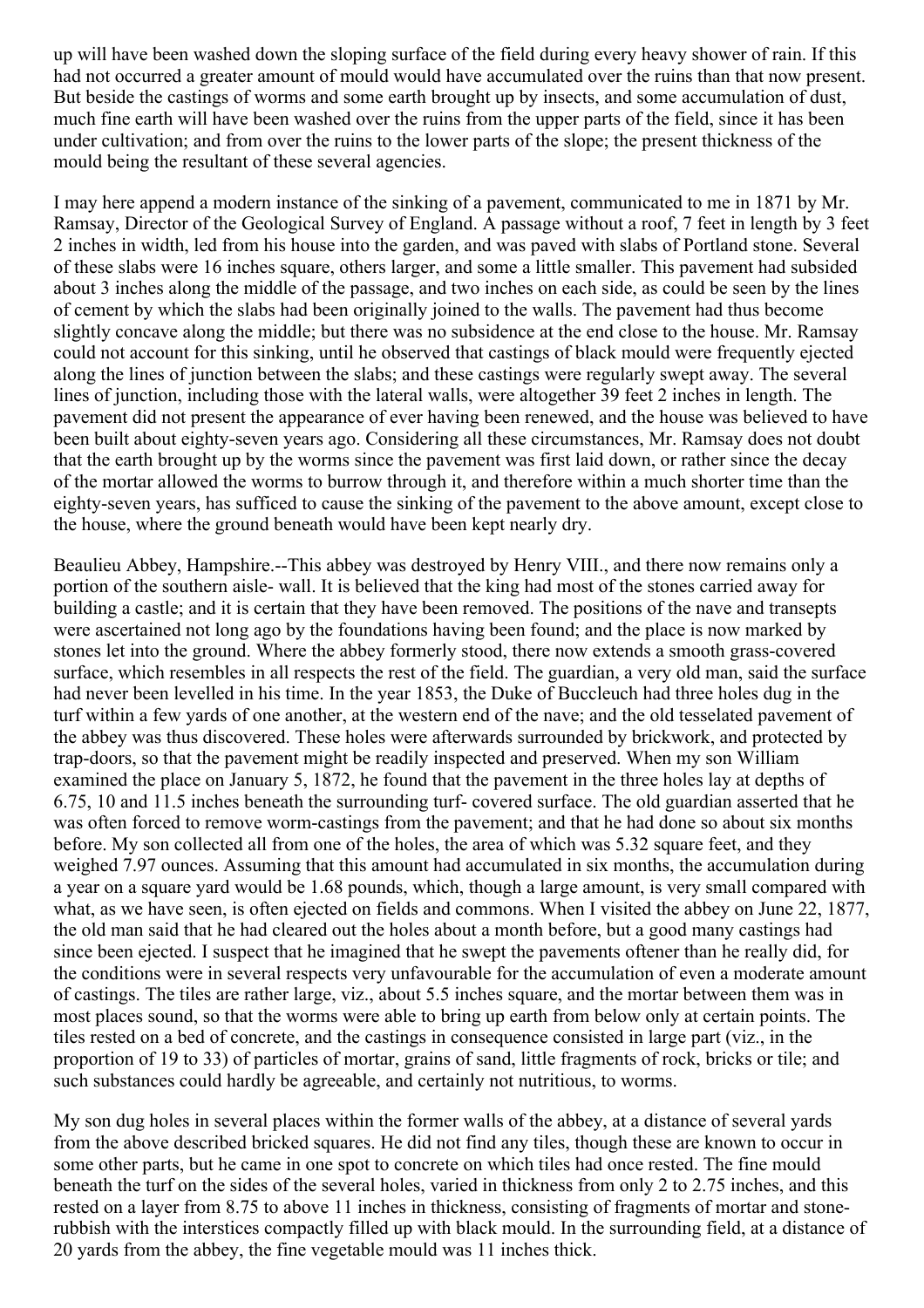up will have been washed down the sloping surface of the field during every heavy shower of rain. If this had not occurred a greater amount of mould would have accumulated over the ruins than that now present. But beside the castings of worms and some earth brought up by insects, and some accumulation of dust, much fine earth will have been washed over the ruins from the upper parts of the field, since it has been under cultivation; and from over the ruins to the lower parts of the slope; the present thickness of the mould being the resultant of these several agencies.

I may here append a modern instance of the sinking of a pavement, communicated to me in 1871 by Mr. Ramsay, Director of the Geological Survey of England. A passage without a roof, 7 feet in length by 3 feet 2 inches in width, led from his house into the garden, and was paved with slabs of Portland stone. Several of these slabs were 16 inches square, others larger, and some a little smaller. This pavement had subsided about 3 inches along the middle of the passage, and two inches on each side, as could be seen by the lines of cement by which the slabs had been originally joined to the walls. The pavement had thus become slightly concave along the middle; but there was no subsidence at the end close to the house. Mr. Ramsay could not account for this sinking, until he observed that castings of black mould were frequently ejected along the lines of junction between the slabs; and these castings were regularly swept away. The several lines of junction, including those with the lateral walls, were altogether 39 feet 2 inches in length. The pavement did not present the appearance of ever having been renewed, and the house was believed to have been built about eighty-seven years ago. Considering all these circumstances, Mr. Ramsay does not doubt that the earth brought up by the worms since the pavement was first laid down, or rather since the decay of the mortar allowed the worms to burrow through it, and therefore within a much shorter time than the eighty-seven years, has sufficed to cause the sinking of the pavement to the above amount, except close to the house, where the ground beneath would have been kept nearly dry.

Beaulieu Abbey, Hampshire.--This abbey was destroyed by Henry VIII., and there now remains only a portion of the southern aisle- wall. It is believed that the king had most of the stones carried away for building a castle; and it is certain that they have been removed. The positions of the nave and transepts were ascertained not long ago by the foundations having been found; and the place is now marked by stones let into the ground. Where the abbey formerly stood, there now extends a smooth grass-covered surface, which resembles in all respects the rest of the field. The guardian, a very old man, said the surface had never been levelled in his time. In the year 1853, the Duke of Buccleuch had three holes dug in the turf within a few yards of one another, at the western end of the nave; and the old tesselated pavement of the abbey was thus discovered. These holes were afterwards surrounded by brickwork, and protected by trap-doors, so that the pavement might be readily inspected and preserved. When my son William examined the place on January 5, 1872, he found that the pavement in the three holes lay at depths of 6.75, 10 and 11.5 inches beneath the surrounding turf- covered surface. The old guardian asserted that he was often forced to remove worm-castings from the pavement; and that he had done so about six months before. My son collected all from one of the holes, the area of which was 5.32 square feet, and they weighed 7.97 ounces. Assuming that this amount had accumulated in six months, the accumulation during a year on a square yard would be 1.68 pounds, which, though a large amount, is very small compared with what, as we have seen, is often ejected on fields and commons. When I visited the abbey on June 22, 1877, the old man said that he had cleared out the holes about a month before, but a good many castings had since been ejected. I suspect that he imagined that he swept the pavements oftener than he really did, for the conditions were in several respects very unfavourable for the accumulation of even a moderate amount of castings. The tiles are rather large, viz., about 5.5 inches square, and the mortar between them was in most places sound, so that the worms were able to bring up earth from below only at certain points. The tiles rested on a bed of concrete, and the castings in consequence consisted in large part (viz., in the proportion of 19 to 33) of particles of mortar, grains of sand, little fragments of rock, bricks or tile; and such substances could hardly be agreeable, and certainly not nutritious, to worms.

My son dug holes in several places within the former walls of the abbey, at a distance of several yards from the above described bricked squares. He did not find any tiles, though these are known to occur in some other parts, but he came in one spot to concrete on which tiles had once rested. The fine mould beneath the turf on the sides of the several holes, varied in thickness from only 2 to 2.75 inches, and this rested on a layer from 8.75 to above 11 inches in thickness, consisting of fragments of mortar and stone-rubbish with the interstices compactly filled up with black mould. In the surrounding field, at a distance of 20 yards from the abbey, the fine vegetable mould was 11 inches thick.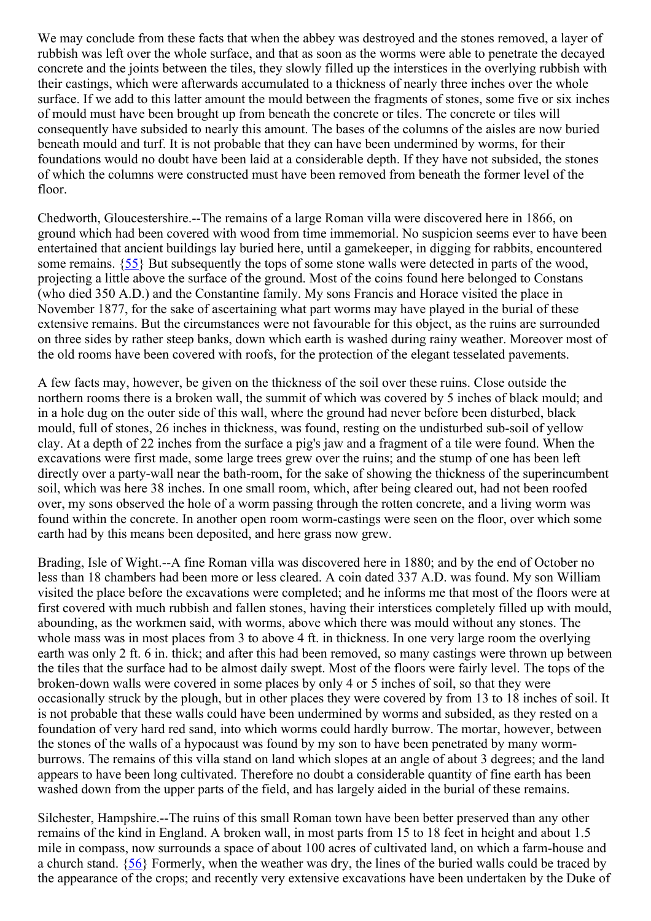We may conclude from these facts that when the abbey was destroyed and the stones removed, a layer of rubbish was left over the whole surface, and that as soon as the worms were able to penetrate the decayed concrete and the joints between the tiles, they slowly filled up the interstices in the overlying rubbish with their castings, which were afterwards accumulated to a thickness of nearly three inches over the whole surface. If we add to this latter amount the mould between the fragments of stones, some five or six inches of mould must have been brought up from beneath the concrete or tiles. The concrete or tiles will consequently have subsided to nearly this amount. The bases of the columns of the aisles are now buried beneath mould and turf. It is not probable that they can have been undermined by worms, for their foundations would no doubt have been laid at a considerable depth. If they have not subsided, the stones of which the columns were constructed must have been removed from beneath the former level of the floor.

Chedworth, Gloucestershire.--The remains of a large Roman villa were discovered here in 1866, on ground which had been covered with wood from time immemorial. No suspicion seems ever to have been entertained that ancient buildings lay buried here, until a gamekeeper, in digging for rabbits, encountered some remains. {55} But subsequently the tops of some stone walls were detected in parts of the wood, projecting a little above the surface of the ground. Most of the coins found here belonged to Constans (who died 350 A.D.) and the Constantine family. My sons Francis and Horace visited the place in November 1877, for the sake of ascertaining what part worms may have played in the burial of these extensive remains. But the circumstances were not favourable for this object, as the ruins are surrounded on three sides by rather steep banks, down which earth is washed during rainy weather. Moreover most of the old rooms have been covered with roofs, for the protection of the elegant tesselated pavements.

A few facts may, however, be given on the thickness of the soil over these ruins. Close outside the northern rooms there is a broken wall, the summit of which was covered by 5 inches of black mould; and in a hole dug on the outer side of this wall, where the ground had never before been disturbed, black mould, full of stones, 26 inches in thickness, was found, resting on the undisturbed sub-soil of yellow clay. At a depth of 22 inches from the surface a pig's jaw and a fragment of a tile were found. When the excavations were first made, some large trees grew over the ruins; and the stump of one has been left directly over a party-wall near the bath-room, for the sake of showing the thickness of the superincumbent soil, which was here 38 inches. In one small room, which, after being cleared out, had not been roofed over, my sons observed the hole of a worm passing through the rotten concrete, and a living worm was found within the concrete. In another open room worm-castings were seen on the floor, over which some earth had by this means been deposited, and here grass now grew.

Brading, Isle of Wight.--A fine Roman villa was discovered here in 1880; and by the end of October no less than 18 chambers had been more or less cleared. A coin dated 337 A.D. was found. My son William visited the place before the excavations were completed; and he informs me that most of the floors were at first covered with much rubbish and fallen stones, having their interstices completely filled up with mould, abounding, as the workmen said, with worms, above which there was mould without any stones. The whole mass was in most places from 3 to above 4 ft. in thickness. In one very large room the overlying earth was only 2 ft. 6 in. thick; and after this had been removed, so many castings were thrown up between the tiles that the surface had to be almost daily swept. Most of the floors were fairly level. The tops of the broken-down walls were covered in some places by only 4 or 5 inches of soil, so that they were occasionally struck by the plough, but in other places they were covered by from 13 to 18 inches of soil. It is not probable that these walls could have been undermined by worms and subsided, as they rested on a foundation of very hard red sand, into which worms could hardly burrow. The mortar, however, between the stones of the walls of a hypocaust was found by my son to have been penetrated by many worm-burrows. The remains of this villa stand on land which slopes at an angle of about 3 degrees; and the land appears to have been long cultivated. Therefore no doubt a considerable quantity of fine earth has been washed down from the upper parts of the field, and has largely aided in the burial of these remains.

Silchester, Hampshire.--The ruins of this small Roman town have been better preserved than any other remains of the kind in England. A broken wall, in most parts from 15 to 18 feet in height and about 1.5 mile in compass, now surrounds a space of about 100 acres of cultivated land, on which a farm-house and a church stand. {56} Formerly, when the weather was dry, the lines of the buried walls could be traced by the appearance of the crops; and recently very extensive excavations have been undertaken by the Duke of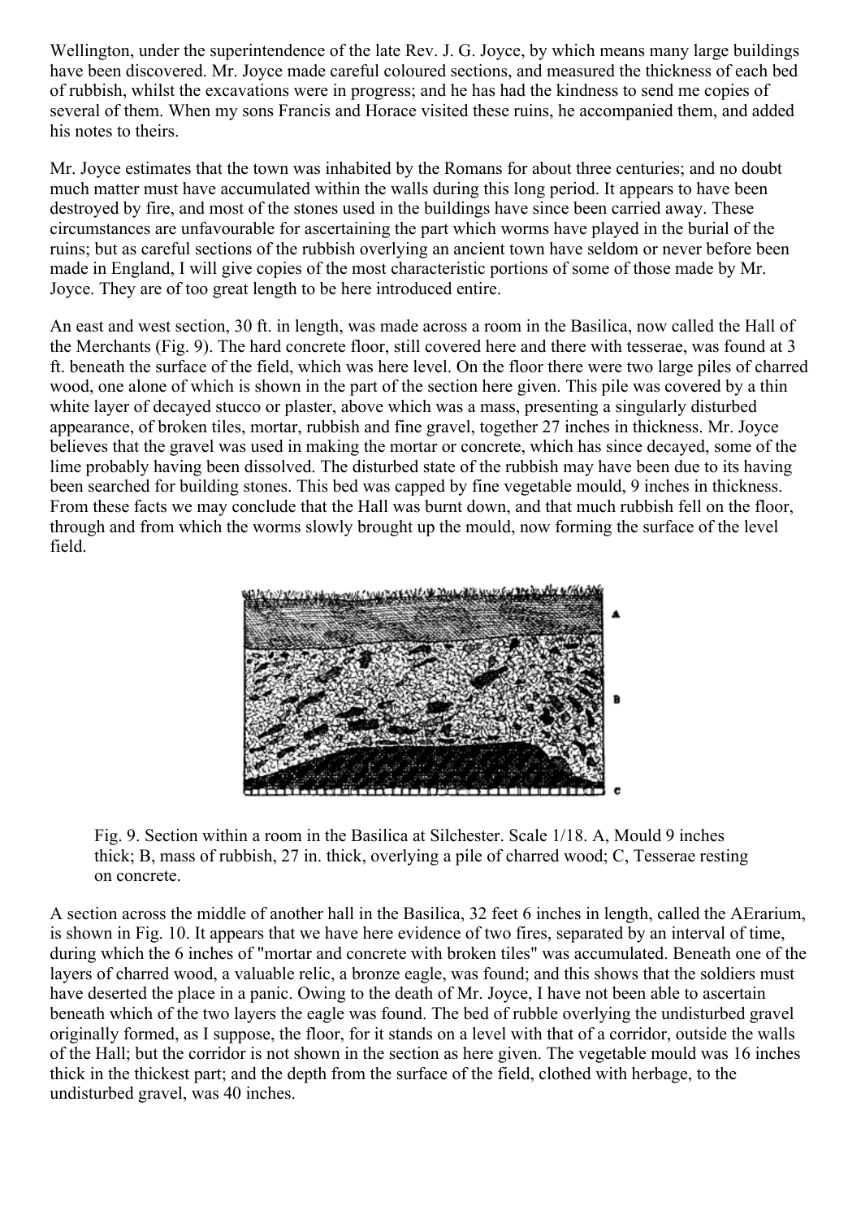Wellington, under the superintendence of the late Rev. J. G. Joyce, by which means many large buildings have been discovered. Mr. Joyce made careful coloured sections, and measured the thickness of each bed of rubbish, whilst the excavations were in progress; and he has had the kindness to send me copies of several of them. When my sons Francis and Horace visited these ruins, he accompanied them, and added his notes to theirs.

Mr. Joyce estimates that the town was inhabited by the Romans for about three centuries; and no doubt much matter must have accumulated within the walls during this long period. It appears to have been destroyed by fire, and most of the stones used in the buildings have since been carried away. These circumstances are unfavourable for ascertaining the part which worms have played in the burial of the ruins; but as careful sections of the rubbish overlying an ancient town have seldom or never before been made in England, I will give copies of the most characteristic portions of some of those made by Mr. Joyce. They are of too great length to be here introduced entire.

An east and west section, 30 ft. in length, was made across a room in the Basilica, now called the Hall of the Merchants (Fig. 9). The hard concrete floor, still covered here and there with tesserae, was found at 3 ft. beneath the surface of the field, which was here level. On the floor there were two large piles of charred wood, one alone of which is shown in the part of the section here given. This pile was covered by a thin white layer of decayed stucco or plaster, above which was a mass, presenting a singularly disturbed appearance, of broken tiles, mortar, rubbish and fine gravel, together 27 inches in thickness. Mr. Joyce believes that the gravel was used in making the mortar or concrete, which has since decayed, some of the lime probably having been dissolved. The disturbed state of the rubbish may have been due to its having been searched for building stones. This bed was capped by fine vegetable mould, 9 inches in thickness. From these facts we may conclude that the Hall was burnt down, and that much rubbish fell on the floor, through and from which the worms slowly brought up the mould, now forming the surface of the level field.

Fig. 9. Section within a room in the Basilica at Silchester. Scale 1/18. A, Mould 9 inches thick; B, mass of rubbish, 27 in. thick, overlying a pile of charred wood; C, Tesserae resting on concrete.

A section across the middle of another hall in the Basilica, 32 feet 6 inches in length, called the AErarium, is shown in Fig. 10. It appears that we have here evidence of two fires, separated by an interval of time, during which the 6 inches of "mortar and concrete with broken tiles" was accumulated. Beneath one of the layers of charred wood, a valuable relic, a bronze eagle, was found; and this shows that the soldiers must have deserted the place in a panic. Owing to the death of Mr. Joyce, I have not been able to ascertain beneath which of the two layers the eagle was found. The bed of rubble overlying the undisturbed gravel originally formed, as I suppose, the floor, for it stands on a level with that of a corridor, outside the walls of the Hall; but the corridor is not shown in the section as here given. The vegetable mould was 16 inches thick in the thickest part; and the depth from the surface of the field, clothed with herbage, to the undisturbed gravel, was 40 inches.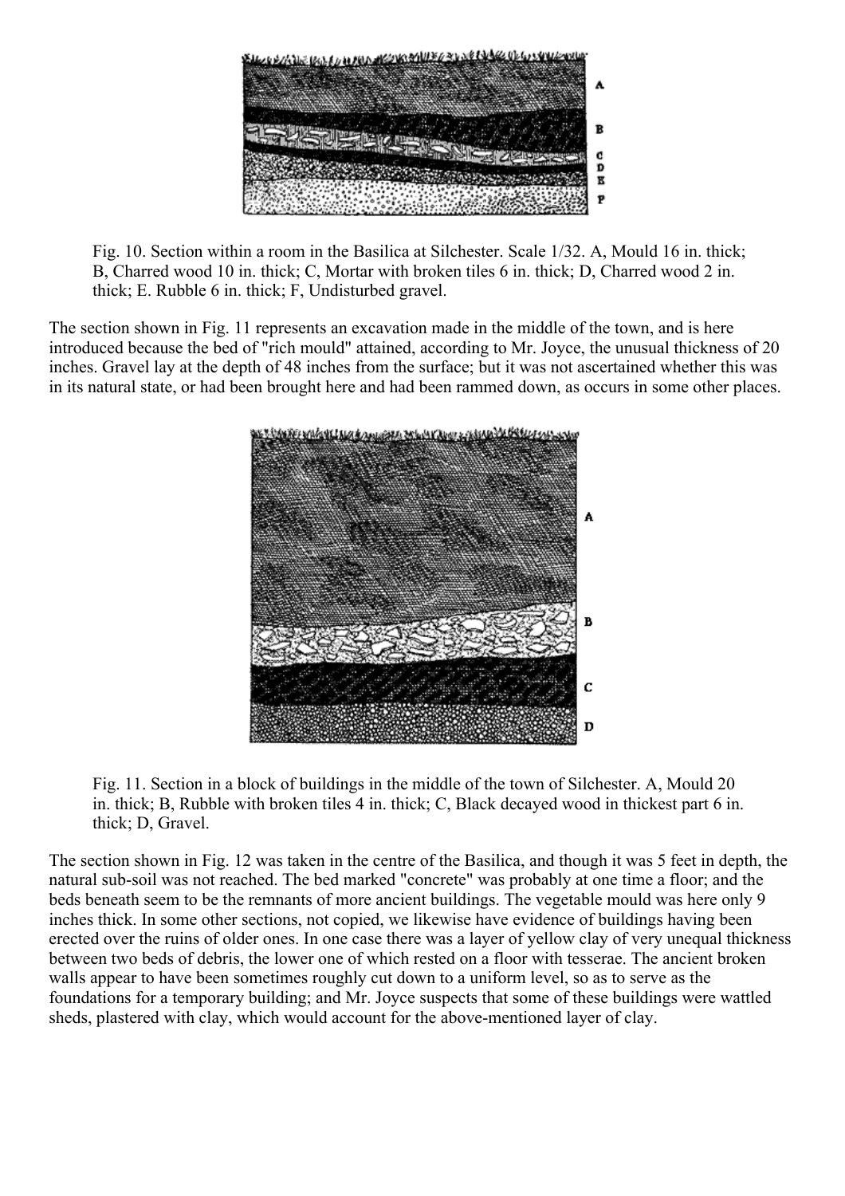Fig. 10. Section within a room in the Basilica at Silchester. Scale 1/32. A, Mould 16 in. thick; B, Charred wood 10 in. thick; C, Mortar with broken tiles 6 in. thick; D, Charred wood 2 in. thick; E. Rubble 6 in. thick; F, Undisturbed gravel.

The section shown in Fig. 11 represents an excavation made in the middle of the town, and is here introduced because the bed of "rich mould" attained, according to Mr. Joyce, the unusual thickness of 20 inches. Gravel lay at the depth of 48 inches from the surface; but it was not ascertained whether this was in its natural state, or had been brought here and had been rammed down, as occurs in some other places.

Fig. 11. Section in a block of buildings in the middle of the town of Silchester. A, Mould 20 in. thick; B, Rubble with broken tiles 4 in. thick; C, Black decayed wood in thickest part 6 in. thick; D, Gravel.

The section shown in Fig. 12 was taken in the centre of the Basilica, and though it was 5 feet in depth, the natural sub-soil was not reached. The bed marked "concrete" was probably at one time a floor; and the beds beneath seem to be the remnants of more ancient buildings. The vegetable mould was here only 9 inches thick. In some other sections, not copied, we likewise have evidence of buildings having been erected over the ruins of older ones. In one case there was a layer of yellow clay of very unequal thickness between two beds of debris, the lower one of which rested on a floor with tesserae. The ancient broken walls appear to have been sometimes roughly cut down to a uniform level, so as to serve as the foundations for a temporary building; and Mr. Joyce suspects that some of these buildings were wattled sheds, plastered with clay, which would account for the above-mentioned layer of clay.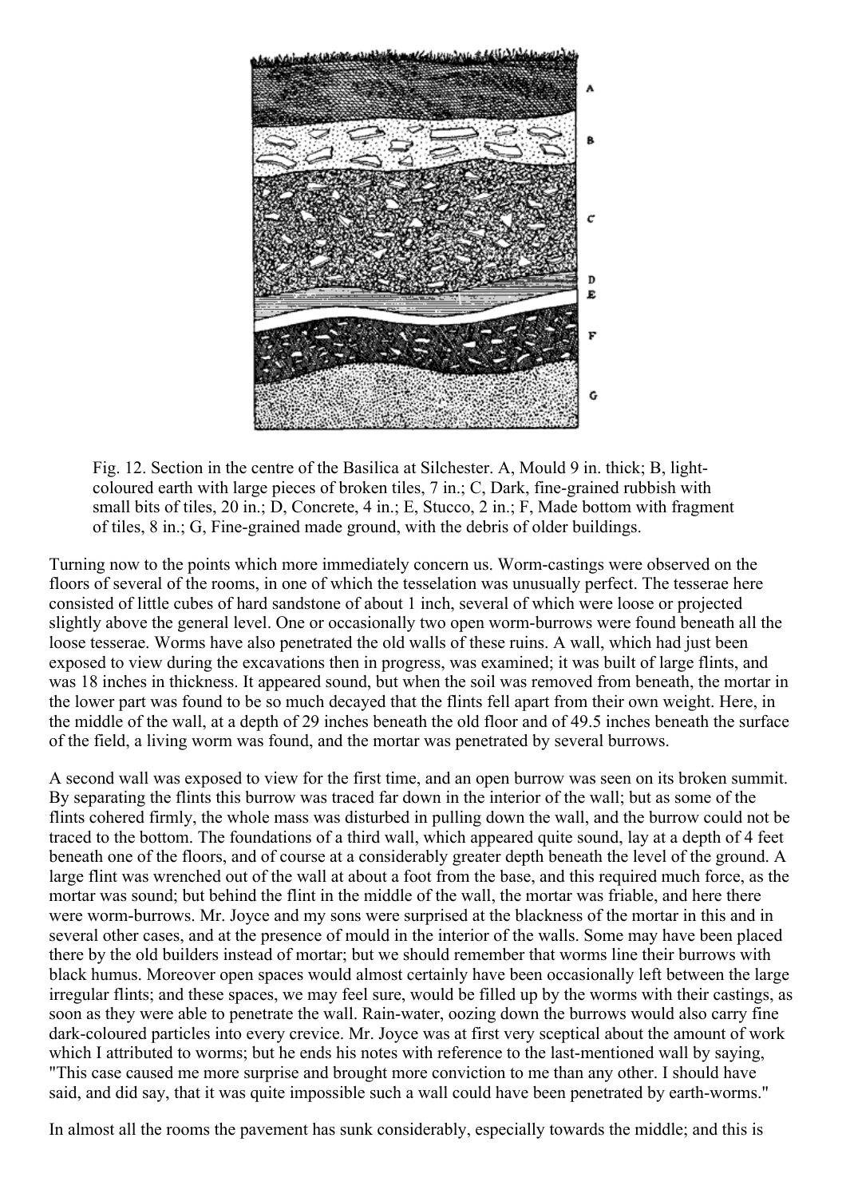Fig. 12. Section in the centre of the Basilica at Silchester. A, Mould 9 in. thick; B, light-coloured earth with large pieces of broken tiles, 7 in.; C, Dark, fine-grained rubbish with small bits of tiles, 20 in.; D, Concrete, 4 in.; E, Stucco, 2 in.; F, Made bottom with fragment of tiles, 8 in.; G, Fine-grained made ground, with the debris of older buildings.

Turning now to the points which more immediately concern us. Worm-castings were observed on the floors of several of the rooms, in one of which the tesselation was unusually perfect. The tesserae here consisted of little cubes of hard sandstone of about 1 inch, several of which were loose or projected slightly above the general level. One or occasionally two open worm-burrows were found beneath all the loose tesserae. Worms have also penetrated the old walls of these ruins. A wall, which had just been exposed to view during the excavations then in progress, was examined; it was built of large flints, and was 18 inches in thickness. It appeared sound, but when the soil was removed from beneath, the mortar in the lower part was found to be so much decayed that the flints fell apart from their own weight. Here, in the middle of the wall, at a depth of 29 inches beneath the old floor and of 49.5 inches beneath the surface of the field, a living worm was found, and the mortar was penetrated by several burrows.

A second wall was exposed to view for the first time, and an open burrow was seen on its broken summit. By separating the flints this burrow was traced far down in the interior of the wall; but as some of the flints cohered firmly, the whole mass was disturbed in pulling down the wall, and the burrow could not be traced to the bottom. The foundations of a third wall, which appeared quite sound, lay at a depth of 4 feet beneath one of the floors, and of course at a considerably greater depth beneath the level of the ground. A large flint was wrenched out of the wall at about a foot from the base, and this required much force, as the mortar was sound; but behind the flint in the middle of the wall, the mortar was friable, and here there were worm-burrows. Mr. Joyce and my sons were surprised at the blackness of the mortar in this and in several other cases, and at the presence of mould in the interior of the walls. Some may have been placed there by the old builders instead of mortar; but we should remember that worms line their burrows with black humus. Moreover open spaces would almost certainly have been occasionally left between the large irregular flints; and these spaces, we may feel sure, would be filled up by the worms with their castings, as soon as they were able to penetrate the wall. Rain-water, oozing down the burrows would also carry fine dark-coloured particles into every crevice. Mr. Joyce was at first very sceptical about the amount of work which I attributed to worms; but he ends his notes with reference to the last-mentioned wall by saying, "This case caused me more surprise and brought more conviction to me than any other. I should have said, and did say, that it was quite impossible such a wall could have been penetrated by earth-worms."

In almost all the rooms the pavement has sunk considerably, especially towards the middle; and this is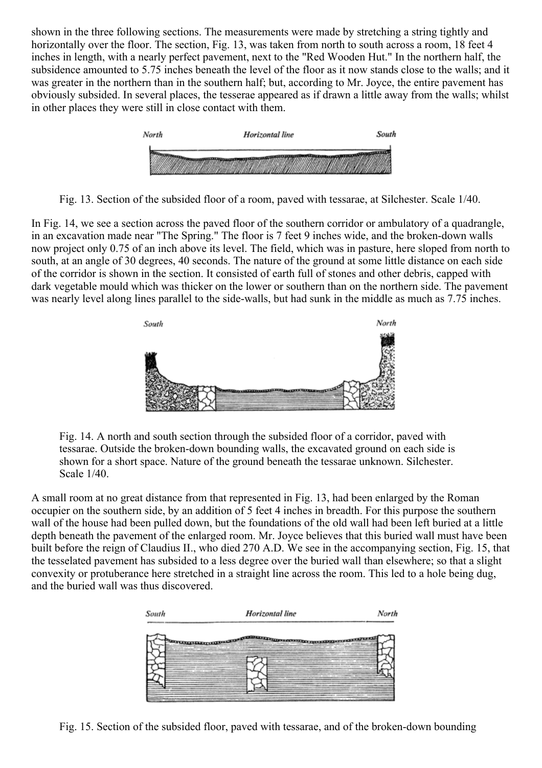shown in the three following sections. The measurements were made by stretching a string tightly and horizontally over the floor. The section, Fig. 13, was taken from north to south across a room, 18 feet 4 inches in length, with a nearly perfect pavement, next to the "Red Wooden Hut." In the northern half, the subsidence amounted to 5.75 inches beneath the level of the floor as it now stands close to the walls; and it was greater in the northern than in the southern half; but, according to Mr. Joyce, the entire pavement has obviously subsided. In several places, the tesserae appeared as if drawn a little away from the walls; whilst in other places they were still in close contact with them.

Fig. 13. Section of the subsided floor of a room, paved with tessarae, at Silchester. Scale 1/40.

In Fig. 14, we see a section across the paved floor of the southern corridor or ambulatory of a quadrangle, in an excavation made near "The Spring." The floor is 7 feet 9 inches wide, and the broken-down walls now project only 0.75 of an inch above its level. The field, which was in pasture, here sloped from north to south, at an angle of 30 degrees, 40 seconds. The nature of the ground at some little distance on each side of the corridor is shown in the section. It consisted of earth full of stones and other debris, capped with dark vegetable mould which was thicker on the lower or southern than on the northern side. The pavement was nearly level along lines parallel to the side-walls, but had sunk in the middle as much as 7.75 inches.

Fig. 14. A north and south section through the subsided floor of a corridor, paved with tessarae. Outside the broken-down bounding walls, the excavated ground on each side is shown for a short space. Nature of the ground beneath the tessarae unknown. Silchester. Scale 1/40.

A small room at no great distance from that represented in Fig. 13, had been enlarged by the Roman occupier on the southern side, by an addition of 5 feet 4 inches in breadth. For this purpose the southern wall of the house had been pulled down, but the foundations of the old wall had been left buried at a little depth beneath the pavement of the enlarged room. Mr. Joyce believes that this buried wall must have been built before the reign of Claudius II., who died 270 A.D. We see in the accompanying section, Fig. 15, that the tesselated pavement has subsided to a less degree over the buried wall than elsewhere; so that a slight convexity or protuberance here stretched in a straight line across the room. This led to a hole being dug, and the buried wall was thus discovered.

Fig. 15. Section of the subsided floor, paved with tessarae, and of the broken-down bounding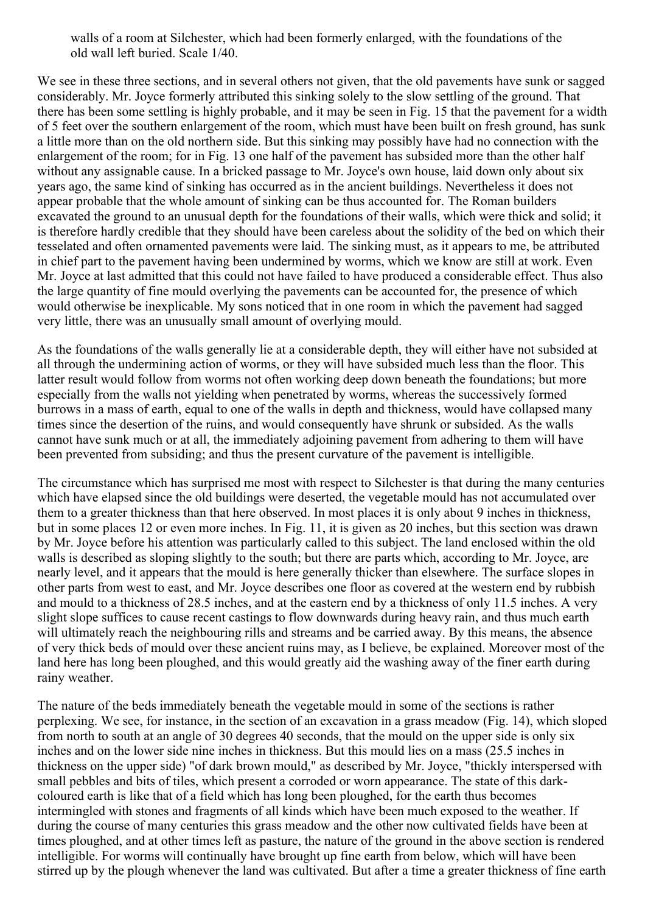walls of a room at Silchester, which had been formerly enlarged, with the foundations of the old wall left buried. Scale 1/40.

We see in these three sections, and in several others not given, that the old pavements have sunk or sagged considerably. Mr. Joyce formerly attributed this sinking solely to the slow settling of the ground. That there has been some settling is highly probable, and it may be seen in Fig. 15 that the pavement for a width of 5 feet over the southern enlargement of the room, which must have been built on fresh ground, has sunk a little more than on the old northern side. But this sinking may possibly have had no connection with the enlargement of the room; for in Fig. 13 one half of the pavement has subsided more than the other half without any assignable cause. In a bricked passage to Mr. Joyce's own house, laid down only about six years ago, the same kind of sinking has occurred as in the ancient buildings. Nevertheless it does not appear probable that the whole amount of sinking can be thus accounted for. The Roman builders excavated the ground to an unusual depth for the foundations of their walls, which were thick and solid; it is therefore hardly credible that they should have been careless about the solidity of the bed on which their tesselated and often ornamented pavements were laid. The sinking must, as it appears to me, be attributed in chief part to the pavement having been undermined by worms, which we know are still at work. Even Mr. Joyce at last admitted that this could not have failed to have produced a considerable effect. Thus also the large quantity of fine mould overlying the pavements can be accounted for, the presence of which would otherwise be inexplicable. My sons noticed that in one room in which the pavement had sagged very little, there was an unusually small amount of overlying mould.

As the foundations of the walls generally lie at a considerable depth, they will either have not subsided at all through the undermining action of worms, or they will have subsided much less than the floor. This latter result would follow from worms not often working deep down beneath the foundations; but more especially from the walls not yielding when penetrated by worms, whereas the successively formed burrows in a mass of earth, equal to one of the walls in depth and thickness, would have collapsed many times since the desertion of the ruins, and would consequently have shrunk or subsided. As the walls cannot have sunk much or at all, the immediately adjoining pavement from adhering to them will have been prevented from subsiding; and thus the present curvature of the pavement is intelligible.

The circumstance which has surprised me most with respect to Silchester is that during the many centuries which have elapsed since the old buildings were deserted, the vegetable mould has not accumulated over them to a greater thickness than that here observed. In most places it is only about 9 inches in thickness, but in some places 12 or even more inches. In Fig. 11, it is given as 20 inches, but this section was drawn by Mr. Joyce before his attention was particularly called to this subject. The land enclosed within the old walls is described as sloping slightly to the south; but there are parts which, according to Mr. Joyce, are nearly level, and it appears that the mould is here generally thicker than elsewhere. The surface slopes in other parts from west to east, and Mr. Joyce describes one floor as covered at the western end by rubbish and mould to a thickness of 28.5 inches, and at the eastern end by a thickness of only 11.5 inches. A very slight slope suffices to cause recent castings to flow downwards during heavy rain, and thus much earth will ultimately reach the neighbouring rills and streams and be carried away. By this means, the absence of very thick beds of mould over these ancient ruins may, as I believe, be explained. Moreover most of the land here has long been ploughed, and this would greatly aid the washing away of the finer earth during rainy weather.

The nature of the beds immediately beneath the vegetable mould in some of the sections is rather perplexing. We see, for instance, in the section of an excavation in a grass meadow (Fig. 14), which sloped from north to south at an angle of 30 degrees 40 seconds, that the mould on the upper side is only six inches and on the lower side nine inches in thickness. But this mould lies on a mass (25.5 inches in thickness on the upper side) "of dark brown mould," as described by Mr. Joyce, "thickly interspersed with small pebbles and bits of tiles, which present a corroded or worn appearance. The state of this dark-coloured earth is like that of a field which has long been ploughed, for the earth thus becomes intermingled with stones and fragments of all kinds which have been much exposed to the weather. If during the course of many centuries this grass meadow and the other now cultivated fields have been at times ploughed, and at other times left as pasture, the nature of the ground in the above section is rendered intelligible. For worms will continually have brought up fine earth from below, which will have been stirred up by the plough whenever the land was cultivated. But after a time a greater thickness of fine earth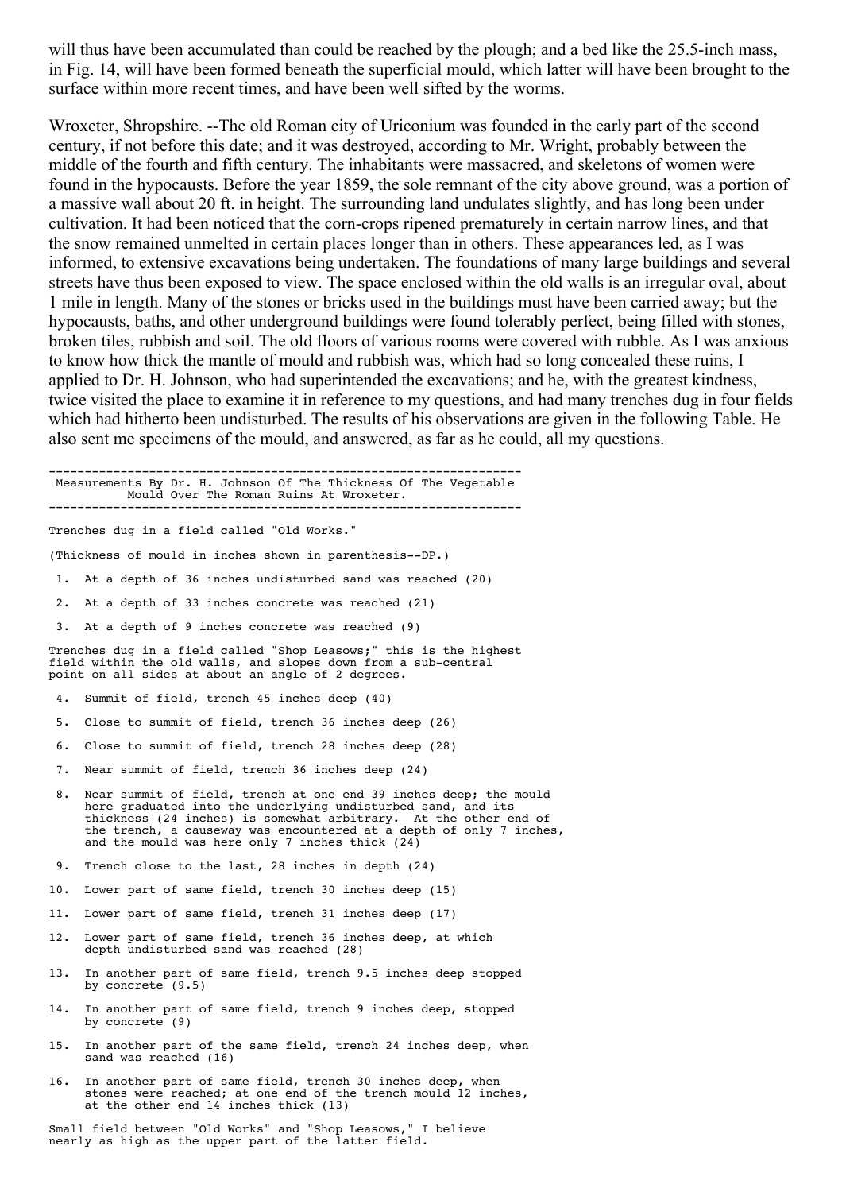will thus have been accumulated than could be reached by the plough; and a bed like the 25.5-inch mass, in Fig. 14, will have been formed beneath the superficial mould, which latter will have been brought to the surface within more recent times, and have been well sifted by the worms.

Wroxeter, Shropshire. --The old Roman city of Uriconium was founded in the early part of the second century, if not before this date; and it was destroyed, according to Mr. Wright, probably between the middle of the fourth and fifth century. The inhabitants were massacred, and skeletons of women were found in the hypocausts. Before the year 1859, the sole remnant of the city above ground, was a portion of a massive wall about 20 ft. in height. The surrounding land undulates slightly, and has long been under cultivation. It had been noticed that the corn-crops ripened prematurely in certain narrow lines, and that the snow remained unmelted in certain places longer than in others. These appearances led, as I was informed, to extensive excavations being undertaken. The foundations of many large buildings and several streets have thus been exposed to view. The space enclosed within the old walls is an irregular oval, about 1 mile in length. Many of the stones or bricks used in the buildings must have been carried away; but the hypocausts, baths, and other underground buildings were found tolerably perfect, being filled with stones, broken tiles, rubbish and soil. The old floors of various rooms were covered with rubble. As I was anxious to know how thick the mantle of mould and rubbish was, which had so long concealed these ruins, I applied to Dr. H. Johnson, who had superintended the excavations; and he, with the greatest kindness, twice visited the place to examine it in reference to my questions, and had many trenches dug in four fields which had hitherto been undisturbed. The results of his observations are given in the following Table. He also sent me specimens of the mould, and answered, as far as he could, all my questions.

```
-----------------------------------------------------------------
 Measurements By Dr. H. Johnson Of The Thickness Of The Vegetable
          Mould Over The Roman Ruins At Wroxeter.
-----------------------------------------------------------------

Trenches dug in a field called "Old Works."

(Thickness of mould in inches shown in parenthesis--DP.)

 1.  At a depth of 36 inches undisturbed sand was reached (20)

 2.  At a depth of 33 inches concrete was reached (21)

 3.  At a depth of 9 inches concrete was reached (9)

Trenches dug in a field called "Shop Leasows;" this is the highest
field within the old walls, and slopes down from a sub-central
point on all sides at about an angle of 2 degrees.

 4.  Summit of field, trench 45 inches deep (40)

 5.  Close to summit of field, trench 36 inches deep (26)

 6.  Close to summit of field, trench 28 inches deep (28)

 7.  Near summit of field, trench 36 inches deep (24)

 8.  Near summit of field, trench at one end 39 inches deep; the mould
     here graduated into the underlying undisturbed sand, and its
     thickness (24 inches) is somewhat arbitrary.  At the other end of
     the trench, a causeway was encountered at a depth of only 7 inches,
     and the mould was here only 7 inches thick (24)

 9.  Trench close to the last, 28 inches in depth (24)

10.  Lower part of same field, trench 30 inches deep (15)

11.  Lower part of same field, trench 31 inches deep (17)

12.  Lower part of same field, trench 36 inches deep, at which
     depth undisturbed sand was reached (28)

13.  In another part of same field, trench 9.5 inches deep stopped
     by concrete (9.5)

14.  In another part of same field, trench 9 inches deep, stopped
     by concrete (9)

15.  In another part of the same field, trench 24 inches deep, when
     sand was reached (16)

16.  In another part of same field, trench 30 inches deep, when
     stones were reached; at one end of the trench mould 12 inches,
     at the other end 14 inches thick (13)

Small field between "Old Works" and "Shop Leasows," I believe
nearly as high as the upper part of the latter field.
```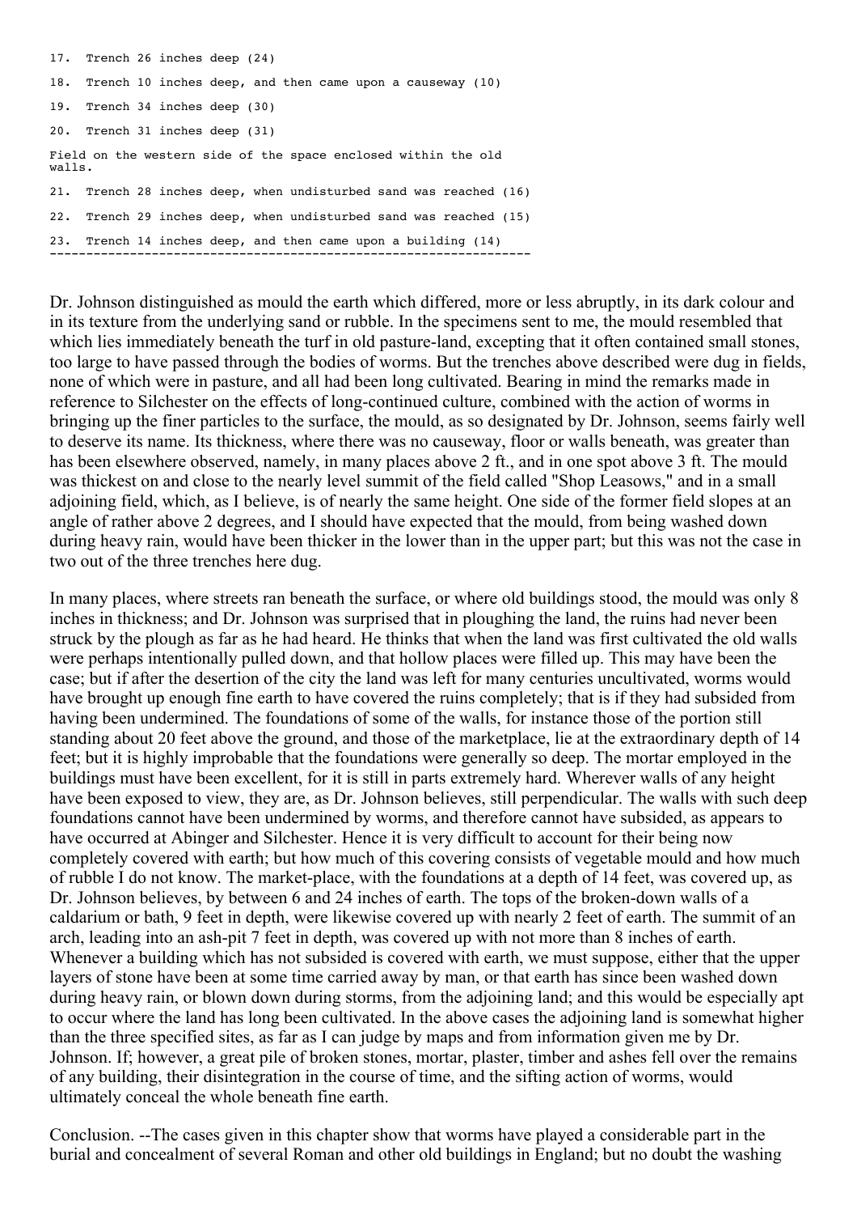```
17.  Trench 26 inches deep (24)

18.  Trench 10 inches deep, and then came upon a causeway (10)

19.  Trench 34 inches deep (30)

20.  Trench 31 inches deep (31)

Field on the western side of the space enclosed within the old
walls.

21.  Trench 28 inches deep, when undisturbed sand was reached (16)

22.  Trench 29 inches deep, when undisturbed sand was reached (15)

23.  Trench 14 inches deep, and then came upon a building (14)
-----------------------------------------------------------------
```

Dr. Johnson distinguished as mould the earth which differed, more or less abruptly, in its dark colour and in its texture from the underlying sand or rubble. In the specimens sent to me, the mould resembled that which lies immediately beneath the turf in old pasture-land, excepting that it often contained small stones, too large to have passed through the bodies of worms. But the trenches above described were dug in fields, none of which were in pasture, and all had been long cultivated. Bearing in mind the remarks made in reference to Silchester on the effects of long-continued culture, combined with the action of worms in bringing up the finer particles to the surface, the mould, as so designated by Dr. Johnson, seems fairly well to deserve its name. Its thickness, where there was no causeway, floor or walls beneath, was greater than has been elsewhere observed, namely, in many places above 2 ft., and in one spot above 3 ft. The mould was thickest on and close to the nearly level summit of the field called "Shop Leasows," and in a small adjoining field, which, as I believe, is of nearly the same height. One side of the former field slopes at an angle of rather above 2 degrees, and I should have expected that the mould, from being washed down during heavy rain, would have been thicker in the lower than in the upper part; but this was not the case in two out of the three trenches here dug.

In many places, where streets ran beneath the surface, or where old buildings stood, the mould was only 8 inches in thickness; and Dr. Johnson was surprised that in ploughing the land, the ruins had never been struck by the plough as far as he had heard. He thinks that when the land was first cultivated the old walls were perhaps intentionally pulled down, and that hollow places were filled up. This may have been the case; but if after the desertion of the city the land was left for many centuries uncultivated, worms would have brought up enough fine earth to have covered the ruins completely; that is if they had subsided from having been undermined. The foundations of some of the walls, for instance those of the portion still standing about 20 feet above the ground, and those of the marketplace, lie at the extraordinary depth of 14 feet; but it is highly improbable that the foundations were generally so deep. The mortar employed in the buildings must have been excellent, for it is still in parts extremely hard. Wherever walls of any height have been exposed to view, they are, as Dr. Johnson believes, still perpendicular. The walls with such deep foundations cannot have been undermined by worms, and therefore cannot have subsided, as appears to have occurred at Abinger and Silchester. Hence it is very difficult to account for their being now completely covered with earth; but how much of this covering consists of vegetable mould and how much of rubble I do not know. The market-place, with the foundations at a depth of 14 feet, was covered up, as Dr. Johnson believes, by between 6 and 24 inches of earth. The tops of the broken-down walls of a caldarium or bath, 9 feet in depth, were likewise covered up with nearly 2 feet of earth. The summit of an arch, leading into an ash-pit 7 feet in depth, was covered up with not more than 8 inches of earth. Whenever a building which has not subsided is covered with earth, we must suppose, either that the upper layers of stone have been at some time carried away by man, or that earth has since been washed down during heavy rain, or blown down during storms, from the adjoining land; and this would be especially apt to occur where the land has long been cultivated. In the above cases the adjoining land is somewhat higher than the three specified sites, as far as I can judge by maps and from information given me by Dr. Johnson. If; however, a great pile of broken stones, mortar, plaster, timber and ashes fell over the remains of any building, their disintegration in the course of time, and the sifting action of worms, would ultimately conceal the whole beneath fine earth.

Conclusion. --The cases given in this chapter show that worms have played a considerable part in the burial and concealment of several Roman and other old buildings in England; but no doubt the washing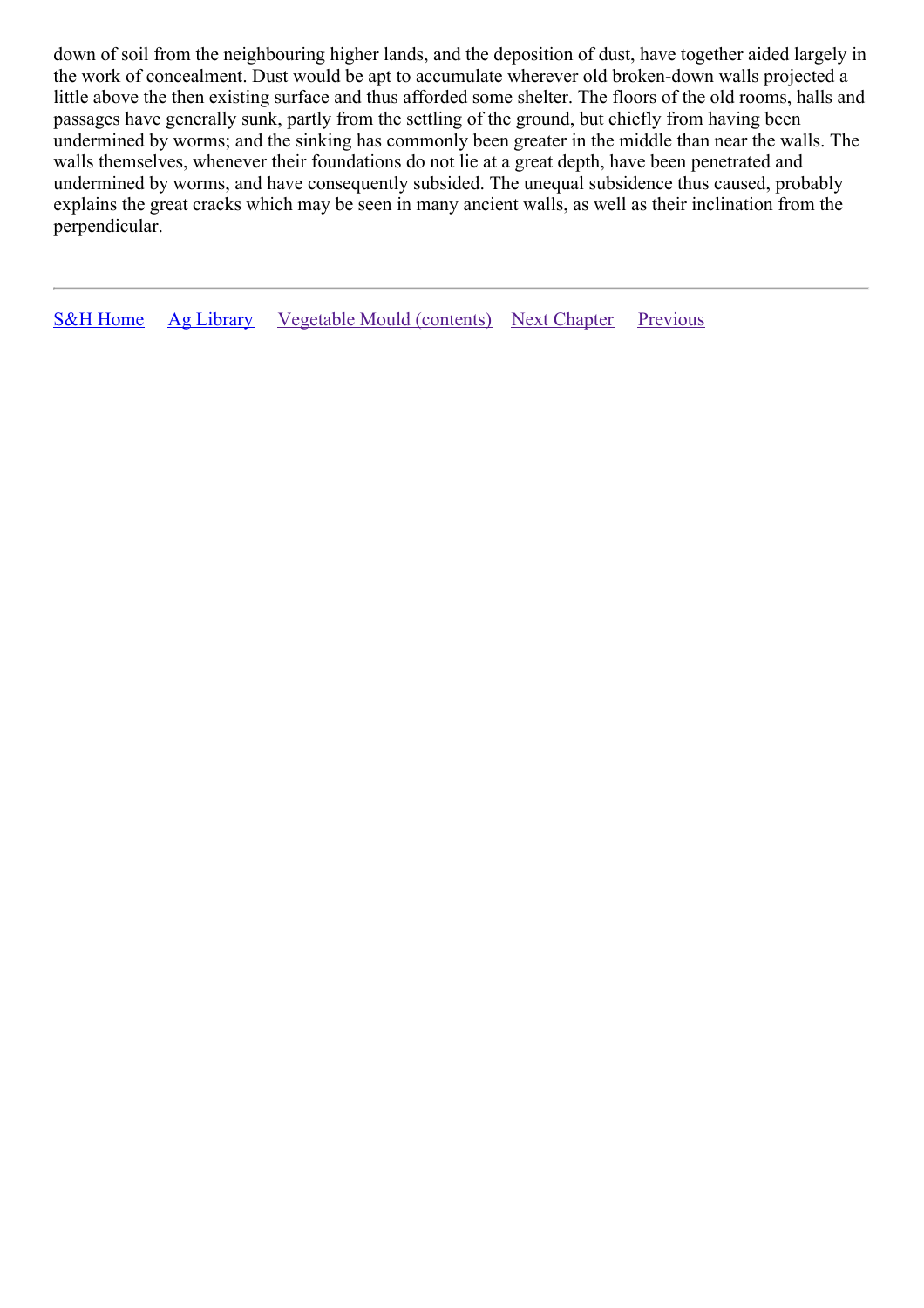down of soil from the neighbouring higher lands, and the deposition of dust, have together aided largely in the work of concealment. Dust would be apt to accumulate wherever old broken-down walls projected a little above the then existing surface and thus afforded some shelter. The floors of the old rooms, halls and passages have generally sunk, partly from the settling of the ground, but chiefly from having been undermined by worms; and the sinking has commonly been greater in the middle than near the walls. The walls themselves, whenever their foundations do not lie at a great depth, have been penetrated and undermined by worms, and have consequently subsided. The unequal subsidence thus caused, probably explains the great cracks which may be seen in many ancient walls, as well as their inclination from the perpendicular.

---

S&H Home    Ag Library    Vegetable Mould (contents)    Next Chapter    Previous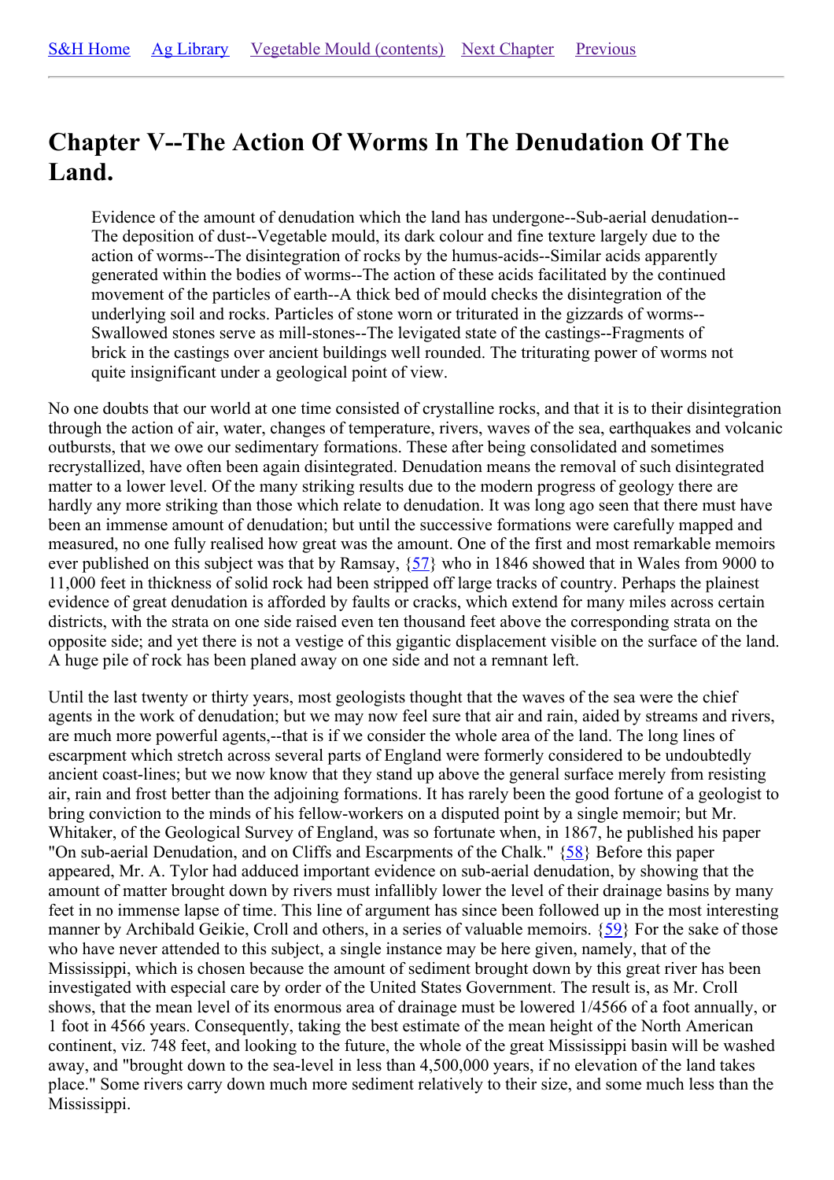[S&H Home](#) [Ag Library](#) [Vegetable Mould (contents)](#) [Next Chapter](#) [Previous](#)

---

# Chapter V--The Action Of Worms In The Denudation Of The Land.

> Evidence of the amount of denudation which the land has undergone--Sub-aerial denudation--The deposition of dust--Vegetable mould, its dark colour and fine texture largely due to the action of worms--The disintegration of rocks by the humus-acids--Similar acids apparently generated within the bodies of worms--The action of these acids facilitated by the continued movement of the particles of earth--A thick bed of mould checks the disintegration of the underlying soil and rocks. Particles of stone worn or triturated in the gizzards of worms--Swallowed stones serve as mill-stones--The levigated state of the castings--Fragments of brick in the castings over ancient buildings well rounded. The triturating power of worms not quite insignificant under a geological point of view.

No one doubts that our world at one time consisted of crystalline rocks, and that it is to their disintegration through the action of air, water, changes of temperature, rivers, waves of the sea, earthquakes and volcanic outbursts, that we owe our sedimentary formations. These after being consolidated and sometimes recrystallized, have often been again disintegrated. Denudation means the removal of such disintegrated matter to a lower level. Of the many striking results due to the modern progress of geology there are hardly any more striking than those which relate to denudation. It was long ago seen that there must have been an immense amount of denudation; but until the successive formations were carefully mapped and measured, no one fully realised how great was the amount. One of the first and most remarkable memoirs ever published on this subject was that by Ramsay, {57} who in 1846 showed that in Wales from 9000 to 11,000 feet in thickness of solid rock had been stripped off large tracks of country. Perhaps the plainest evidence of great denudation is afforded by faults or cracks, which extend for many miles across certain districts, with the strata on one side raised even ten thousand feet above the corresponding strata on the opposite side; and yet there is not a vestige of this gigantic displacement visible on the surface of the land. A huge pile of rock has been planed away on one side and not a remnant left.

Until the last twenty or thirty years, most geologists thought that the waves of the sea were the chief agents in the work of denudation; but we may now feel sure that air and rain, aided by streams and rivers, are much more powerful agents,--that is if we consider the whole area of the land. The long lines of escarpment which stretch across several parts of England were formerly considered to be undoubtedly ancient coast-lines; but we now know that they stand up above the general surface merely from resisting air, rain and frost better than the adjoining formations. It has rarely been the good fortune of a geologist to bring conviction to the minds of his fellow-workers on a disputed point by a single memoir; but Mr. Whitaker, of the Geological Survey of England, was so fortunate when, in 1867, he published his paper "On sub-aerial Denudation, and on Cliffs and Escarpments of the Chalk." {58} Before this paper appeared, Mr. A. Tylor had adduced important evidence on sub-aerial denudation, by showing that the amount of matter brought down by rivers must infallibly lower the level of their drainage basins by many feet in no immense lapse of time. This line of argument has since been followed up in the most interesting manner by Archibald Geikie, Croll and others, in a series of valuable memoirs. {59} For the sake of those who have never attended to this subject, a single instance may be here given, namely, that of the Mississippi, which is chosen because the amount of sediment brought down by this great river has been investigated with especial care by order of the United States Government. The result is, as Mr. Croll shows, that the mean level of its enormous area of drainage must be lowered 1/4566 of a foot annually, or 1 foot in 4566 years. Consequently, taking the best estimate of the mean height of the North American continent, viz. 748 feet, and looking to the future, the whole of the great Mississippi basin will be washed away, and "brought down to the sea-level in less than 4,500,000 years, if no elevation of the land takes place." Some rivers carry down much more sediment relatively to their size, and some much less than the Mississippi.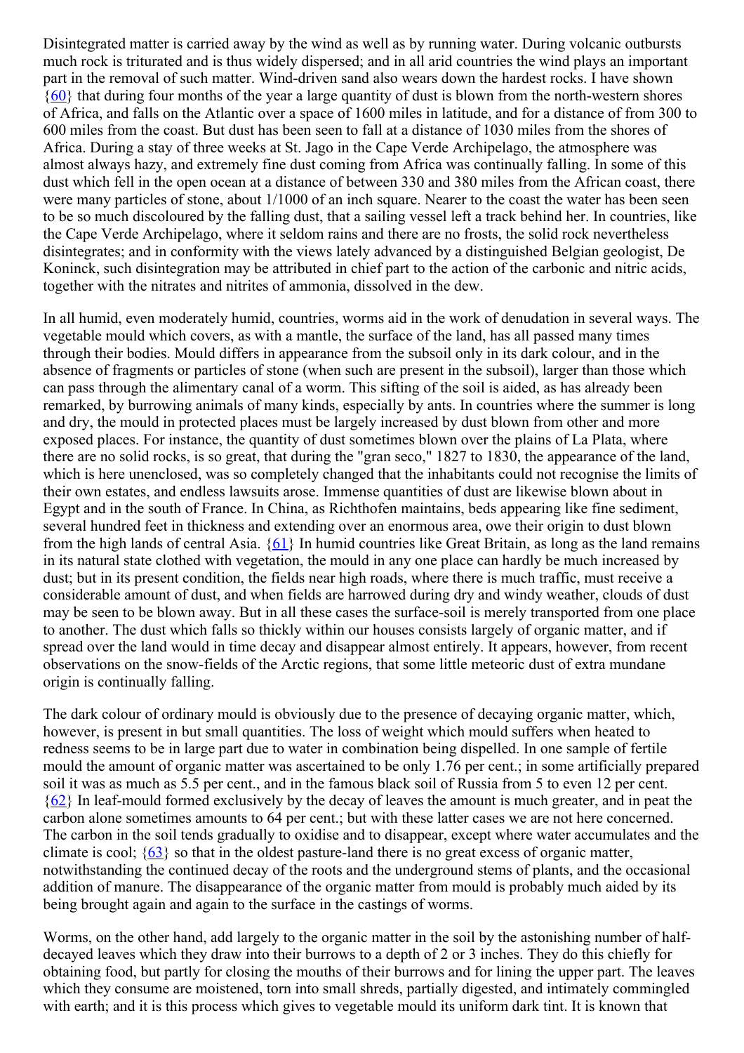Disintegrated matter is carried away by the wind as well as by running water. During volcanic outbursts much rock is triturated and is thus widely dispersed; and in all arid countries the wind plays an important part in the removal of such matter. Wind-driven sand also wears down the hardest rocks. I have shown {60} that during four months of the year a large quantity of dust is blown from the north-western shores of Africa, and falls on the Atlantic over a space of 1600 miles in latitude, and for a distance of from 300 to 600 miles from the coast. But dust has been seen to fall at a distance of 1030 miles from the shores of Africa. During a stay of three weeks at St. Jago in the Cape Verde Archipelago, the atmosphere was almost always hazy, and extremely fine dust coming from Africa was continually falling. In some of this dust which fell in the open ocean at a distance of between 330 and 380 miles from the African coast, there were many particles of stone, about 1/1000 of an inch square. Nearer to the coast the water has been seen to be so much discoloured by the falling dust, that a sailing vessel left a track behind her. In countries, like the Cape Verde Archipelago, where it seldom rains and there are no frosts, the solid rock nevertheless disintegrates; and in conformity with the views lately advanced by a distinguished Belgian geologist, De Koninck, such disintegration may be attributed in chief part to the action of the carbonic and nitric acids, together with the nitrates and nitrites of ammonia, dissolved in the dew.

In all humid, even moderately humid, countries, worms aid in the work of denudation in several ways. The vegetable mould which covers, as with a mantle, the surface of the land, has all passed many times through their bodies. Mould differs in appearance from the subsoil only in its dark colour, and in the absence of fragments or particles of stone (when such are present in the subsoil), larger than those which can pass through the alimentary canal of a worm. This sifting of the soil is aided, as has already been remarked, by burrowing animals of many kinds, especially by ants. In countries where the summer is long and dry, the mould in protected places must be largely increased by dust blown from other and more exposed places. For instance, the quantity of dust sometimes blown over the plains of La Plata, where there are no solid rocks, is so great, that during the "gran seco," 1827 to 1830, the appearance of the land, which is here unenclosed, was so completely changed that the inhabitants could not recognise the limits of their own estates, and endless lawsuits arose. Immense quantities of dust are likewise blown about in Egypt and in the south of France. In China, as Richthofen maintains, beds appearing like fine sediment, several hundred feet in thickness and extending over an enormous area, owe their origin to dust blown from the high lands of central Asia. {61} In humid countries like Great Britain, as long as the land remains in its natural state clothed with vegetation, the mould in any one place can hardly be much increased by dust; but in its present condition, the fields near high roads, where there is much traffic, must receive a considerable amount of dust, and when fields are harrowed during dry and windy weather, clouds of dust may be seen to be blown away. But in all these cases the surface-soil is merely transported from one place to another. The dust which falls so thickly within our houses consists largely of organic matter, and if spread over the land would in time decay and disappear almost entirely. It appears, however, from recent observations on the snow-fields of the Arctic regions, that some little meteoric dust of extra mundane origin is continually falling.

The dark colour of ordinary mould is obviously due to the presence of decaying organic matter, which, however, is present in but small quantities. The loss of weight which mould suffers when heated to redness seems to be in large part due to water in combination being dispelled. In one sample of fertile mould the amount of organic matter was ascertained to be only 1.76 per cent.; in some artificially prepared soil it was as much as 5.5 per cent., and in the famous black soil of Russia from 5 to even 12 per cent. {62} In leaf-mould formed exclusively by the decay of leaves the amount is much greater, and in peat the carbon alone sometimes amounts to 64 per cent.; but with these latter cases we are not here concerned. The carbon in the soil tends gradually to oxidise and to disappear, except where water accumulates and the climate is cool; {63} so that in the oldest pasture-land there is no great excess of organic matter, notwithstanding the continued decay of the roots and the underground stems of plants, and the occasional addition of manure. The disappearance of the organic matter from mould is probably much aided by its being brought again and again to the surface in the castings of worms.

Worms, on the other hand, add largely to the organic matter in the soil by the astonishing number of half-decayed leaves which they draw into their burrows to a depth of 2 or 3 inches. They do this chiefly for obtaining food, but partly for closing the mouths of their burrows and for lining the upper part. The leaves which they consume are moistened, torn into small shreds, partially digested, and intimately commingled with earth; and it is this process which gives to vegetable mould its uniform dark tint. It is known that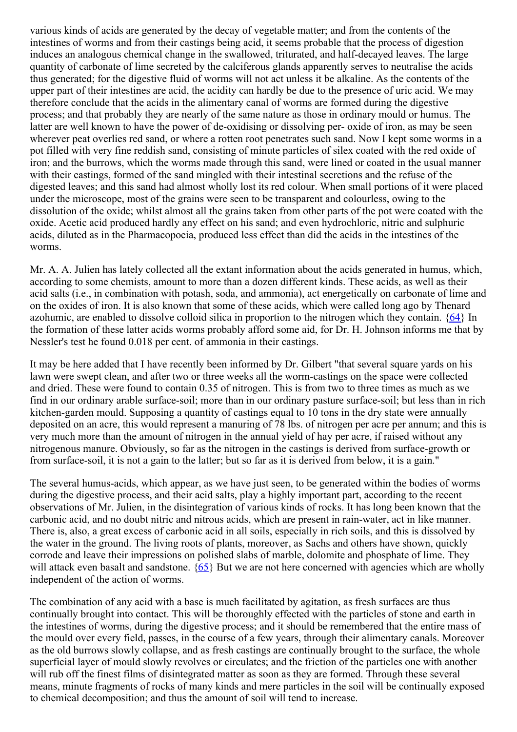various kinds of acids are generated by the decay of vegetable matter; and from the contents of the intestines of worms and from their castings being acid, it seems probable that the process of digestion induces an analogous chemical change in the swallowed, triturated, and half-decayed leaves. The large quantity of carbonate of lime secreted by the calciferous glands apparently serves to neutralise the acids thus generated; for the digestive fluid of worms will not act unless it be alkaline. As the contents of the upper part of their intestines are acid, the acidity can hardly be due to the presence of uric acid. We may therefore conclude that the acids in the alimentary canal of worms are formed during the digestive process; and that probably they are nearly of the same nature as those in ordinary mould or humus. The latter are well known to have the power of de-oxidising or dissolving per- oxide of iron, as may be seen wherever peat overlies red sand, or where a rotten root penetrates such sand. Now I kept some worms in a pot filled with very fine reddish sand, consisting of minute particles of silex coated with the red oxide of iron; and the burrows, which the worms made through this sand, were lined or coated in the usual manner with their castings, formed of the sand mingled with their intestinal secretions and the refuse of the digested leaves; and this sand had almost wholly lost its red colour. When small portions of it were placed under the microscope, most of the grains were seen to be transparent and colourless, owing to the dissolution of the oxide; whilst almost all the grains taken from other parts of the pot were coated with the oxide. Acetic acid produced hardly any effect on his sand; and even hydrochloric, nitric and sulphuric acids, diluted as in the Pharmacopoeia, produced less effect than did the acids in the intestines of the worms.

Mr. A. A. Julien has lately collected all the extant information about the acids generated in humus, which, according to some chemists, amount to more than a dozen different kinds. These acids, as well as their acid salts (i.e., in combination with potash, soda, and ammonia), act energetically on carbonate of lime and on the oxides of iron. It is also known that some of these acids, which were called long ago by Thenard azohumic, are enabled to dissolve colloid silica in proportion to the nitrogen which they contain. {64} In the formation of these latter acids worms probably afford some aid, for Dr. H. Johnson informs me that by Nessler's test he found 0.018 per cent. of ammonia in their castings.

It may be here added that I have recently been informed by Dr. Gilbert "that several square yards on his lawn were swept clean, and after two or three weeks all the worm-castings on the space were collected and dried. These were found to contain 0.35 of nitrogen. This is from two to three times as much as we find in our ordinary arable surface-soil; more than in our ordinary pasture surface-soil; but less than in rich kitchen-garden mould. Supposing a quantity of castings equal to 10 tons in the dry state were annually deposited on an acre, this would represent a manuring of 78 lbs. of nitrogen per acre per annum; and this is very much more than the amount of nitrogen in the annual yield of hay per acre, if raised without any nitrogenous manure. Obviously, so far as the nitrogen in the castings is derived from surface-growth or from surface-soil, it is not a gain to the latter; but so far as it is derived from below, it is a gain."

The several humus-acids, which appear, as we have just seen, to be generated within the bodies of worms during the digestive process, and their acid salts, play a highly important part, according to the recent observations of Mr. Julien, in the disintegration of various kinds of rocks. It has long been known that the carbonic acid, and no doubt nitric and nitrous acids, which are present in rain-water, act in like manner. There is, also, a great excess of carbonic acid in all soils, especially in rich soils, and this is dissolved by the water in the ground. The living roots of plants, moreover, as Sachs and others have shown, quickly corrode and leave their impressions on polished slabs of marble, dolomite and phosphate of lime. They will attack even basalt and sandstone. {65} But we are not here concerned with agencies which are wholly independent of the action of worms.

The combination of any acid with a base is much facilitated by agitation, as fresh surfaces are thus continually brought into contact. This will be thoroughly effected with the particles of stone and earth in the intestines of worms, during the digestive process; and it should be remembered that the entire mass of the mould over every field, passes, in the course of a few years, through their alimentary canals. Moreover as the old burrows slowly collapse, and as fresh castings are continually brought to the surface, the whole superficial layer of mould slowly revolves or circulates; and the friction of the particles one with another will rub off the finest films of disintegrated matter as soon as they are formed. Through these several means, minute fragments of rocks of many kinds and mere particles in the soil will be continually exposed to chemical decomposition; and thus the amount of soil will tend to increase.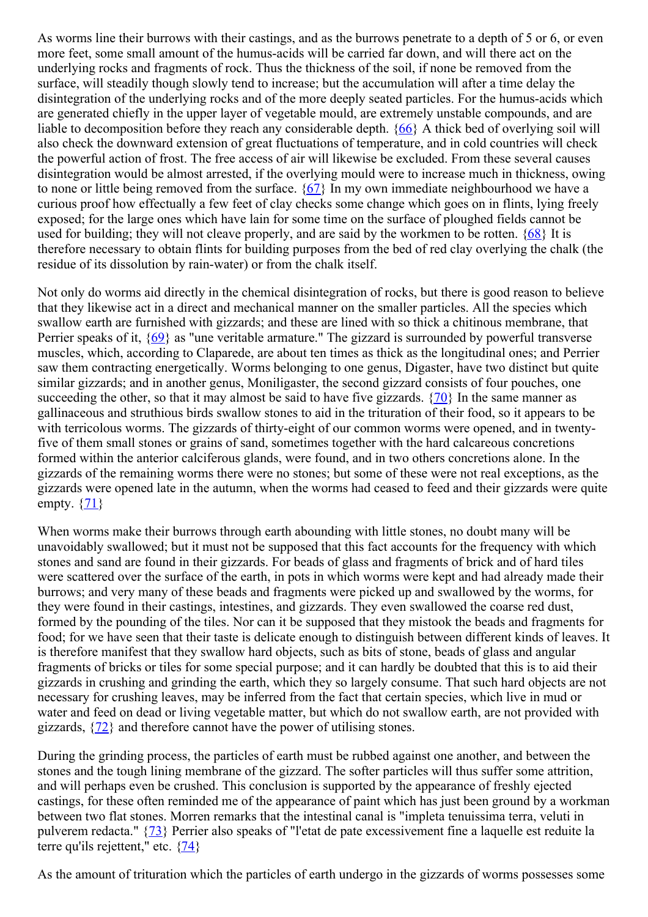As worms line their burrows with their castings, and as the burrows penetrate to a depth of 5 or 6, or even more feet, some small amount of the humus-acids will be carried far down, and will there act on the underlying rocks and fragments of rock. Thus the thickness of the soil, if none be removed from the surface, will steadily though slowly tend to increase; but the accumulation will after a time delay the disintegration of the underlying rocks and of the more deeply seated particles. For the humus-acids which are generated chiefly in the upper layer of vegetable mould, are extremely unstable compounds, and are liable to decomposition before they reach any considerable depth. {66} A thick bed of overlying soil will also check the downward extension of great fluctuations of temperature, and in cold countries will check the powerful action of frost. The free access of air will likewise be excluded. From these several causes disintegration would be almost arrested, if the overlying mould were to increase much in thickness, owing to none or little being removed from the surface. {67} In my own immediate neighbourhood we have a curious proof how effectually a few feet of clay checks some change which goes on in flints, lying freely exposed; for the large ones which have lain for some time on the surface of ploughed fields cannot be used for building; they will not cleave properly, and are said by the workmen to be rotten. {68} It is therefore necessary to obtain flints for building purposes from the bed of red clay overlying the chalk (the residue of its dissolution by rain-water) or from the chalk itself.

Not only do worms aid directly in the chemical disintegration of rocks, but there is good reason to believe that they likewise act in a direct and mechanical manner on the smaller particles. All the species which swallow earth are furnished with gizzards; and these are lined with so thick a chitinous membrane, that Perrier speaks of it, {69} as "une veritable armature." The gizzard is surrounded by powerful transverse muscles, which, according to Claparede, are about ten times as thick as the longitudinal ones; and Perrier saw them contracting energetically. Worms belonging to one genus, Digaster, have two distinct but quite similar gizzards; and in another genus, Moniligaster, the second gizzard consists of four pouches, one succeeding the other, so that it may almost be said to have five gizzards. {70} In the same manner as gallinaceous and struthious birds swallow stones to aid in the trituration of their food, so it appears to be with terricolous worms. The gizzards of thirty-eight of our common worms were opened, and in twenty-five of them small stones or grains of sand, sometimes together with the hard calcareous concretions formed within the anterior calciferous glands, were found, and in two others concretions alone. In the gizzards of the remaining worms there were no stones; but some of these were not real exceptions, as the gizzards were opened late in the autumn, when the worms had ceased to feed and their gizzards were quite empty. {71}

When worms make their burrows through earth abounding with little stones, no doubt many will be unavoidably swallowed; but it must not be supposed that this fact accounts for the frequency with which stones and sand are found in their gizzards. For beads of glass and fragments of brick and of hard tiles were scattered over the surface of the earth, in pots in which worms were kept and had already made their burrows; and very many of these beads and fragments were picked up and swallowed by the worms, for they were found in their castings, intestines, and gizzards. They even swallowed the coarse red dust, formed by the pounding of the tiles. Nor can it be supposed that they mistook the beads and fragments for food; for we have seen that their taste is delicate enough to distinguish between different kinds of leaves. It is therefore manifest that they swallow hard objects, such as bits of stone, beads of glass and angular fragments of bricks or tiles for some special purpose; and it can hardly be doubted that this is to aid their gizzards in crushing and grinding the earth, which they so largely consume. That such hard objects are not necessary for crushing leaves, may be inferred from the fact that certain species, which live in mud or water and feed on dead or living vegetable matter, but which do not swallow earth, are not provided with gizzards, {72} and therefore cannot have the power of utilising stones.

During the grinding process, the particles of earth must be rubbed against one another, and between the stones and the tough lining membrane of the gizzard. The softer particles will thus suffer some attrition, and will perhaps even be crushed. This conclusion is supported by the appearance of freshly ejected castings, for these often reminded me of the appearance of paint which has just been ground by a workman between two flat stones. Morren remarks that the intestinal canal is "impleta tenuissima terra, veluti in pulverem redacta." {73} Perrier also speaks of "l'etat de pate excessivement fine a laquelle est reduite la terre qu'ils rejettent," etc. {74}

As the amount of trituration which the particles of earth undergo in the gizzards of worms possesses some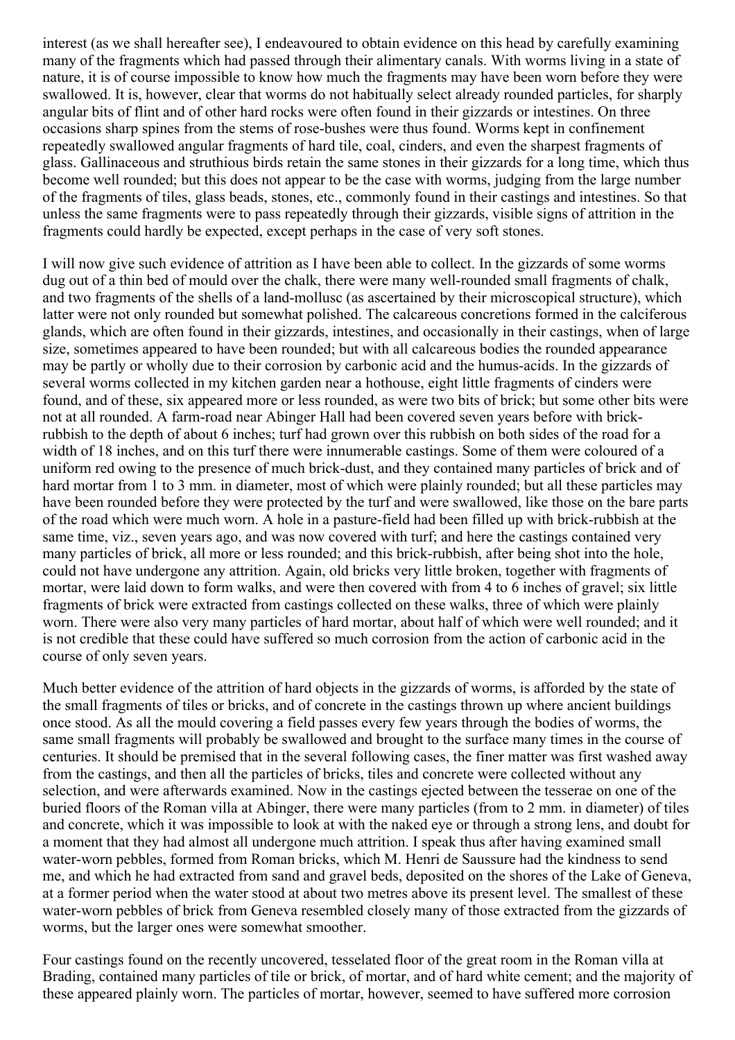interest (as we shall hereafter see), I endeavoured to obtain evidence on this head by carefully examining many of the fragments which had passed through their alimentary canals. With worms living in a state of nature, it is of course impossible to know how much the fragments may have been worn before they were swallowed. It is, however, clear that worms do not habitually select already rounded particles, for sharply angular bits of flint and of other hard rocks were often found in their gizzards or intestines. On three occasions sharp spines from the stems of rose-bushes were thus found. Worms kept in confinement repeatedly swallowed angular fragments of hard tile, coal, cinders, and even the sharpest fragments of glass. Gallinaceous and struthious birds retain the same stones in their gizzards for a long time, which thus become well rounded; but this does not appear to be the case with worms, judging from the large number of the fragments of tiles, glass beads, stones, etc., commonly found in their castings and intestines. So that unless the same fragments were to pass repeatedly through their gizzards, visible signs of attrition in the fragments could hardly be expected, except perhaps in the case of very soft stones.

I will now give such evidence of attrition as I have been able to collect. In the gizzards of some worms dug out of a thin bed of mould over the chalk, there were many well-rounded small fragments of chalk, and two fragments of the shells of a land-mollusc (as ascertained by their microscopical structure), which latter were not only rounded but somewhat polished. The calcareous concretions formed in the calciferous glands, which are often found in their gizzards, intestines, and occasionally in their castings, when of large size, sometimes appeared to have been rounded; but with all calcareous bodies the rounded appearance may be partly or wholly due to their corrosion by carbonic acid and the humus-acids. In the gizzards of several worms collected in my kitchen garden near a hothouse, eight little fragments of cinders were found, and of these, six appeared more or less rounded, as were two bits of brick; but some other bits were not at all rounded. A farm-road near Abinger Hall had been covered seven years before with brick-rubbish to the depth of about 6 inches; turf had grown over this rubbish on both sides of the road for a width of 18 inches, and on this turf there were innumerable castings. Some of them were coloured of a uniform red owing to the presence of much brick-dust, and they contained many particles of brick and of hard mortar from 1 to 3 mm. in diameter, most of which were plainly rounded; but all these particles may have been rounded before they were protected by the turf and were swallowed, like those on the bare parts of the road which were much worn. A hole in a pasture-field had been filled up with brick-rubbish at the same time, viz., seven years ago, and was now covered with turf; and here the castings contained very many particles of brick, all more or less rounded; and this brick-rubbish, after being shot into the hole, could not have undergone any attrition. Again, old bricks very little broken, together with fragments of mortar, were laid down to form walks, and were then covered with from 4 to 6 inches of gravel; six little fragments of brick were extracted from castings collected on these walks, three of which were plainly worn. There were also very many particles of hard mortar, about half of which were well rounded; and it is not credible that these could have suffered so much corrosion from the action of carbonic acid in the course of only seven years.

Much better evidence of the attrition of hard objects in the gizzards of worms, is afforded by the state of the small fragments of tiles or bricks, and of concrete in the castings thrown up where ancient buildings once stood. As all the mould covering a field passes every few years through the bodies of worms, the same small fragments will probably be swallowed and brought to the surface many times in the course of centuries. It should be premised that in the several following cases, the finer matter was first washed away from the castings, and then all the particles of bricks, tiles and concrete were collected without any selection, and were afterwards examined. Now in the castings ejected between the tesserae on one of the buried floors of the Roman villa at Abinger, there were many particles (from to 2 mm. in diameter) of tiles and concrete, which it was impossible to look at with the naked eye or through a strong lens, and doubt for a moment that they had almost all undergone much attrition. I speak thus after having examined small water-worn pebbles, formed from Roman bricks, which M. Henri de Saussure had the kindness to send me, and which he had extracted from sand and gravel beds, deposited on the shores of the Lake of Geneva, at a former period when the water stood at about two metres above its present level. The smallest of these water-worn pebbles of brick from Geneva resembled closely many of those extracted from the gizzards of worms, but the larger ones were somewhat smoother.

Four castings found on the recently uncovered, tesselated floor of the great room in the Roman villa at Brading, contained many particles of tile or brick, of mortar, and of hard white cement; and the majority of these appeared plainly worn. The particles of mortar, however, seemed to have suffered more corrosion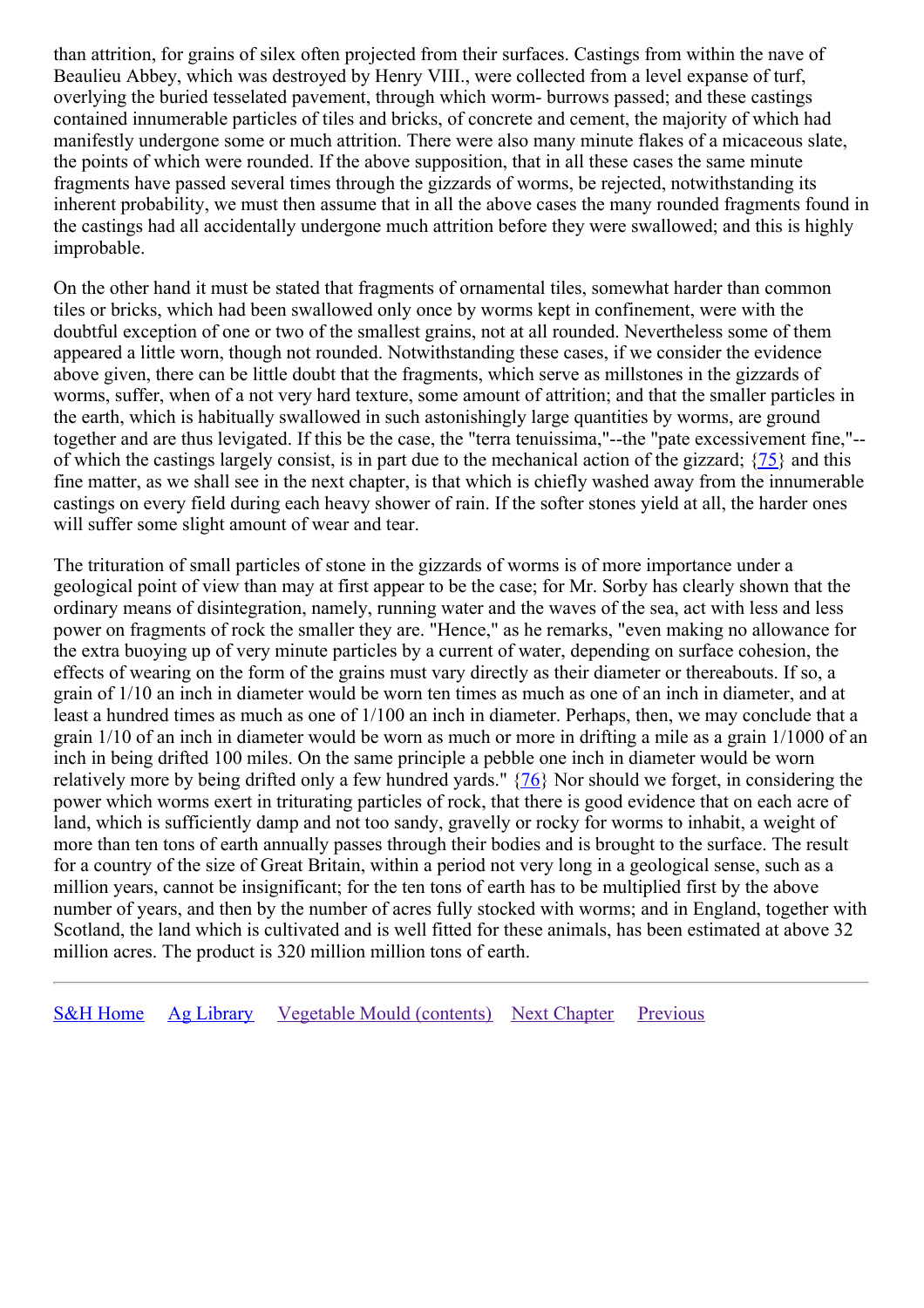than attrition, for grains of silex often projected from their surfaces. Castings from within the nave of Beaulieu Abbey, which was destroyed by Henry VIII., were collected from a level expanse of turf, overlying the buried tesselated pavement, through which worm- burrows passed; and these castings contained innumerable particles of tiles and bricks, of concrete and cement, the majority of which had manifestly undergone some or much attrition. There were also many minute flakes of a micaceous slate, the points of which were rounded. If the above supposition, that in all these cases the same minute fragments have passed several times through the gizzards of worms, be rejected, notwithstanding its inherent probability, we must then assume that in all the above cases the many rounded fragments found in the castings had all accidentally undergone much attrition before they were swallowed; and this is highly improbable.

On the other hand it must be stated that fragments of ornamental tiles, somewhat harder than common tiles or bricks, which had been swallowed only once by worms kept in confinement, were with the doubtful exception of one or two of the smallest grains, not at all rounded. Nevertheless some of them appeared a little worn, though not rounded. Notwithstanding these cases, if we consider the evidence above given, there can be little doubt that the fragments, which serve as millstones in the gizzards of worms, suffer, when of a not very hard texture, some amount of attrition; and that the smaller particles in the earth, which is habitually swallowed in such astonishingly large quantities by worms, are ground together and are thus levigated. If this be the case, the "terra tenuissima,"--the "pate excessivement fine,"--of which the castings largely consist, is in part due to the mechanical action of the gizzard; {75} and this fine matter, as we shall see in the next chapter, is that which is chiefly washed away from the innumerable castings on every field during each heavy shower of rain. If the softer stones yield at all, the harder ones will suffer some slight amount of wear and tear.

The trituration of small particles of stone in the gizzards of worms is of more importance under a geological point of view than may at first appear to be the case; for Mr. Sorby has clearly shown that the ordinary means of disintegration, namely, running water and the waves of the sea, act with less and less power on fragments of rock the smaller they are. "Hence," as he remarks, "even making no allowance for the extra buoying up of very minute particles by a current of water, depending on surface cohesion, the effects of wearing on the form of the grains must vary directly as their diameter or thereabouts. If so, a grain of 1/10 an inch in diameter would be worn ten times as much as one of an inch in diameter, and at least a hundred times as much as one of 1/100 an inch in diameter. Perhaps, then, we may conclude that a grain 1/10 of an inch in diameter would be worn as much or more in drifting a mile as a grain 1/1000 of an inch in being drifted 100 miles. On the same principle a pebble one inch in diameter would be worn relatively more by being drifted only a few hundred yards." {76} Nor should we forget, in considering the power which worms exert in triturating particles of rock, that there is good evidence that on each acre of land, which is sufficiently damp and not too sandy, gravelly or rocky for worms to inhabit, a weight of more than ten tons of earth annually passes through their bodies and is brought to the surface. The result for a country of the size of Great Britain, within a period not very long in a geological sense, such as a million years, cannot be insignificant; for the ten tons of earth has to be multiplied first by the above number of years, and then by the number of acres fully stocked with worms; and in England, together with Scotland, the land which is cultivated and is well fitted for these animals, has been estimated at above 32 million acres. The product is 320 million million tons of earth.

---

S&H Home Ag Library Vegetable Mould (contents) Next Chapter Previous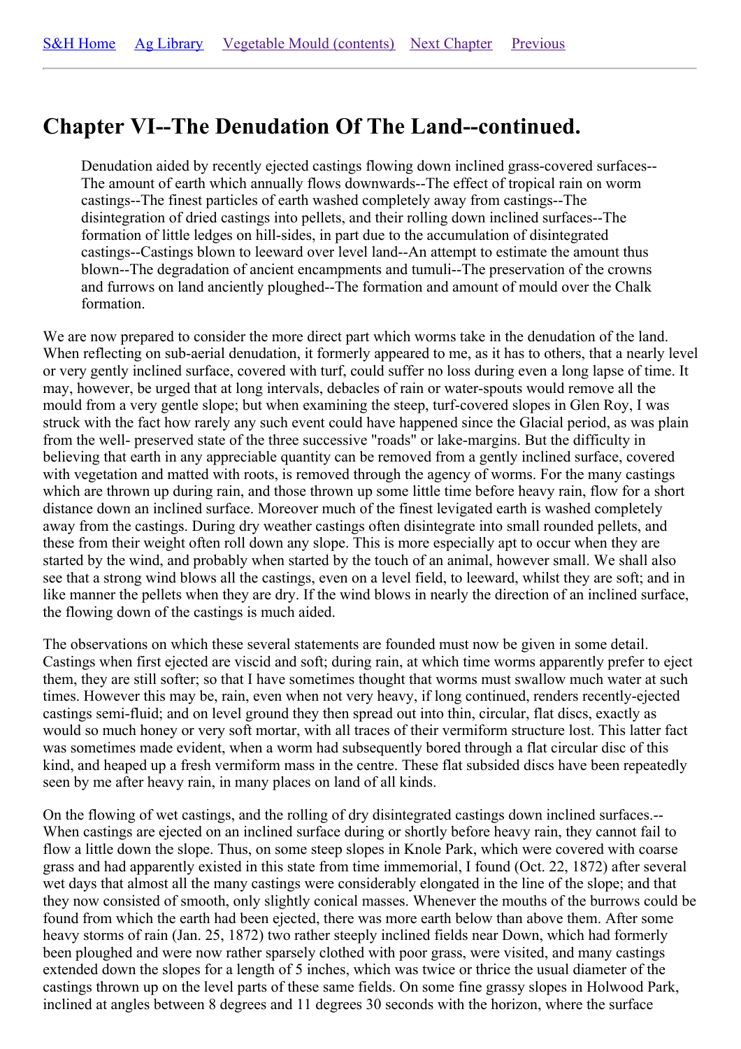S&H Home    Ag Library    Vegetable Mould (contents)    Next Chapter    Previous

---

# Chapter VI--The Denudation Of The Land--continued.

> Denudation aided by recently ejected castings flowing down inclined grass-covered surfaces--The amount of earth which annually flows downwards--The effect of tropical rain on worm castings--The finest particles of earth washed completely away from castings--The disintegration of dried castings into pellets, and their rolling down inclined surfaces--The formation of little ledges on hill-sides, in part due to the accumulation of disintegrated castings--Castings blown to leeward over level land--An attempt to estimate the amount thus blown--The degradation of ancient encampments and tumuli--The preservation of the crowns and furrows on land anciently ploughed--The formation and amount of mould over the Chalk formation.

We are now prepared to consider the more direct part which worms take in the denudation of the land. When reflecting on sub-aerial denudation, it formerly appeared to me, as it has to others, that a nearly level or very gently inclined surface, covered with turf, could suffer no loss during even a long lapse of time. It may, however, be urged that at long intervals, debacles of rain or water-spouts would remove all the mould from a very gentle slope; but when examining the steep, turf-covered slopes in Glen Roy, I was struck with the fact how rarely any such event could have happened since the Glacial period, as was plain from the well- preserved state of the three successive "roads" or lake-margins. But the difficulty in believing that earth in any appreciable quantity can be removed from a gently inclined surface, covered with vegetation and matted with roots, is removed through the agency of worms. For the many castings which are thrown up during rain, and those thrown up some little time before heavy rain, flow for a short distance down an inclined surface. Moreover much of the finest levigated earth is washed completely away from the castings. During dry weather castings often disintegrate into small rounded pellets, and these from their weight often roll down any slope. This is more especially apt to occur when they are started by the wind, and probably when started by the touch of an animal, however small. We shall also see that a strong wind blows all the castings, even on a level field, to leeward, whilst they are soft; and in like manner the pellets when they are dry. If the wind blows in nearly the direction of an inclined surface, the flowing down of the castings is much aided.

The observations on which these several statements are founded must now be given in some detail. Castings when first ejected are viscid and soft; during rain, at which time worms apparently prefer to eject them, they are still softer; so that I have sometimes thought that worms must swallow much water at such times. However this may be, rain, even when not very heavy, if long continued, renders recently-ejected castings semi-fluid; and on level ground they then spread out into thin, circular, flat discs, exactly as would so much honey or very soft mortar, with all traces of their vermiform structure lost. This latter fact was sometimes made evident, when a worm had subsequently bored through a flat circular disc of this kind, and heaped up a fresh vermiform mass in the centre. These flat subsided discs have been repeatedly seen by me after heavy rain, in many places on land of all kinds.

On the flowing of wet castings, and the rolling of dry disintegrated castings down inclined surfaces.--When castings are ejected on an inclined surface during or shortly before heavy rain, they cannot fail to flow a little down the slope. Thus, on some steep slopes in Knole Park, which were covered with coarse grass and had apparently existed in this state from time immemorial, I found (Oct. 22, 1872) after several wet days that almost all the many castings were considerably elongated in the line of the slope; and that they now consisted of smooth, only slightly conical masses. Whenever the mouths of the burrows could be found from which the earth had been ejected, there was more earth below than above them. After some heavy storms of rain (Jan. 25, 1872) two rather steeply inclined fields near Down, which had formerly been ploughed and were now rather sparsely clothed with poor grass, were visited, and many castings extended down the slopes for a length of 5 inches, which was twice or thrice the usual diameter of the castings thrown up on the level parts of these same fields. On some fine grassy slopes in Holwood Park, inclined at angles between 8 degrees and 11 degrees 30 seconds with the horizon, where the surface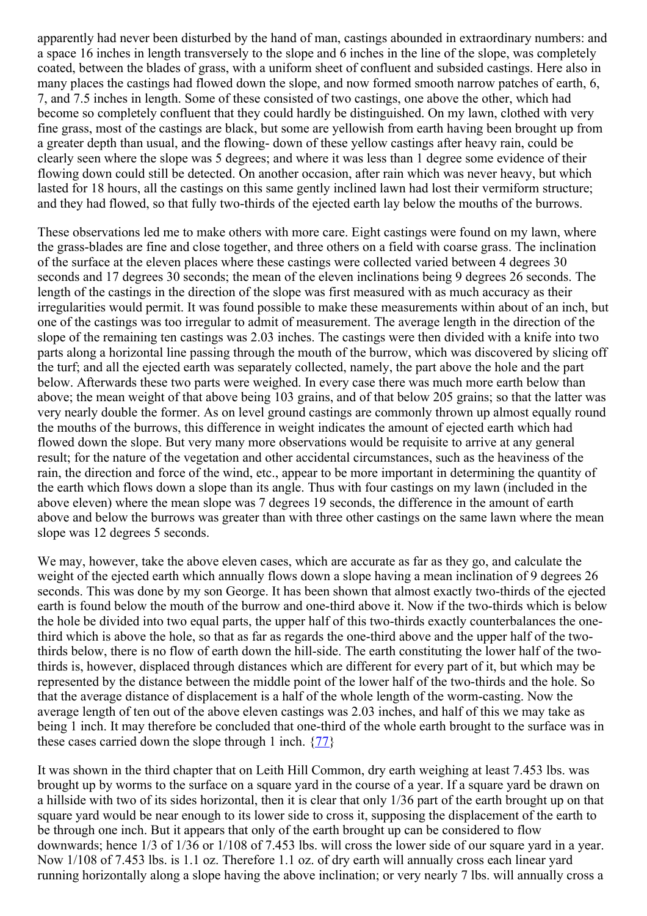apparently had never been disturbed by the hand of man, castings abounded in extraordinary numbers: and a space 16 inches in length transversely to the slope and 6 inches in the line of the slope, was completely coated, between the blades of grass, with a uniform sheet of confluent and subsided castings. Here also in many places the castings had flowed down the slope, and now formed smooth narrow patches of earth, 6, 7, and 7.5 inches in length. Some of these consisted of two castings, one above the other, which had become so completely confluent that they could hardly be distinguished. On my lawn, clothed with very fine grass, most of the castings are black, but some are yellowish from earth having been brought up from a greater depth than usual, and the flowing- down of these yellow castings after heavy rain, could be clearly seen where the slope was 5 degrees; and where it was less than 1 degree some evidence of their flowing down could still be detected. On another occasion, after rain which was never heavy, but which lasted for 18 hours, all the castings on this same gently inclined lawn had lost their vermiform structure; and they had flowed, so that fully two-thirds of the ejected earth lay below the mouths of the burrows.

These observations led me to make others with more care. Eight castings were found on my lawn, where the grass-blades are fine and close together, and three others on a field with coarse grass. The inclination of the surface at the eleven places where these castings were collected varied between 4 degrees 30 seconds and 17 degrees 30 seconds; the mean of the eleven inclinations being 9 degrees 26 seconds. The length of the castings in the direction of the slope was first measured with as much accuracy as their irregularities would permit. It was found possible to make these measurements within about of an inch, but one of the castings was too irregular to admit of measurement. The average length in the direction of the slope of the remaining ten castings was 2.03 inches. The castings were then divided with a knife into two parts along a horizontal line passing through the mouth of the burrow, which was discovered by slicing off the turf; and all the ejected earth was separately collected, namely, the part above the hole and the part below. Afterwards these two parts were weighed. In every case there was much more earth below than above; the mean weight of that above being 103 grains, and of that below 205 grains; so that the latter was very nearly double the former. As on level ground castings are commonly thrown up almost equally round the mouths of the burrows, this difference in weight indicates the amount of ejected earth which had flowed down the slope. But very many more observations would be requisite to arrive at any general result; for the nature of the vegetation and other accidental circumstances, such as the heaviness of the rain, the direction and force of the wind, etc., appear to be more important in determining the quantity of the earth which flows down a slope than its angle. Thus with four castings on my lawn (included in the above eleven) where the mean slope was 7 degrees 19 seconds, the difference in the amount of earth above and below the burrows was greater than with three other castings on the same lawn where the mean slope was 12 degrees 5 seconds.

We may, however, take the above eleven cases, which are accurate as far as they go, and calculate the weight of the ejected earth which annually flows down a slope having a mean inclination of 9 degrees 26 seconds. This was done by my son George. It has been shown that almost exactly two-thirds of the ejected earth is found below the mouth of the burrow and one-third above it. Now if the two-thirds which is below the hole be divided into two equal parts, the upper half of this two-thirds exactly counterbalances the one-third which is above the hole, so that as far as regards the one-third above and the upper half of the two-thirds below, there is no flow of earth down the hill-side. The earth constituting the lower half of the two-thirds is, however, displaced through distances which are different for every part of it, but which may be represented by the distance between the middle point of the lower half of the two-thirds and the hole. So that the average distance of displacement is a half of the whole length of the worm-casting. Now the average length of ten out of the above eleven castings was 2.03 inches, and half of this we may take as being 1 inch. It may therefore be concluded that one-third of the whole earth brought to the surface was in these cases carried down the slope through 1 inch. {77}

It was shown in the third chapter that on Leith Hill Common, dry earth weighing at least 7.453 lbs. was brought up by worms to the surface on a square yard in the course of a year. If a square yard be drawn on a hillside with two of its sides horizontal, then it is clear that only 1/36 part of the earth brought up on that square yard would be near enough to its lower side to cross it, supposing the displacement of the earth to be through one inch. But it appears that only of the earth brought up can be considered to flow downwards; hence 1/3 of 1/36 or 1/108 of 7.453 lbs. will cross the lower side of our square yard in a year. Now 1/108 of 7.453 lbs. is 1.1 oz. Therefore 1.1 oz. of dry earth will annually cross each linear yard running horizontally along a slope having the above inclination; or very nearly 7 lbs. will annually cross a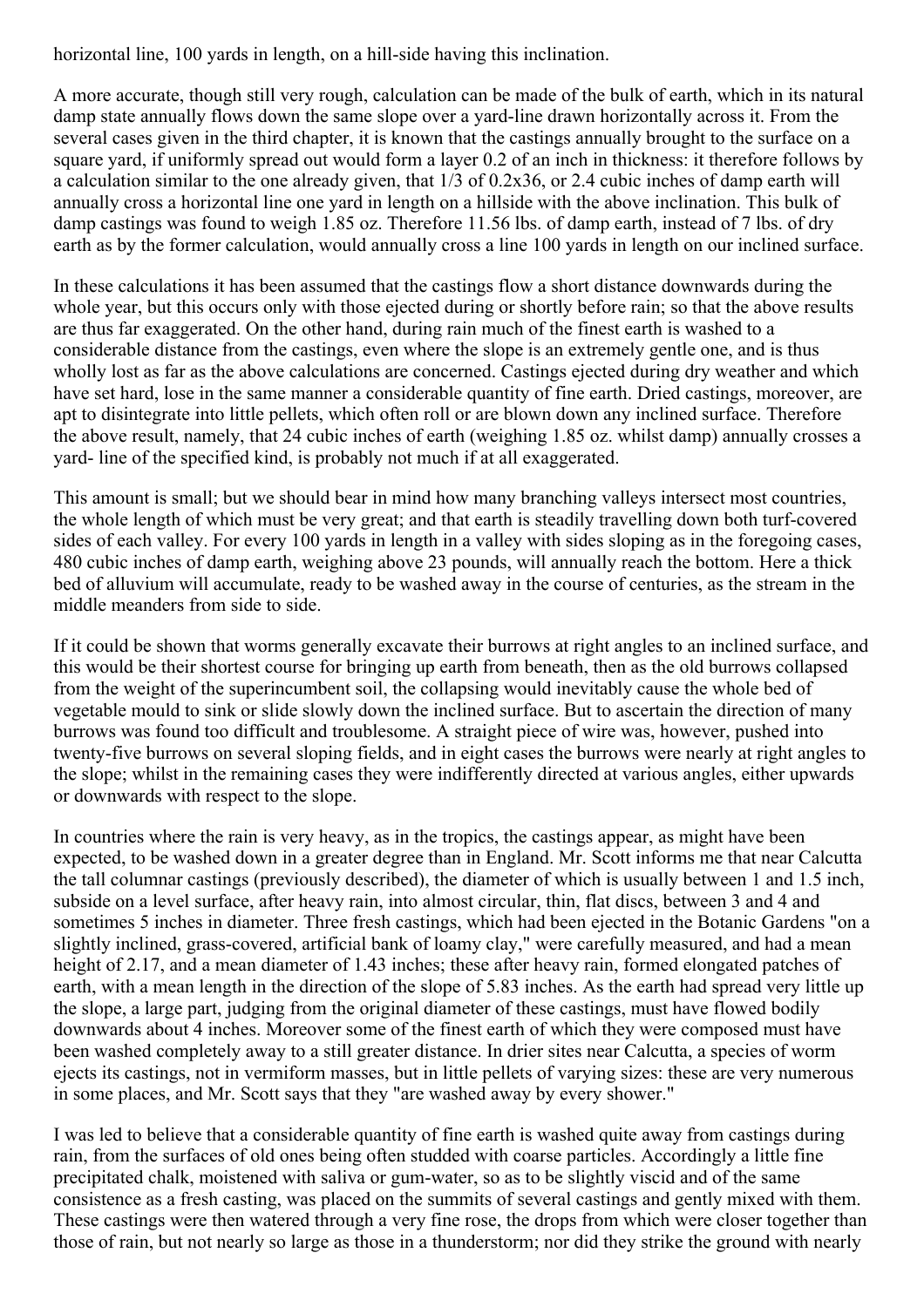horizontal line, 100 yards in length, on a hill-side having this inclination.

A more accurate, though still very rough, calculation can be made of the bulk of earth, which in its natural damp state annually flows down the same slope over a yard-line drawn horizontally across it. From the several cases given in the third chapter, it is known that the castings annually brought to the surface on a square yard, if uniformly spread out would form a layer 0.2 of an inch in thickness: it therefore follows by a calculation similar to the one already given, that 1/3 of 0.2x36, or 2.4 cubic inches of damp earth will annually cross a horizontal line one yard in length on a hillside with the above inclination. This bulk of damp castings was found to weigh 1.85 oz. Therefore 11.56 lbs. of damp earth, instead of 7 lbs. of dry earth as by the former calculation, would annually cross a line 100 yards in length on our inclined surface.

In these calculations it has been assumed that the castings flow a short distance downwards during the whole year, but this occurs only with those ejected during or shortly before rain; so that the above results are thus far exaggerated. On the other hand, during rain much of the finest earth is washed to a considerable distance from the castings, even where the slope is an extremely gentle one, and is thus wholly lost as far as the above calculations are concerned. Castings ejected during dry weather and which have set hard, lose in the same manner a considerable quantity of fine earth. Dried castings, moreover, are apt to disintegrate into little pellets, which often roll or are blown down any inclined surface. Therefore the above result, namely, that 24 cubic inches of earth (weighing 1.85 oz. whilst damp) annually crosses a yard- line of the specified kind, is probably not much if at all exaggerated.

This amount is small; but we should bear in mind how many branching valleys intersect most countries, the whole length of which must be very great; and that earth is steadily travelling down both turf-covered sides of each valley. For every 100 yards in length in a valley with sides sloping as in the foregoing cases, 480 cubic inches of damp earth, weighing above 23 pounds, will annually reach the bottom. Here a thick bed of alluvium will accumulate, ready to be washed away in the course of centuries, as the stream in the middle meanders from side to side.

If it could be shown that worms generally excavate their burrows at right angles to an inclined surface, and this would be their shortest course for bringing up earth from beneath, then as the old burrows collapsed from the weight of the superincumbent soil, the collapsing would inevitably cause the whole bed of vegetable mould to sink or slide slowly down the inclined surface. But to ascertain the direction of many burrows was found too difficult and troublesome. A straight piece of wire was, however, pushed into twenty-five burrows on several sloping fields, and in eight cases the burrows were nearly at right angles to the slope; whilst in the remaining cases they were indifferently directed at various angles, either upwards or downwards with respect to the slope.

In countries where the rain is very heavy, as in the tropics, the castings appear, as might have been expected, to be washed down in a greater degree than in England. Mr. Scott informs me that near Calcutta the tall columnar castings (previously described), the diameter of which is usually between 1 and 1.5 inch, subside on a level surface, after heavy rain, into almost circular, thin, flat discs, between 3 and 4 and sometimes 5 inches in diameter. Three fresh castings, which had been ejected in the Botanic Gardens "on a slightly inclined, grass-covered, artificial bank of loamy clay," were carefully measured, and had a mean height of 2.17, and a mean diameter of 1.43 inches; these after heavy rain, formed elongated patches of earth, with a mean length in the direction of the slope of 5.83 inches. As the earth had spread very little up the slope, a large part, judging from the original diameter of these castings, must have flowed bodily downwards about 4 inches. Moreover some of the finest earth of which they were composed must have been washed completely away to a still greater distance. In drier sites near Calcutta, a species of worm ejects its castings, not in vermiform masses, but in little pellets of varying sizes: these are very numerous in some places, and Mr. Scott says that they "are washed away by every shower."

I was led to believe that a considerable quantity of fine earth is washed quite away from castings during rain, from the surfaces of old ones being often studded with coarse particles. Accordingly a little fine precipitated chalk, moistened with saliva or gum-water, so as to be slightly viscid and of the same consistence as a fresh casting, was placed on the summits of several castings and gently mixed with them. These castings were then watered through a very fine rose, the drops from which were closer together than those of rain, but not nearly so large as those in a thunderstorm; nor did they strike the ground with nearly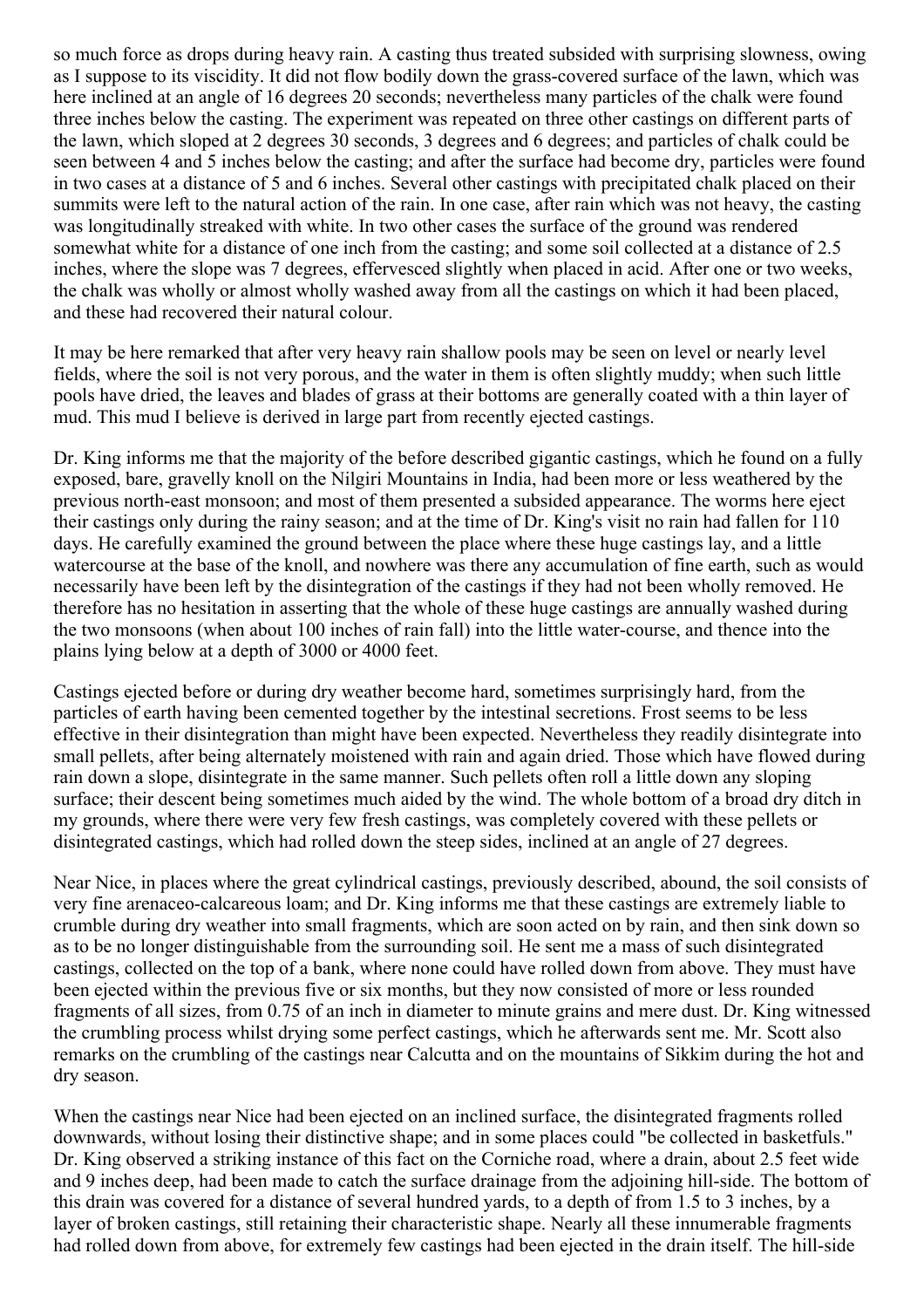so much force as drops during heavy rain. A casting thus treated subsided with surprising slowness, owing as I suppose to its viscidity. It did not flow bodily down the grass-covered surface of the lawn, which was here inclined at an angle of 16 degrees 20 seconds; nevertheless many particles of the chalk were found three inches below the casting. The experiment was repeated on three other castings on different parts of the lawn, which sloped at 2 degrees 30 seconds, 3 degrees and 6 degrees; and particles of chalk could be seen between 4 and 5 inches below the casting; and after the surface had become dry, particles were found in two cases at a distance of 5 and 6 inches. Several other castings with precipitated chalk placed on their summits were left to the natural action of the rain. In one case, after rain which was not heavy, the casting was longitudinally streaked with white. In two other cases the surface of the ground was rendered somewhat white for a distance of one inch from the casting; and some soil collected at a distance of 2.5 inches, where the slope was 7 degrees, effervesced slightly when placed in acid. After one or two weeks, the chalk was wholly or almost wholly washed away from all the castings on which it had been placed, and these had recovered their natural colour.

It may be here remarked that after very heavy rain shallow pools may be seen on level or nearly level fields, where the soil is not very porous, and the water in them is often slightly muddy; when such little pools have dried, the leaves and blades of grass at their bottoms are generally coated with a thin layer of mud. This mud I believe is derived in large part from recently ejected castings.

Dr. King informs me that the majority of the before described gigantic castings, which he found on a fully exposed, bare, gravelly knoll on the Nilgiri Mountains in India, had been more or less weathered by the previous north-east monsoon; and most of them presented a subsided appearance. The worms here eject their castings only during the rainy season; and at the time of Dr. King's visit no rain had fallen for 110 days. He carefully examined the ground between the place where these huge castings lay, and a little watercourse at the base of the knoll, and nowhere was there any accumulation of fine earth, such as would necessarily have been left by the disintegration of the castings if they had not been wholly removed. He therefore has no hesitation in asserting that the whole of these huge castings are annually washed during the two monsoons (when about 100 inches of rain fall) into the little water-course, and thence into the plains lying below at a depth of 3000 or 4000 feet.

Castings ejected before or during dry weather become hard, sometimes surprisingly hard, from the particles of earth having been cemented together by the intestinal secretions. Frost seems to be less effective in their disintegration than might have been expected. Nevertheless they readily disintegrate into small pellets, after being alternately moistened with rain and again dried. Those which have flowed during rain down a slope, disintegrate in the same manner. Such pellets often roll a little down any sloping surface; their descent being sometimes much aided by the wind. The whole bottom of a broad dry ditch in my grounds, where there were very few fresh castings, was completely covered with these pellets or disintegrated castings, which had rolled down the steep sides, inclined at an angle of 27 degrees.

Near Nice, in places where the great cylindrical castings, previously described, abound, the soil consists of very fine arenaceo-calcareous loam; and Dr. King informs me that these castings are extremely liable to crumble during dry weather into small fragments, which are soon acted on by rain, and then sink down so as to be no longer distinguishable from the surrounding soil. He sent me a mass of such disintegrated castings, collected on the top of a bank, where none could have rolled down from above. They must have been ejected within the previous five or six months, but they now consisted of more or less rounded fragments of all sizes, from 0.75 of an inch in diameter to minute grains and mere dust. Dr. King witnessed the crumbling process whilst drying some perfect castings, which he afterwards sent me. Mr. Scott also remarks on the crumbling of the castings near Calcutta and on the mountains of Sikkim during the hot and dry season.

When the castings near Nice had been ejected on an inclined surface, the disintegrated fragments rolled downwards, without losing their distinctive shape; and in some places could "be collected in basketfuls." Dr. King observed a striking instance of this fact on the Corniche road, where a drain, about 2.5 feet wide and 9 inches deep, had been made to catch the surface drainage from the adjoining hill-side. The bottom of this drain was covered for a distance of several hundred yards, to a depth of from 1.5 to 3 inches, by a layer of broken castings, still retaining their characteristic shape. Nearly all these innumerable fragments had rolled down from above, for extremely few castings had been ejected in the drain itself. The hill-side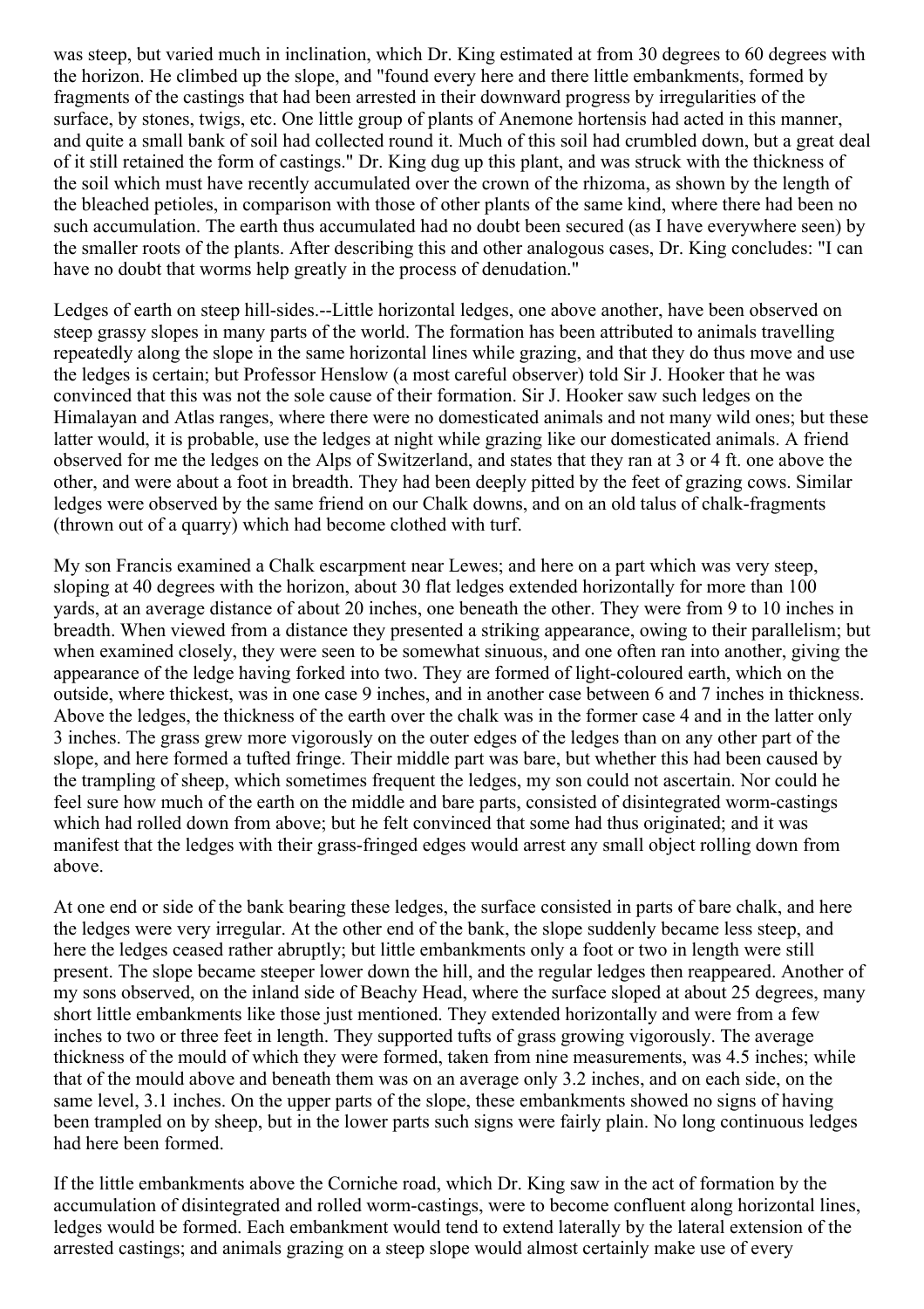was steep, but varied much in inclination, which Dr. King estimated at from 30 degrees to 60 degrees with the horizon. He climbed up the slope, and "found every here and there little embankments, formed by fragments of the castings that had been arrested in their downward progress by irregularities of the surface, by stones, twigs, etc. One little group of plants of Anemone hortensis had acted in this manner, and quite a small bank of soil had collected round it. Much of this soil had crumbled down, but a great deal of it still retained the form of castings." Dr. King dug up this plant, and was struck with the thickness of the soil which must have recently accumulated over the crown of the rhizoma, as shown by the length of the bleached petioles, in comparison with those of other plants of the same kind, where there had been no such accumulation. The earth thus accumulated had no doubt been secured (as I have everywhere seen) by the smaller roots of the plants. After describing this and other analogous cases, Dr. King concludes: "I can have no doubt that worms help greatly in the process of denudation."

Ledges of earth on steep hill-sides.--Little horizontal ledges, one above another, have been observed on steep grassy slopes in many parts of the world. The formation has been attributed to animals travelling repeatedly along the slope in the same horizontal lines while grazing, and that they do thus move and use the ledges is certain; but Professor Henslow (a most careful observer) told Sir J. Hooker that he was convinced that this was not the sole cause of their formation. Sir J. Hooker saw such ledges on the Himalayan and Atlas ranges, where there were no domesticated animals and not many wild ones; but these latter would, it is probable, use the ledges at night while grazing like our domesticated animals. A friend observed for me the ledges on the Alps of Switzerland, and states that they ran at 3 or 4 ft. one above the other, and were about a foot in breadth. They had been deeply pitted by the feet of grazing cows. Similar ledges were observed by the same friend on our Chalk downs, and on an old talus of chalk-fragments (thrown out of a quarry) which had become clothed with turf.

My son Francis examined a Chalk escarpment near Lewes; and here on a part which was very steep, sloping at 40 degrees with the horizon, about 30 flat ledges extended horizontally for more than 100 yards, at an average distance of about 20 inches, one beneath the other. They were from 9 to 10 inches in breadth. When viewed from a distance they presented a striking appearance, owing to their parallelism; but when examined closely, they were seen to be somewhat sinuous, and one often ran into another, giving the appearance of the ledge having forked into two. They are formed of light-coloured earth, which on the outside, where thickest, was in one case 9 inches, and in another case between 6 and 7 inches in thickness. Above the ledges, the thickness of the earth over the chalk was in the former case 4 and in the latter only 3 inches. The grass grew more vigorously on the outer edges of the ledges than on any other part of the slope, and here formed a tufted fringe. Their middle part was bare, but whether this had been caused by the trampling of sheep, which sometimes frequent the ledges, my son could not ascertain. Nor could he feel sure how much of the earth on the middle and bare parts, consisted of disintegrated worm-castings which had rolled down from above; but he felt convinced that some had thus originated; and it was manifest that the ledges with their grass-fringed edges would arrest any small object rolling down from above.

At one end or side of the bank bearing these ledges, the surface consisted in parts of bare chalk, and here the ledges were very irregular. At the other end of the bank, the slope suddenly became less steep, and here the ledges ceased rather abruptly; but little embankments only a foot or two in length were still present. The slope became steeper lower down the hill, and the regular ledges then reappeared. Another of my sons observed, on the inland side of Beachy Head, where the surface sloped at about 25 degrees, many short little embankments like those just mentioned. They extended horizontally and were from a few inches to two or three feet in length. They supported tufts of grass growing vigorously. The average thickness of the mould of which they were formed, taken from nine measurements, was 4.5 inches; while that of the mould above and beneath them was on an average only 3.2 inches, and on each side, on the same level, 3.1 inches. On the upper parts of the slope, these embankments showed no signs of having been trampled on by sheep, but in the lower parts such signs were fairly plain. No long continuous ledges had here been formed.

If the little embankments above the Corniche road, which Dr. King saw in the act of formation by the accumulation of disintegrated and rolled worm-castings, were to become confluent along horizontal lines, ledges would be formed. Each embankment would tend to extend laterally by the lateral extension of the arrested castings; and animals grazing on a steep slope would almost certainly make use of every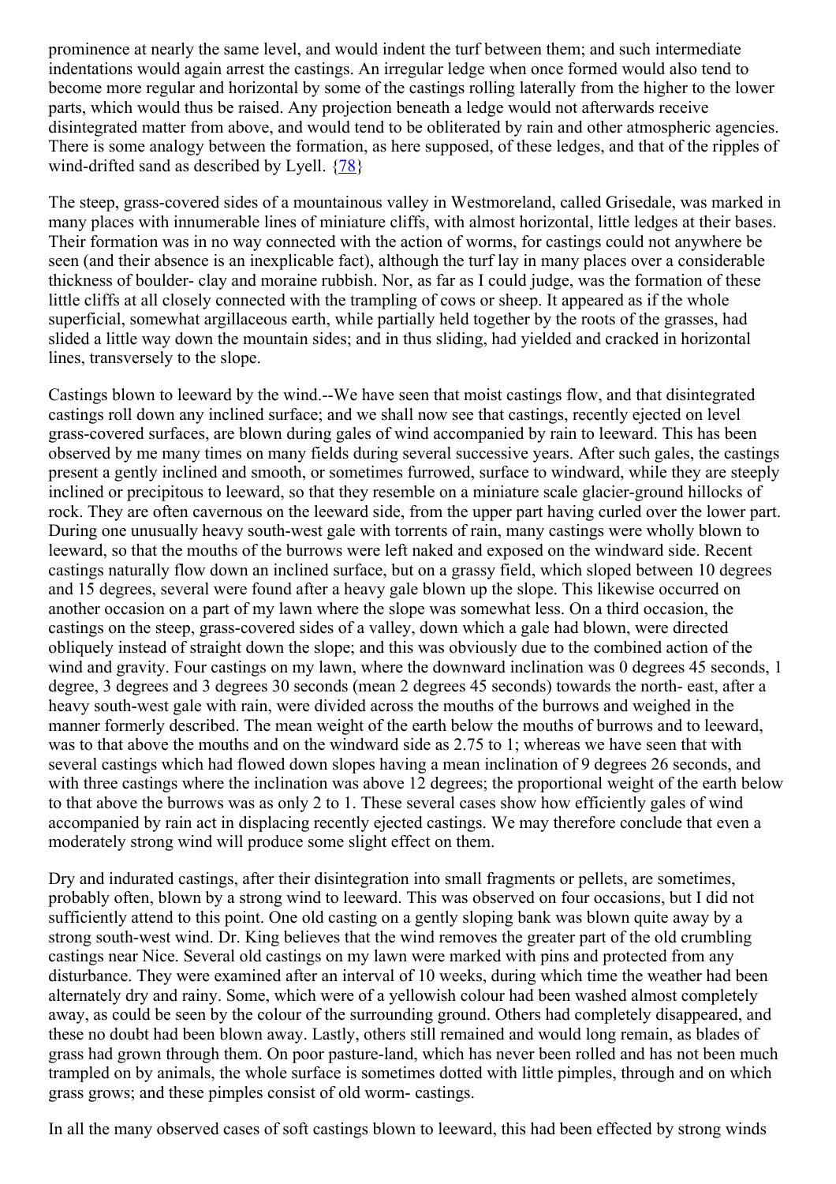prominence at nearly the same level, and would indent the turf between them; and such intermediate indentations would again arrest the castings. An irregular ledge when once formed would also tend to become more regular and horizontal by some of the castings rolling laterally from the higher to the lower parts, which would thus be raised. Any projection beneath a ledge would not afterwards receive disintegrated matter from above, and would tend to be obliterated by rain and other atmospheric agencies. There is some analogy between the formation, as here supposed, of these ledges, and that of the ripples of wind-drifted sand as described by Lyell. {78}

The steep, grass-covered sides of a mountainous valley in Westmoreland, called Grisedale, was marked in many places with innumerable lines of miniature cliffs, with almost horizontal, little ledges at their bases. Their formation was in no way connected with the action of worms, for castings could not anywhere be seen (and their absence is an inexplicable fact), although the turf lay in many places over a considerable thickness of boulder- clay and moraine rubbish. Nor, as far as I could judge, was the formation of these little cliffs at all closely connected with the trampling of cows or sheep. It appeared as if the whole superficial, somewhat argillaceous earth, while partially held together by the roots of the grasses, had slided a little way down the mountain sides; and in thus sliding, had yielded and cracked in horizontal lines, transversely to the slope.

Castings blown to leeward by the wind.--We have seen that moist castings flow, and that disintegrated castings roll down any inclined surface; and we shall now see that castings, recently ejected on level grass-covered surfaces, are blown during gales of wind accompanied by rain to leeward. This has been observed by me many times on many fields during several successive years. After such gales, the castings present a gently inclined and smooth, or sometimes furrowed, surface to windward, while they are steeply inclined or precipitous to leeward, so that they resemble on a miniature scale glacier-ground hillocks of rock. They are often cavernous on the leeward side, from the upper part having curled over the lower part. During one unusually heavy south-west gale with torrents of rain, many castings were wholly blown to leeward, so that the mouths of the burrows were left naked and exposed on the windward side. Recent castings naturally flow down an inclined surface, but on a grassy field, which sloped between 10 degrees and 15 degrees, several were found after a heavy gale blown up the slope. This likewise occurred on another occasion on a part of my lawn where the slope was somewhat less. On a third occasion, the castings on the steep, grass-covered sides of a valley, down which a gale had blown, were directed obliquely instead of straight down the slope; and this was obviously due to the combined action of the wind and gravity. Four castings on my lawn, where the downward inclination was 0 degrees 45 seconds, 1 degree, 3 degrees and 3 degrees 30 seconds (mean 2 degrees 45 seconds) towards the north- east, after a heavy south-west gale with rain, were divided across the mouths of the burrows and weighed in the manner formerly described. The mean weight of the earth below the mouths of burrows and to leeward, was to that above the mouths and on the windward side as 2.75 to 1; whereas we have seen that with several castings which had flowed down slopes having a mean inclination of 9 degrees 26 seconds, and with three castings where the inclination was above 12 degrees; the proportional weight of the earth below to that above the burrows was as only 2 to 1. These several cases show how efficiently gales of wind accompanied by rain act in displacing recently ejected castings. We may therefore conclude that even a moderately strong wind will produce some slight effect on them.

Dry and indurated castings, after their disintegration into small fragments or pellets, are sometimes, probably often, blown by a strong wind to leeward. This was observed on four occasions, but I did not sufficiently attend to this point. One old casting on a gently sloping bank was blown quite away by a strong south-west wind. Dr. King believes that the wind removes the greater part of the old crumbling castings near Nice. Several old castings on my lawn were marked with pins and protected from any disturbance. They were examined after an interval of 10 weeks, during which time the weather had been alternately dry and rainy. Some, which were of a yellowish colour had been washed almost completely away, as could be seen by the colour of the surrounding ground. Others had completely disappeared, and these no doubt had been blown away. Lastly, others still remained and would long remain, as blades of grass had grown through them. On poor pasture-land, which has never been rolled and has not been much trampled on by animals, the whole surface is sometimes dotted with little pimples, through and on which grass grows; and these pimples consist of old worm- castings.

In all the many observed cases of soft castings blown to leeward, this had been effected by strong winds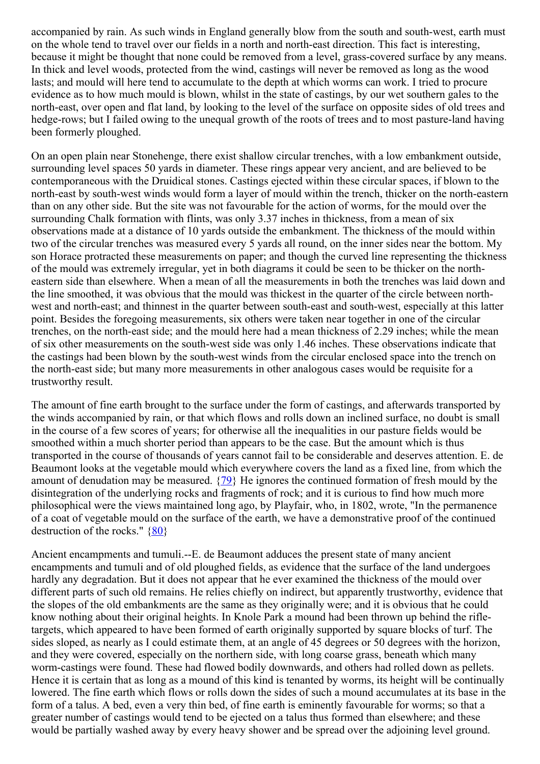accompanied by rain. As such winds in England generally blow from the south and south-west, earth must on the whole tend to travel over our fields in a north and north-east direction. This fact is interesting, because it might be thought that none could be removed from a level, grass-covered surface by any means. In thick and level woods, protected from the wind, castings will never be removed as long as the wood lasts; and mould will here tend to accumulate to the depth at which worms can work. I tried to procure evidence as to how much mould is blown, whilst in the state of castings, by our wet southern gales to the north-east, over open and flat land, by looking to the level of the surface on opposite sides of old trees and hedge-rows; but I failed owing to the unequal growth of the roots of trees and to most pasture-land having been formerly ploughed.

On an open plain near Stonehenge, there exist shallow circular trenches, with a low embankment outside, surrounding level spaces 50 yards in diameter. These rings appear very ancient, and are believed to be contemporaneous with the Druidical stones. Castings ejected within these circular spaces, if blown to the north-east by south-west winds would form a layer of mould within the trench, thicker on the north-eastern than on any other side. But the site was not favourable for the action of worms, for the mould over the surrounding Chalk formation with flints, was only 3.37 inches in thickness, from a mean of six observations made at a distance of 10 yards outside the embankment. The thickness of the mould within two of the circular trenches was measured every 5 yards all round, on the inner sides near the bottom. My son Horace protracted these measurements on paper; and though the curved line representing the thickness of the mould was extremely irregular, yet in both diagrams it could be seen to be thicker on the north-eastern side than elsewhere. When a mean of all the measurements in both the trenches was laid down and the line smoothed, it was obvious that the mould was thickest in the quarter of the circle between north-west and north-east; and thinnest in the quarter between south-east and south-west, especially at this latter point. Besides the foregoing measurements, six others were taken near together in one of the circular trenches, on the north-east side; and the mould here had a mean thickness of 2.29 inches; while the mean of six other measurements on the south-west side was only 1.46 inches. These observations indicate that the castings had been blown by the south-west winds from the circular enclosed space into the trench on the north-east side; but many more measurements in other analogous cases would be requisite for a trustworthy result.

The amount of fine earth brought to the surface under the form of castings, and afterwards transported by the winds accompanied by rain, or that which flows and rolls down an inclined surface, no doubt is small in the course of a few scores of years; for otherwise all the inequalities in our pasture fields would be smoothed within a much shorter period than appears to be the case. But the amount which is thus transported in the course of thousands of years cannot fail to be considerable and deserves attention. E. de Beaumont looks at the vegetable mould which everywhere covers the land as a fixed line, from which the amount of denudation may be measured. {79} He ignores the continued formation of fresh mould by the disintegration of the underlying rocks and fragments of rock; and it is curious to find how much more philosophical were the views maintained long ago, by Playfair, who, in 1802, wrote, "In the permanence of a coat of vegetable mould on the surface of the earth, we have a demonstrative proof of the continued destruction of the rocks." {80}

Ancient encampments and tumuli.--E. de Beaumont adduces the present state of many ancient encampments and tumuli and of old ploughed fields, as evidence that the surface of the land undergoes hardly any degradation. But it does not appear that he ever examined the thickness of the mould over different parts of such old remains. He relies chiefly on indirect, but apparently trustworthy, evidence that the slopes of the old embankments are the same as they originally were; and it is obvious that he could know nothing about their original heights. In Knole Park a mound had been thrown up behind the rifle-targets, which appeared to have been formed of earth originally supported by square blocks of turf. The sides sloped, as nearly as I could estimate them, at an angle of 45 degrees or 50 degrees with the horizon, and they were covered, especially on the northern side, with long coarse grass, beneath which many worm-castings were found. These had flowed bodily downwards, and others had rolled down as pellets. Hence it is certain that as long as a mound of this kind is tenanted by worms, its height will be continually lowered. The fine earth which flows or rolls down the sides of such a mound accumulates at its base in the form of a talus. A bed, even a very thin bed, of fine earth is eminently favourable for worms; so that a greater number of castings would tend to be ejected on a talus thus formed than elsewhere; and these would be partially washed away by every heavy shower and be spread over the adjoining level ground.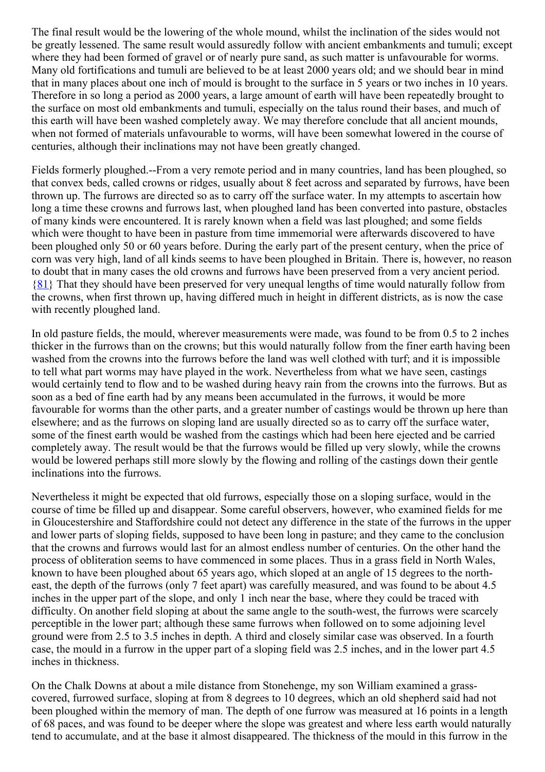The final result would be the lowering of the whole mound, whilst the inclination of the sides would not be greatly lessened. The same result would assuredly follow with ancient embankments and tumuli; except where they had been formed of gravel or of nearly pure sand, as such matter is unfavourable for worms. Many old fortifications and tumuli are believed to be at least 2000 years old; and we should bear in mind that in many places about one inch of mould is brought to the surface in 5 years or two inches in 10 years. Therefore in so long a period as 2000 years, a large amount of earth will have been repeatedly brought to the surface on most old embankments and tumuli, especially on the talus round their bases, and much of this earth will have been washed completely away. We may therefore conclude that all ancient mounds, when not formed of materials unfavourable to worms, will have been somewhat lowered in the course of centuries, although their inclinations may not have been greatly changed.

Fields formerly ploughed.--From a very remote period and in many countries, land has been ploughed, so that convex beds, called crowns or ridges, usually about 8 feet across and separated by furrows, have been thrown up. The furrows are directed so as to carry off the surface water. In my attempts to ascertain how long a time these crowns and furrows last, when ploughed land has been converted into pasture, obstacles of many kinds were encountered. It is rarely known when a field was last ploughed; and some fields which were thought to have been in pasture from time immemorial were afterwards discovered to have been ploughed only 50 or 60 years before. During the early part of the present century, when the price of corn was very high, land of all kinds seems to have been ploughed in Britain. There is, however, no reason to doubt that in many cases the old crowns and furrows have been preserved from a very ancient period. {81} That they should have been preserved for very unequal lengths of time would naturally follow from the crowns, when first thrown up, having differed much in height in different districts, as is now the case with recently ploughed land.

In old pasture fields, the mould, wherever measurements were made, was found to be from 0.5 to 2 inches thicker in the furrows than on the crowns; but this would naturally follow from the finer earth having been washed from the crowns into the furrows before the land was well clothed with turf; and it is impossible to tell what part worms may have played in the work. Nevertheless from what we have seen, castings would certainly tend to flow and to be washed during heavy rain from the crowns into the furrows. But as soon as a bed of fine earth had by any means been accumulated in the furrows, it would be more favourable for worms than the other parts, and a greater number of castings would be thrown up here than elsewhere; and as the furrows on sloping land are usually directed so as to carry off the surface water, some of the finest earth would be washed from the castings which had been here ejected and be carried completely away. The result would be that the furrows would be filled up very slowly, while the crowns would be lowered perhaps still more slowly by the flowing and rolling of the castings down their gentle inclinations into the furrows.

Nevertheless it might be expected that old furrows, especially those on a sloping surface, would in the course of time be filled up and disappear. Some careful observers, however, who examined fields for me in Gloucestershire and Staffordshire could not detect any difference in the state of the furrows in the upper and lower parts of sloping fields, supposed to have been long in pasture; and they came to the conclusion that the crowns and furrows would last for an almost endless number of centuries. On the other hand the process of obliteration seems to have commenced in some places. Thus in a grass field in North Wales, known to have been ploughed about 65 years ago, which sloped at an angle of 15 degrees to the north-east, the depth of the furrows (only 7 feet apart) was carefully measured, and was found to be about 4.5 inches in the upper part of the slope, and only 1 inch near the base, where they could be traced with difficulty. On another field sloping at about the same angle to the south-west, the furrows were scarcely perceptible in the lower part; although these same furrows when followed on to some adjoining level ground were from 2.5 to 3.5 inches in depth. A third and closely similar case was observed. In a fourth case, the mould in a furrow in the upper part of a sloping field was 2.5 inches, and in the lower part 4.5 inches in thickness.

On the Chalk Downs at about a mile distance from Stonehenge, my son William examined a grass-covered, furrowed surface, sloping at from 8 degrees to 10 degrees, which an old shepherd said had not been ploughed within the memory of man. The depth of one furrow was measured at 16 points in a length of 68 paces, and was found to be deeper where the slope was greatest and where less earth would naturally tend to accumulate, and at the base it almost disappeared. The thickness of the mould in this furrow in the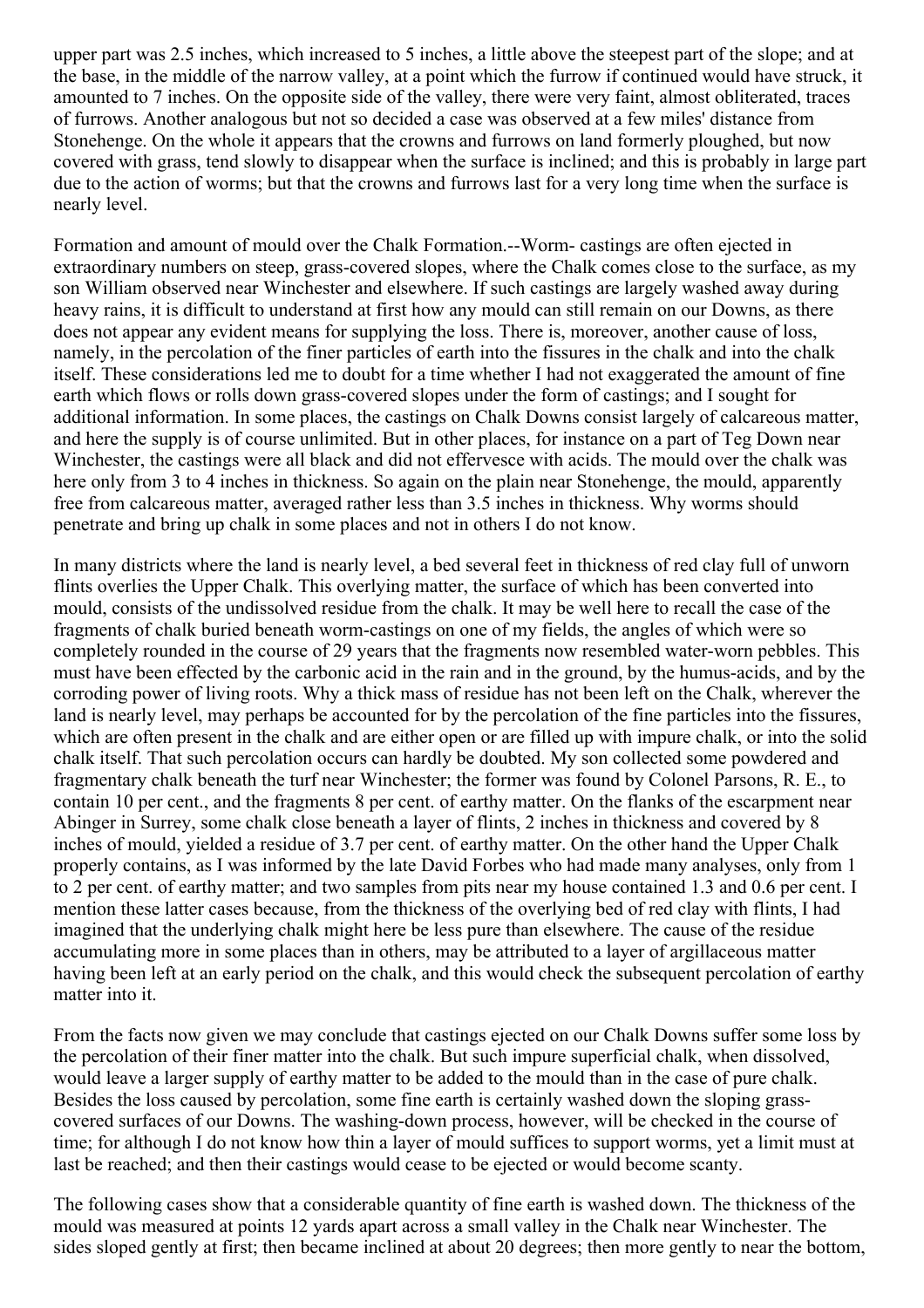upper part was 2.5 inches, which increased to 5 inches, a little above the steepest part of the slope; and at the base, in the middle of the narrow valley, at a point which the furrow if continued would have struck, it amounted to 7 inches. On the opposite side of the valley, there were very faint, almost obliterated, traces of furrows. Another analogous but not so decided a case was observed at a few miles' distance from Stonehenge. On the whole it appears that the crowns and furrows on land formerly ploughed, but now covered with grass, tend slowly to disappear when the surface is inclined; and this is probably in large part due to the action of worms; but that the crowns and furrows last for a very long time when the surface is nearly level.

Formation and amount of mould over the Chalk Formation.--Worm- castings are often ejected in extraordinary numbers on steep, grass-covered slopes, where the Chalk comes close to the surface, as my son William observed near Winchester and elsewhere. If such castings are largely washed away during heavy rains, it is difficult to understand at first how any mould can still remain on our Downs, as there does not appear any evident means for supplying the loss. There is, moreover, another cause of loss, namely, in the percolation of the finer particles of earth into the fissures in the chalk and into the chalk itself. These considerations led me to doubt for a time whether I had not exaggerated the amount of fine earth which flows or rolls down grass-covered slopes under the form of castings; and I sought for additional information. In some places, the castings on Chalk Downs consist largely of calcareous matter, and here the supply is of course unlimited. But in other places, for instance on a part of Teg Down near Winchester, the castings were all black and did not effervesce with acids. The mould over the chalk was here only from 3 to 4 inches in thickness. So again on the plain near Stonehenge, the mould, apparently free from calcareous matter, averaged rather less than 3.5 inches in thickness. Why worms should penetrate and bring up chalk in some places and not in others I do not know.

In many districts where the land is nearly level, a bed several feet in thickness of red clay full of unworn flints overlies the Upper Chalk. This overlying matter, the surface of which has been converted into mould, consists of the undissolved residue from the chalk. It may be well here to recall the case of the fragments of chalk buried beneath worm-castings on one of my fields, the angles of which were so completely rounded in the course of 29 years that the fragments now resembled water-worn pebbles. This must have been effected by the carbonic acid in the rain and in the ground, by the humus-acids, and by the corroding power of living roots. Why a thick mass of residue has not been left on the Chalk, wherever the land is nearly level, may perhaps be accounted for by the percolation of the fine particles into the fissures, which are often present in the chalk and are either open or are filled up with impure chalk, or into the solid chalk itself. That such percolation occurs can hardly be doubted. My son collected some powdered and fragmentary chalk beneath the turf near Winchester; the former was found by Colonel Parsons, R. E., to contain 10 per cent., and the fragments 8 per cent. of earthy matter. On the flanks of the escarpment near Abinger in Surrey, some chalk close beneath a layer of flints, 2 inches in thickness and covered by 8 inches of mould, yielded a residue of 3.7 per cent. of earthy matter. On the other hand the Upper Chalk properly contains, as I was informed by the late David Forbes who had made many analyses, only from 1 to 2 per cent. of earthy matter; and two samples from pits near my house contained 1.3 and 0.6 per cent. I mention these latter cases because, from the thickness of the overlying bed of red clay with flints, I had imagined that the underlying chalk might here be less pure than elsewhere. The cause of the residue accumulating more in some places than in others, may be attributed to a layer of argillaceous matter having been left at an early period on the chalk, and this would check the subsequent percolation of earthy matter into it.

From the facts now given we may conclude that castings ejected on our Chalk Downs suffer some loss by the percolation of their finer matter into the chalk. But such impure superficial chalk, when dissolved, would leave a larger supply of earthy matter to be added to the mould than in the case of pure chalk. Besides the loss caused by percolation, some fine earth is certainly washed down the sloping grass-covered surfaces of our Downs. The washing-down process, however, will be checked in the course of time; for although I do not know how thin a layer of mould suffices to support worms, yet a limit must at last be reached; and then their castings would cease to be ejected or would become scanty.

The following cases show that a considerable quantity of fine earth is washed down. The thickness of the mould was measured at points 12 yards apart across a small valley in the Chalk near Winchester. The sides sloped gently at first; then became inclined at about 20 degrees; then more gently to near the bottom,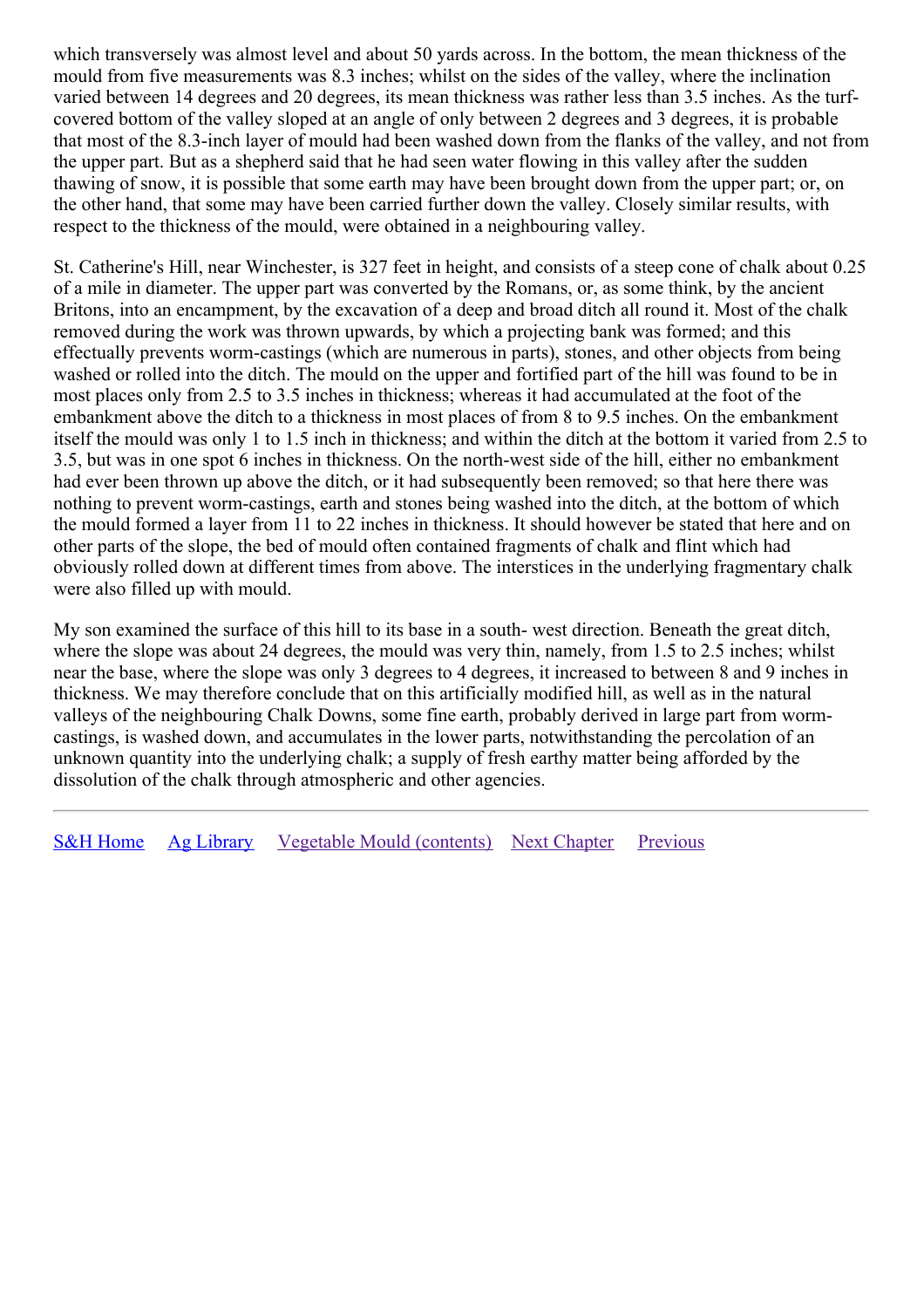which transversely was almost level and about 50 yards across. In the bottom, the mean thickness of the mould from five measurements was 8.3 inches; whilst on the sides of the valley, where the inclination varied between 14 degrees and 20 degrees, its mean thickness was rather less than 3.5 inches. As the turf-covered bottom of the valley sloped at an angle of only between 2 degrees and 3 degrees, it is probable that most of the 8.3-inch layer of mould had been washed down from the flanks of the valley, and not from the upper part. But as a shepherd said that he had seen water flowing in this valley after the sudden thawing of snow, it is possible that some earth may have been brought down from the upper part; or, on the other hand, that some may have been carried further down the valley. Closely similar results, with respect to the thickness of the mould, were obtained in a neighbouring valley.

St. Catherine's Hill, near Winchester, is 327 feet in height, and consists of a steep cone of chalk about 0.25 of a mile in diameter. The upper part was converted by the Romans, or, as some think, by the ancient Britons, into an encampment, by the excavation of a deep and broad ditch all round it. Most of the chalk removed during the work was thrown upwards, by which a projecting bank was formed; and this effectually prevents worm-castings (which are numerous in parts), stones, and other objects from being washed or rolled into the ditch. The mould on the upper and fortified part of the hill was found to be in most places only from 2.5 to 3.5 inches in thickness; whereas it had accumulated at the foot of the embankment above the ditch to a thickness in most places of from 8 to 9.5 inches. On the embankment itself the mould was only 1 to 1.5 inch in thickness; and within the ditch at the bottom it varied from 2.5 to 3.5, but was in one spot 6 inches in thickness. On the north-west side of the hill, either no embankment had ever been thrown up above the ditch, or it had subsequently been removed; so that here there was nothing to prevent worm-castings, earth and stones being washed into the ditch, at the bottom of which the mould formed a layer from 11 to 22 inches in thickness. It should however be stated that here and on other parts of the slope, the bed of mould often contained fragments of chalk and flint which had obviously rolled down at different times from above. The interstices in the underlying fragmentary chalk were also filled up with mould.

My son examined the surface of this hill to its base in a south- west direction. Beneath the great ditch, where the slope was about 24 degrees, the mould was very thin, namely, from 1.5 to 2.5 inches; whilst near the base, where the slope was only 3 degrees to 4 degrees, it increased to between 8 and 9 inches in thickness. We may therefore conclude that on this artificially modified hill, as well as in the natural valleys of the neighbouring Chalk Downs, some fine earth, probably derived in large part from worm-castings, is washed down, and accumulates in the lower parts, notwithstanding the percolation of an unknown quantity into the underlying chalk; a supply of fresh earthy matter being afforded by the dissolution of the chalk through atmospheric and other agencies.

---

S&H Home    Ag Library    Vegetable Mould (contents)    Next Chapter    Previous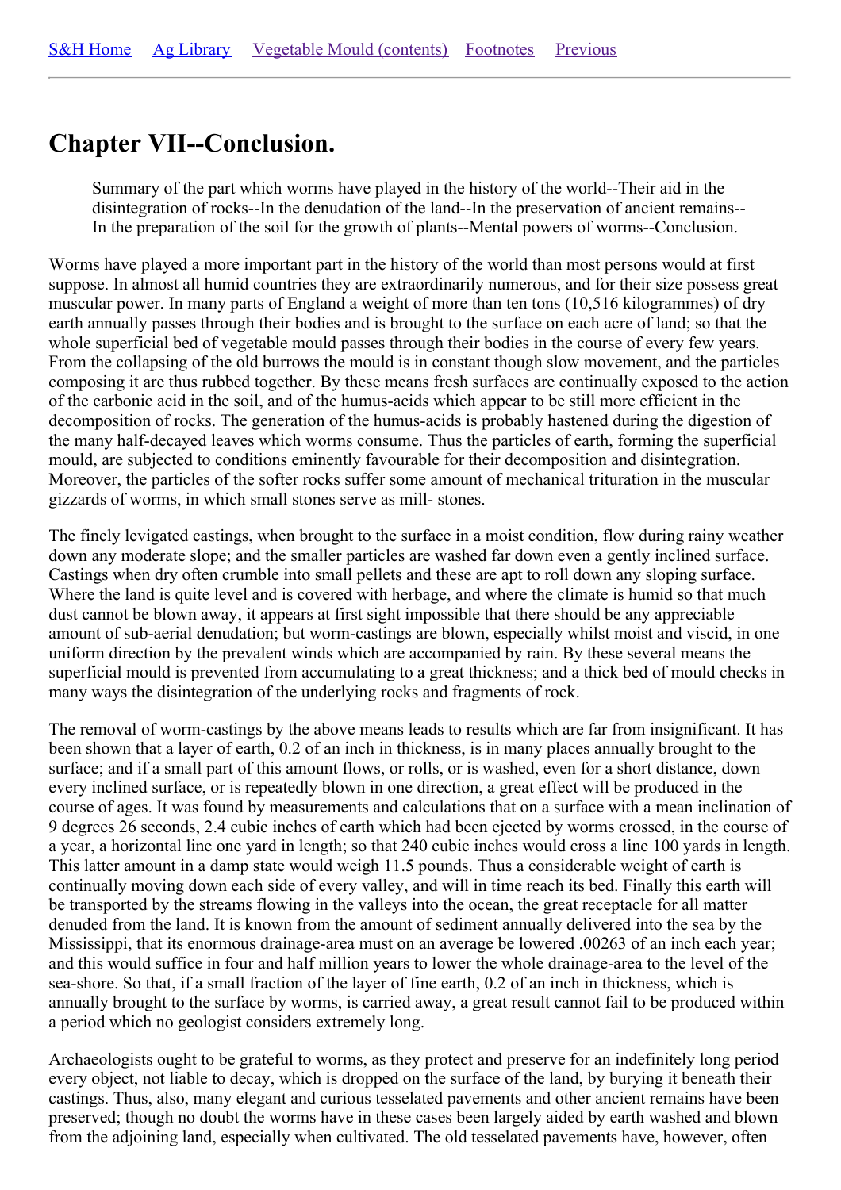S&H Home   Ag Library   Vegetable Mould (contents)   Footnotes   Previous

# Chapter VII--Conclusion.

> Summary of the part which worms have played in the history of the world--Their aid in the disintegration of rocks--In the denudation of the land--In the preservation of ancient remains--In the preparation of the soil for the growth of plants--Mental powers of worms--Conclusion.

Worms have played a more important part in the history of the world than most persons would at first suppose. In almost all humid countries they are extraordinarily numerous, and for their size possess great muscular power. In many parts of England a weight of more than ten tons (10,516 kilogrammes) of dry earth annually passes through their bodies and is brought to the surface on each acre of land; so that the whole superficial bed of vegetable mould passes through their bodies in the course of every few years. From the collapsing of the old burrows the mould is in constant though slow movement, and the particles composing it are thus rubbed together. By these means fresh surfaces are continually exposed to the action of the carbonic acid in the soil, and of the humus-acids which appear to be still more efficient in the decomposition of rocks. The generation of the humus-acids is probably hastened during the digestion of the many half-decayed leaves which worms consume. Thus the particles of earth, forming the superficial mould, are subjected to conditions eminently favourable for their decomposition and disintegration. Moreover, the particles of the softer rocks suffer some amount of mechanical trituration in the muscular gizzards of worms, in which small stones serve as mill- stones.

The finely levigated castings, when brought to the surface in a moist condition, flow during rainy weather down any moderate slope; and the smaller particles are washed far down even a gently inclined surface. Castings when dry often crumble into small pellets and these are apt to roll down any sloping surface. Where the land is quite level and is covered with herbage, and where the climate is humid so that much dust cannot be blown away, it appears at first sight impossible that there should be any appreciable amount of sub-aerial denudation; but worm-castings are blown, especially whilst moist and viscid, in one uniform direction by the prevalent winds which are accompanied by rain. By these several means the superficial mould is prevented from accumulating to a great thickness; and a thick bed of mould checks in many ways the disintegration of the underlying rocks and fragments of rock.

The removal of worm-castings by the above means leads to results which are far from insignificant. It has been shown that a layer of earth, 0.2 of an inch in thickness, is in many places annually brought to the surface; and if a small part of this amount flows, or rolls, or is washed, even for a short distance, down every inclined surface, or is repeatedly blown in one direction, a great effect will be produced in the course of ages. It was found by measurements and calculations that on a surface with a mean inclination of 9 degrees 26 seconds, 2.4 cubic inches of earth which had been ejected by worms crossed, in the course of a year, a horizontal line one yard in length; so that 240 cubic inches would cross a line 100 yards in length. This latter amount in a damp state would weigh 11.5 pounds. Thus a considerable weight of earth is continually moving down each side of every valley, and will in time reach its bed. Finally this earth will be transported by the streams flowing in the valleys into the ocean, the great receptacle for all matter denuded from the land. It is known from the amount of sediment annually delivered into the sea by the Mississippi, that its enormous drainage-area must on an average be lowered .00263 of an inch each year; and this would suffice in four and half million years to lower the whole drainage-area to the level of the sea-shore. So that, if a small fraction of the layer of fine earth, 0.2 of an inch in thickness, which is annually brought to the surface by worms, is carried away, a great result cannot fail to be produced within a period which no geologist considers extremely long.

Archaeologists ought to be grateful to worms, as they protect and preserve for an indefinitely long period every object, not liable to decay, which is dropped on the surface of the land, by burying it beneath their castings. Thus, also, many elegant and curious tesselated pavements and other ancient remains have been preserved; though no doubt the worms have in these cases been largely aided by earth washed and blown from the adjoining land, especially when cultivated. The old tesselated pavements have, however, often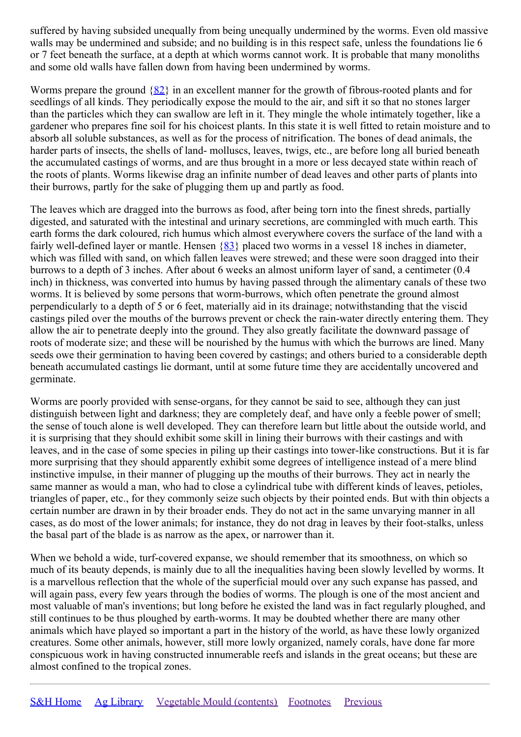suffered by having subsided unequally from being unequally undermined by the worms. Even old massive walls may be undermined and subside; and no building is in this respect safe, unless the foundations lie 6 or 7 feet beneath the surface, at a depth at which worms cannot work. It is probable that many monoliths and some old walls have fallen down from having been undermined by worms.

Worms prepare the ground {82} in an excellent manner for the growth of fibrous-rooted plants and for seedlings of all kinds. They periodically expose the mould to the air, and sift it so that no stones larger than the particles which they can swallow are left in it. They mingle the whole intimately together, like a gardener who prepares fine soil for his choicest plants. In this state it is well fitted to retain moisture and to absorb all soluble substances, as well as for the process of nitrification. The bones of dead animals, the harder parts of insects, the shells of land- molluscs, leaves, twigs, etc., are before long all buried beneath the accumulated castings of worms, and are thus brought in a more or less decayed state within reach of the roots of plants. Worms likewise drag an infinite number of dead leaves and other parts of plants into their burrows, partly for the sake of plugging them up and partly as food.

The leaves which are dragged into the burrows as food, after being torn into the finest shreds, partially digested, and saturated with the intestinal and urinary secretions, are commingled with much earth. This earth forms the dark coloured, rich humus which almost everywhere covers the surface of the land with a fairly well-defined layer or mantle. Hensen {83} placed two worms in a vessel 18 inches in diameter, which was filled with sand, on which fallen leaves were strewed; and these were soon dragged into their burrows to a depth of 3 inches. After about 6 weeks an almost uniform layer of sand, a centimeter (0.4 inch) in thickness, was converted into humus by having passed through the alimentary canals of these two worms. It is believed by some persons that worm-burrows, which often penetrate the ground almost perpendicularly to a depth of 5 or 6 feet, materially aid in its drainage; notwithstanding that the viscid castings piled over the mouths of the burrows prevent or check the rain-water directly entering them. They allow the air to penetrate deeply into the ground. They also greatly facilitate the downward passage of roots of moderate size; and these will be nourished by the humus with which the burrows are lined. Many seeds owe their germination to having been covered by castings; and others buried to a considerable depth beneath accumulated castings lie dormant, until at some future time they are accidentally uncovered and germinate.

Worms are poorly provided with sense-organs, for they cannot be said to see, although they can just distinguish between light and darkness; they are completely deaf, and have only a feeble power of smell; the sense of touch alone is well developed. They can therefore learn but little about the outside world, and it is surprising that they should exhibit some skill in lining their burrows with their castings and with leaves, and in the case of some species in piling up their castings into tower-like constructions. But it is far more surprising that they should apparently exhibit some degrees of intelligence instead of a mere blind instinctive impulse, in their manner of plugging up the mouths of their burrows. They act in nearly the same manner as would a man, who had to close a cylindrical tube with different kinds of leaves, petioles, triangles of paper, etc., for they commonly seize such objects by their pointed ends. But with thin objects a certain number are drawn in by their broader ends. They do not act in the same unvarying manner in all cases, as do most of the lower animals; for instance, they do not drag in leaves by their foot-stalks, unless the basal part of the blade is as narrow as the apex, or narrower than it.

When we behold a wide, turf-covered expanse, we should remember that its smoothness, on which so much of its beauty depends, is mainly due to all the inequalities having been slowly levelled by worms. It is a marvellous reflection that the whole of the superficial mould over any such expanse has passed, and will again pass, every few years through the bodies of worms. The plough is one of the most ancient and most valuable of man's inventions; but long before he existed the land was in fact regularly ploughed, and still continues to be thus ploughed by earth-worms. It may be doubted whether there are many other animals which have played so important a part in the history of the world, as have these lowly organized creatures. Some other animals, however, still more lowly organized, namely corals, have done far more conspicuous work in having constructed innumerable reefs and islands in the great oceans; but these are almost confined to the tropical zones.

---

S&H Home   Ag Library   Vegetable Mould (contents)   Footnotes   Previous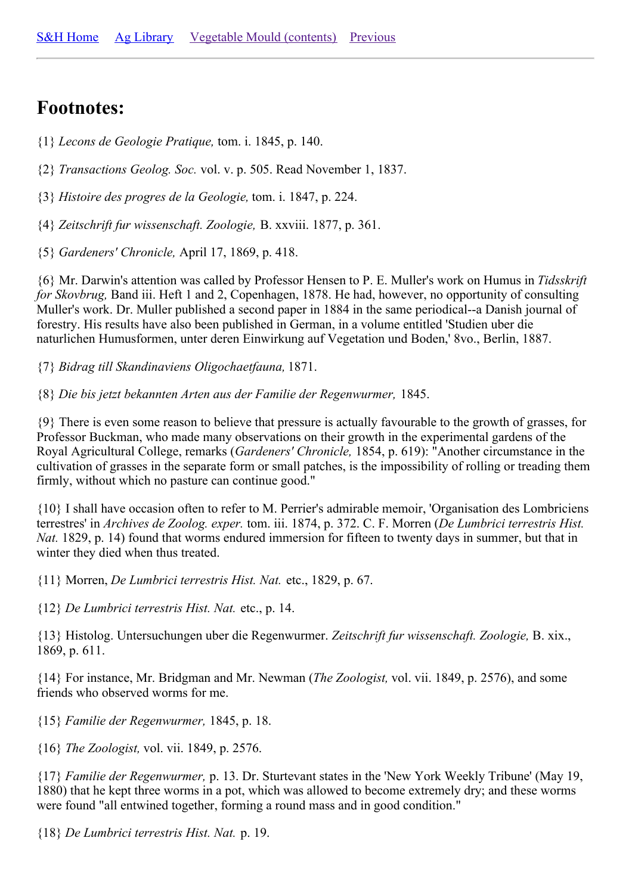S&H Home Ag Library Vegetable Mould (contents) Previous

---

## Footnotes:

{1} *Lecons de Geologie Pratique,* tom. i. 1845, p. 140.

{2} *Transactions Geolog. Soc.* vol. v. p. 505. Read November 1, 1837.

{3} *Histoire des progres de la Geologie,* tom. i. 1847, p. 224.

{4} *Zeitschrift fur wissenschaft. Zoologie,* B. xxviii. 1877, p. 361.

{5} *Gardeners' Chronicle,* April 17, 1869, p. 418.

{6} Mr. Darwin's attention was called by Professor Hensen to P. E. Muller's work on Humus in *Tidsskrift for Skovbrug,* Band iii. Heft 1 and 2, Copenhagen, 1878. He had, however, no opportunity of consulting Muller's work. Dr. Muller published a second paper in 1884 in the same periodical--a Danish journal of forestry. His results have also been published in German, in a volume entitled 'Studien uber die naturlichen Humusformen, unter deren Einwirkung auf Vegetation und Boden,' 8vo., Berlin, 1887.

{7} *Bidrag till Skandinaviens Oligochaetfauna,* 1871.

{8} *Die bis jetzt bekannten Arten aus der Familie der Regenwurmer,* 1845.

{9} There is even some reason to believe that pressure is actually favourable to the growth of grasses, for Professor Buckman, who made many observations on their growth in the experimental gardens of the Royal Agricultural College, remarks (*Gardeners' Chronicle,* 1854, p. 619): "Another circumstance in the cultivation of grasses in the separate form or small patches, is the impossibility of rolling or treading them firmly, without which no pasture can continue good."

{10} I shall have occasion often to refer to M. Perrier's admirable memoir, 'Organisation des Lombriciens terrestres' in *Archives de Zoolog. exper.* tom. iii. 1874, p. 372. C. F. Morren (*De Lumbrici terrestris Hist. Nat.* 1829, p. 14) found that worms endured immersion for fifteen to twenty days in summer, but that in winter they died when thus treated.

{11} Morren, *De Lumbrici terrestris Hist. Nat.* etc., 1829, p. 67.

{12} *De Lumbrici terrestris Hist. Nat.* etc., p. 14.

{13} Histolog. Untersuchungen uber die Regenwurmer. *Zeitschrift fur wissenschaft. Zoologie,* B. xix., 1869, p. 611.

{14} For instance, Mr. Bridgman and Mr. Newman (*The Zoologist,* vol. vii. 1849, p. 2576), and some friends who observed worms for me.

{15} *Familie der Regenwurmer,* 1845, p. 18.

{16} *The Zoologist,* vol. vii. 1849, p. 2576.

{17} *Familie der Regenwurmer,* p. 13. Dr. Sturtevant states in the 'New York Weekly Tribune' (May 19, 1880) that he kept three worms in a pot, which was allowed to become extremely dry; and these worms were found "all entwined together, forming a round mass and in good condition."

{18} *De Lumbrici terrestris Hist. Nat.* p. 19.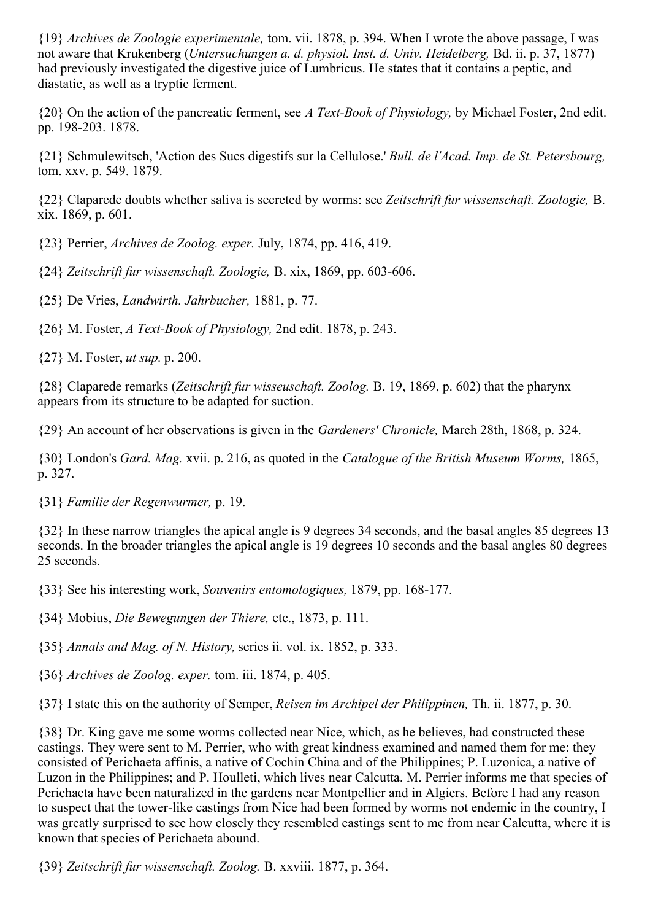{19} *Archives de Zoologie experimentale,* tom. vii. 1878, p. 394. When I wrote the above passage, I was not aware that Krukenberg (*Untersuchungen a. d. physiol. Inst. d. Univ. Heidelberg,* Bd. ii. p. 37, 1877) had previously investigated the digestive juice of Lumbricus. He states that it contains a peptic, and diastatic, as well as a tryptic ferment.

{20} On the action of the pancreatic ferment, see *A Text-Book of Physiology,* by Michael Foster, 2nd edit. pp. 198-203. 1878.

{21} Schmulewitsch, 'Action des Sucs digestifs sur la Cellulose.' *Bull. de l'Acad. Imp. de St. Petersbourg,* tom. xxv. p. 549. 1879.

{22} Claparede doubts whether saliva is secreted by worms: see *Zeitschrift fur wissenschaft. Zoologie,* B. xix. 1869, p. 601.

{23} Perrier, *Archives de Zoolog. exper.* July, 1874, pp. 416, 419.

{24} *Zeitschrift fur wissenschaft. Zoologie,* B. xix, 1869, pp. 603-606.

{25} De Vries, *Landwirth. Jahrbucher,* 1881, p. 77.

{26} M. Foster, *A Text-Book of Physiology,* 2nd edit. 1878, p. 243.

{27} M. Foster, *ut sup.* p. 200.

{28} Claparede remarks (*Zeitschrift fur wisseuschaft. Zoolog.* B. 19, 1869, p. 602) that the pharynx appears from its structure to be adapted for suction.

{29} An account of her observations is given in the *Gardeners' Chronicle,* March 28th, 1868, p. 324.

{30} London's *Gard. Mag.* xvii. p. 216, as quoted in the *Catalogue of the British Museum Worms,* 1865, p. 327.

{31} *Familie der Regenwurmer,* p. 19.

{32} In these narrow triangles the apical angle is 9 degrees 34 seconds, and the basal angles 85 degrees 13 seconds. In the broader triangles the apical angle is 19 degrees 10 seconds and the basal angles 80 degrees 25 seconds.

{33} See his interesting work, *Souvenirs entomologiques,* 1879, pp. 168-177.

{34} Mobius, *Die Bewegungen der Thiere,* etc., 1873, p. 111.

{35} *Annals and Mag. of N. History,* series ii. vol. ix. 1852, p. 333.

{36} *Archives de Zoolog. exper.* tom. iii. 1874, p. 405.

{37} I state this on the authority of Semper, *Reisen im Archipel der Philippinen,* Th. ii. 1877, p. 30.

{38} Dr. King gave me some worms collected near Nice, which, as he believes, had constructed these castings. They were sent to M. Perrier, who with great kindness examined and named them for me: they consisted of Perichaeta affinis, a native of Cochin China and of the Philippines; P. Luzonica, a native of Luzon in the Philippines; and P. Houlleti, which lives near Calcutta. M. Perrier informs me that species of Perichaeta have been naturalized in the gardens near Montpellier and in Algiers. Before I had any reason to suspect that the tower-like castings from Nice had been formed by worms not endemic in the country, I was greatly surprised to see how closely they resembled castings sent to me from near Calcutta, where it is known that species of Perichaeta abound.

{39} *Zeitschrift fur wissenschaft. Zoolog.* B. xxviii. 1877, p. 364.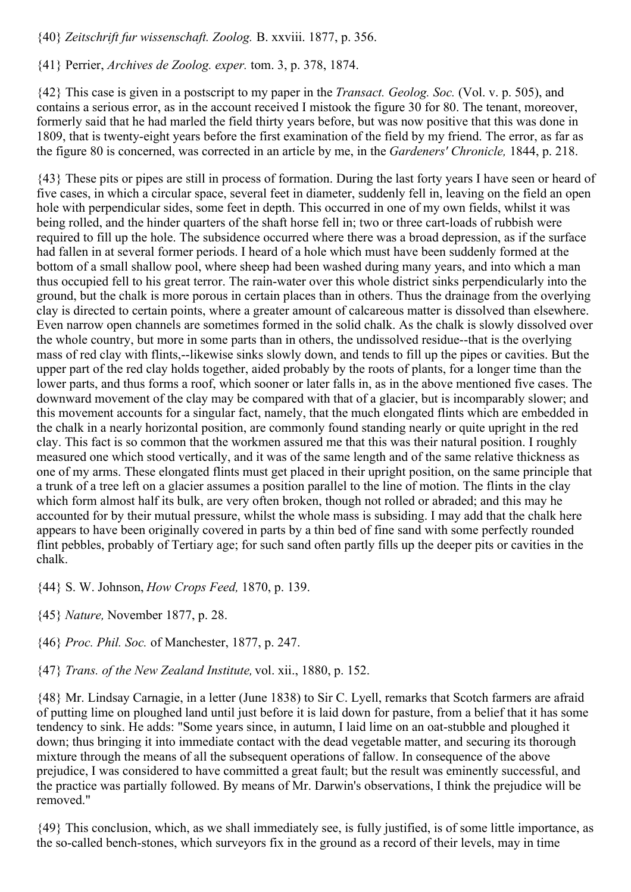{40} *Zeitschrift fur wissenschaft. Zoolog.* B. xxviii. 1877, p. 356.

{41} Perrier, *Archives de Zoolog. exper.* tom. 3, p. 378, 1874.

{42} This case is given in a postscript to my paper in the *Transact. Geolog. Soc.* (Vol. v. p. 505), and contains a serious error, as in the account received I mistook the figure 30 for 80. The tenant, moreover, formerly said that he had marled the field thirty years before, but was now positive that this was done in 1809, that is twenty-eight years before the first examination of the field by my friend. The error, as far as the figure 80 is concerned, was corrected in an article by me, in the *Gardeners' Chronicle,* 1844, p. 218.

{43} These pits or pipes are still in process of formation. During the last forty years I have seen or heard of five cases, in which a circular space, several feet in diameter, suddenly fell in, leaving on the field an open hole with perpendicular sides, some feet in depth. This occurred in one of my own fields, whilst it was being rolled, and the hinder quarters of the shaft horse fell in; two or three cart-loads of rubbish were required to fill up the hole. The subsidence occurred where there was a broad depression, as if the surface had fallen in at several former periods. I heard of a hole which must have been suddenly formed at the bottom of a small shallow pool, where sheep had been washed during many years, and into which a man thus occupied fell to his great terror. The rain-water over this whole district sinks perpendicularly into the ground, but the chalk is more porous in certain places than in others. Thus the drainage from the overlying clay is directed to certain points, where a greater amount of calcareous matter is dissolved than elsewhere. Even narrow open channels are sometimes formed in the solid chalk. As the chalk is slowly dissolved over the whole country, but more in some parts than in others, the undissolved residue--that is the overlying mass of red clay with flints,--likewise sinks slowly down, and tends to fill up the pipes or cavities. But the upper part of the red clay holds together, aided probably by the roots of plants, for a longer time than the lower parts, and thus forms a roof, which sooner or later falls in, as in the above mentioned five cases. The downward movement of the clay may be compared with that of a glacier, but is incomparably slower; and this movement accounts for a singular fact, namely, that the much elongated flints which are embedded in the chalk in a nearly horizontal position, are commonly found standing nearly or quite upright in the red clay. This fact is so common that the workmen assured me that this was their natural position. I roughly measured one which stood vertically, and it was of the same length and of the same relative thickness as one of my arms. These elongated flints must get placed in their upright position, on the same principle that a trunk of a tree left on a glacier assumes a position parallel to the line of motion. The flints in the clay which form almost half its bulk, are very often broken, though not rolled or abraded; and this may he accounted for by their mutual pressure, whilst the whole mass is subsiding. I may add that the chalk here appears to have been originally covered in parts by a thin bed of fine sand with some perfectly rounded flint pebbles, probably of Tertiary age; for such sand often partly fills up the deeper pits or cavities in the chalk.

{44} S. W. Johnson, *How Crops Feed,* 1870, p. 139.

{45} *Nature,* November 1877, p. 28.

{46} *Proc. Phil. Soc.* of Manchester, 1877, p. 247.

{47} *Trans. of the New Zealand Institute,* vol. xii., 1880, p. 152.

{48} Mr. Lindsay Carnagie, in a letter (June 1838) to Sir C. Lyell, remarks that Scotch farmers are afraid of putting lime on ploughed land until just before it is laid down for pasture, from a belief that it has some tendency to sink. He adds: "Some years since, in autumn, I laid lime on an oat-stubble and ploughed it down; thus bringing it into immediate contact with the dead vegetable matter, and securing its thorough mixture through the means of all the subsequent operations of fallow. In consequence of the above prejudice, I was considered to have committed a great fault; but the result was eminently successful, and the practice was partially followed. By means of Mr. Darwin's observations, I think the prejudice will be removed."

{49} This conclusion, which, as we shall immediately see, is fully justified, is of some little importance, as the so-called bench-stones, which surveyors fix in the ground as a record of their levels, may in time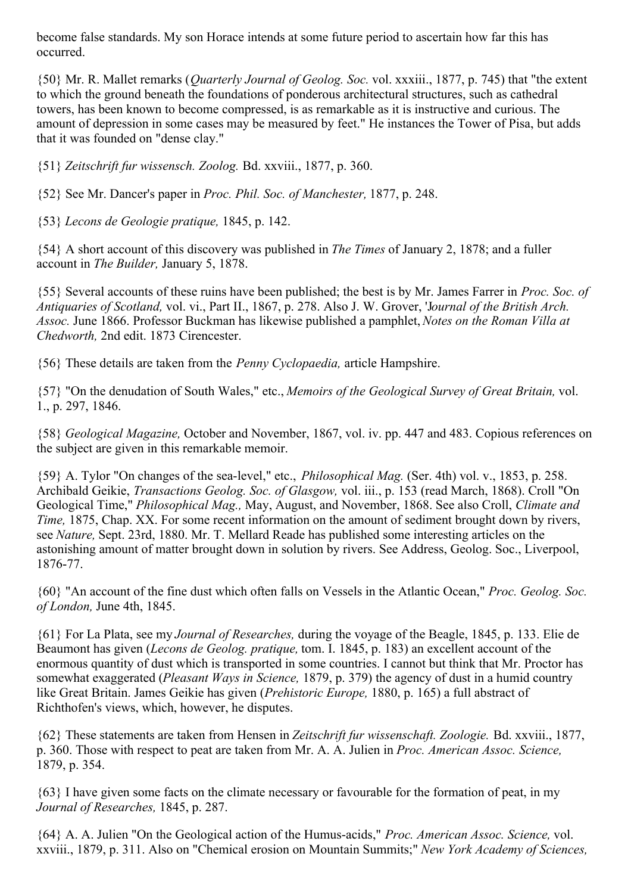become false standards. My son Horace intends at some future period to ascertain how far this has occurred.

{50} Mr. R. Mallet remarks (*Quarterly Journal of Geolog. Soc.* vol. xxxiii., 1877, p. 745) that "the extent to which the ground beneath the foundations of ponderous architectural structures, such as cathedral towers, has been known to become compressed, is as remarkable as it is instructive and curious. The amount of depression in some cases may be measured by feet." He instances the Tower of Pisa, but adds that it was founded on "dense clay."

{51} *Zeitschrift fur wissensch. Zoolog.* Bd. xxviii., 1877, p. 360.

{52} See Mr. Dancer's paper in *Proc. Phil. Soc. of Manchester,* 1877, p. 248.

{53} *Lecons de Geologie pratique,* 1845, p. 142.

{54} A short account of this discovery was published in *The Times* of January 2, 1878; and a fuller account in *The Builder,* January 5, 1878.

{55} Several accounts of these ruins have been published; the best is by Mr. James Farrer in *Proc. Soc. of Antiquaries of Scotland,* vol. vi., Part II., 1867, p. 278. Also J. W. Grover, '*Journal of the British Arch. Assoc.* June 1866. Professor Buckman has likewise published a pamphlet, *Notes on the Roman Villa at Chedworth,* 2nd edit. 1873 Cirencester.

{56} These details are taken from the *Penny Cyclopaedia,* article Hampshire.

{57} "On the denudation of South Wales," etc., *Memoirs of the Geological Survey of Great Britain,* vol. 1., p. 297, 1846.

{58} *Geological Magazine,* October and November, 1867, vol. iv. pp. 447 and 483. Copious references on the subject are given in this remarkable memoir.

{59} A. Tylor "On changes of the sea-level," etc., *Philosophical Mag.* (Ser. 4th) vol. v., 1853, p. 258. Archibald Geikie, *Transactions Geolog. Soc. of Glasgow,* vol. iii., p. 153 (read March, 1868). Croll "On Geological Time," *Philosophical Mag.,* May, August, and November, 1868. See also Croll, *Climate and Time,* 1875, Chap. XX. For some recent information on the amount of sediment brought down by rivers, see *Nature,* Sept. 23rd, 1880. Mr. T. Mellard Reade has published some interesting articles on the astonishing amount of matter brought down in solution by rivers. See Address, Geolog. Soc., Liverpool, 1876-77.

{60} "An account of the fine dust which often falls on Vessels in the Atlantic Ocean," *Proc. Geolog. Soc. of London,* June 4th, 1845.

{61} For La Plata, see my *Journal of Researches,* during the voyage of the Beagle, 1845, p. 133. Elie de Beaumont has given (*Lecons de Geolog. pratique,* tom. I. 1845, p. 183) an excellent account of the enormous quantity of dust which is transported in some countries. I cannot but think that Mr. Proctor has somewhat exaggerated (*Pleasant Ways in Science,* 1879, p. 379) the agency of dust in a humid country like Great Britain. James Geikie has given (*Prehistoric Europe,* 1880, p. 165) a full abstract of Richthofen's views, which, however, he disputes.

{62} These statements are taken from Hensen in *Zeitschrift fur wissenschaft. Zoologie.* Bd. xxviii., 1877, p. 360. Those with respect to peat are taken from Mr. A. A. Julien in *Proc. American Assoc. Science,* 1879, p. 354.

{63} I have given some facts on the climate necessary or favourable for the formation of peat, in my *Journal of Researches,* 1845, p. 287.

{64} A. A. Julien "On the Geological action of the Humus-acids," *Proc. American Assoc. Science,* vol. xxviii., 1879, p. 311. Also on "Chemical erosion on Mountain Summits;" *New York Academy of Sciences,*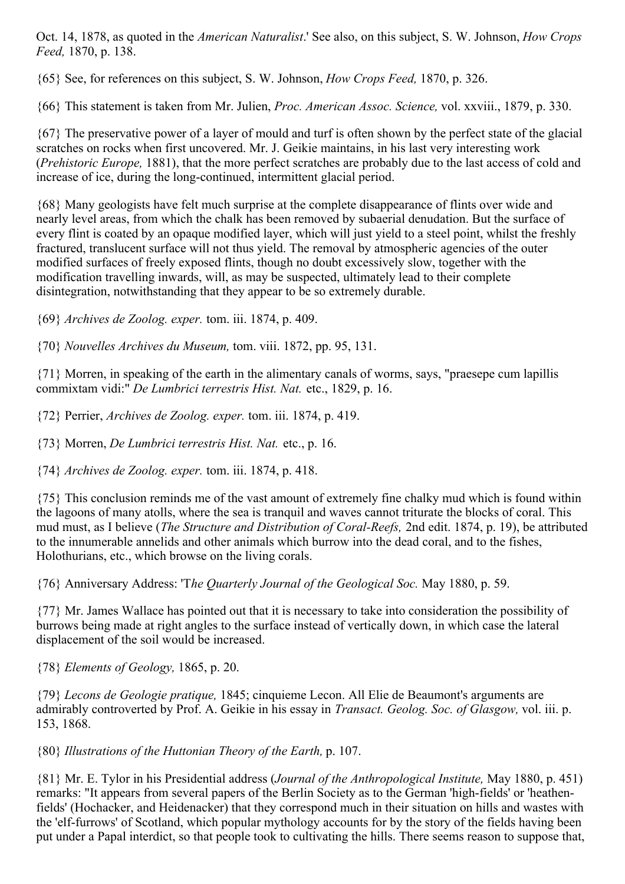Oct. 14, 1878, as quoted in the *American Naturalist*.' See also, on this subject, S. W. Johnson, *How Crops Feed,* 1870, p. 138.

{65} See, for references on this subject, S. W. Johnson, *How Crops Feed,* 1870, p. 326.

{66} This statement is taken from Mr. Julien, *Proc. American Assoc. Science,* vol. xxviii., 1879, p. 330.

{67} The preservative power of a layer of mould and turf is often shown by the perfect state of the glacial scratches on rocks when first uncovered. Mr. J. Geikie maintains, in his last very interesting work (*Prehistoric Europe,* 1881), that the more perfect scratches are probably due to the last access of cold and increase of ice, during the long-continued, intermittent glacial period.

{68} Many geologists have felt much surprise at the complete disappearance of flints over wide and nearly level areas, from which the chalk has been removed by subaerial denudation. But the surface of every flint is coated by an opaque modified layer, which will just yield to a steel point, whilst the freshly fractured, translucent surface will not thus yield. The removal by atmospheric agencies of the outer modified surfaces of freely exposed flints, though no doubt excessively slow, together with the modification travelling inwards, will, as may be suspected, ultimately lead to their complete disintegration, notwithstanding that they appear to be so extremely durable.

{69} *Archives de Zoolog. exper.* tom. iii. 1874, p. 409.

{70} *Nouvelles Archives du Museum,* tom. viii. 1872, pp. 95, 131.

{71} Morren, in speaking of the earth in the alimentary canals of worms, says, "praesepe cum lapillis commixtam vidi:" *De Lumbrici terrestris Hist. Nat.* etc., 1829, p. 16.

{72} Perrier, *Archives de Zoolog. exper.* tom. iii. 1874, p. 419.

{73} Morren, *De Lumbrici terrestris Hist. Nat.* etc., p. 16.

{74} *Archives de Zoolog. exper.* tom. iii. 1874, p. 418.

{75} This conclusion reminds me of the vast amount of extremely fine chalky mud which is found within the lagoons of many atolls, where the sea is tranquil and waves cannot triturate the blocks of coral. This mud must, as I believe (*The Structure and Distribution of Coral-Reefs,* 2nd edit. 1874, p. 19), be attributed to the innumerable annelids and other animals which burrow into the dead coral, and to the fishes, Holothurians, etc., which browse on the living corals.

{76} Anniversary Address: '*The Quarterly Journal of the Geological Soc.* May 1880, p. 59.

{77} Mr. James Wallace has pointed out that it is necessary to take into consideration the possibility of burrows being made at right angles to the surface instead of vertically down, in which case the lateral displacement of the soil would be increased.

{78} *Elements of Geology,* 1865, p. 20.

{79} *Lecons de Geologie pratique,* 1845; cinquieme Lecon. All Elie de Beaumont's arguments are admirably controverted by Prof. A. Geikie in his essay in *Transact. Geolog. Soc. of Glasgow,* vol. iii. p. 153, 1868.

{80} *Illustrations of the Huttonian Theory of the Earth,* p. 107.

{81} Mr. E. Tylor in his Presidential address (*Journal of the Anthropological Institute,* May 1880, p. 451) remarks: "It appears from several papers of the Berlin Society as to the German 'high-fields' or 'heathen-fields' (Hochacker, and Heidenacker) that they correspond much in their situation on hills and wastes with the 'elf-furrows' of Scotland, which popular mythology accounts for by the story of the fields having been put under a Papal interdict, so that people took to cultivating the hills. There seems reason to suppose that,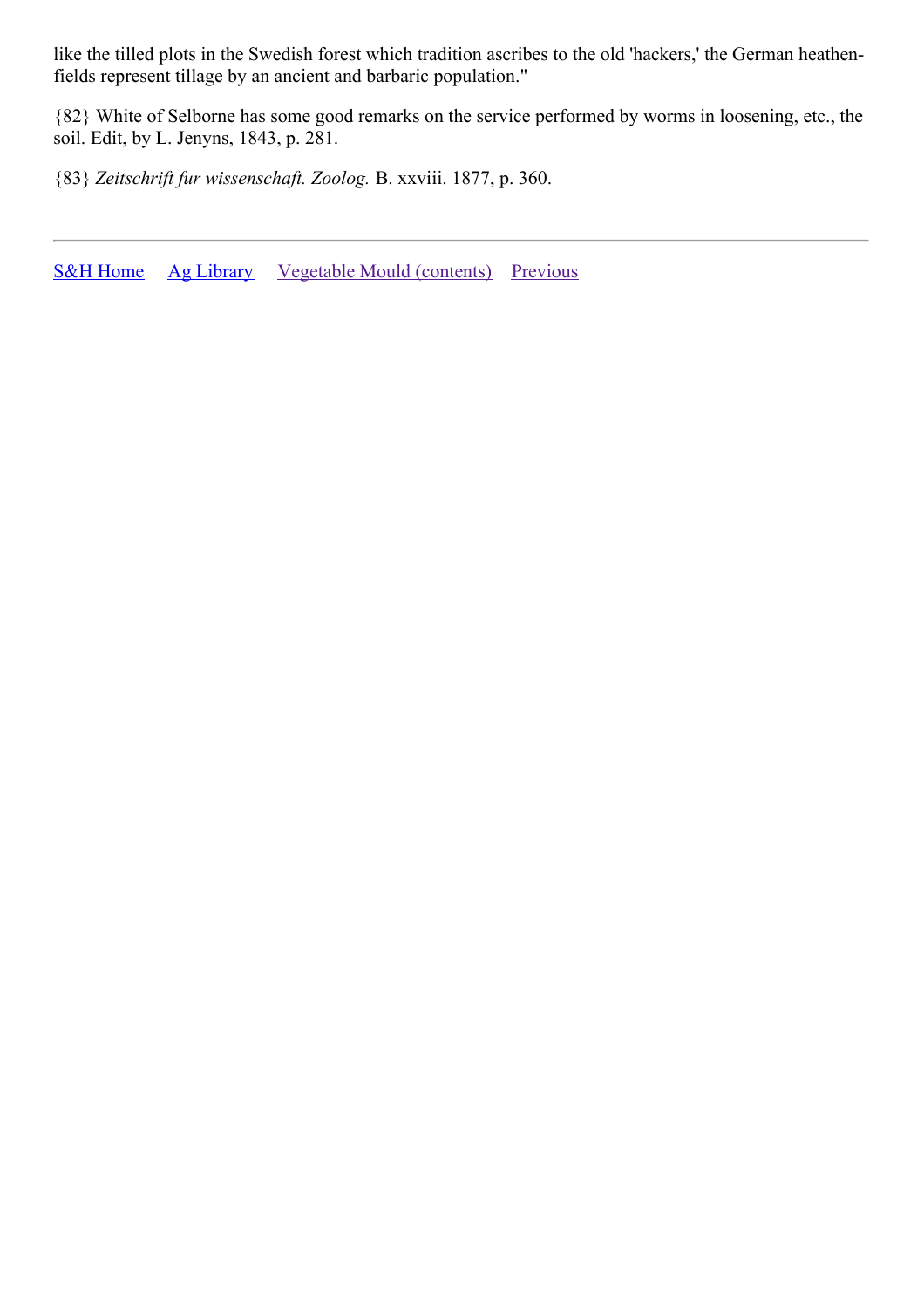like the tilled plots in the Swedish forest which tradition ascribes to the old 'hackers,' the German heathen-fields represent tillage by an ancient and barbaric population."

{82} White of Selborne has some good remarks on the service performed by worms in loosening, etc., the soil. Edit, by L. Jenyns, 1843, p. 281.

{83} *Zeitschrift fur wissenschaft. Zoolog.* B. xxviii. 1877, p. 360.

---

S&H Home    Ag Library    Vegetable Mould (contents)    Previous